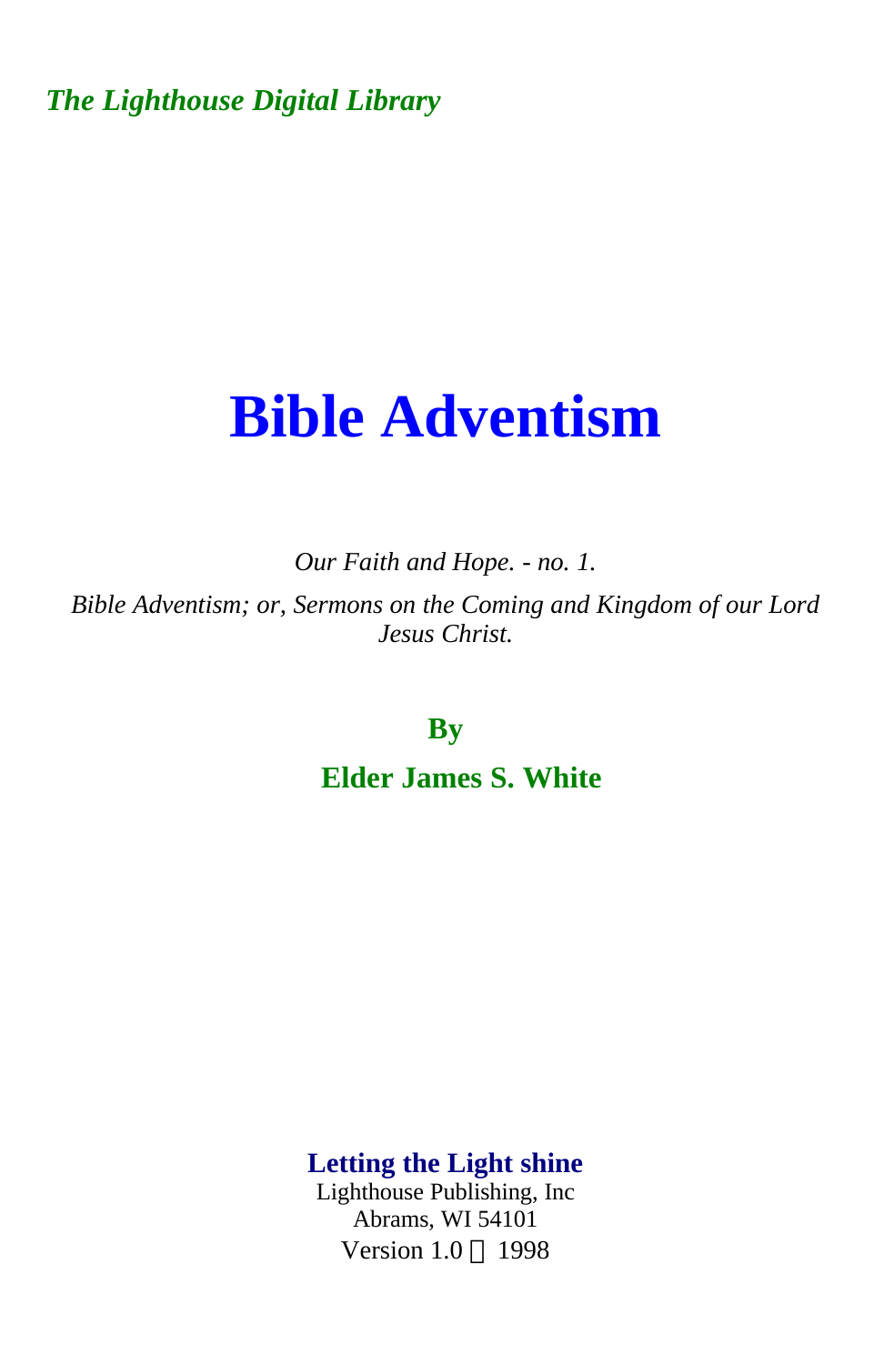*The Lighthouse Digital Library*

# Bible Adventism

*Our Faith and Hope. - no. 1.*

*Bible Adventism; or, Sermons on the Coming and Kingdom of our Lord Jesus Christ.*

**By**

**Elder James S. White**

**Letting the Light shine**

Lighthouse Publishing, Inc

Abrams, WI 54101

Version 1.0 © 1998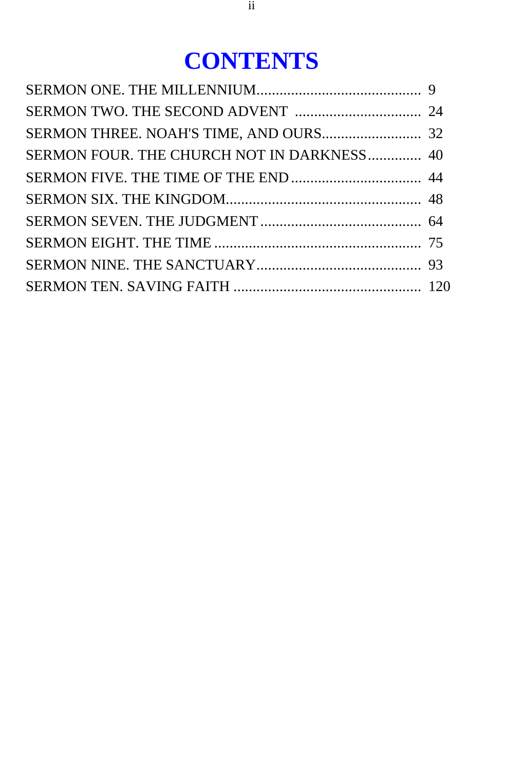# CONTENTS

SERMON ONE. THE MILLENNIUM.......................................... 9
SERMON TWO. THE SECOND ADVENT ................................. 24
SERMON THREE. NOAH'S TIME, AND OURS.......................... 32
SERMON FOUR. THE CHURCH NOT IN DARKNESS.............. 40
SERMON FIVE. THE TIME OF THE END.................................. 44
SERMON SIX. THE KINGDOM................................................... 48
SERMON SEVEN. THE JUDGMENT.......................................... 64
SERMON EIGHT. THE TIME...................................................... 75
SERMON NINE. THE SANCTUARY........................................... 93
SERMON TEN. SAVING FAITH ................................................. 120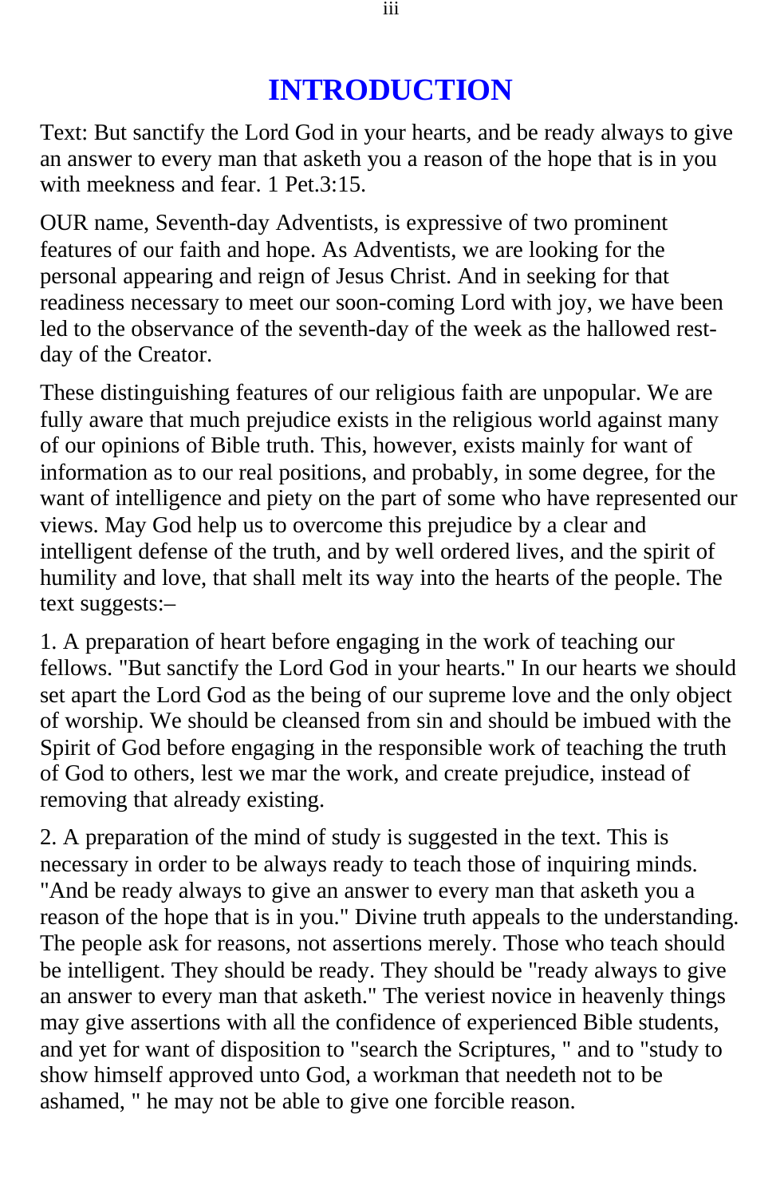# INTRODUCTION

Text: But sanctify the Lord God in your hearts, and be ready always to give an answer to every man that asketh you a reason of the hope that is in you with meekness and fear. 1 Pet.3:15.

OUR name, Seventh-day Adventists, is expressive of two prominent features of our faith and hope. As Adventists, we are looking for the personal appearing and reign of Jesus Christ. And in seeking for that readiness necessary to meet our soon-coming Lord with joy, we have been led to the observance of the seventh-day of the week as the hallowed rest-day of the Creator.

These distinguishing features of our religious faith are unpopular. We are fully aware that much prejudice exists in the religious world against many of our opinions of Bible truth. This, however, exists mainly for want of information as to our real positions, and probably, in some degree, for the want of intelligence and piety on the part of some who have represented our views. May God help us to overcome this prejudice by a clear and intelligent defense of the truth, and by well ordered lives, and the spirit of humility and love, that shall melt its way into the hearts of the people. The text suggests:–

1. A preparation of heart before engaging in the work of teaching our fellows. "But sanctify the Lord God in your hearts." In our hearts we should set apart the Lord God as the being of our supreme love and the only object of worship. We should be cleansed from sin and should be imbued with the Spirit of God before engaging in the responsible work of teaching the truth of God to others, lest we mar the work, and create prejudice, instead of removing that already existing.

2. A preparation of the mind of study is suggested in the text. This is necessary in order to be always ready to teach those of inquiring minds. "And be ready always to give an answer to every man that asketh you a reason of the hope that is in you." Divine truth appeals to the understanding. The people ask for reasons, not assertions merely. Those who teach should be intelligent. They should be ready. They should be "ready always to give an answer to every man that asketh." The veriest novice in heavenly things may give assertions with all the confidence of experienced Bible students, and yet for want of disposition to "search the Scriptures, " and to "study to show himself approved unto God, a workman that needeth not to be ashamed, " he may not be able to give one forcible reason.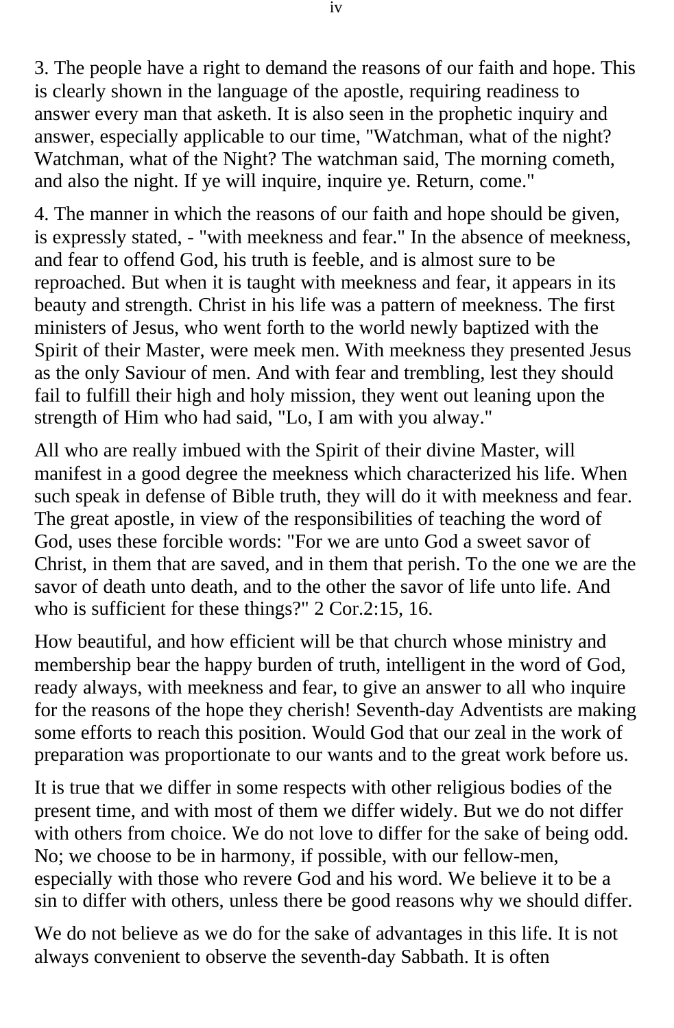3. The people have a right to demand the reasons of our faith and hope. This is clearly shown in the language of the apostle, requiring readiness to answer every man that asketh. It is also seen in the prophetic inquiry and answer, especially applicable to our time, "Watchman, what of the night? Watchman, what of the Night? The watchman said, The morning cometh, and also the night. If ye will inquire, inquire ye. Return, come."

4. The manner in which the reasons of our faith and hope should be given, is expressly stated, - "with meekness and fear." In the absence of meekness, and fear to offend God, his truth is feeble, and is almost sure to be reproached. But when it is taught with meekness and fear, it appears in its beauty and strength. Christ in his life was a pattern of meekness. The first ministers of Jesus, who went forth to the world newly baptized with the Spirit of their Master, were meek men. With meekness they presented Jesus as the only Saviour of men. And with fear and trembling, lest they should fail to fulfill their high and holy mission, they went out leaning upon the strength of Him who had said, "Lo, I am with you alway."

All who are really imbued with the Spirit of their divine Master, will manifest in a good degree the meekness which characterized his life. When such speak in defense of Bible truth, they will do it with meekness and fear. The great apostle, in view of the responsibilities of teaching the word of God, uses these forcible words: "For we are unto God a sweet savor of Christ, in them that are saved, and in them that perish. To the one we are the savor of death unto death, and to the other the savor of life unto life. And who is sufficient for these things?" 2 Cor.2:15, 16.

How beautiful, and how efficient will be that church whose ministry and membership bear the happy burden of truth, intelligent in the word of God, ready always, with meekness and fear, to give an answer to all who inquire for the reasons of the hope they cherish! Seventh-day Adventists are making some efforts to reach this position. Would God that our zeal in the work of preparation was proportionate to our wants and to the great work before us.

It is true that we differ in some respects with other religious bodies of the present time, and with most of them we differ widely. But we do not differ with others from choice. We do not love to differ for the sake of being odd. No; we choose to be in harmony, if possible, with our fellow-men, especially with those who revere God and his word. We believe it to be a sin to differ with others, unless there be good reasons why we should differ.

We do not believe as we do for the sake of advantages in this life. It is not always convenient to observe the seventh-day Sabbath. It is often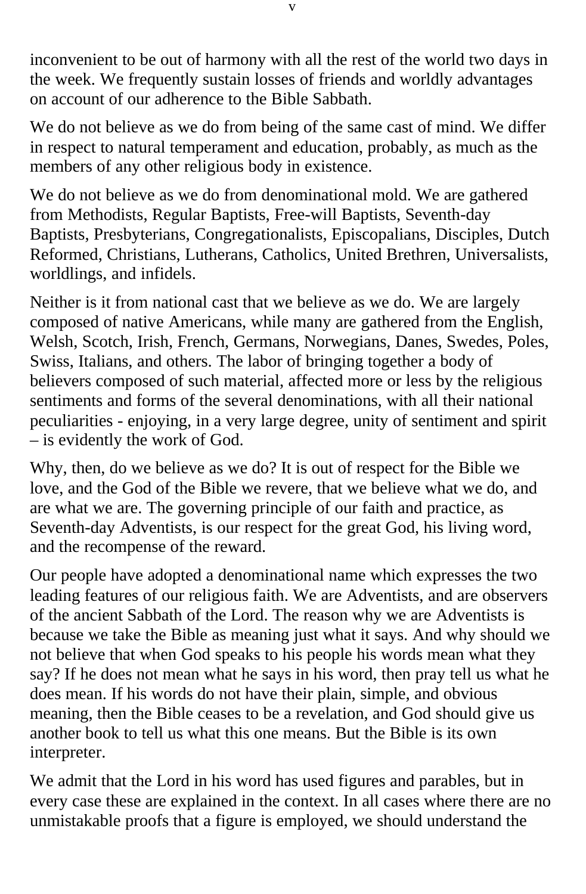inconvenient to be out of harmony with all the rest of the world two days in the week. We frequently sustain losses of friends and worldly advantages on account of our adherence to the Bible Sabbath.

We do not believe as we do from being of the same cast of mind. We differ in respect to natural temperament and education, probably, as much as the members of any other religious body in existence.

We do not believe as we do from denominational mold. We are gathered from Methodists, Regular Baptists, Free-will Baptists, Seventh-day Baptists, Presbyterians, Congregationalists, Episcopalians, Disciples, Dutch Reformed, Christians, Lutherans, Catholics, United Brethren, Universalists, worldlings, and infidels.

Neither is it from national cast that we believe as we do. We are largely composed of native Americans, while many are gathered from the English, Welsh, Scotch, Irish, French, Germans, Norwegians, Danes, Swedes, Poles, Swiss, Italians, and others. The labor of bringing together a body of believers composed of such material, affected more or less by the religious sentiments and forms of the several denominations, with all their national peculiarities - enjoying, in a very large degree, unity of sentiment and spirit – is evidently the work of God.

Why, then, do we believe as we do? It is out of respect for the Bible we love, and the God of the Bible we revere, that we believe what we do, and are what we are. The governing principle of our faith and practice, as Seventh-day Adventists, is our respect for the great God, his living word, and the recompense of the reward.

Our people have adopted a denominational name which expresses the two leading features of our religious faith. We are Adventists, and are observers of the ancient Sabbath of the Lord. The reason why we are Adventists is because we take the Bible as meaning just what it says. And why should we not believe that when God speaks to his people his words mean what they say? If he does not mean what he says in his word, then pray tell us what he does mean. If his words do not have their plain, simple, and obvious meaning, then the Bible ceases to be a revelation, and God should give us another book to tell us what this one means. But the Bible is its own interpreter.

We admit that the Lord in his word has used figures and parables, but in every case these are explained in the context. In all cases where there are no unmistakable proofs that a figure is employed, we should understand the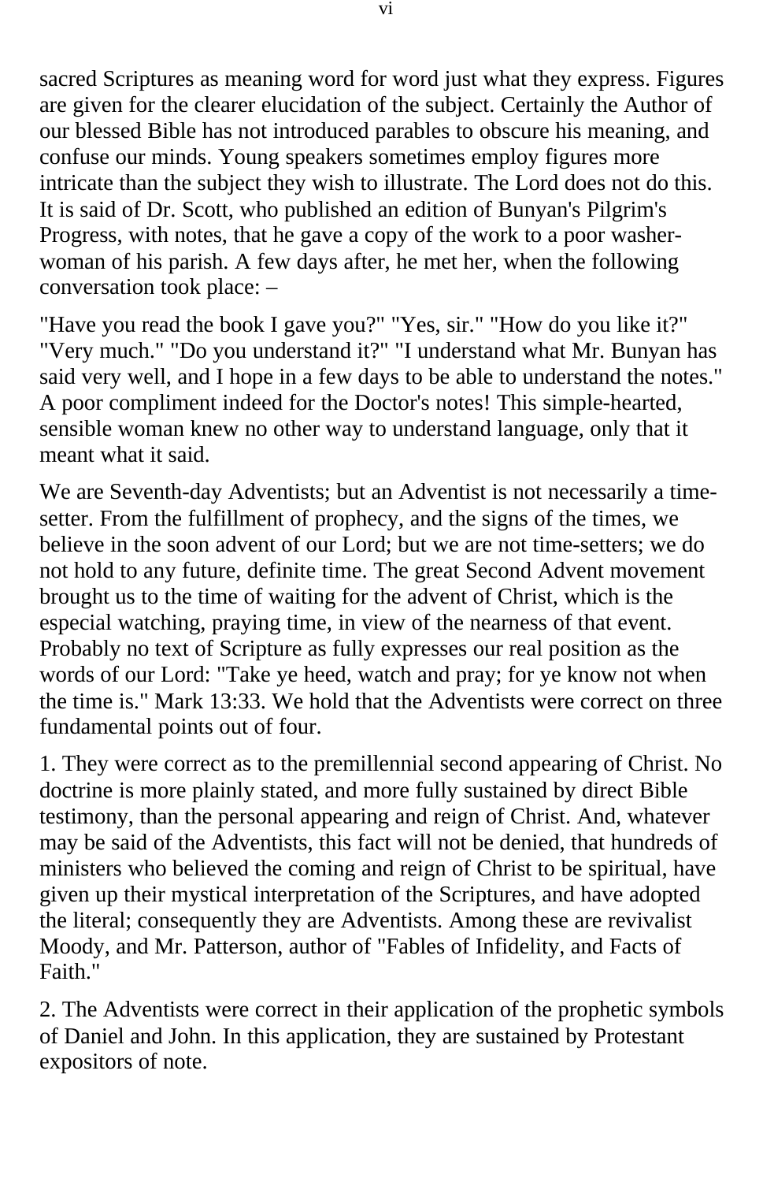sacred Scriptures as meaning word for word just what they express. Figures are given for the clearer elucidation of the subject. Certainly the Author of our blessed Bible has not introduced parables to obscure his meaning, and confuse our minds. Young speakers sometimes employ figures more intricate than the subject they wish to illustrate. The Lord does not do this. It is said of Dr. Scott, who published an edition of Bunyan's Pilgrim's Progress, with notes, that he gave a copy of the work to a poor washer-woman of his parish. A few days after, he met her, when the following conversation took place: –

"Have you read the book I gave you?" "Yes, sir." "How do you like it?" "Very much." "Do you understand it?" "I understand what Mr. Bunyan has said very well, and I hope in a few days to be able to understand the notes." A poor compliment indeed for the Doctor's notes! This simple-hearted, sensible woman knew no other way to understand language, only that it meant what it said.

We are Seventh-day Adventists; but an Adventist is not necessarily a time-setter. From the fulfillment of prophecy, and the signs of the times, we believe in the soon advent of our Lord; but we are not time-setters; we do not hold to any future, definite time. The great Second Advent movement brought us to the time of waiting for the advent of Christ, which is the especial watching, praying time, in view of the nearness of that event. Probably no text of Scripture as fully expresses our real position as the words of our Lord: "Take ye heed, watch and pray; for ye know not when the time is." Mark 13:33. We hold that the Adventists were correct on three fundamental points out of four.

1. They were correct as to the premillennial second appearing of Christ. No doctrine is more plainly stated, and more fully sustained by direct Bible testimony, than the personal appearing and reign of Christ. And, whatever may be said of the Adventists, this fact will not be denied, that hundreds of ministers who believed the coming and reign of Christ to be spiritual, have given up their mystical interpretation of the Scriptures, and have adopted the literal; consequently they are Adventists. Among these are revivalist Moody, and Mr. Patterson, author of "Fables of Infidelity, and Facts of Faith."

2. The Adventists were correct in their application of the prophetic symbols of Daniel and John. In this application, they are sustained by Protestant expositors of note.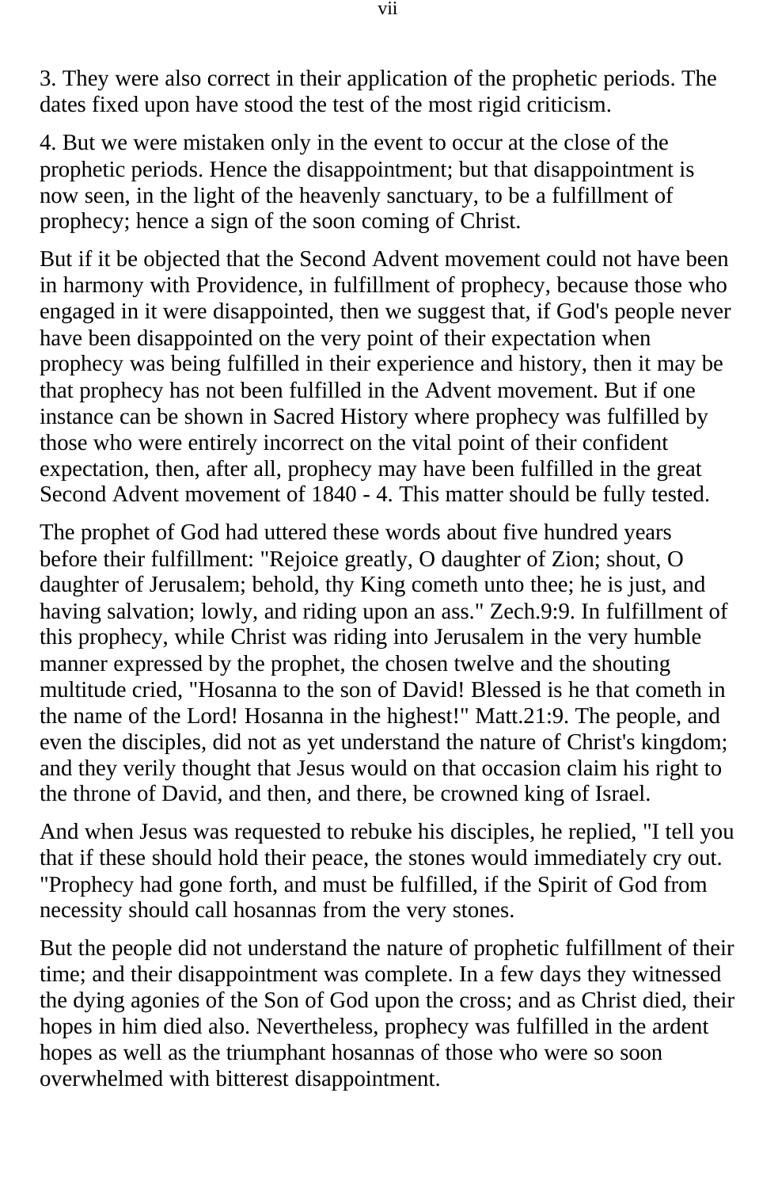3. They were also correct in their application of the prophetic periods. The dates fixed upon have stood the test of the most rigid criticism.

4. But we were mistaken only in the event to occur at the close of the prophetic periods. Hence the disappointment; but that disappointment is now seen, in the light of the heavenly sanctuary, to be a fulfillment of prophecy; hence a sign of the soon coming of Christ.

But if it be objected that the Second Advent movement could not have been in harmony with Providence, in fulfillment of prophecy, because those who engaged in it were disappointed, then we suggest that, if God's people never have been disappointed on the very point of their expectation when prophecy was being fulfilled in their experience and history, then it may be that prophecy has not been fulfilled in the Advent movement. But if one instance can be shown in Sacred History where prophecy was fulfilled by those who were entirely incorrect on the vital point of their confident expectation, then, after all, prophecy may have been fulfilled in the great Second Advent movement of 1840 - 4. This matter should be fully tested.

The prophet of God had uttered these words about five hundred years before their fulfillment: "Rejoice greatly, O daughter of Zion; shout, O daughter of Jerusalem; behold, thy King cometh unto thee; he is just, and having salvation; lowly, and riding upon an ass." Zech.9:9. In fulfillment of this prophecy, while Christ was riding into Jerusalem in the very humble manner expressed by the prophet, the chosen twelve and the shouting multitude cried, "Hosanna to the son of David! Blessed is he that cometh in the name of the Lord! Hosanna in the highest!" Matt.21:9. The people, and even the disciples, did not as yet understand the nature of Christ's kingdom; and they verily thought that Jesus would on that occasion claim his right to the throne of David, and then, and there, be crowned king of Israel.

And when Jesus was requested to rebuke his disciples, he replied, "I tell you that if these should hold their peace, the stones would immediately cry out. "Prophecy had gone forth, and must be fulfilled, if the Spirit of God from necessity should call hosannas from the very stones.

But the people did not understand the nature of prophetic fulfillment of their time; and their disappointment was complete. In a few days they witnessed the dying agonies of the Son of God upon the cross; and as Christ died, their hopes in him died also. Nevertheless, prophecy was fulfilled in the ardent hopes as well as the triumphant hosannas of those who were so soon overwhelmed with bitterest disappointment.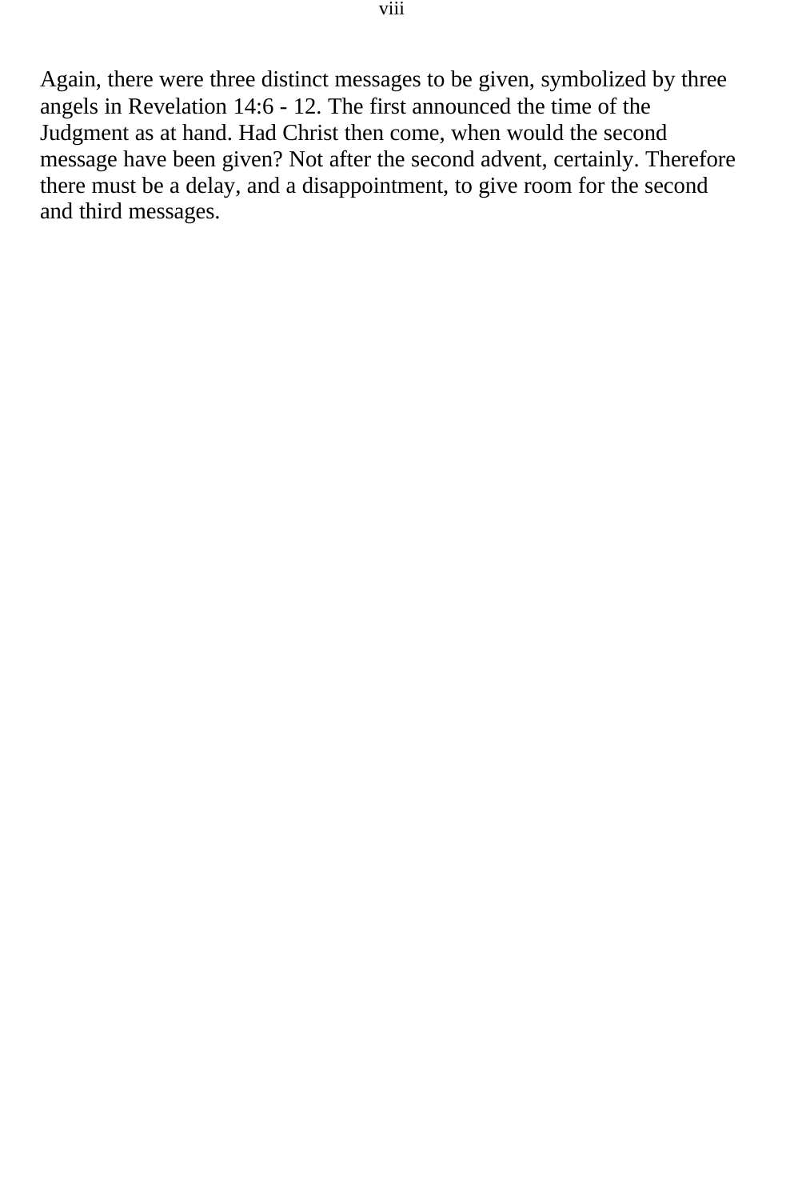Again, there were three distinct messages to be given, symbolized by three angels in Revelation 14:6 - 12. The first announced the time of the Judgment as at hand. Had Christ then come, when would the second message have been given? Not after the second advent, certainly. Therefore there must be a delay, and a disappointment, to give room for the second and third messages.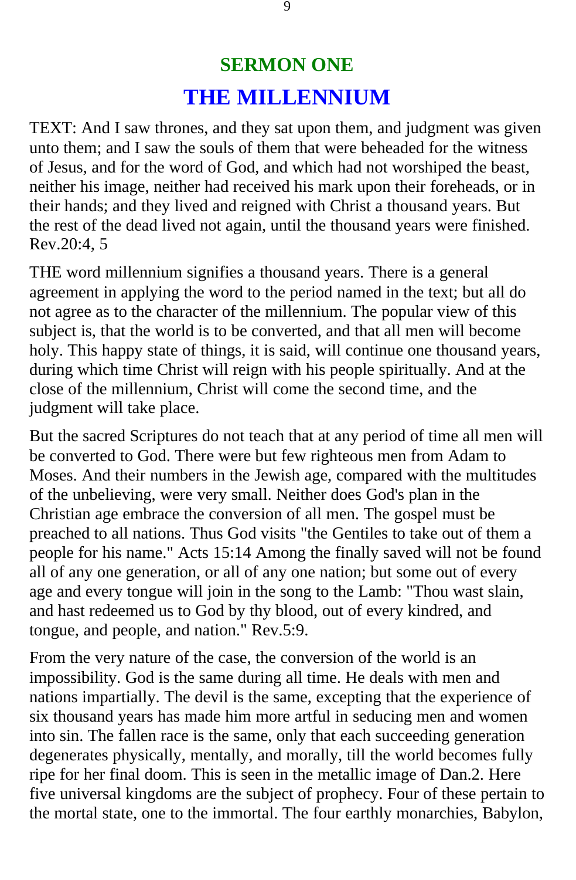## SERMON ONE

# THE MILLENNIUM

TEXT: And I saw thrones, and they sat upon them, and judgment was given unto them; and I saw the souls of them that were beheaded for the witness of Jesus, and for the word of God, and which had not worshiped the beast, neither his image, neither had received his mark upon their foreheads, or in their hands; and they lived and reigned with Christ a thousand years. But the rest of the dead lived not again, until the thousand years were finished. Rev.20:4, 5

THE word millennium signifies a thousand years. There is a general agreement in applying the word to the period named in the text; but all do not agree as to the character of the millennium. The popular view of this subject is, that the world is to be converted, and that all men will become holy. This happy state of things, it is said, will continue one thousand years, during which time Christ will reign with his people spiritually. And at the close of the millennium, Christ will come the second time, and the judgment will take place.

But the sacred Scriptures do not teach that at any period of time all men will be converted to God. There were but few righteous men from Adam to Moses. And their numbers in the Jewish age, compared with the multitudes of the unbelieving, were very small. Neither does God's plan in the Christian age embrace the conversion of all men. The gospel must be preached to all nations. Thus God visits "the Gentiles to take out of them a people for his name." Acts 15:14 Among the finally saved will not be found all of any one generation, or all of any one nation; but some out of every age and every tongue will join in the song to the Lamb: "Thou wast slain, and hast redeemed us to God by thy blood, out of every kindred, and tongue, and people, and nation." Rev.5:9.

From the very nature of the case, the conversion of the world is an impossibility. God is the same during all time. He deals with men and nations impartially. The devil is the same, excepting that the experience of six thousand years has made him more artful in seducing men and women into sin. The fallen race is the same, only that each succeeding generation degenerates physically, mentally, and morally, till the world becomes fully ripe for her final doom. This is seen in the metallic image of Dan.2. Here five universal kingdoms are the subject of prophecy. Four of these pertain to the mortal state, one to the immortal. The four earthly monarchies, Babylon,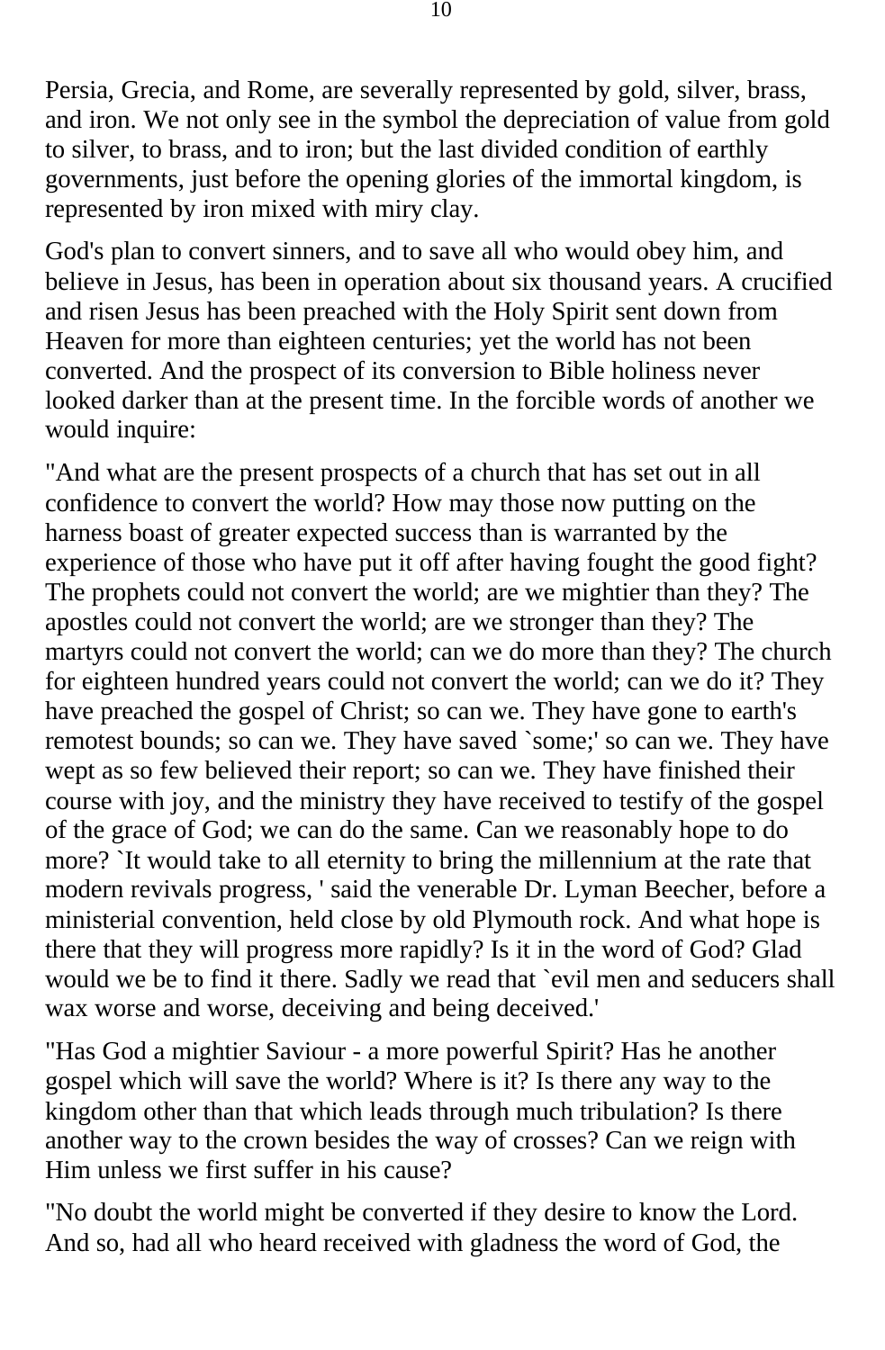Persia, Grecia, and Rome, are severally represented by gold, silver, brass, and iron. We not only see in the symbol the depreciation of value from gold to silver, to brass, and to iron; but the last divided condition of earthly governments, just before the opening glories of the immortal kingdom, is represented by iron mixed with miry clay.

God's plan to convert sinners, and to save all who would obey him, and believe in Jesus, has been in operation about six thousand years. A crucified and risen Jesus has been preached with the Holy Spirit sent down from Heaven for more than eighteen centuries; yet the world has not been converted. And the prospect of its conversion to Bible holiness never looked darker than at the present time. In the forcible words of another we would inquire:

"And what are the present prospects of a church that has set out in all confidence to convert the world? How may those now putting on the harness boast of greater expected success than is warranted by the experience of those who have put it off after having fought the good fight? The prophets could not convert the world; are we mightier than they? The apostles could not convert the world; are we stronger than they? The martyrs could not convert the world; can we do more than they? The church for eighteen hundred years could not convert the world; can we do it? They have preached the gospel of Christ; so can we. They have gone to earth's remotest bounds; so can we. They have saved `some;' so can we. They have wept as so few believed their report; so can we. They have finished their course with joy, and the ministry they have received to testify of the gospel of the grace of God; we can do the same. Can we reasonably hope to do more? `It would take to all eternity to bring the millennium at the rate that modern revivals progress, ' said the venerable Dr. Lyman Beecher, before a ministerial convention, held close by old Plymouth rock. And what hope is there that they will progress more rapidly? Is it in the word of God? Glad would we be to find it there. Sadly we read that `evil men and seducers shall wax worse and worse, deceiving and being deceived.'

"Has God a mightier Saviour - a more powerful Spirit? Has he another gospel which will save the world? Where is it? Is there any way to the kingdom other than that which leads through much tribulation? Is there another way to the crown besides the way of crosses? Can we reign with Him unless we first suffer in his cause?

"No doubt the world might be converted if they desire to know the Lord. And so, had all who heard received with gladness the word of God, the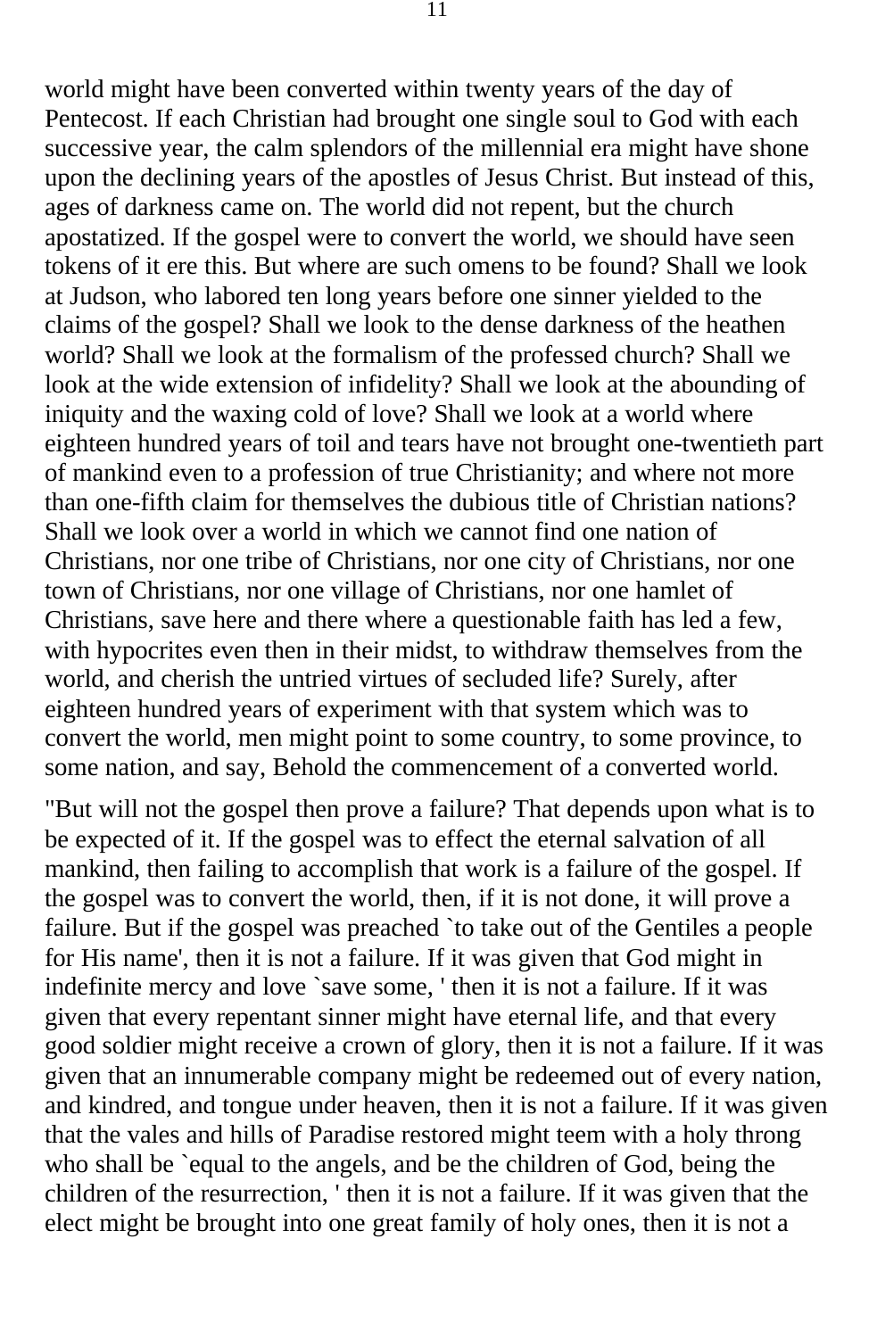world might have been converted within twenty years of the day of Pentecost. If each Christian had brought one single soul to God with each successive year, the calm splendors of the millennial era might have shone upon the declining years of the apostles of Jesus Christ. But instead of this, ages of darkness came on. The world did not repent, but the church apostatized. If the gospel were to convert the world, we should have seen tokens of it ere this. But where are such omens to be found? Shall we look at Judson, who labored ten long years before one sinner yielded to the claims of the gospel? Shall we look to the dense darkness of the heathen world? Shall we look at the formalism of the professed church? Shall we look at the wide extension of infidelity? Shall we look at the abounding of iniquity and the waxing cold of love? Shall we look at a world where eighteen hundred years of toil and tears have not brought one-twentieth part of mankind even to a profession of true Christianity; and where not more than one-fifth claim for themselves the dubious title of Christian nations? Shall we look over a world in which we cannot find one nation of Christians, nor one tribe of Christians, nor one city of Christians, nor one town of Christians, nor one village of Christians, nor one hamlet of Christians, save here and there where a questionable faith has led a few, with hypocrites even then in their midst, to withdraw themselves from the world, and cherish the untried virtues of secluded life? Surely, after eighteen hundred years of experiment with that system which was to convert the world, men might point to some country, to some province, to some nation, and say, Behold the commencement of a converted world.

"But will not the gospel then prove a failure? That depends upon what is to be expected of it. If the gospel was to effect the eternal salvation of all mankind, then failing to accomplish that work is a failure of the gospel. If the gospel was to convert the world, then, if it is not done, it will prove a failure. But if the gospel was preached `to take out of the Gentiles a people for His name', then it is not a failure. If it was given that God might in indefinite mercy and love `save some, ' then it is not a failure. If it was given that every repentant sinner might have eternal life, and that every good soldier might receive a crown of glory, then it is not a failure. If it was given that an innumerable company might be redeemed out of every nation, and kindred, and tongue under heaven, then it is not a failure. If it was given that the vales and hills of Paradise restored might teem with a holy throng who shall be `equal to the angels, and be the children of God, being the children of the resurrection, ' then it is not a failure. If it was given that the elect might be brought into one great family of holy ones, then it is not a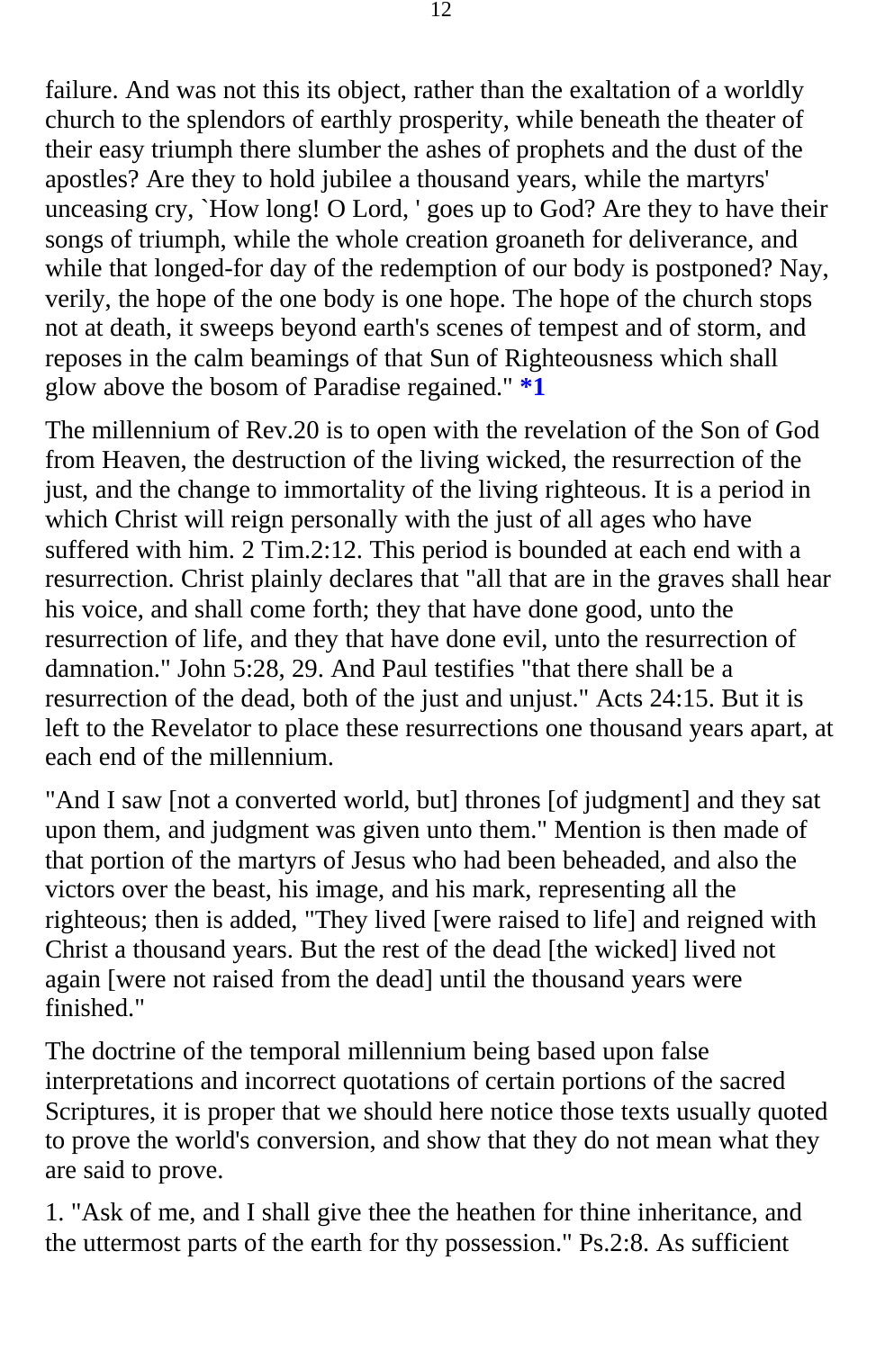failure. And was not this its object, rather than the exaltation of a worldly church to the splendors of earthly prosperity, while beneath the theater of their easy triumph there slumber the ashes of prophets and the dust of the apostles? Are they to hold jubilee a thousand years, while the martyrs' unceasing cry, `How long! O Lord, ' goes up to God? Are they to have their songs of triumph, while the whole creation groaneth for deliverance, and while that longed-for day of the redemption of our body is postponed? Nay, verily, the hope of the one body is one hope. The hope of the church stops not at death, it sweeps beyond earth's scenes of tempest and of storm, and reposes in the calm beamings of that Sun of Righteousness which shall glow above the bosom of Paradise regained." **\*1**

The millennium of Rev.20 is to open with the revelation of the Son of God from Heaven, the destruction of the living wicked, the resurrection of the just, and the change to immortality of the living righteous. It is a period in which Christ will reign personally with the just of all ages who have suffered with him. 2 Tim.2:12. This period is bounded at each end with a resurrection. Christ plainly declares that "all that are in the graves shall hear his voice, and shall come forth; they that have done good, unto the resurrection of life, and they that have done evil, unto the resurrection of damnation." John 5:28, 29. And Paul testifies "that there shall be a resurrection of the dead, both of the just and unjust." Acts 24:15. But it is left to the Revelator to place these resurrections one thousand years apart, at each end of the millennium.

"And I saw [not a converted world, but] thrones [of judgment] and they sat upon them, and judgment was given unto them." Mention is then made of that portion of the martyrs of Jesus who had been beheaded, and also the victors over the beast, his image, and his mark, representing all the righteous; then is added, "They lived [were raised to life] and reigned with Christ a thousand years. But the rest of the dead [the wicked] lived not again [were not raised from the dead] until the thousand years were finished."

The doctrine of the temporal millennium being based upon false interpretations and incorrect quotations of certain portions of the sacred Scriptures, it is proper that we should here notice those texts usually quoted to prove the world's conversion, and show that they do not mean what they are said to prove.

1. "Ask of me, and I shall give thee the heathen for thine inheritance, and the uttermost parts of the earth for thy possession." Ps.2:8. As sufficient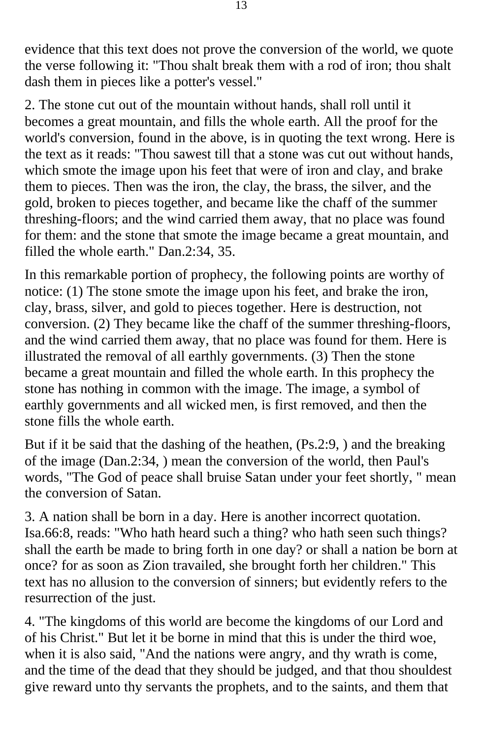evidence that this text does not prove the conversion of the world, we quote the verse following it: "Thou shalt break them with a rod of iron; thou shalt dash them in pieces like a potter's vessel."

2. The stone cut out of the mountain without hands, shall roll until it becomes a great mountain, and fills the whole earth. All the proof for the world's conversion, found in the above, is in quoting the text wrong. Here is the text as it reads: "Thou sawest till that a stone was cut out without hands, which smote the image upon his feet that were of iron and clay, and brake them to pieces. Then was the iron, the clay, the brass, the silver, and the gold, broken to pieces together, and became like the chaff of the summer threshing-floors; and the wind carried them away, that no place was found for them: and the stone that smote the image became a great mountain, and filled the whole earth." Dan.2:34, 35.

In this remarkable portion of prophecy, the following points are worthy of notice: (1) The stone smote the image upon his feet, and brake the iron, clay, brass, silver, and gold to pieces together. Here is destruction, not conversion. (2) They became like the chaff of the summer threshing-floors, and the wind carried them away, that no place was found for them. Here is illustrated the removal of all earthly governments. (3) Then the stone became a great mountain and filled the whole earth. In this prophecy the stone has nothing in common with the image. The image, a symbol of earthly governments and all wicked men, is first removed, and then the stone fills the whole earth.

But if it be said that the dashing of the heathen, (Ps.2:9, ) and the breaking of the image (Dan.2:34, ) mean the conversion of the world, then Paul's words, "The God of peace shall bruise Satan under your feet shortly, " mean the conversion of Satan.

3. A nation shall be born in a day. Here is another incorrect quotation. Isa.66:8, reads: "Who hath heard such a thing? who hath seen such things? shall the earth be made to bring forth in one day? or shall a nation be born at once? for as soon as Zion travailed, she brought forth her children." This text has no allusion to the conversion of sinners; but evidently refers to the resurrection of the just.

4. "The kingdoms of this world are become the kingdoms of our Lord and of his Christ." But let it be borne in mind that this is under the third woe, when it is also said, "And the nations were angry, and thy wrath is come, and the time of the dead that they should be judged, and that thou shouldest give reward unto thy servants the prophets, and to the saints, and them that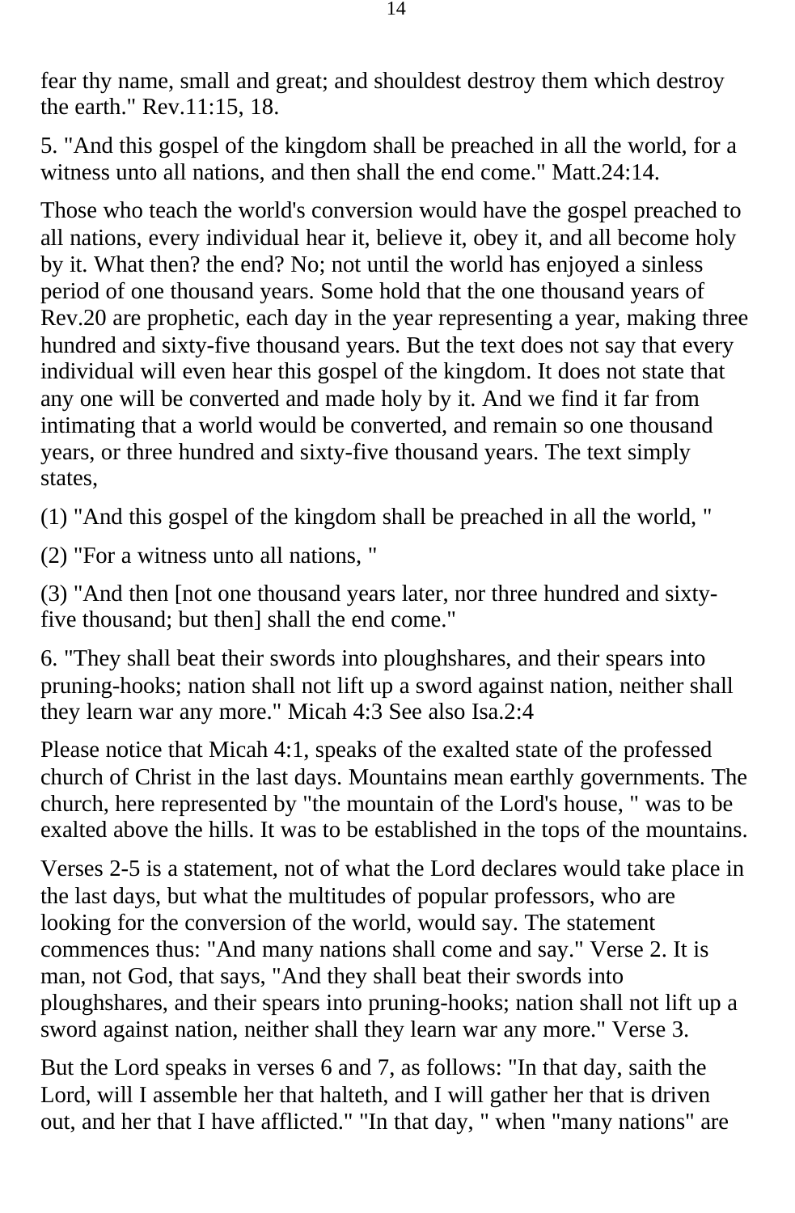fear thy name, small and great; and shouldest destroy them which destroy the earth." Rev.11:15, 18.

5. "And this gospel of the kingdom shall be preached in all the world, for a witness unto all nations, and then shall the end come." Matt.24:14.

Those who teach the world's conversion would have the gospel preached to all nations, every individual hear it, believe it, obey it, and all become holy by it. What then? the end? No; not until the world has enjoyed a sinless period of one thousand years. Some hold that the one thousand years of Rev.20 are prophetic, each day in the year representing a year, making three hundred and sixty-five thousand years. But the text does not say that every individual will even hear this gospel of the kingdom. It does not state that any one will be converted and made holy by it. And we find it far from intimating that a world would be converted, and remain so one thousand years, or three hundred and sixty-five thousand years. The text simply states,

(1) "And this gospel of the kingdom shall be preached in all the world, "

(2) "For a witness unto all nations, "

(3) "And then [not one thousand years later, nor three hundred and sixty-five thousand; but then] shall the end come."

6. "They shall beat their swords into ploughshares, and their spears into pruning-hooks; nation shall not lift up a sword against nation, neither shall they learn war any more." Micah 4:3 See also Isa.2:4

Please notice that Micah 4:1, speaks of the exalted state of the professed church of Christ in the last days. Mountains mean earthly governments. The church, here represented by "the mountain of the Lord's house, " was to be exalted above the hills. It was to be established in the tops of the mountains.

Verses 2-5 is a statement, not of what the Lord declares would take place in the last days, but what the multitudes of popular professors, who are looking for the conversion of the world, would say. The statement commences thus: "And many nations shall come and say." Verse 2. It is man, not God, that says, "And they shall beat their swords into ploughshares, and their spears into pruning-hooks; nation shall not lift up a sword against nation, neither shall they learn war any more." Verse 3.

But the Lord speaks in verses 6 and 7, as follows: "In that day, saith the Lord, will I assemble her that halteth, and I will gather her that is driven out, and her that I have afflicted." "In that day, " when "many nations" are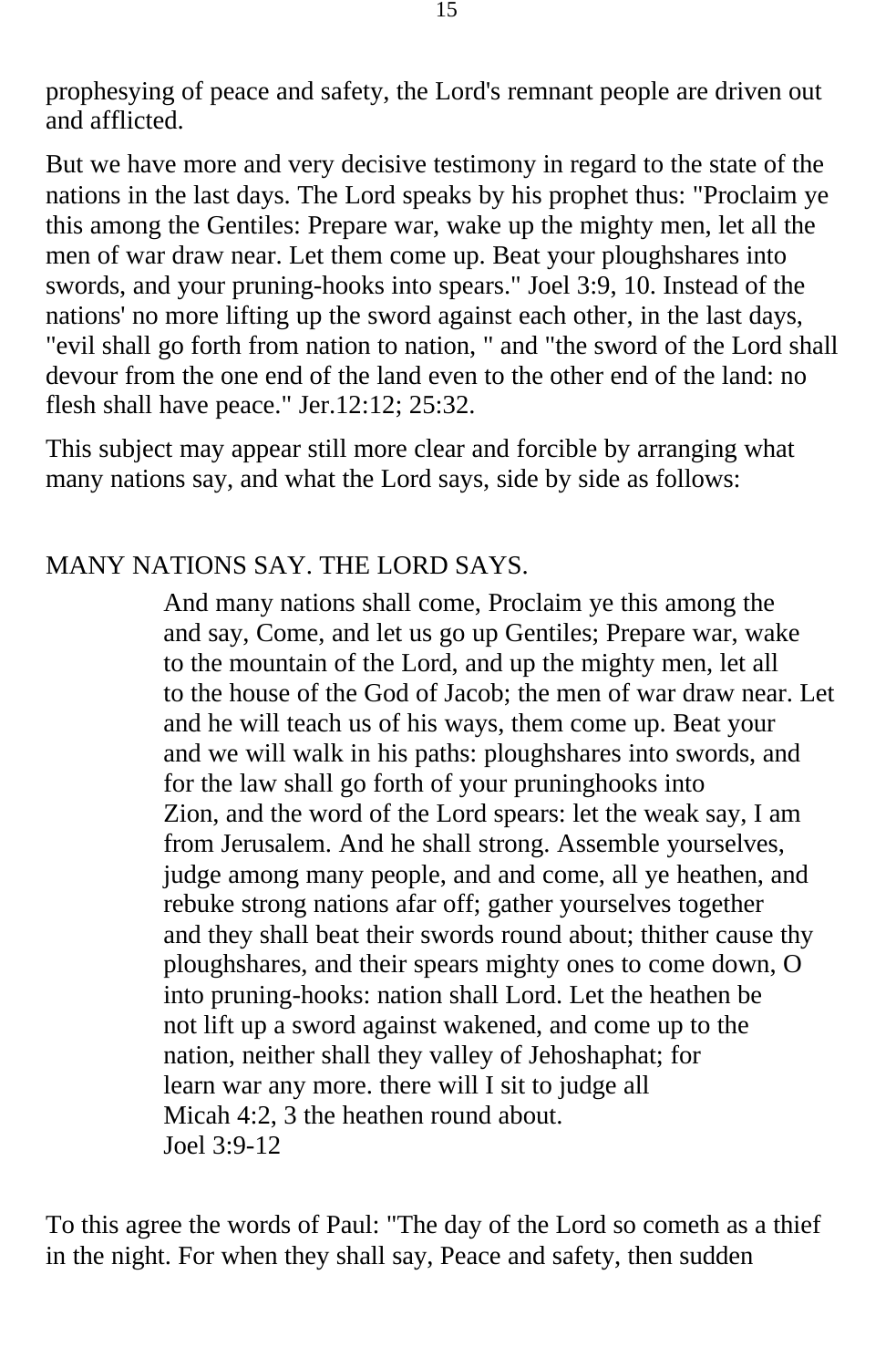prophesying of peace and safety, the Lord's remnant people are driven out and afflicted.

But we have more and very decisive testimony in regard to the state of the nations in the last days. The Lord speaks by his prophet thus: "Proclaim ye this among the Gentiles: Prepare war, wake up the mighty men, let all the men of war draw near. Let them come up. Beat your ploughshares into swords, and your pruning-hooks into spears." Joel 3:9, 10. Instead of the nations' no more lifting up the sword against each other, in the last days, "evil shall go forth from nation to nation, " and "the sword of the Lord shall devour from the one end of the land even to the other end of the land: no flesh shall have peace." Jer.12:12; 25:32.

This subject may appear still more clear and forcible by arranging what many nations say, and what the Lord says, side by side as follows:

| MANY NATIONS SAY. | THE LORD SAYS. |
|---|---|
| And many nations shall come, and say, Come, and let us go up to the mountain of the Lord, and to the house of the God of Jacob; and he will teach us of his ways, and we will walk in his paths: for the law shall go forth of Zion, and the word of the Lord from Jerusalem. And he shall judge among many people, and rebuke strong nations afar off; and they shall beat their swords into ploughshares, and their spears into pruning-hooks: nation shall not lift up a sword against nation, neither shall they learn war any more. Micah 4:2, 3 | Proclaim ye this among the Gentiles; Prepare war, wake up the mighty men, let all the men of war draw near. Let them come up. Beat your ploughshares into swords, and your pruninghooks into spears: let the weak say, I am strong. Assemble yourselves, and come, all ye heathen, and gather yourselves together round about; thither cause thy mighty ones to come down, O Lord. Let the heathen be wakened, and come up to the valley of Jehoshaphat; for there will I sit to judge all the heathen round about. Joel 3:9-12 |

To this agree the words of Paul: "The day of the Lord so cometh as a thief in the night. For when they shall say, Peace and safety, then sudden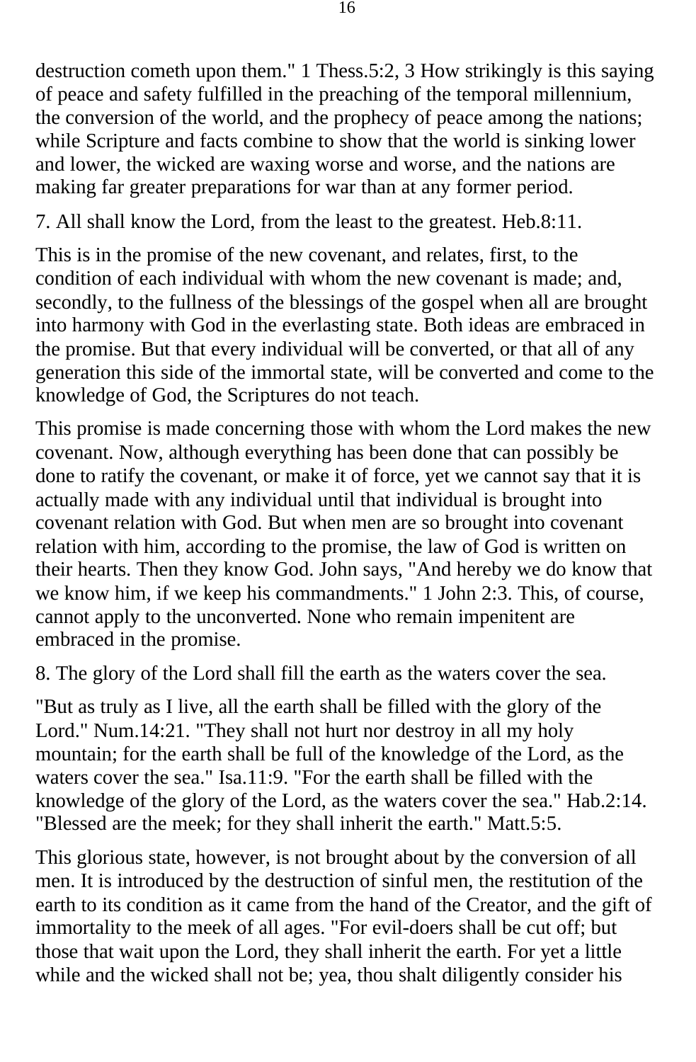destruction cometh upon them." 1 Thess.5:2, 3 How strikingly is this saying of peace and safety fulfilled in the preaching of the temporal millennium, the conversion of the world, and the prophecy of peace among the nations; while Scripture and facts combine to show that the world is sinking lower and lower, the wicked are waxing worse and worse, and the nations are making far greater preparations for war than at any former period.

7. All shall know the Lord, from the least to the greatest. Heb.8:11.

This is in the promise of the new covenant, and relates, first, to the condition of each individual with whom the new covenant is made; and, secondly, to the fullness of the blessings of the gospel when all are brought into harmony with God in the everlasting state. Both ideas are embraced in the promise. But that every individual will be converted, or that all of any generation this side of the immortal state, will be converted and come to the knowledge of God, the Scriptures do not teach.

This promise is made concerning those with whom the Lord makes the new covenant. Now, although everything has been done that can possibly be done to ratify the covenant, or make it of force, yet we cannot say that it is actually made with any individual until that individual is brought into covenant relation with God. But when men are so brought into covenant relation with him, according to the promise, the law of God is written on their hearts. Then they know God. John says, "And hereby we do know that we know him, if we keep his commandments." 1 John 2:3. This, of course, cannot apply to the unconverted. None who remain impenitent are embraced in the promise.

8. The glory of the Lord shall fill the earth as the waters cover the sea.

"But as truly as I live, all the earth shall be filled with the glory of the Lord." Num.14:21. "They shall not hurt nor destroy in all my holy mountain; for the earth shall be full of the knowledge of the Lord, as the waters cover the sea." Isa.11:9. "For the earth shall be filled with the knowledge of the glory of the Lord, as the waters cover the sea." Hab.2:14. "Blessed are the meek; for they shall inherit the earth." Matt.5:5.

This glorious state, however, is not brought about by the conversion of all men. It is introduced by the destruction of sinful men, the restitution of the earth to its condition as it came from the hand of the Creator, and the gift of immortality to the meek of all ages. "For evil-doers shall be cut off; but those that wait upon the Lord, they shall inherit the earth. For yet a little while and the wicked shall not be; yea, thou shalt diligently consider his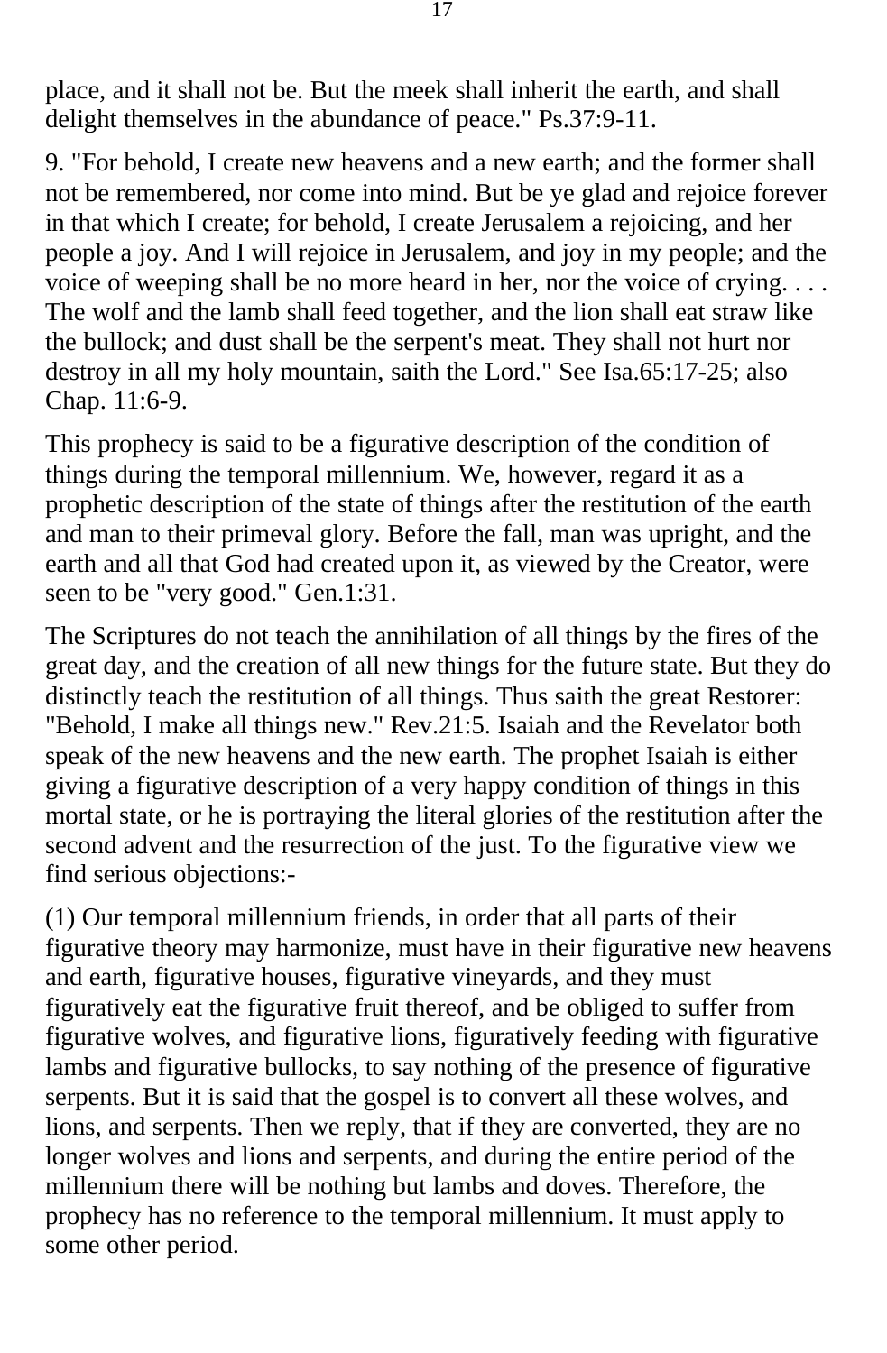place, and it shall not be. But the meek shall inherit the earth, and shall delight themselves in the abundance of peace." Ps.37:9-11.

9. "For behold, I create new heavens and a new earth; and the former shall not be remembered, nor come into mind. But be ye glad and rejoice forever in that which I create; for behold, I create Jerusalem a rejoicing, and her people a joy. And I will rejoice in Jerusalem, and joy in my people; and the voice of weeping shall be no more heard in her, nor the voice of crying. . . . The wolf and the lamb shall feed together, and the lion shall eat straw like the bullock; and dust shall be the serpent's meat. They shall not hurt nor destroy in all my holy mountain, saith the Lord." See Isa.65:17-25; also Chap. 11:6-9.

This prophecy is said to be a figurative description of the condition of things during the temporal millennium. We, however, regard it as a prophetic description of the state of things after the restitution of the earth and man to their primeval glory. Before the fall, man was upright, and the earth and all that God had created upon it, as viewed by the Creator, were seen to be "very good." Gen.1:31.

The Scriptures do not teach the annihilation of all things by the fires of the great day, and the creation of all new things for the future state. But they do distinctly teach the restitution of all things. Thus saith the great Restorer: "Behold, I make all things new." Rev.21:5. Isaiah and the Revelator both speak of the new heavens and the new earth. The prophet Isaiah is either giving a figurative description of a very happy condition of things in this mortal state, or he is portraying the literal glories of the restitution after the second advent and the resurrection of the just. To the figurative view we find serious objections:-

(1) Our temporal millennium friends, in order that all parts of their figurative theory may harmonize, must have in their figurative new heavens and earth, figurative houses, figurative vineyards, and they must figuratively eat the figurative fruit thereof, and be obliged to suffer from figurative wolves, and figurative lions, figuratively feeding with figurative lambs and figurative bullocks, to say nothing of the presence of figurative serpents. But it is said that the gospel is to convert all these wolves, and lions, and serpents. Then we reply, that if they are converted, they are no longer wolves and lions and serpents, and during the entire period of the millennium there will be nothing but lambs and doves. Therefore, the prophecy has no reference to the temporal millennium. It must apply to some other period.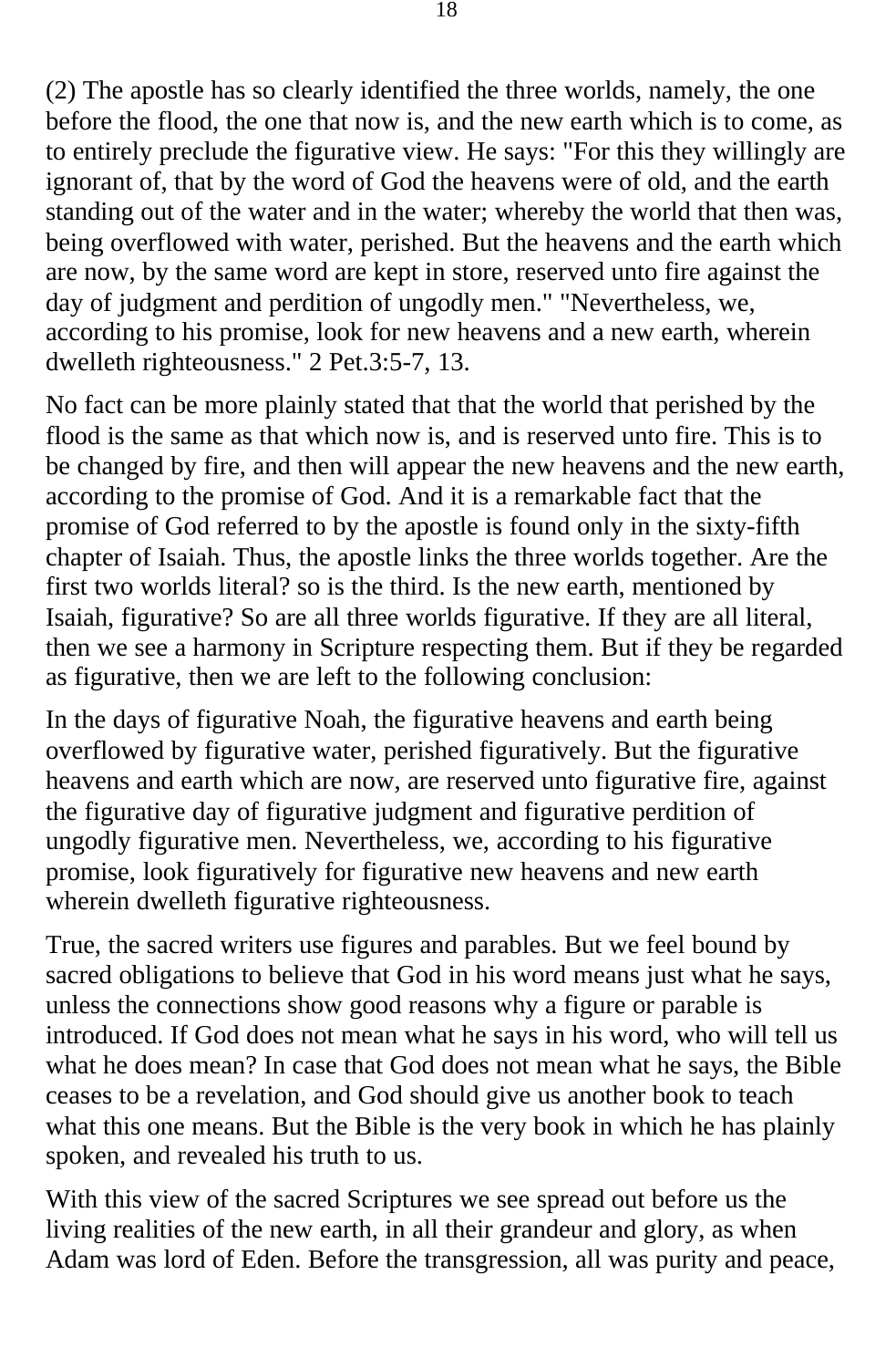(2) The apostle has so clearly identified the three worlds, namely, the one before the flood, the one that now is, and the new earth which is to come, as to entirely preclude the figurative view. He says: "For this they willingly are ignorant of, that by the word of God the heavens were of old, and the earth standing out of the water and in the water; whereby the world that then was, being overflowed with water, perished. But the heavens and the earth which are now, by the same word are kept in store, reserved unto fire against the day of judgment and perdition of ungodly men." "Nevertheless, we, according to his promise, look for new heavens and a new earth, wherein dwelleth righteousness." 2 Pet.3:5-7, 13.

No fact can be more plainly stated that that the world that perished by the flood is the same as that which now is, and is reserved unto fire. This is to be changed by fire, and then will appear the new heavens and the new earth, according to the promise of God. And it is a remarkable fact that the promise of God referred to by the apostle is found only in the sixty-fifth chapter of Isaiah. Thus, the apostle links the three worlds together. Are the first two worlds literal? so is the third. Is the new earth, mentioned by Isaiah, figurative? So are all three worlds figurative. If they are all literal, then we see a harmony in Scripture respecting them. But if they be regarded as figurative, then we are left to the following conclusion:

In the days of figurative Noah, the figurative heavens and earth being overflowed by figurative water, perished figuratively. But the figurative heavens and earth which are now, are reserved unto figurative fire, against the figurative day of figurative judgment and figurative perdition of ungodly figurative men. Nevertheless, we, according to his figurative promise, look figuratively for figurative new heavens and new earth wherein dwelleth figurative righteousness.

True, the sacred writers use figures and parables. But we feel bound by sacred obligations to believe that God in his word means just what he says, unless the connections show good reasons why a figure or parable is introduced. If God does not mean what he says in his word, who will tell us what he does mean? In case that God does not mean what he says, the Bible ceases to be a revelation, and God should give us another book to teach what this one means. But the Bible is the very book in which he has plainly spoken, and revealed his truth to us.

With this view of the sacred Scriptures we see spread out before us the living realities of the new earth, in all their grandeur and glory, as when Adam was lord of Eden. Before the transgression, all was purity and peace,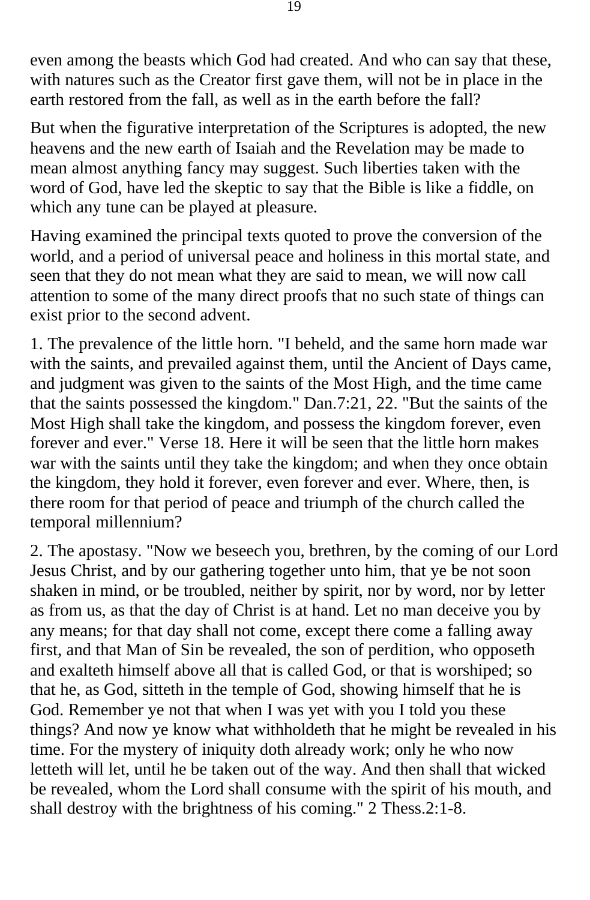even among the beasts which God had created. And who can say that these, with natures such as the Creator first gave them, will not be in place in the earth restored from the fall, as well as in the earth before the fall?

But when the figurative interpretation of the Scriptures is adopted, the new heavens and the new earth of Isaiah and the Revelation may be made to mean almost anything fancy may suggest. Such liberties taken with the word of God, have led the skeptic to say that the Bible is like a fiddle, on which any tune can be played at pleasure.

Having examined the principal texts quoted to prove the conversion of the world, and a period of universal peace and holiness in this mortal state, and seen that they do not mean what they are said to mean, we will now call attention to some of the many direct proofs that no such state of things can exist prior to the second advent.

1. The prevalence of the little horn. "I beheld, and the same horn made war with the saints, and prevailed against them, until the Ancient of Days came, and judgment was given to the saints of the Most High, and the time came that the saints possessed the kingdom." Dan.7:21, 22. "But the saints of the Most High shall take the kingdom, and possess the kingdom forever, even forever and ever." Verse 18. Here it will be seen that the little horn makes war with the saints until they take the kingdom; and when they once obtain the kingdom, they hold it forever, even forever and ever. Where, then, is there room for that period of peace and triumph of the church called the temporal millennium?

2. The apostasy. "Now we beseech you, brethren, by the coming of our Lord Jesus Christ, and by our gathering together unto him, that ye be not soon shaken in mind, or be troubled, neither by spirit, nor by word, nor by letter as from us, as that the day of Christ is at hand. Let no man deceive you by any means; for that day shall not come, except there come a falling away first, and that Man of Sin be revealed, the son of perdition, who opposeth and exalteth himself above all that is called God, or that is worshiped; so that he, as God, sitteth in the temple of God, showing himself that he is God. Remember ye not that when I was yet with you I told you these things? And now ye know what withholdeth that he might be revealed in his time. For the mystery of iniquity doth already work; only he who now letteth will let, until he be taken out of the way. And then shall that wicked be revealed, whom the Lord shall consume with the spirit of his mouth, and shall destroy with the brightness of his coming." 2 Thess.2:1-8.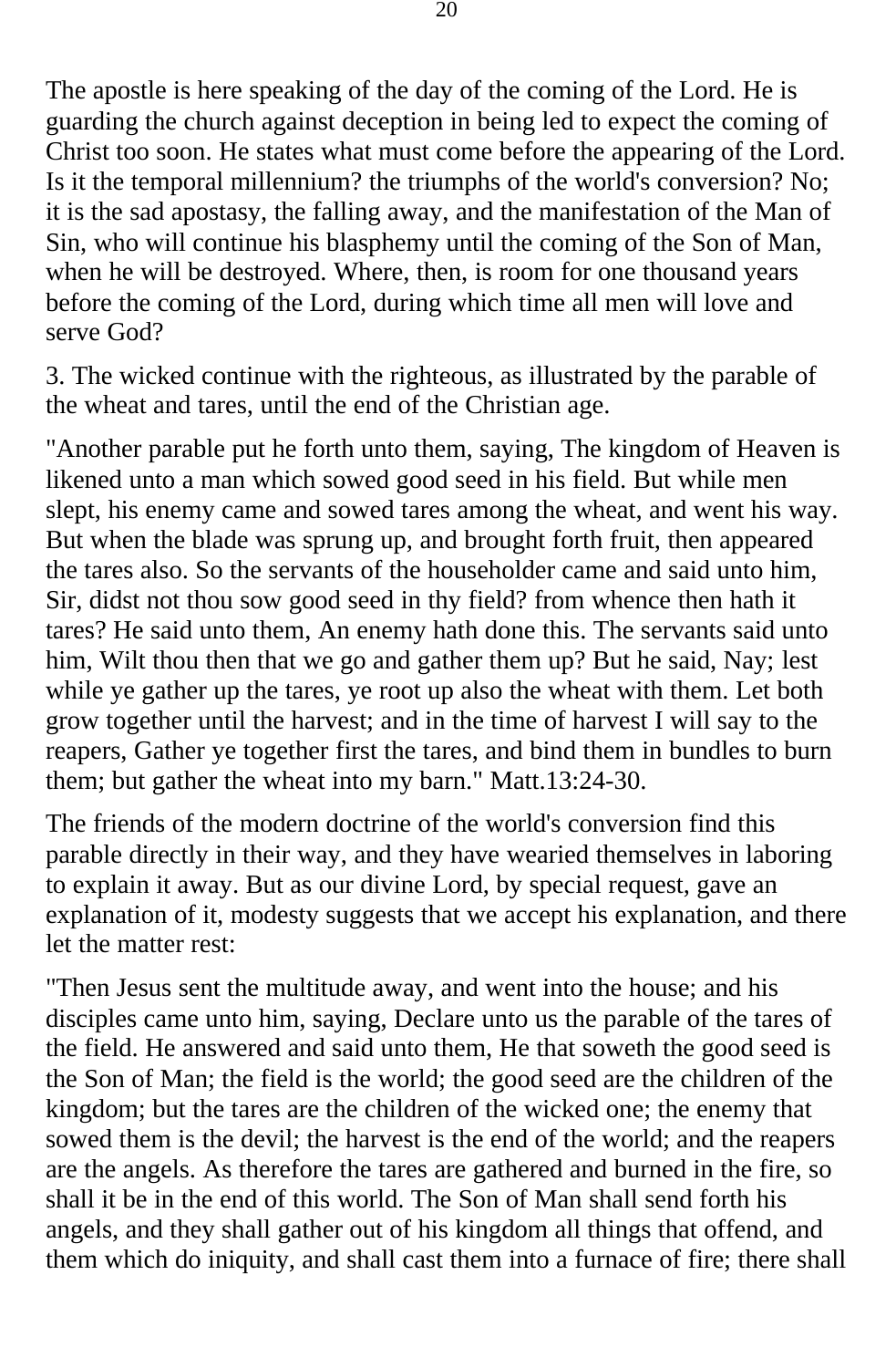The apostle is here speaking of the day of the coming of the Lord. He is guarding the church against deception in being led to expect the coming of Christ too soon. He states what must come before the appearing of the Lord. Is it the temporal millennium? the triumphs of the world's conversion? No; it is the sad apostasy, the falling away, and the manifestation of the Man of Sin, who will continue his blasphemy until the coming of the Son of Man, when he will be destroyed. Where, then, is room for one thousand years before the coming of the Lord, during which time all men will love and serve God?

3. The wicked continue with the righteous, as illustrated by the parable of the wheat and tares, until the end of the Christian age.

"Another parable put he forth unto them, saying, The kingdom of Heaven is likened unto a man which sowed good seed in his field. But while men slept, his enemy came and sowed tares among the wheat, and went his way. But when the blade was sprung up, and brought forth fruit, then appeared the tares also. So the servants of the householder came and said unto him, Sir, didst not thou sow good seed in thy field? from whence then hath it tares? He said unto them, An enemy hath done this. The servants said unto him, Wilt thou then that we go and gather them up? But he said, Nay; lest while ye gather up the tares, ye root up also the wheat with them. Let both grow together until the harvest; and in the time of harvest I will say to the reapers, Gather ye together first the tares, and bind them in bundles to burn them; but gather the wheat into my barn." Matt.13:24-30.

The friends of the modern doctrine of the world's conversion find this parable directly in their way, and they have wearied themselves in laboring to explain it away. But as our divine Lord, by special request, gave an explanation of it, modesty suggests that we accept his explanation, and there let the matter rest:

"Then Jesus sent the multitude away, and went into the house; and his disciples came unto him, saying, Declare unto us the parable of the tares of the field. He answered and said unto them, He that soweth the good seed is the Son of Man; the field is the world; the good seed are the children of the kingdom; but the tares are the children of the wicked one; the enemy that sowed them is the devil; the harvest is the end of the world; and the reapers are the angels. As therefore the tares are gathered and burned in the fire, so shall it be in the end of this world. The Son of Man shall send forth his angels, and they shall gather out of his kingdom all things that offend, and them which do iniquity, and shall cast them into a furnace of fire; there shall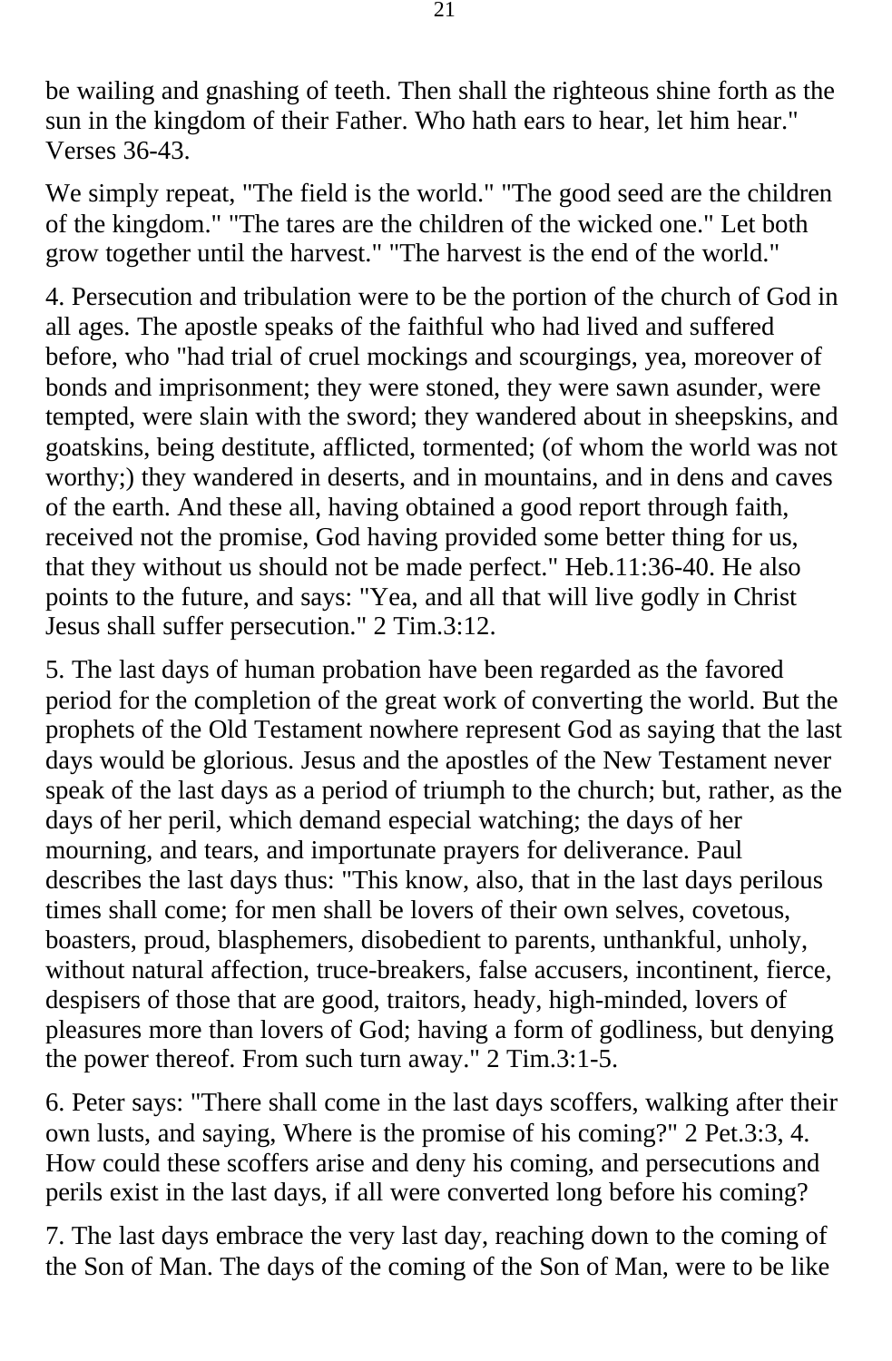be wailing and gnashing of teeth. Then shall the righteous shine forth as the sun in the kingdom of their Father. Who hath ears to hear, let him hear." Verses 36-43.

We simply repeat, "The field is the world." "The good seed are the children of the kingdom." "The tares are the children of the wicked one." Let both grow together until the harvest." "The harvest is the end of the world."

4. Persecution and tribulation were to be the portion of the church of God in all ages. The apostle speaks of the faithful who had lived and suffered before, who "had trial of cruel mockings and scourgings, yea, moreover of bonds and imprisonment; they were stoned, they were sawn asunder, were tempted, were slain with the sword; they wandered about in sheepskins, and goatskins, being destitute, afflicted, tormented; (of whom the world was not worthy;) they wandered in deserts, and in mountains, and in dens and caves of the earth. And these all, having obtained a good report through faith, received not the promise, God having provided some better thing for us, that they without us should not be made perfect." Heb.11:36-40. He also points to the future, and says: "Yea, and all that will live godly in Christ Jesus shall suffer persecution." 2 Tim.3:12.

5. The last days of human probation have been regarded as the favored period for the completion of the great work of converting the world. But the prophets of the Old Testament nowhere represent God as saying that the last days would be glorious. Jesus and the apostles of the New Testament never speak of the last days as a period of triumph to the church; but, rather, as the days of her peril, which demand especial watching; the days of her mourning, and tears, and importunate prayers for deliverance. Paul describes the last days thus: "This know, also, that in the last days perilous times shall come; for men shall be lovers of their own selves, covetous, boasters, proud, blasphemers, disobedient to parents, unthankful, unholy, without natural affection, truce-breakers, false accusers, incontinent, fierce, despisers of those that are good, traitors, heady, high-minded, lovers of pleasures more than lovers of God; having a form of godliness, but denying the power thereof. From such turn away." 2 Tim.3:1-5.

6. Peter says: "There shall come in the last days scoffers, walking after their own lusts, and saying, Where is the promise of his coming?" 2 Pet.3:3, 4. How could these scoffers arise and deny his coming, and persecutions and perils exist in the last days, if all were converted long before his coming?

7. The last days embrace the very last day, reaching down to the coming of the Son of Man. The days of the coming of the Son of Man, were to be like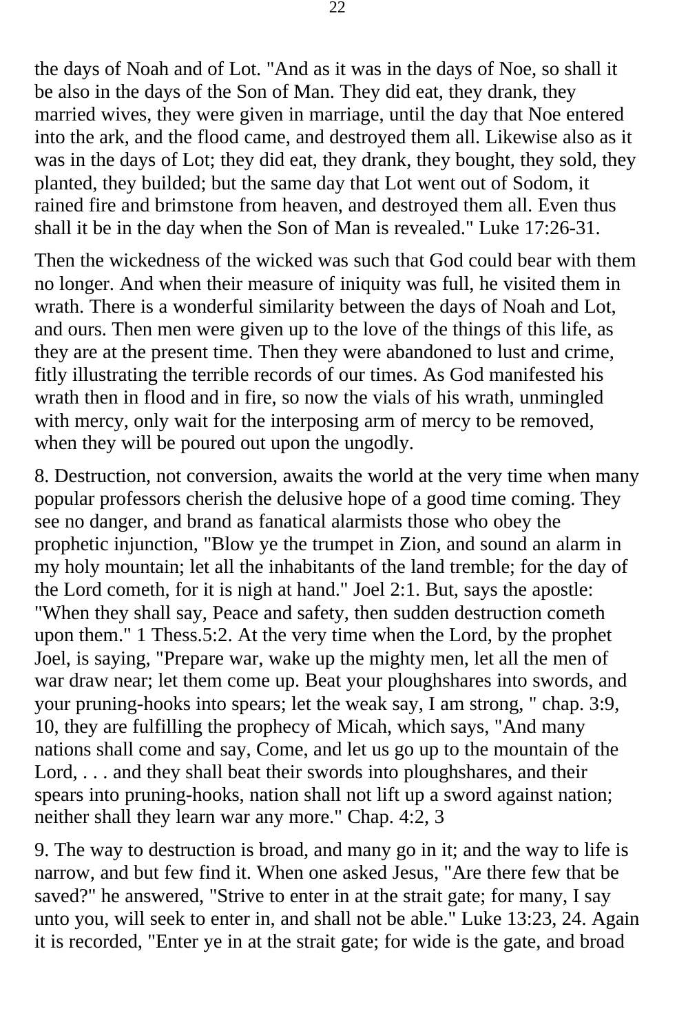the days of Noah and of Lot. "And as it was in the days of Noe, so shall it be also in the days of the Son of Man. They did eat, they drank, they married wives, they were given in marriage, until the day that Noe entered into the ark, and the flood came, and destroyed them all. Likewise also as it was in the days of Lot; they did eat, they drank, they bought, they sold, they planted, they builded; but the same day that Lot went out of Sodom, it rained fire and brimstone from heaven, and destroyed them all. Even thus shall it be in the day when the Son of Man is revealed." Luke 17:26-31.

Then the wickedness of the wicked was such that God could bear with them no longer. And when their measure of iniquity was full, he visited them in wrath. There is a wonderful similarity between the days of Noah and Lot, and ours. Then men were given up to the love of the things of this life, as they are at the present time. Then they were abandoned to lust and crime, fitly illustrating the terrible records of our times. As God manifested his wrath then in flood and in fire, so now the vials of his wrath, unmingled with mercy, only wait for the interposing arm of mercy to be removed, when they will be poured out upon the ungodly.

8. Destruction, not conversion, awaits the world at the very time when many popular professors cherish the delusive hope of a good time coming. They see no danger, and brand as fanatical alarmists those who obey the prophetic injunction, "Blow ye the trumpet in Zion, and sound an alarm in my holy mountain; let all the inhabitants of the land tremble; for the day of the Lord cometh, for it is nigh at hand." Joel 2:1. But, says the apostle: "When they shall say, Peace and safety, then sudden destruction cometh upon them." 1 Thess.5:2. At the very time when the Lord, by the prophet Joel, is saying, "Prepare war, wake up the mighty men, let all the men of war draw near; let them come up. Beat your ploughshares into swords, and your pruning-hooks into spears; let the weak say, I am strong, " chap. 3:9, 10, they are fulfilling the prophecy of Micah, which says, "And many nations shall come and say, Come, and let us go up to the mountain of the Lord, . . . and they shall beat their swords into ploughshares, and their spears into pruning-hooks, nation shall not lift up a sword against nation; neither shall they learn war any more." Chap. 4:2, 3

9. The way to destruction is broad, and many go in it; and the way to life is narrow, and but few find it. When one asked Jesus, "Are there few that be saved?" he answered, "Strive to enter in at the strait gate; for many, I say unto you, will seek to enter in, and shall not be able." Luke 13:23, 24. Again it is recorded, "Enter ye in at the strait gate; for wide is the gate, and broad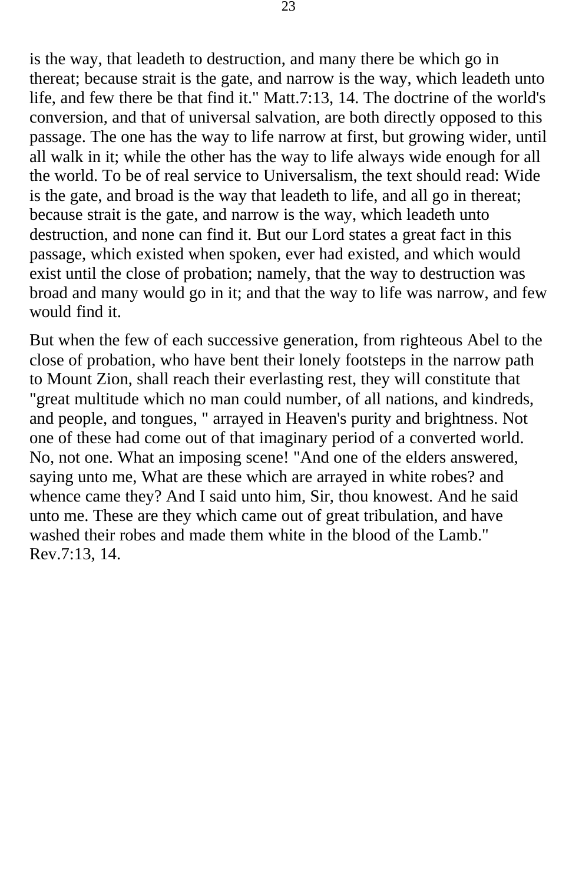is the way, that leadeth to destruction, and many there be which go in thereat; because strait is the gate, and narrow is the way, which leadeth unto life, and few there be that find it." Matt.7:13, 14. The doctrine of the world's conversion, and that of universal salvation, are both directly opposed to this passage. The one has the way to life narrow at first, but growing wider, until all walk in it; while the other has the way to life always wide enough for all the world. To be of real service to Universalism, the text should read: Wide is the gate, and broad is the way that leadeth to life, and all go in thereat; because strait is the gate, and narrow is the way, which leadeth unto destruction, and none can find it. But our Lord states a great fact in this passage, which existed when spoken, ever had existed, and which would exist until the close of probation; namely, that the way to destruction was broad and many would go in it; and that the way to life was narrow, and few would find it.

But when the few of each successive generation, from righteous Abel to the close of probation, who have bent their lonely footsteps in the narrow path to Mount Zion, shall reach their everlasting rest, they will constitute that "great multitude which no man could number, of all nations, and kindreds, and people, and tongues, " arrayed in Heaven's purity and brightness. Not one of these had come out of that imaginary period of a converted world. No, not one. What an imposing scene! "And one of the elders answered, saying unto me, What are these which are arrayed in white robes? and whence came they? And I said unto him, Sir, thou knowest. And he said unto me. These are they which came out of great tribulation, and have washed their robes and made them white in the blood of the Lamb." Rev.7:13, 14.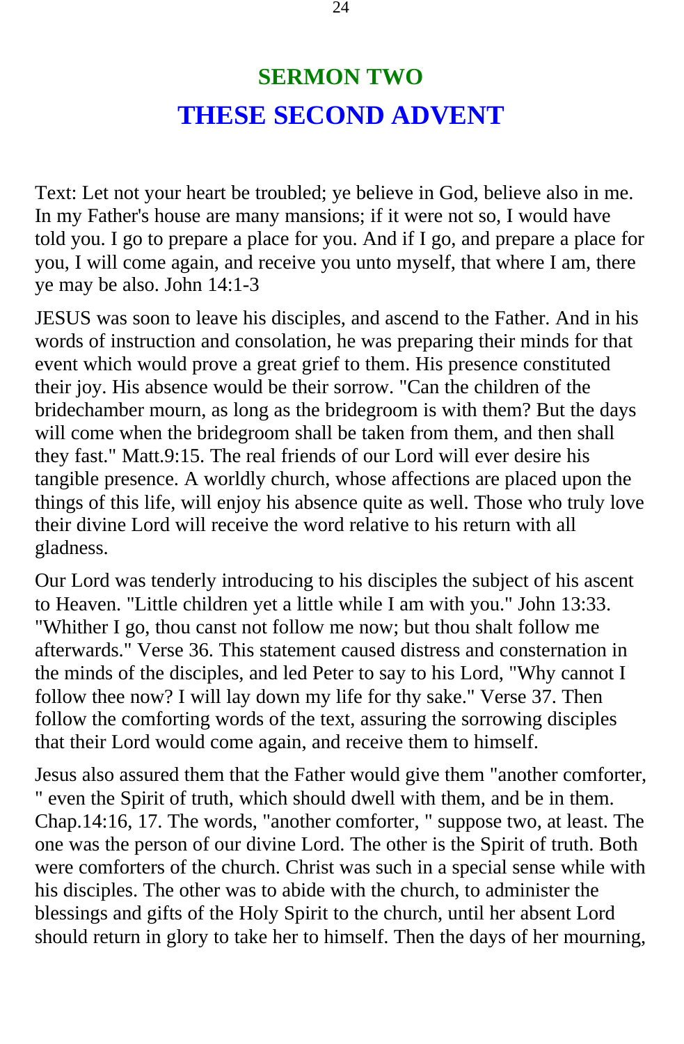## SERMON TWO

# THESE SECOND ADVENT

Text: Let not your heart be troubled; ye believe in God, believe also in me. In my Father's house are many mansions; if it were not so, I would have told you. I go to prepare a place for you. And if I go, and prepare a place for you, I will come again, and receive you unto myself, that where I am, there ye may be also. John 14:1-3

JESUS was soon to leave his disciples, and ascend to the Father. And in his words of instruction and consolation, he was preparing their minds for that event which would prove a great grief to them. His presence constituted their joy. His absence would be their sorrow. "Can the children of the bridechamber mourn, as long as the bridegroom is with them? But the days will come when the bridegroom shall be taken from them, and then shall they fast." Matt.9:15. The real friends of our Lord will ever desire his tangible presence. A worldly church, whose affections are placed upon the things of this life, will enjoy his absence quite as well. Those who truly love their divine Lord will receive the word relative to his return with all gladness.

Our Lord was tenderly introducing to his disciples the subject of his ascent to Heaven. "Little children yet a little while I am with you." John 13:33. "Whither I go, thou canst not follow me now; but thou shalt follow me afterwards." Verse 36. This statement caused distress and consternation in the minds of the disciples, and led Peter to say to his Lord, "Why cannot I follow thee now? I will lay down my life for thy sake." Verse 37. Then follow the comforting words of the text, assuring the sorrowing disciples that their Lord would come again, and receive them to himself.

Jesus also assured them that the Father would give them "another comforter, " even the Spirit of truth, which should dwell with them, and be in them. Chap.14:16, 17. The words, "another comforter, " suppose two, at least. The one was the person of our divine Lord. The other is the Spirit of truth. Both were comforters of the church. Christ was such in a special sense while with his disciples. The other was to abide with the church, to administer the blessings and gifts of the Holy Spirit to the church, until her absent Lord should return in glory to take her to himself. Then the days of her mourning,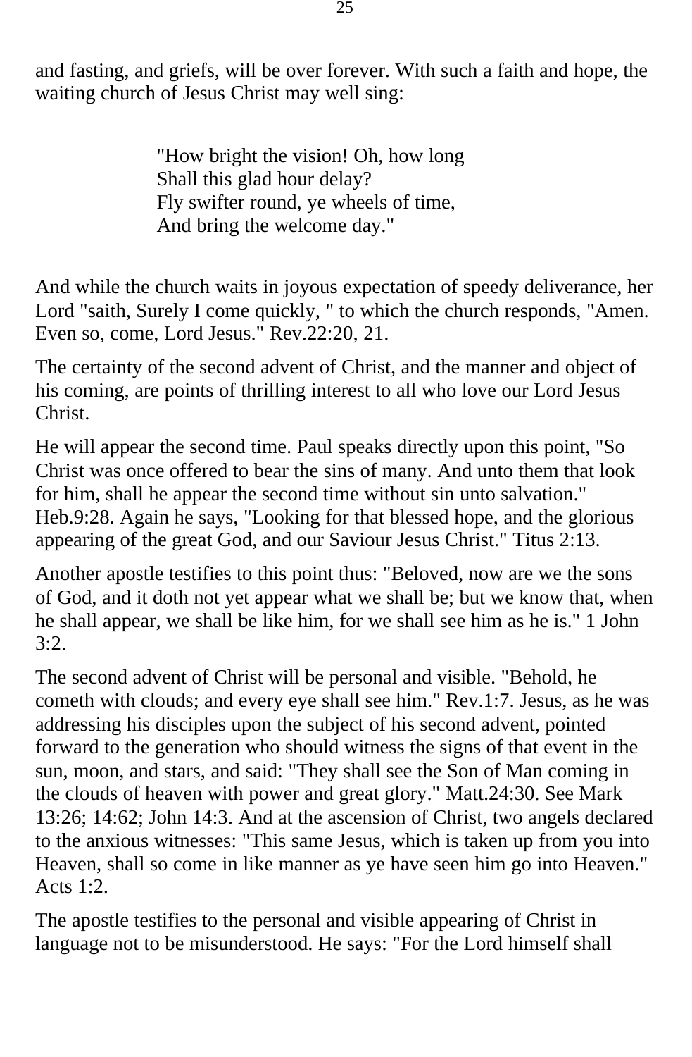and fasting, and griefs, will be over forever. With such a faith and hope, the waiting church of Jesus Christ may well sing:

> "How bright the vision! Oh, how long
> Shall this glad hour delay?
> Fly swifter round, ye wheels of time,
> And bring the welcome day."

And while the church waits in joyous expectation of speedy deliverance, her Lord "saith, Surely I come quickly, " to which the church responds, "Amen. Even so, come, Lord Jesus." Rev.22:20, 21.

The certainty of the second advent of Christ, and the manner and object of his coming, are points of thrilling interest to all who love our Lord Jesus Christ.

He will appear the second time. Paul speaks directly upon this point, "So Christ was once offered to bear the sins of many. And unto them that look for him, shall he appear the second time without sin unto salvation." Heb.9:28. Again he says, "Looking for that blessed hope, and the glorious appearing of the great God, and our Saviour Jesus Christ." Titus 2:13.

Another apostle testifies to this point thus: "Beloved, now are we the sons of God, and it doth not yet appear what we shall be; but we know that, when he shall appear, we shall be like him, for we shall see him as he is." 1 John 3:2.

The second advent of Christ will be personal and visible. "Behold, he cometh with clouds; and every eye shall see him." Rev.1:7. Jesus, as he was addressing his disciples upon the subject of his second advent, pointed forward to the generation who should witness the signs of that event in the sun, moon, and stars, and said: "They shall see the Son of Man coming in the clouds of heaven with power and great glory." Matt.24:30. See Mark 13:26; 14:62; John 14:3. And at the ascension of Christ, two angels declared to the anxious witnesses: "This same Jesus, which is taken up from you into Heaven, shall so come in like manner as ye have seen him go into Heaven." Acts 1:2.

The apostle testifies to the personal and visible appearing of Christ in language not to be misunderstood. He says: "For the Lord himself shall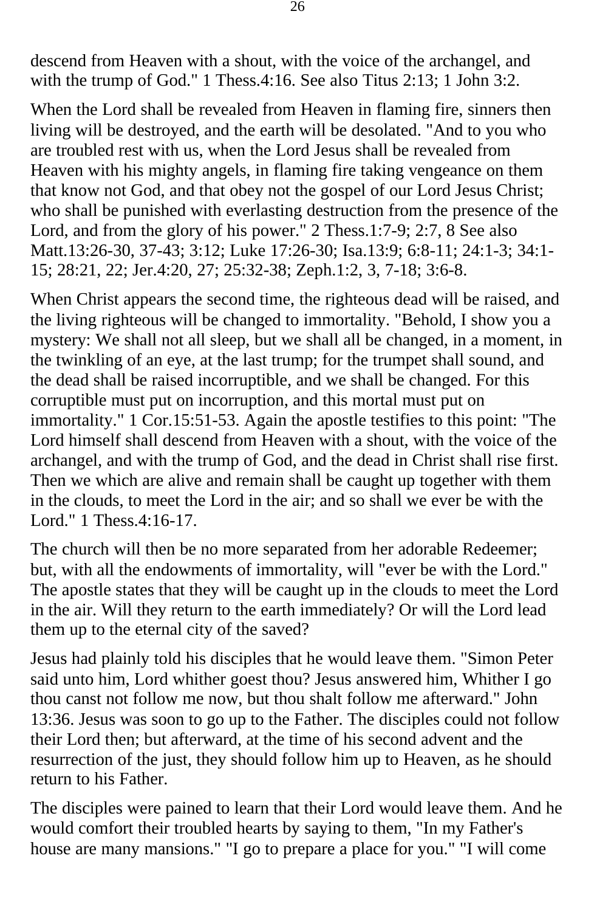descend from Heaven with a shout, with the voice of the archangel, and with the trump of God." 1 Thess.4:16. See also Titus 2:13; 1 John 3:2.

When the Lord shall be revealed from Heaven in flaming fire, sinners then living will be destroyed, and the earth will be desolated. "And to you who are troubled rest with us, when the Lord Jesus shall be revealed from Heaven with his mighty angels, in flaming fire taking vengeance on them that know not God, and that obey not the gospel of our Lord Jesus Christ; who shall be punished with everlasting destruction from the presence of the Lord, and from the glory of his power." 2 Thess.1:7-9; 2:7, 8 See also Matt.13:26-30, 37-43; 3:12; Luke 17:26-30; Isa.13:9; 6:8-11; 24:1-3; 34:1-15; 28:21, 22; Jer.4:20, 27; 25:32-38; Zeph.1:2, 3, 7-18; 3:6-8.

When Christ appears the second time, the righteous dead will be raised, and the living righteous will be changed to immortality. "Behold, I show you a mystery: We shall not all sleep, but we shall all be changed, in a moment, in the twinkling of an eye, at the last trump; for the trumpet shall sound, and the dead shall be raised incorruptible, and we shall be changed. For this corruptible must put on incorruption, and this mortal must put on immortality." 1 Cor.15:51-53. Again the apostle testifies to this point: "The Lord himself shall descend from Heaven with a shout, with the voice of the archangel, and with the trump of God, and the dead in Christ shall rise first. Then we which are alive and remain shall be caught up together with them in the clouds, to meet the Lord in the air; and so shall we ever be with the Lord." 1 Thess.4:16-17.

The church will then be no more separated from her adorable Redeemer; but, with all the endowments of immortality, will "ever be with the Lord." The apostle states that they will be caught up in the clouds to meet the Lord in the air. Will they return to the earth immediately? Or will the Lord lead them up to the eternal city of the saved?

Jesus had plainly told his disciples that he would leave them. "Simon Peter said unto him, Lord whither goest thou? Jesus answered him, Whither I go thou canst not follow me now, but thou shalt follow me afterward." John 13:36. Jesus was soon to go up to the Father. The disciples could not follow their Lord then; but afterward, at the time of his second advent and the resurrection of the just, they should follow him up to Heaven, as he should return to his Father.

The disciples were pained to learn that their Lord would leave them. And he would comfort their troubled hearts by saying to them, "In my Father's house are many mansions." "I go to prepare a place for you." "I will come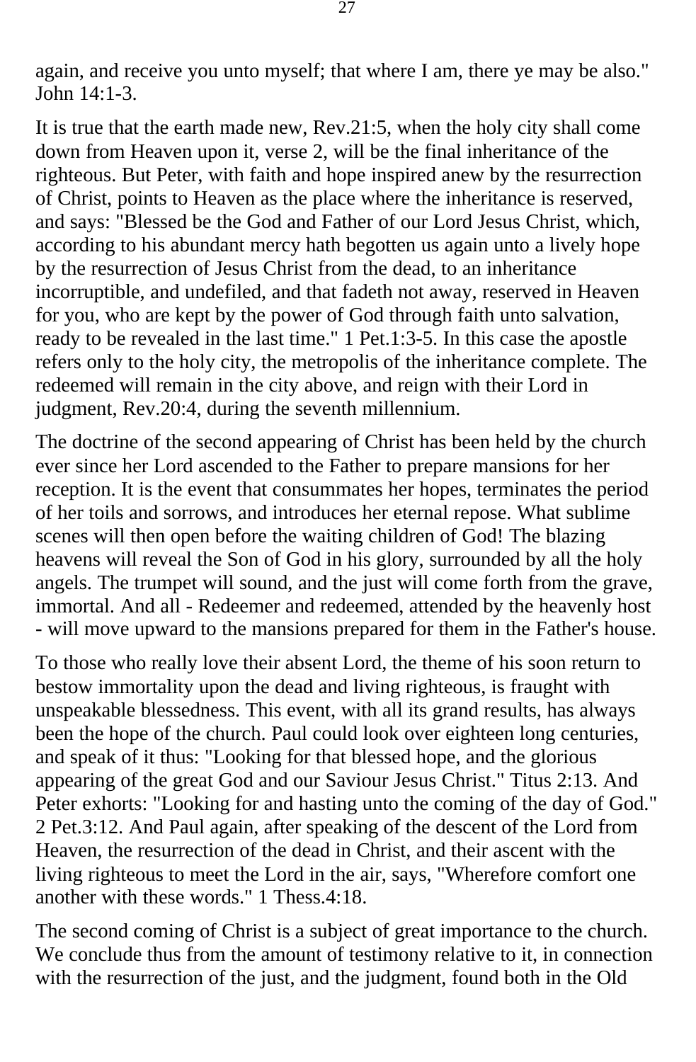again, and receive you unto myself; that where I am, there ye may be also." John 14:1-3.

It is true that the earth made new, Rev.21:5, when the holy city shall come down from Heaven upon it, verse 2, will be the final inheritance of the righteous. But Peter, with faith and hope inspired anew by the resurrection of Christ, points to Heaven as the place where the inheritance is reserved, and says: "Blessed be the God and Father of our Lord Jesus Christ, which, according to his abundant mercy hath begotten us again unto a lively hope by the resurrection of Jesus Christ from the dead, to an inheritance incorruptible, and undefiled, and that fadeth not away, reserved in Heaven for you, who are kept by the power of God through faith unto salvation, ready to be revealed in the last time." 1 Pet.1:3-5. In this case the apostle refers only to the holy city, the metropolis of the inheritance complete. The redeemed will remain in the city above, and reign with their Lord in judgment, Rev.20:4, during the seventh millennium.

The doctrine of the second appearing of Christ has been held by the church ever since her Lord ascended to the Father to prepare mansions for her reception. It is the event that consummates her hopes, terminates the period of her toils and sorrows, and introduces her eternal repose. What sublime scenes will then open before the waiting children of God! The blazing heavens will reveal the Son of God in his glory, surrounded by all the holy angels. The trumpet will sound, and the just will come forth from the grave, immortal. And all - Redeemer and redeemed, attended by the heavenly host - will move upward to the mansions prepared for them in the Father's house.

To those who really love their absent Lord, the theme of his soon return to bestow immortality upon the dead and living righteous, is fraught with unspeakable blessedness. This event, with all its grand results, has always been the hope of the church. Paul could look over eighteen long centuries, and speak of it thus: "Looking for that blessed hope, and the glorious appearing of the great God and our Saviour Jesus Christ." Titus 2:13. And Peter exhorts: "Looking for and hasting unto the coming of the day of God." 2 Pet.3:12. And Paul again, after speaking of the descent of the Lord from Heaven, the resurrection of the dead in Christ, and their ascent with the living righteous to meet the Lord in the air, says, "Wherefore comfort one another with these words." 1 Thess.4:18.

The second coming of Christ is a subject of great importance to the church. We conclude thus from the amount of testimony relative to it, in connection with the resurrection of the just, and the judgment, found both in the Old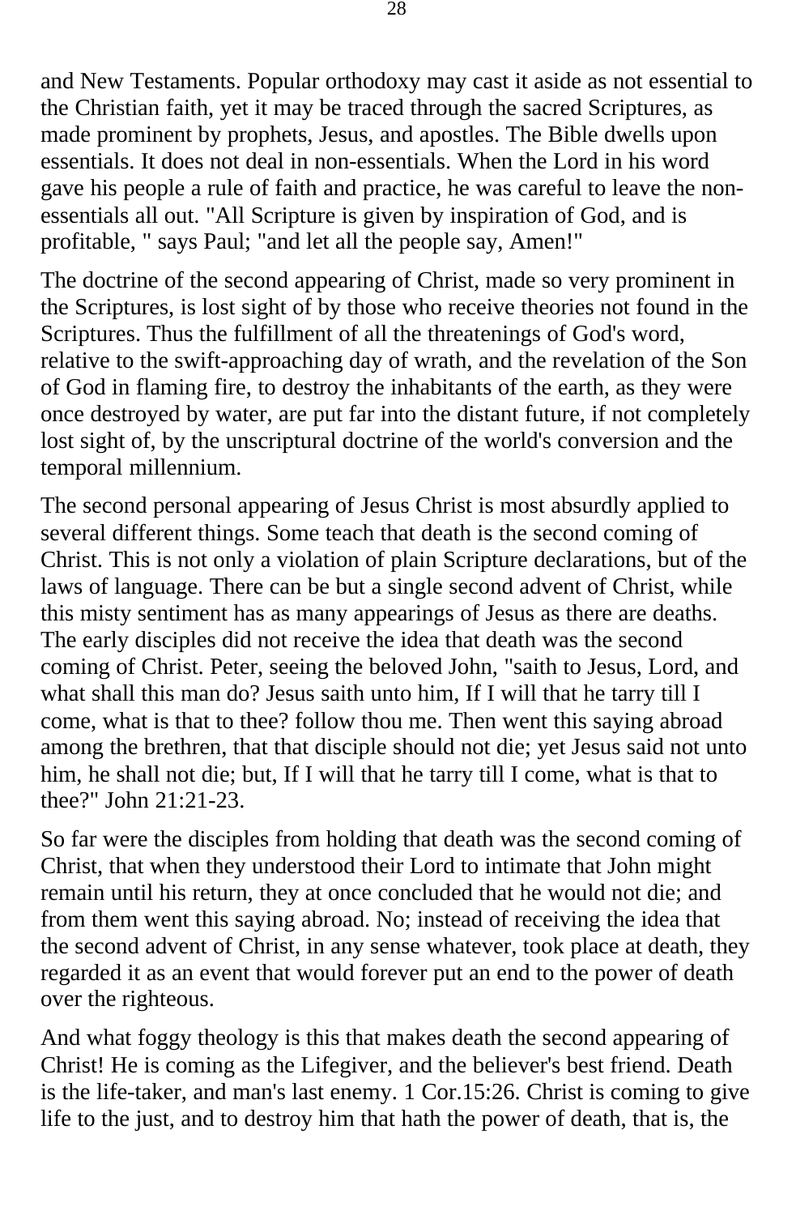and New Testaments. Popular orthodoxy may cast it aside as not essential to the Christian faith, yet it may be traced through the sacred Scriptures, as made prominent by prophets, Jesus, and apostles. The Bible dwells upon essentials. It does not deal in non-essentials. When the Lord in his word gave his people a rule of faith and practice, he was careful to leave the non-essentials all out. "All Scripture is given by inspiration of God, and is profitable, " says Paul; "and let all the people say, Amen!"

The doctrine of the second appearing of Christ, made so very prominent in the Scriptures, is lost sight of by those who receive theories not found in the Scriptures. Thus the fulfillment of all the threatenings of God's word, relative to the swift-approaching day of wrath, and the revelation of the Son of God in flaming fire, to destroy the inhabitants of the earth, as they were once destroyed by water, are put far into the distant future, if not completely lost sight of, by the unscriptural doctrine of the world's conversion and the temporal millennium.

The second personal appearing of Jesus Christ is most absurdly applied to several different things. Some teach that death is the second coming of Christ. This is not only a violation of plain Scripture declarations, but of the laws of language. There can be but a single second advent of Christ, while this misty sentiment has as many appearings of Jesus as there are deaths. The early disciples did not receive the idea that death was the second coming of Christ. Peter, seeing the beloved John, "saith to Jesus, Lord, and what shall this man do? Jesus saith unto him, If I will that he tarry till I come, what is that to thee? follow thou me. Then went this saying abroad among the brethren, that that disciple should not die; yet Jesus said not unto him, he shall not die; but, If I will that he tarry till I come, what is that to thee?" John 21:21-23.

So far were the disciples from holding that death was the second coming of Christ, that when they understood their Lord to intimate that John might remain until his return, they at once concluded that he would not die; and from them went this saying abroad. No; instead of receiving the idea that the second advent of Christ, in any sense whatever, took place at death, they regarded it as an event that would forever put an end to the power of death over the righteous.

And what foggy theology is this that makes death the second appearing of Christ! He is coming as the Lifegiver, and the believer's best friend. Death is the life-taker, and man's last enemy. 1 Cor.15:26. Christ is coming to give life to the just, and to destroy him that hath the power of death, that is, the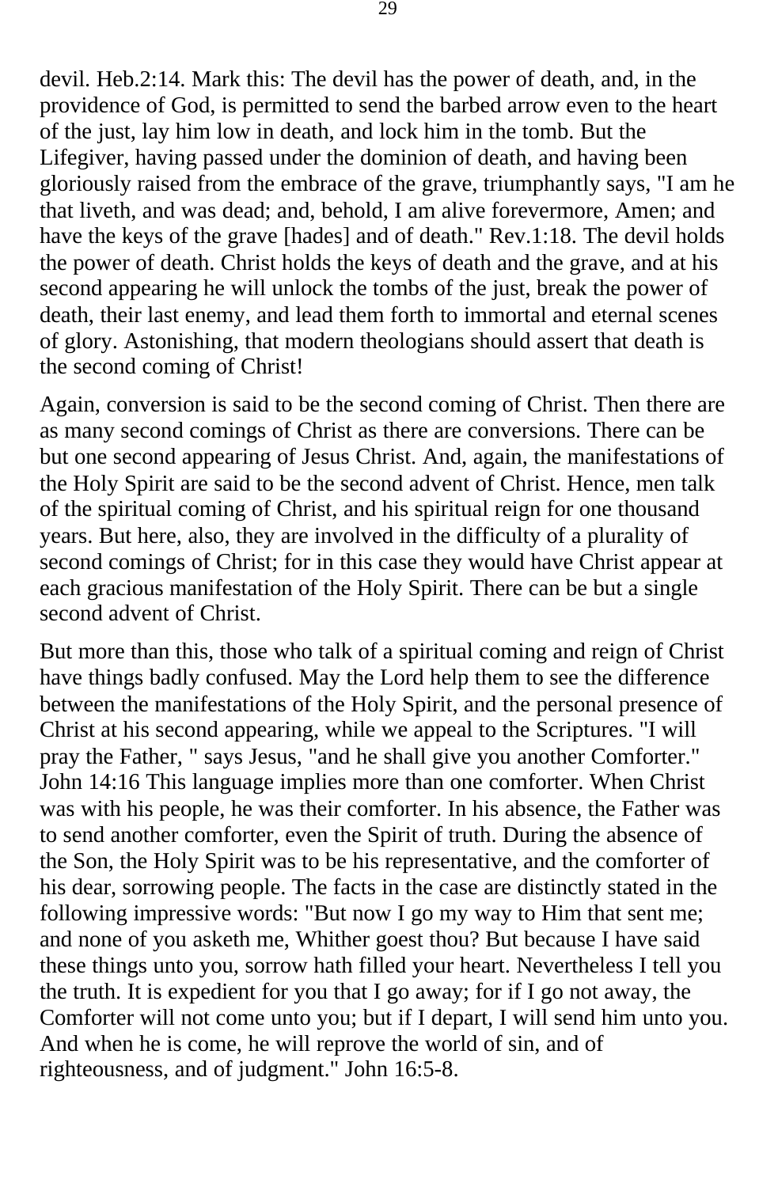devil. Heb.2:14. Mark this: The devil has the power of death, and, in the providence of God, is permitted to send the barbed arrow even to the heart of the just, lay him low in death, and lock him in the tomb. But the Lifegiver, having passed under the dominion of death, and having been gloriously raised from the embrace of the grave, triumphantly says, "I am he that liveth, and was dead; and, behold, I am alive forevermore, Amen; and have the keys of the grave [hades] and of death." Rev.1:18. The devil holds the power of death. Christ holds the keys of death and the grave, and at his second appearing he will unlock the tombs of the just, break the power of death, their last enemy, and lead them forth to immortal and eternal scenes of glory. Astonishing, that modern theologians should assert that death is the second coming of Christ!

Again, conversion is said to be the second coming of Christ. Then there are as many second comings of Christ as there are conversions. There can be but one second appearing of Jesus Christ. And, again, the manifestations of the Holy Spirit are said to be the second advent of Christ. Hence, men talk of the spiritual coming of Christ, and his spiritual reign for one thousand years. But here, also, they are involved in the difficulty of a plurality of second comings of Christ; for in this case they would have Christ appear at each gracious manifestation of the Holy Spirit. There can be but a single second advent of Christ.

But more than this, those who talk of a spiritual coming and reign of Christ have things badly confused. May the Lord help them to see the difference between the manifestations of the Holy Spirit, and the personal presence of Christ at his second appearing, while we appeal to the Scriptures. "I will pray the Father, " says Jesus, "and he shall give you another Comforter." John 14:16 This language implies more than one comforter. When Christ was with his people, he was their comforter. In his absence, the Father was to send another comforter, even the Spirit of truth. During the absence of the Son, the Holy Spirit was to be his representative, and the comforter of his dear, sorrowing people. The facts in the case are distinctly stated in the following impressive words: "But now I go my way to Him that sent me; and none of you asketh me, Whither goest thou? But because I have said these things unto you, sorrow hath filled your heart. Nevertheless I tell you the truth. It is expedient for you that I go away; for if I go not away, the Comforter will not come unto you; but if I depart, I will send him unto you. And when he is come, he will reprove the world of sin, and of righteousness, and of judgment." John 16:5-8.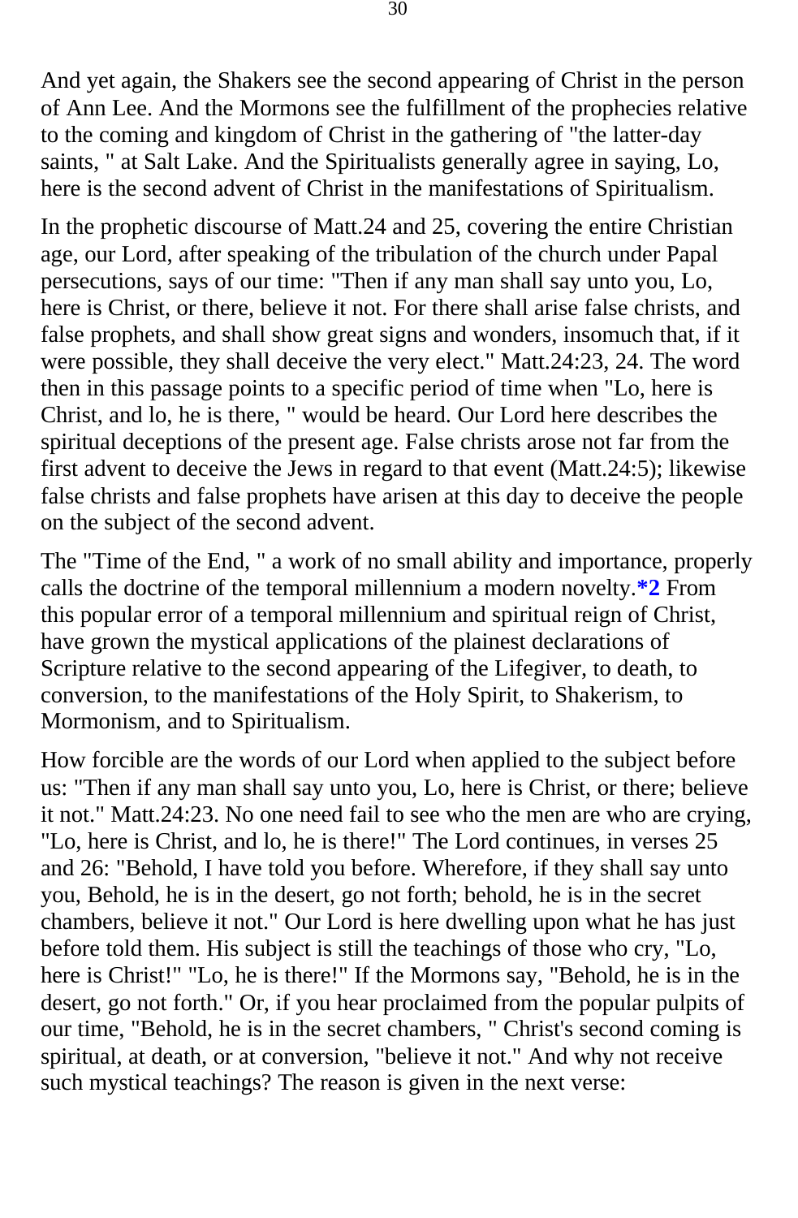And yet again, the Shakers see the second appearing of Christ in the person of Ann Lee. And the Mormons see the fulfillment of the prophecies relative to the coming and kingdom of Christ in the gathering of "the latter-day saints, " at Salt Lake. And the Spiritualists generally agree in saying, Lo, here is the second advent of Christ in the manifestations of Spiritualism.

In the prophetic discourse of Matt.24 and 25, covering the entire Christian age, our Lord, after speaking of the tribulation of the church under Papal persecutions, says of our time: "Then if any man shall say unto you, Lo, here is Christ, or there, believe it not. For there shall arise false christs, and false prophets, and shall show great signs and wonders, insomuch that, if it were possible, they shall deceive the very elect." Matt.24:23, 24. The word then in this passage points to a specific period of time when "Lo, here is Christ, and lo, he is there, " would be heard. Our Lord here describes the spiritual deceptions of the present age. False christs arose not far from the first advent to deceive the Jews in regard to that event (Matt.24:5); likewise false christs and false prophets have arisen at this day to deceive the people on the subject of the second advent.

The "Time of the End, " a work of no small ability and importance, properly calls the doctrine of the temporal millennium a modern novelty.**\*2** From this popular error of a temporal millennium and spiritual reign of Christ, have grown the mystical applications of the plainest declarations of Scripture relative to the second appearing of the Lifegiver, to death, to conversion, to the manifestations of the Holy Spirit, to Shakerism, to Mormonism, and to Spiritualism.

How forcible are the words of our Lord when applied to the subject before us: "Then if any man shall say unto you, Lo, here is Christ, or there; believe it not." Matt.24:23. No one need fail to see who the men are who are crying, "Lo, here is Christ, and lo, he is there!" The Lord continues, in verses 25 and 26: "Behold, I have told you before. Wherefore, if they shall say unto you, Behold, he is in the desert, go not forth; behold, he is in the secret chambers, believe it not." Our Lord is here dwelling upon what he has just before told them. His subject is still the teachings of those who cry, "Lo, here is Christ!" "Lo, he is there!" If the Mormons say, "Behold, he is in the desert, go not forth." Or, if you hear proclaimed from the popular pulpits of our time, "Behold, he is in the secret chambers, " Christ's second coming is spiritual, at death, or at conversion, "believe it not." And why not receive such mystical teachings? The reason is given in the next verse: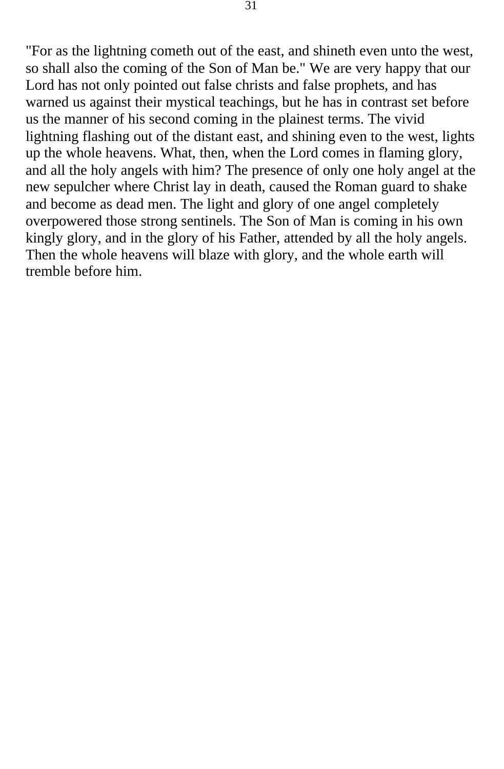"For as the lightning cometh out of the east, and shineth even unto the west, so shall also the coming of the Son of Man be." We are very happy that our Lord has not only pointed out false christs and false prophets, and has warned us against their mystical teachings, but he has in contrast set before us the manner of his second coming in the plainest terms. The vivid lightning flashing out of the distant east, and shining even to the west, lights up the whole heavens. What, then, when the Lord comes in flaming glory, and all the holy angels with him? The presence of only one holy angel at the new sepulcher where Christ lay in death, caused the Roman guard to shake and become as dead men. The light and glory of one angel completely overpowered those strong sentinels. The Son of Man is coming in his own kingly glory, and in the glory of his Father, attended by all the holy angels. Then the whole heavens will blaze with glory, and the whole earth will tremble before him.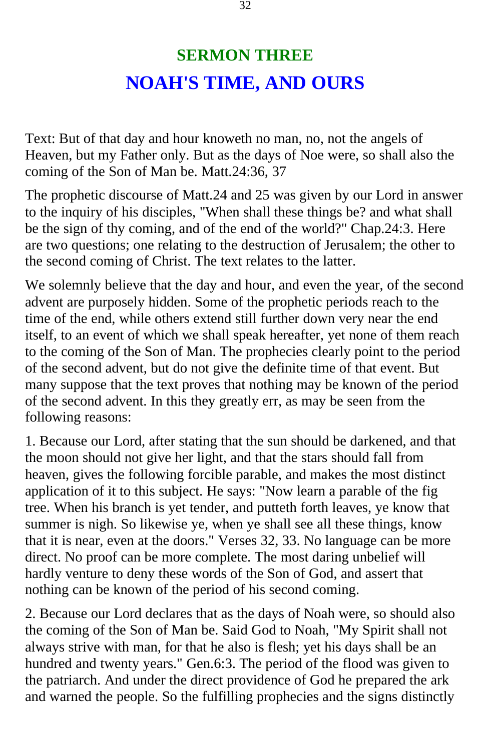## SERMON THREE

# NOAH'S TIME, AND OURS

Text: But of that day and hour knoweth no man, no, not the angels of Heaven, but my Father only. But as the days of Noe were, so shall also the coming of the Son of Man be. Matt.24:36, 37

The prophetic discourse of Matt.24 and 25 was given by our Lord in answer to the inquiry of his disciples, "When shall these things be? and what shall be the sign of thy coming, and of the end of the world?" Chap.24:3. Here are two questions; one relating to the destruction of Jerusalem; the other to the second coming of Christ. The text relates to the latter.

We solemnly believe that the day and hour, and even the year, of the second advent are purposely hidden. Some of the prophetic periods reach to the time of the end, while others extend still further down very near the end itself, to an event of which we shall speak hereafter, yet none of them reach to the coming of the Son of Man. The prophecies clearly point to the period of the second advent, but do not give the definite time of that event. But many suppose that the text proves that nothing may be known of the period of the second advent. In this they greatly err, as may be seen from the following reasons:

1. Because our Lord, after stating that the sun should be darkened, and that the moon should not give her light, and that the stars should fall from heaven, gives the following forcible parable, and makes the most distinct application of it to this subject. He says: "Now learn a parable of the fig tree. When his branch is yet tender, and putteth forth leaves, ye know that summer is nigh. So likewise ye, when ye shall see all these things, know that it is near, even at the doors." Verses 32, 33. No language can be more direct. No proof can be more complete. The most daring unbelief will hardly venture to deny these words of the Son of God, and assert that nothing can be known of the period of his second coming.

2. Because our Lord declares that as the days of Noah were, so should also the coming of the Son of Man be. Said God to Noah, "My Spirit shall not always strive with man, for that he also is flesh; yet his days shall be an hundred and twenty years." Gen.6:3. The period of the flood was given to the patriarch. And under the direct providence of God he prepared the ark and warned the people. So the fulfilling prophecies and the signs distinctly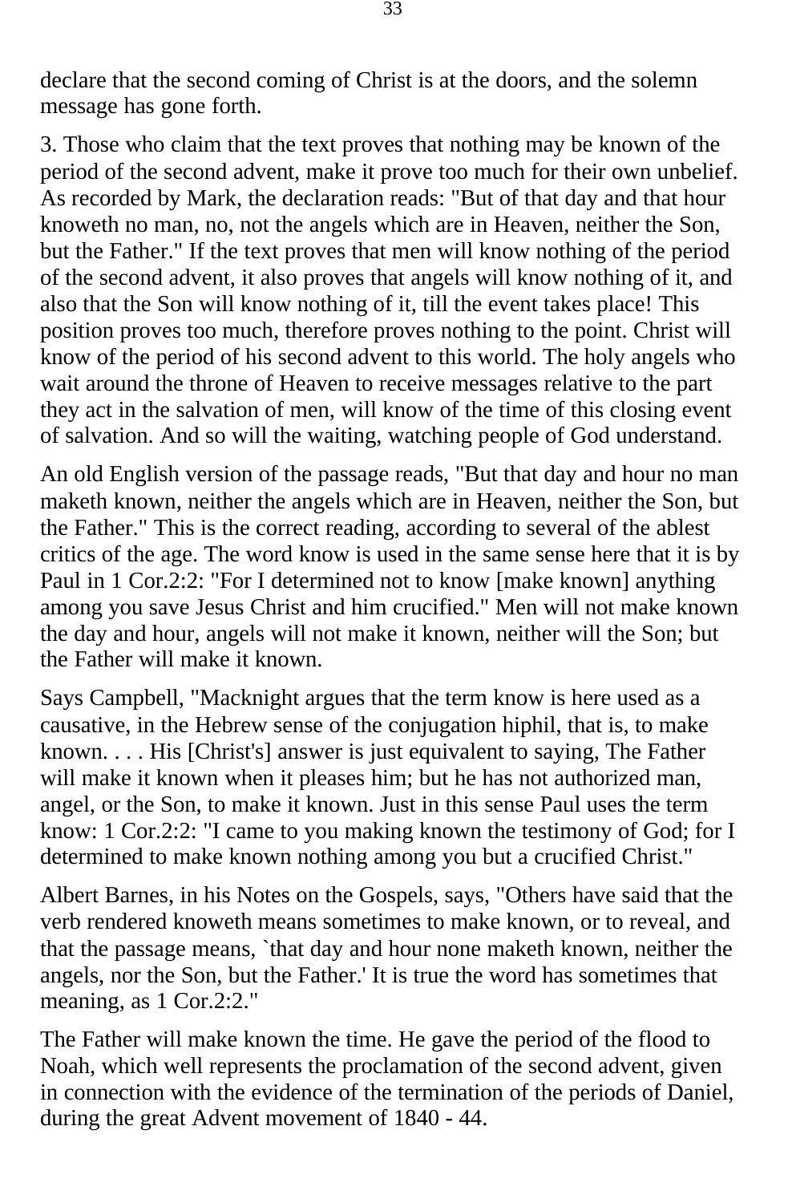declare that the second coming of Christ is at the doors, and the solemn message has gone forth.

3. Those who claim that the text proves that nothing may be known of the period of the second advent, make it prove too much for their own unbelief. As recorded by Mark, the declaration reads: "But of that day and that hour knoweth no man, no, not the angels which are in Heaven, neither the Son, but the Father." If the text proves that men will know nothing of the period of the second advent, it also proves that angels will know nothing of it, and also that the Son will know nothing of it, till the event takes place! This position proves too much, therefore proves nothing to the point. Christ will know of the period of his second advent to this world. The holy angels who wait around the throne of Heaven to receive messages relative to the part they act in the salvation of men, will know of the time of this closing event of salvation. And so will the waiting, watching people of God understand.

An old English version of the passage reads, "But that day and hour no man maketh known, neither the angels which are in Heaven, neither the Son, but the Father." This is the correct reading, according to several of the ablest critics of the age. The word know is used in the same sense here that it is by Paul in 1 Cor.2:2: "For I determined not to know [make known] anything among you save Jesus Christ and him crucified." Men will not make known the day and hour, angels will not make it known, neither will the Son; but the Father will make it known.

Says Campbell, "Macknight argues that the term know is here used as a causative, in the Hebrew sense of the conjugation hiphil, that is, to make known. . . . His [Christ's] answer is just equivalent to saying, The Father will make it known when it pleases him; but he has not authorized man, angel, or the Son, to make it known. Just in this sense Paul uses the term know: 1 Cor.2:2: "I came to you making known the testimony of God; for I determined to make known nothing among you but a crucified Christ."

Albert Barnes, in his Notes on the Gospels, says, "Others have said that the verb rendered knoweth means sometimes to make known, or to reveal, and that the passage means, `that day and hour none maketh known, neither the angels, nor the Son, but the Father.' It is true the word has sometimes that meaning, as 1 Cor.2:2."

The Father will make known the time. He gave the period of the flood to Noah, which well represents the proclamation of the second advent, given in connection with the evidence of the termination of the periods of Daniel, during the great Advent movement of 1840 - 44.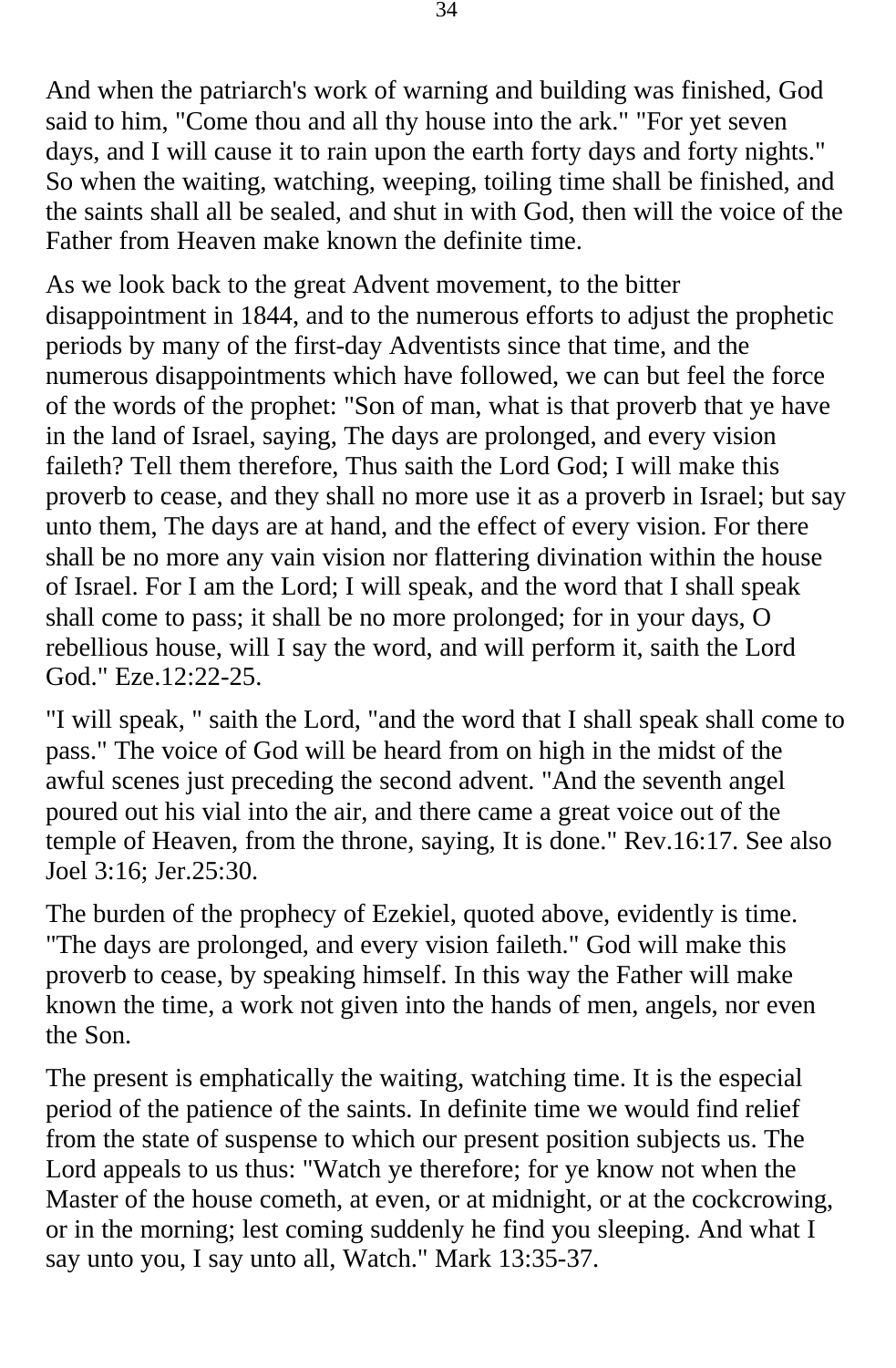And when the patriarch's work of warning and building was finished, God said to him, "Come thou and all thy house into the ark." "For yet seven days, and I will cause it to rain upon the earth forty days and forty nights." So when the waiting, watching, weeping, toiling time shall be finished, and the saints shall all be sealed, and shut in with God, then will the voice of the Father from Heaven make known the definite time.

As we look back to the great Advent movement, to the bitter disappointment in 1844, and to the numerous efforts to adjust the prophetic periods by many of the first-day Adventists since that time, and the numerous disappointments which have followed, we can but feel the force of the words of the prophet: "Son of man, what is that proverb that ye have in the land of Israel, saying, The days are prolonged, and every vision faileth? Tell them therefore, Thus saith the Lord God; I will make this proverb to cease, and they shall no more use it as a proverb in Israel; but say unto them, The days are at hand, and the effect of every vision. For there shall be no more any vain vision nor flattering divination within the house of Israel. For I am the Lord; I will speak, and the word that I shall speak shall come to pass; it shall be no more prolonged; for in your days, O rebellious house, will I say the word, and will perform it, saith the Lord God." Eze.12:22-25.

"I will speak, " saith the Lord, "and the word that I shall speak shall come to pass." The voice of God will be heard from on high in the midst of the awful scenes just preceding the second advent. "And the seventh angel poured out his vial into the air, and there came a great voice out of the temple of Heaven, from the throne, saying, It is done." Rev.16:17. See also Joel 3:16; Jer.25:30.

The burden of the prophecy of Ezekiel, quoted above, evidently is time. "The days are prolonged, and every vision faileth." God will make this proverb to cease, by speaking himself. In this way the Father will make known the time, a work not given into the hands of men, angels, nor even the Son.

The present is emphatically the waiting, watching time. It is the especial period of the patience of the saints. In definite time we would find relief from the state of suspense to which our present position subjects us. The Lord appeals to us thus: "Watch ye therefore; for ye know not when the Master of the house cometh, at even, or at midnight, or at the cockcrowing, or in the morning; lest coming suddenly he find you sleeping. And what I say unto you, I say unto all, Watch." Mark 13:35-37.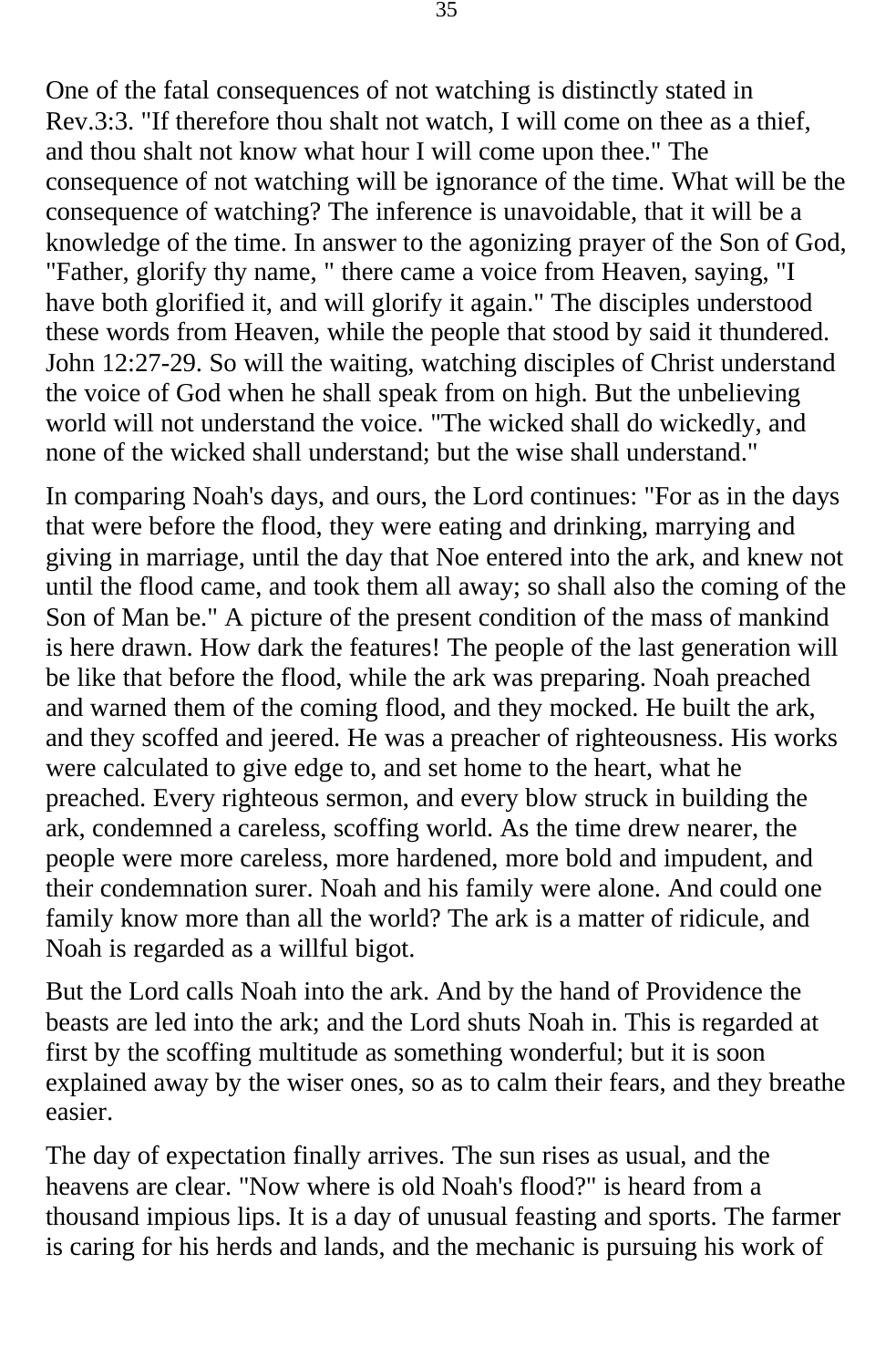One of the fatal consequences of not watching is distinctly stated in Rev.3:3. "If therefore thou shalt not watch, I will come on thee as a thief, and thou shalt not know what hour I will come upon thee." The consequence of not watching will be ignorance of the time. What will be the consequence of watching? The inference is unavoidable, that it will be a knowledge of the time. In answer to the agonizing prayer of the Son of God, "Father, glorify thy name, " there came a voice from Heaven, saying, "I have both glorified it, and will glorify it again." The disciples understood these words from Heaven, while the people that stood by said it thundered. John 12:27-29. So will the waiting, watching disciples of Christ understand the voice of God when he shall speak from on high. But the unbelieving world will not understand the voice. "The wicked shall do wickedly, and none of the wicked shall understand; but the wise shall understand."

In comparing Noah's days, and ours, the Lord continues: "For as in the days that were before the flood, they were eating and drinking, marrying and giving in marriage, until the day that Noe entered into the ark, and knew not until the flood came, and took them all away; so shall also the coming of the Son of Man be." A picture of the present condition of the mass of mankind is here drawn. How dark the features! The people of the last generation will be like that before the flood, while the ark was preparing. Noah preached and warned them of the coming flood, and they mocked. He built the ark, and they scoffed and jeered. He was a preacher of righteousness. His works were calculated to give edge to, and set home to the heart, what he preached. Every righteous sermon, and every blow struck in building the ark, condemned a careless, scoffing world. As the time drew nearer, the people were more careless, more hardened, more bold and impudent, and their condemnation surer. Noah and his family were alone. And could one family know more than all the world? The ark is a matter of ridicule, and Noah is regarded as a willful bigot.

But the Lord calls Noah into the ark. And by the hand of Providence the beasts are led into the ark; and the Lord shuts Noah in. This is regarded at first by the scoffing multitude as something wonderful; but it is soon explained away by the wiser ones, so as to calm their fears, and they breathe easier.

The day of expectation finally arrives. The sun rises as usual, and the heavens are clear. "Now where is old Noah's flood?" is heard from a thousand impious lips. It is a day of unusual feasting and sports. The farmer is caring for his herds and lands, and the mechanic is pursuing his work of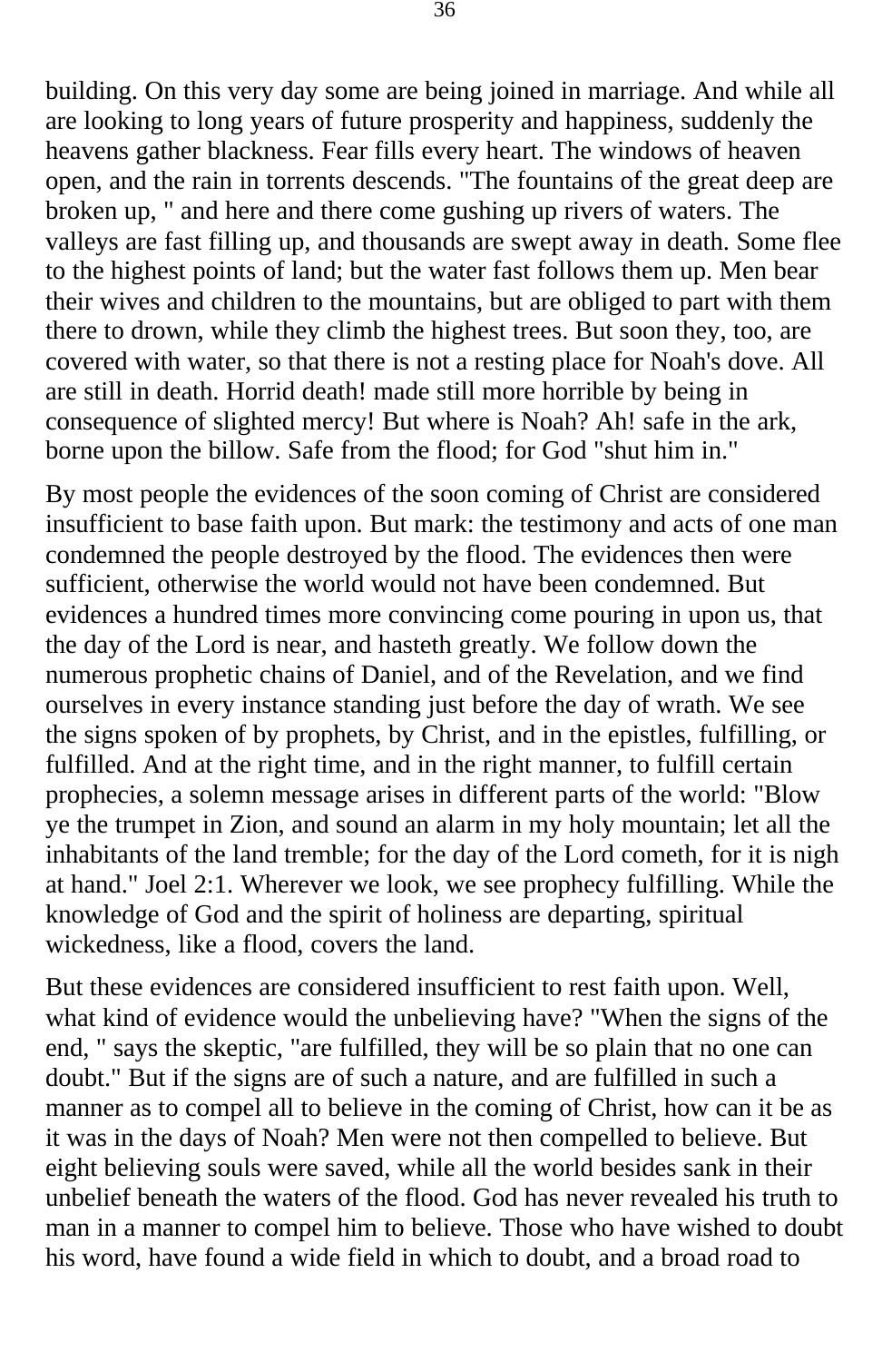building. On this very day some are being joined in marriage. And while all are looking to long years of future prosperity and happiness, suddenly the heavens gather blackness. Fear fills every heart. The windows of heaven open, and the rain in torrents descends. "The fountains of the great deep are broken up, " and here and there come gushing up rivers of waters. The valleys are fast filling up, and thousands are swept away in death. Some flee to the highest points of land; but the water fast follows them up. Men bear their wives and children to the mountains, but are obliged to part with them there to drown, while they climb the highest trees. But soon they, too, are covered with water, so that there is not a resting place for Noah's dove. All are still in death. Horrid death! made still more horrible by being in consequence of slighted mercy! But where is Noah? Ah! safe in the ark, borne upon the billow. Safe from the flood; for God "shut him in."

By most people the evidences of the soon coming of Christ are considered insufficient to base faith upon. But mark: the testimony and acts of one man condemned the people destroyed by the flood. The evidences then were sufficient, otherwise the world would not have been condemned. But evidences a hundred times more convincing come pouring in upon us, that the day of the Lord is near, and hasteth greatly. We follow down the numerous prophetic chains of Daniel, and of the Revelation, and we find ourselves in every instance standing just before the day of wrath. We see the signs spoken of by prophets, by Christ, and in the epistles, fulfilling, or fulfilled. And at the right time, and in the right manner, to fulfill certain prophecies, a solemn message arises in different parts of the world: "Blow ye the trumpet in Zion, and sound an alarm in my holy mountain; let all the inhabitants of the land tremble; for the day of the Lord cometh, for it is nigh at hand." Joel 2:1. Wherever we look, we see prophecy fulfilling. While the knowledge of God and the spirit of holiness are departing, spiritual wickedness, like a flood, covers the land.

But these evidences are considered insufficient to rest faith upon. Well, what kind of evidence would the unbelieving have? "When the signs of the end, " says the skeptic, "are fulfilled, they will be so plain that no one can doubt." But if the signs are of such a nature, and are fulfilled in such a manner as to compel all to believe in the coming of Christ, how can it be as it was in the days of Noah? Men were not then compelled to believe. But eight believing souls were saved, while all the world besides sank in their unbelief beneath the waters of the flood. God has never revealed his truth to man in a manner to compel him to believe. Those who have wished to doubt his word, have found a wide field in which to doubt, and a broad road to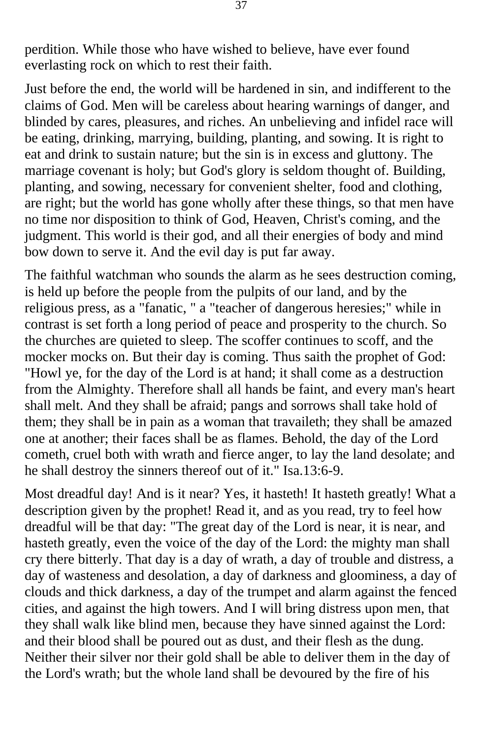perdition. While those who have wished to believe, have ever found everlasting rock on which to rest their faith.

Just before the end, the world will be hardened in sin, and indifferent to the claims of God. Men will be careless about hearing warnings of danger, and blinded by cares, pleasures, and riches. An unbelieving and infidel race will be eating, drinking, marrying, building, planting, and sowing. It is right to eat and drink to sustain nature; but the sin is in excess and gluttony. The marriage covenant is holy; but God's glory is seldom thought of. Building, planting, and sowing, necessary for convenient shelter, food and clothing, are right; but the world has gone wholly after these things, so that men have no time nor disposition to think of God, Heaven, Christ's coming, and the judgment. This world is their god, and all their energies of body and mind bow down to serve it. And the evil day is put far away.

The faithful watchman who sounds the alarm as he sees destruction coming, is held up before the people from the pulpits of our land, and by the religious press, as a "fanatic, " a "teacher of dangerous heresies;" while in contrast is set forth a long period of peace and prosperity to the church. So the churches are quieted to sleep. The scoffer continues to scoff, and the mocker mocks on. But their day is coming. Thus saith the prophet of God: "Howl ye, for the day of the Lord is at hand; it shall come as a destruction from the Almighty. Therefore shall all hands be faint, and every man's heart shall melt. And they shall be afraid; pangs and sorrows shall take hold of them; they shall be in pain as a woman that travaileth; they shall be amazed one at another; their faces shall be as flames. Behold, the day of the Lord cometh, cruel both with wrath and fierce anger, to lay the land desolate; and he shall destroy the sinners thereof out of it." Isa.13:6-9.

Most dreadful day! And is it near? Yes, it hasteth! It hasteth greatly! What a description given by the prophet! Read it, and as you read, try to feel how dreadful will be that day: "The great day of the Lord is near, it is near, and hasteth greatly, even the voice of the day of the Lord: the mighty man shall cry there bitterly. That day is a day of wrath, a day of trouble and distress, a day of wasteness and desolation, a day of darkness and gloominess, a day of clouds and thick darkness, a day of the trumpet and alarm against the fenced cities, and against the high towers. And I will bring distress upon men, that they shall walk like blind men, because they have sinned against the Lord: and their blood shall be poured out as dust, and their flesh as the dung. Neither their silver nor their gold shall be able to deliver them in the day of the Lord's wrath; but the whole land shall be devoured by the fire of his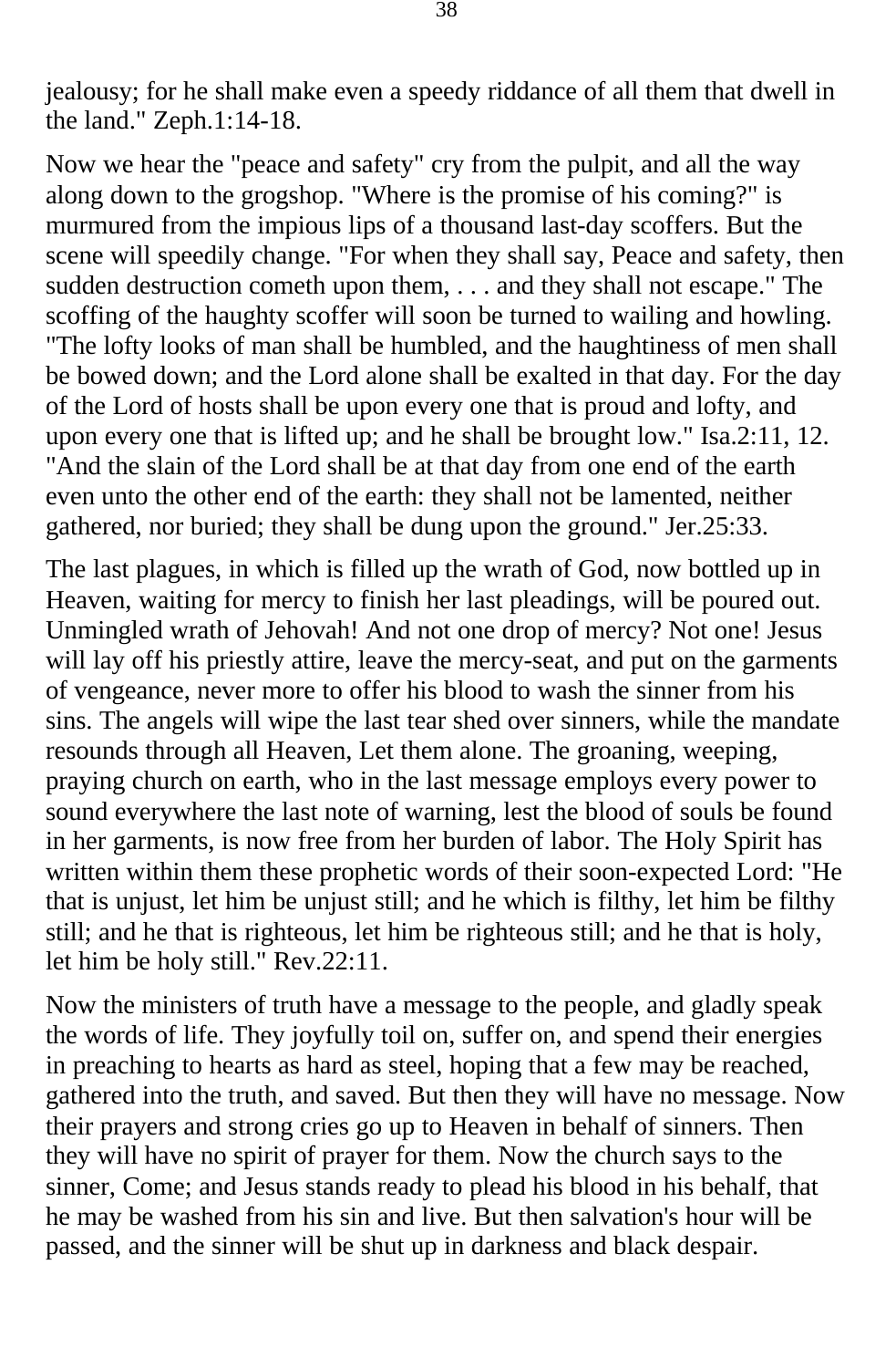jealousy; for he shall make even a speedy riddance of all them that dwell in the land." Zeph.1:14-18.

Now we hear the "peace and safety" cry from the pulpit, and all the way along down to the grogshop. "Where is the promise of his coming?" is murmured from the impious lips of a thousand last-day scoffers. But the scene will speedily change. "For when they shall say, Peace and safety, then sudden destruction cometh upon them, . . . and they shall not escape." The scoffing of the haughty scoffer will soon be turned to wailing and howling. "The lofty looks of man shall be humbled, and the haughtiness of men shall be bowed down; and the Lord alone shall be exalted in that day. For the day of the Lord of hosts shall be upon every one that is proud and lofty, and upon every one that is lifted up; and he shall be brought low." Isa.2:11, 12. "And the slain of the Lord shall be at that day from one end of the earth even unto the other end of the earth: they shall not be lamented, neither gathered, nor buried; they shall be dung upon the ground." Jer.25:33.

The last plagues, in which is filled up the wrath of God, now bottled up in Heaven, waiting for mercy to finish her last pleadings, will be poured out. Unmingled wrath of Jehovah! And not one drop of mercy? Not one! Jesus will lay off his priestly attire, leave the mercy-seat, and put on the garments of vengeance, never more to offer his blood to wash the sinner from his sins. The angels will wipe the last tear shed over sinners, while the mandate resounds through all Heaven, Let them alone. The groaning, weeping, praying church on earth, who in the last message employs every power to sound everywhere the last note of warning, lest the blood of souls be found in her garments, is now free from her burden of labor. The Holy Spirit has written within them these prophetic words of their soon-expected Lord: "He that is unjust, let him be unjust still; and he which is filthy, let him be filthy still; and he that is righteous, let him be righteous still; and he that is holy, let him be holy still." Rev.22:11.

Now the ministers of truth have a message to the people, and gladly speak the words of life. They joyfully toil on, suffer on, and spend their energies in preaching to hearts as hard as steel, hoping that a few may be reached, gathered into the truth, and saved. But then they will have no message. Now their prayers and strong cries go up to Heaven in behalf of sinners. Then they will have no spirit of prayer for them. Now the church says to the sinner, Come; and Jesus stands ready to plead his blood in his behalf, that he may be washed from his sin and live. But then salvation's hour will be passed, and the sinner will be shut up in darkness and black despair.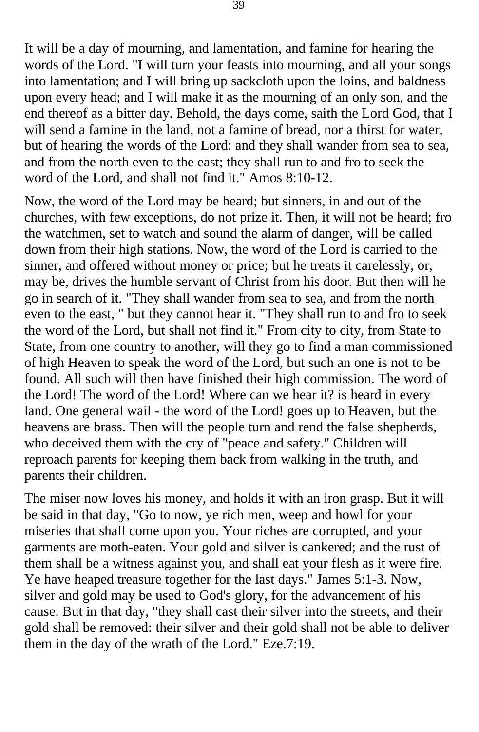It will be a day of mourning, and lamentation, and famine for hearing the words of the Lord. "I will turn your feasts into mourning, and all your songs into lamentation; and I will bring up sackcloth upon the loins, and baldness upon every head; and I will make it as the mourning of an only son, and the end thereof as a bitter day. Behold, the days come, saith the Lord God, that I will send a famine in the land, not a famine of bread, nor a thirst for water, but of hearing the words of the Lord: and they shall wander from sea to sea, and from the north even to the east; they shall run to and fro to seek the word of the Lord, and shall not find it." Amos 8:10-12.

Now, the word of the Lord may be heard; but sinners, in and out of the churches, with few exceptions, do not prize it. Then, it will not be heard; fro the watchmen, set to watch and sound the alarm of danger, will be called down from their high stations. Now, the word of the Lord is carried to the sinner, and offered without money or price; but he treats it carelessly, or, may be, drives the humble servant of Christ from his door. But then will he go in search of it. "They shall wander from sea to sea, and from the north even to the east, " but they cannot hear it. "They shall run to and fro to seek the word of the Lord, but shall not find it." From city to city, from State to State, from one country to another, will they go to find a man commissioned of high Heaven to speak the word of the Lord, but such an one is not to be found. All such will then have finished their high commission. The word of the Lord! The word of the Lord! Where can we hear it? is heard in every land. One general wail - the word of the Lord! goes up to Heaven, but the heavens are brass. Then will the people turn and rend the false shepherds, who deceived them with the cry of "peace and safety." Children will reproach parents for keeping them back from walking in the truth, and parents their children.

The miser now loves his money, and holds it with an iron grasp. But it will be said in that day, "Go to now, ye rich men, weep and howl for your miseries that shall come upon you. Your riches are corrupted, and your garments are moth-eaten. Your gold and silver is cankered; and the rust of them shall be a witness against you, and shall eat your flesh as it were fire. Ye have heaped treasure together for the last days." James 5:1-3. Now, silver and gold may be used to God's glory, for the advancement of his cause. But in that day, "they shall cast their silver into the streets, and their gold shall be removed: their silver and their gold shall not be able to deliver them in the day of the wrath of the Lord." Eze.7:19.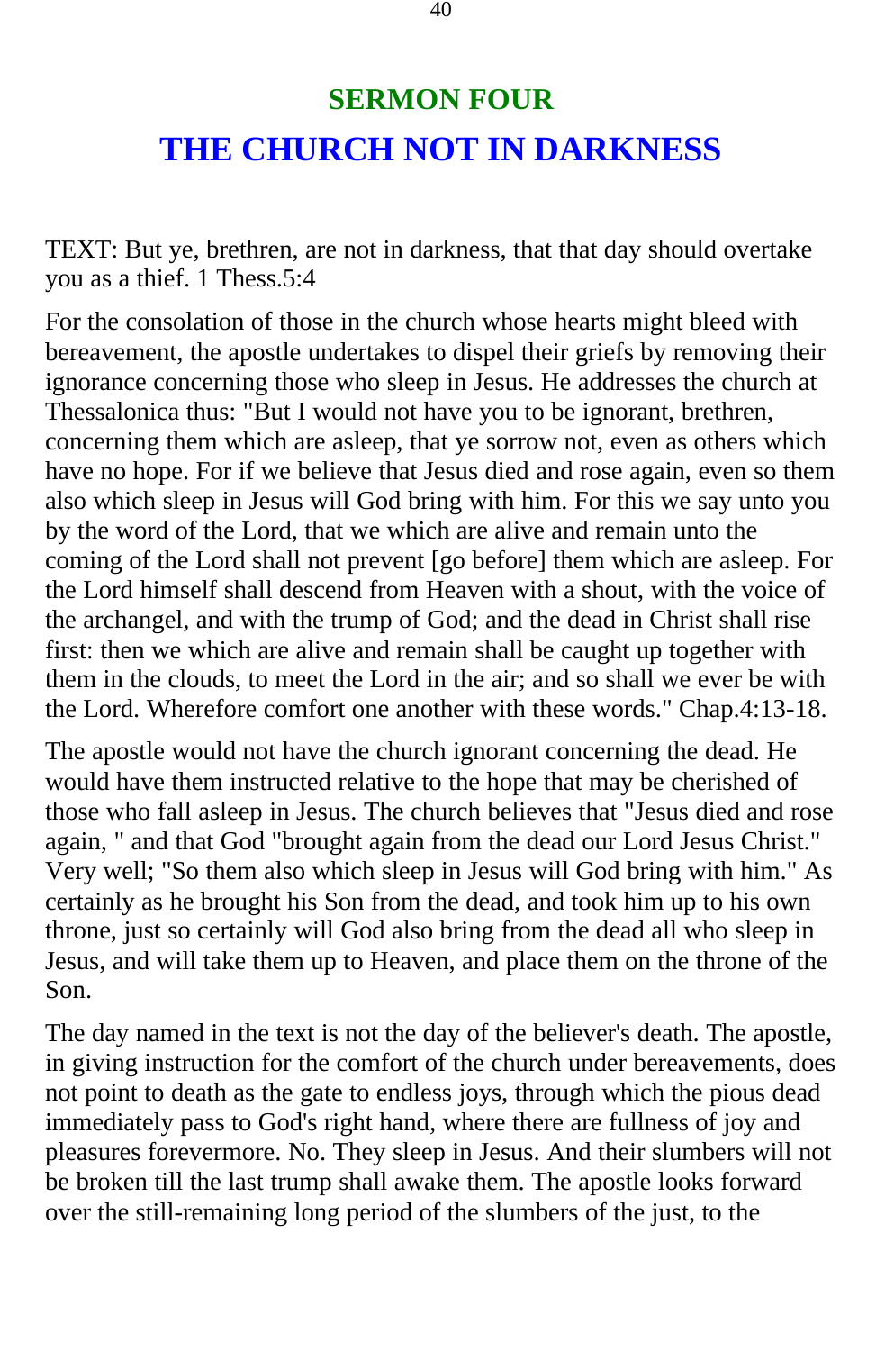## SERMON FOUR

# THE CHURCH NOT IN DARKNESS

TEXT: But ye, brethren, are not in darkness, that that day should overtake you as a thief. 1 Thess.5:4

For the consolation of those in the church whose hearts might bleed with bereavement, the apostle undertakes to dispel their griefs by removing their ignorance concerning those who sleep in Jesus. He addresses the church at Thessalonica thus: "But I would not have you to be ignorant, brethren, concerning them which are asleep, that ye sorrow not, even as others which have no hope. For if we believe that Jesus died and rose again, even so them also which sleep in Jesus will God bring with him. For this we say unto you by the word of the Lord, that we which are alive and remain unto the coming of the Lord shall not prevent [go before] them which are asleep. For the Lord himself shall descend from Heaven with a shout, with the voice of the archangel, and with the trump of God; and the dead in Christ shall rise first: then we which are alive and remain shall be caught up together with them in the clouds, to meet the Lord in the air; and so shall we ever be with the Lord. Wherefore comfort one another with these words." Chap.4:13-18.

The apostle would not have the church ignorant concerning the dead. He would have them instructed relative to the hope that may be cherished of those who fall asleep in Jesus. The church believes that "Jesus died and rose again, " and that God "brought again from the dead our Lord Jesus Christ." Very well; "So them also which sleep in Jesus will God bring with him." As certainly as he brought his Son from the dead, and took him up to his own throne, just so certainly will God also bring from the dead all who sleep in Jesus, and will take them up to Heaven, and place them on the throne of the Son.

The day named in the text is not the day of the believer's death. The apostle, in giving instruction for the comfort of the church under bereavements, does not point to death as the gate to endless joys, through which the pious dead immediately pass to God's right hand, where there are fullness of joy and pleasures forevermore. No. They sleep in Jesus. And their slumbers will not be broken till the last trump shall awake them. The apostle looks forward over the still-remaining long period of the slumbers of the just, to the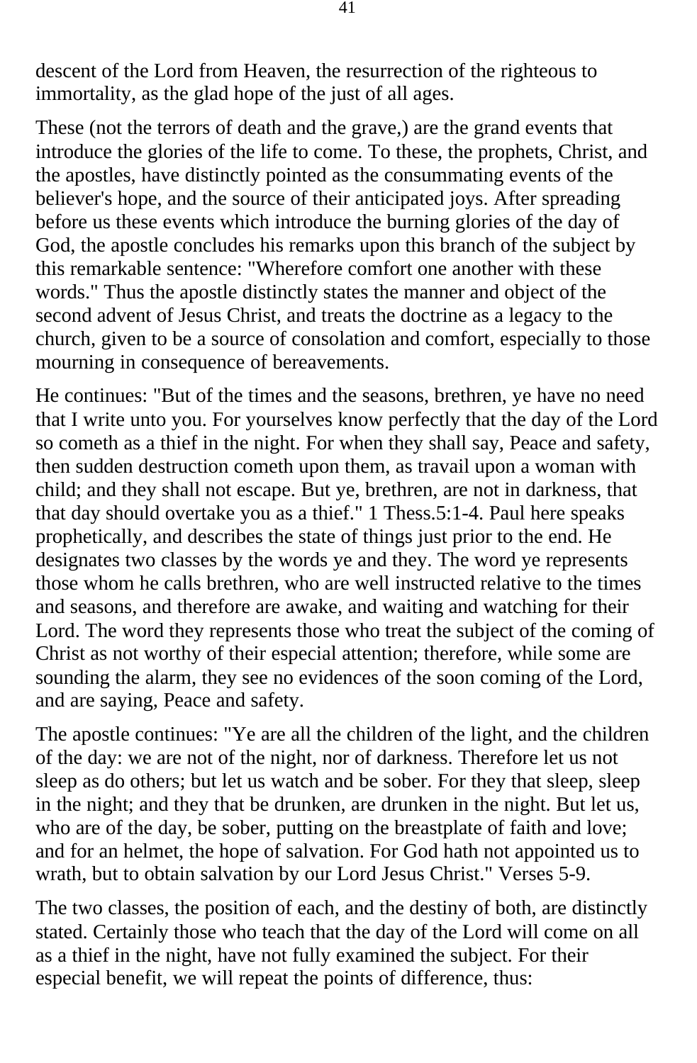descent of the Lord from Heaven, the resurrection of the righteous to immortality, as the glad hope of the just of all ages.

These (not the terrors of death and the grave,) are the grand events that introduce the glories of the life to come. To these, the prophets, Christ, and the apostles, have distinctly pointed as the consummating events of the believer's hope, and the source of their anticipated joys. After spreading before us these events which introduce the burning glories of the day of God, the apostle concludes his remarks upon this branch of the subject by this remarkable sentence: "Wherefore comfort one another with these words." Thus the apostle distinctly states the manner and object of the second advent of Jesus Christ, and treats the doctrine as a legacy to the church, given to be a source of consolation and comfort, especially to those mourning in consequence of bereavements.

He continues: "But of the times and the seasons, brethren, ye have no need that I write unto you. For yourselves know perfectly that the day of the Lord so cometh as a thief in the night. For when they shall say, Peace and safety, then sudden destruction cometh upon them, as travail upon a woman with child; and they shall not escape. But ye, brethren, are not in darkness, that that day should overtake you as a thief." 1 Thess.5:1-4. Paul here speaks prophetically, and describes the state of things just prior to the end. He designates two classes by the words ye and they. The word ye represents those whom he calls brethren, who are well instructed relative to the times and seasons, and therefore are awake, and waiting and watching for their Lord. The word they represents those who treat the subject of the coming of Christ as not worthy of their especial attention; therefore, while some are sounding the alarm, they see no evidences of the soon coming of the Lord, and are saying, Peace and safety.

The apostle continues: "Ye are all the children of the light, and the children of the day: we are not of the night, nor of darkness. Therefore let us not sleep as do others; but let us watch and be sober. For they that sleep, sleep in the night; and they that be drunken, are drunken in the night. But let us, who are of the day, be sober, putting on the breastplate of faith and love; and for an helmet, the hope of salvation. For God hath not appointed us to wrath, but to obtain salvation by our Lord Jesus Christ." Verses 5-9.

The two classes, the position of each, and the destiny of both, are distinctly stated. Certainly those who teach that the day of the Lord will come on all as a thief in the night, have not fully examined the subject. For their especial benefit, we will repeat the points of difference, thus: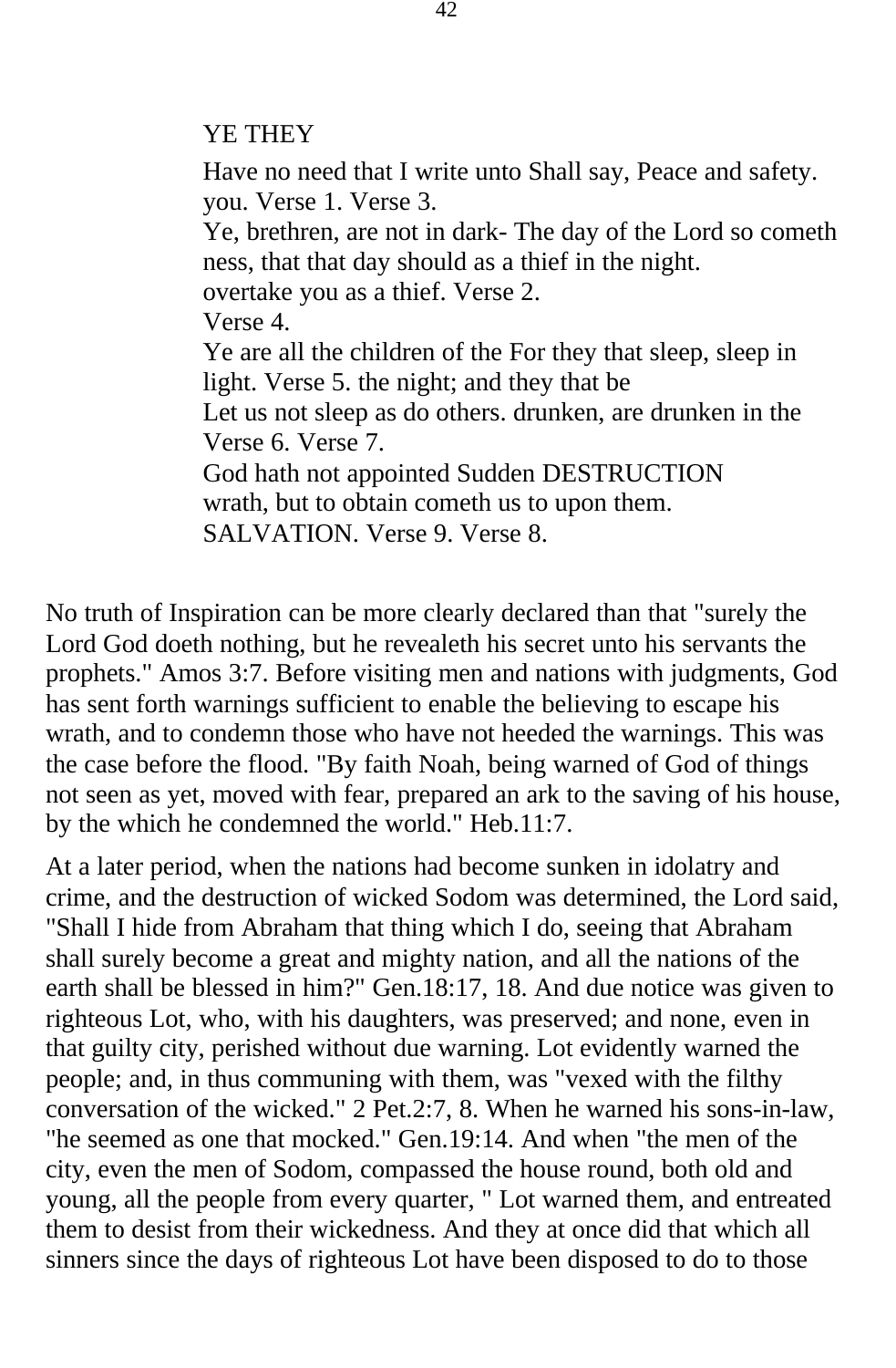| YE | THEY |
|---|---|
| Have no need that I write unto you. Verse 1. | Shall say, Peace and safety. Verse 3. |
| Ye, brethren, are not in darkness, that that day should overtake you as a thief. Verse 4. | The day of the Lord so cometh as a thief in the night. Verse 2. |
| Ye are all the children of the light. Verse 5. | For they that sleep, sleep in the night; and they that be drunken, are drunken in the night. Verse 7. |
| Let us not sleep as do others. Verse 6. | |
| God hath not appointed us to wrath, but to obtain SALVATION. Verse 9. | Sudden DESTRUCTION cometh upon them. Verse 8. |

No truth of Inspiration can be more clearly declared than that "surely the Lord God doeth nothing, but he revealeth his secret unto his servants the prophets." Amos 3:7. Before visiting men and nations with judgments, God has sent forth warnings sufficient to enable the believing to escape his wrath, and to condemn those who have not heeded the warnings. This was the case before the flood. "By faith Noah, being warned of God of things not seen as yet, moved with fear, prepared an ark to the saving of his house, by the which he condemned the world." Heb.11:7.

At a later period, when the nations had become sunken in idolatry and crime, and the destruction of wicked Sodom was determined, the Lord said, "Shall I hide from Abraham that thing which I do, seeing that Abraham shall surely become a great and mighty nation, and all the nations of the earth shall be blessed in him?" Gen.18:17, 18. And due notice was given to righteous Lot, who, with his daughters, was preserved; and none, even in that guilty city, perished without due warning. Lot evidently warned the people; and, in thus communing with them, was "vexed with the filthy conversation of the wicked." 2 Pet.2:7, 8. When he warned his sons-in-law, "he seemed as one that mocked." Gen.19:14. And when "the men of the city, even the men of Sodom, compassed the house round, both old and young, all the people from every quarter, " Lot warned them, and entreated them to desist from their wickedness. And they at once did that which all sinners since the days of righteous Lot have been disposed to do to those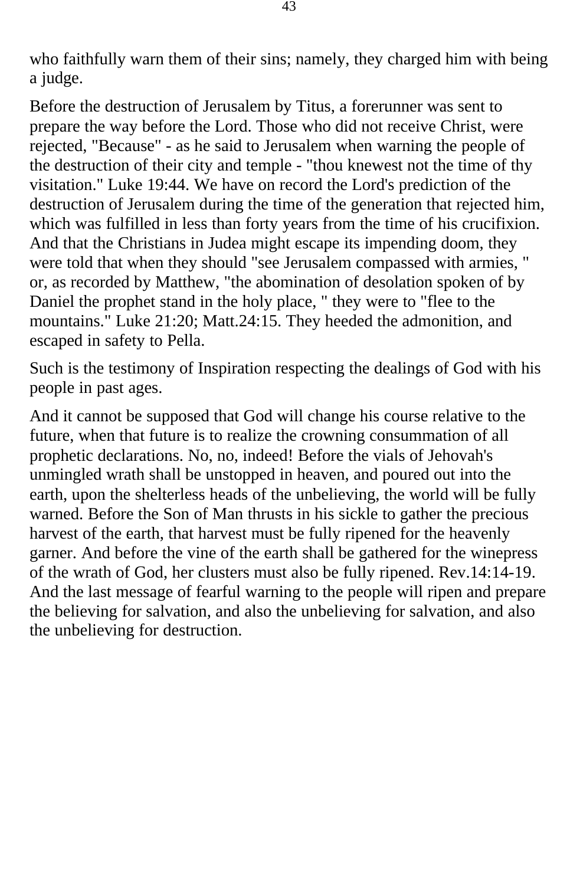who faithfully warn them of their sins; namely, they charged him with being a judge.

Before the destruction of Jerusalem by Titus, a forerunner was sent to prepare the way before the Lord. Those who did not receive Christ, were rejected, "Because" - as he said to Jerusalem when warning the people of the destruction of their city and temple - "thou knewest not the time of thy visitation." Luke 19:44. We have on record the Lord's prediction of the destruction of Jerusalem during the time of the generation that rejected him, which was fulfilled in less than forty years from the time of his crucifixion. And that the Christians in Judea might escape its impending doom, they were told that when they should "see Jerusalem compassed with armies, " or, as recorded by Matthew, "the abomination of desolation spoken of by Daniel the prophet stand in the holy place, " they were to "flee to the mountains." Luke 21:20; Matt.24:15. They heeded the admonition, and escaped in safety to Pella.

Such is the testimony of Inspiration respecting the dealings of God with his people in past ages.

And it cannot be supposed that God will change his course relative to the future, when that future is to realize the crowning consummation of all prophetic declarations. No, no, indeed! Before the vials of Jehovah's unmingled wrath shall be unstopped in heaven, and poured out into the earth, upon the shelterless heads of the unbelieving, the world will be fully warned. Before the Son of Man thrusts in his sickle to gather the precious harvest of the earth, that harvest must be fully ripened for the heavenly garner. And before the vine of the earth shall be gathered for the winepress of the wrath of God, her clusters must also be fully ripened. Rev.14:14-19. And the last message of fearful warning to the people will ripen and prepare the believing for salvation, and also the unbelieving for salvation, and also the unbelieving for destruction.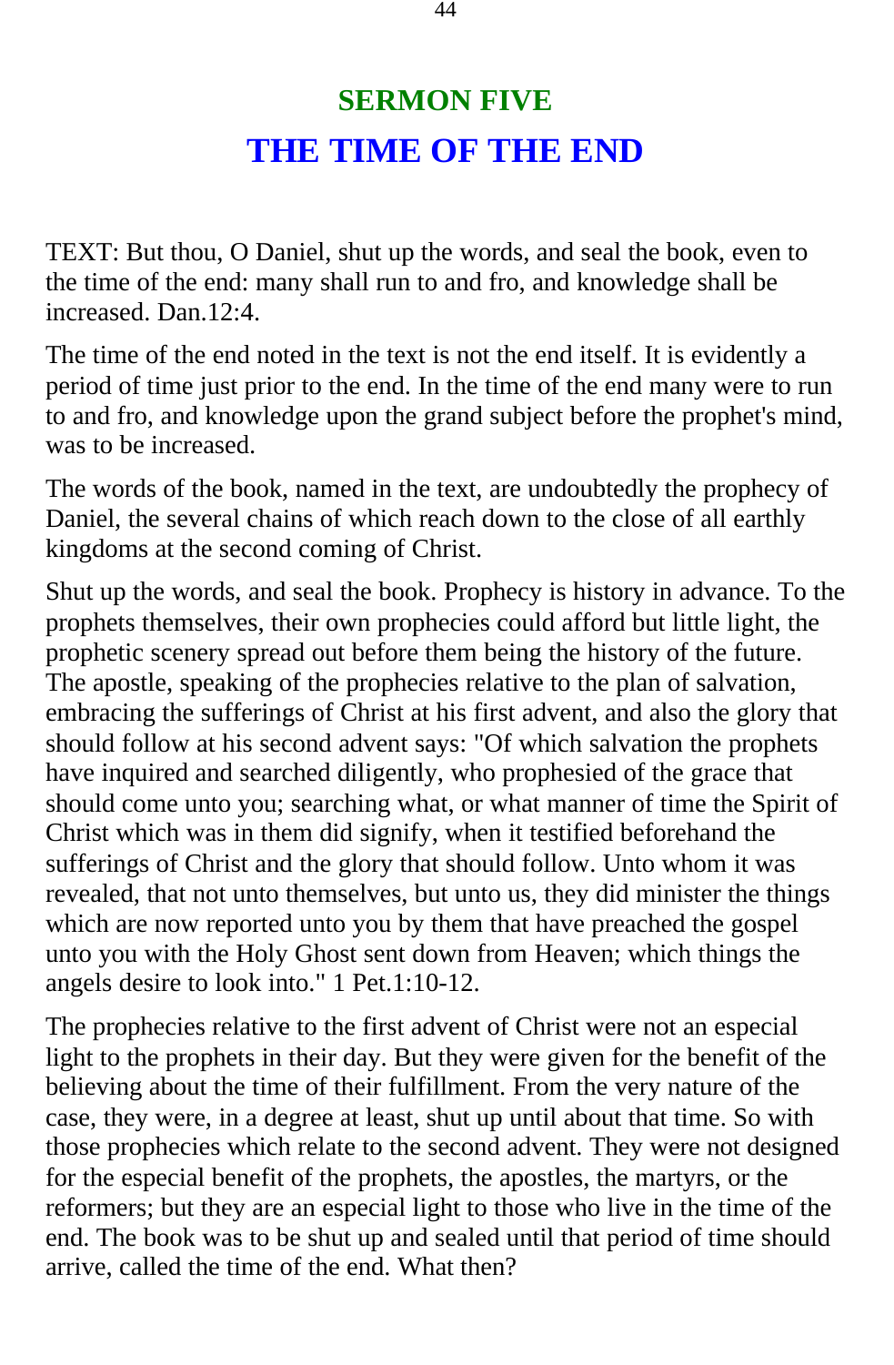## SERMON FIVE

# THE TIME OF THE END

TEXT: But thou, O Daniel, shut up the words, and seal the book, even to the time of the end: many shall run to and fro, and knowledge shall be increased. Dan.12:4.

The time of the end noted in the text is not the end itself. It is evidently a period of time just prior to the end. In the time of the end many were to run to and fro, and knowledge upon the grand subject before the prophet's mind, was to be increased.

The words of the book, named in the text, are undoubtedly the prophecy of Daniel, the several chains of which reach down to the close of all earthly kingdoms at the second coming of Christ.

Shut up the words, and seal the book. Prophecy is history in advance. To the prophets themselves, their own prophecies could afford but little light, the prophetic scenery spread out before them being the history of the future. The apostle, speaking of the prophecies relative to the plan of salvation, embracing the sufferings of Christ at his first advent, and also the glory that should follow at his second advent says: "Of which salvation the prophets have inquired and searched diligently, who prophesied of the grace that should come unto you; searching what, or what manner of time the Spirit of Christ which was in them did signify, when it testified beforehand the sufferings of Christ and the glory that should follow. Unto whom it was revealed, that not unto themselves, but unto us, they did minister the things which are now reported unto you by them that have preached the gospel unto you with the Holy Ghost sent down from Heaven; which things the angels desire to look into." 1 Pet.1:10-12.

The prophecies relative to the first advent of Christ were not an especial light to the prophets in their day. But they were given for the benefit of the believing about the time of their fulfillment. From the very nature of the case, they were, in a degree at least, shut up until about that time. So with those prophecies which relate to the second advent. They were not designed for the especial benefit of the prophets, the apostles, the martyrs, or the reformers; but they are an especial light to those who live in the time of the end. The book was to be shut up and sealed until that period of time should arrive, called the time of the end. What then?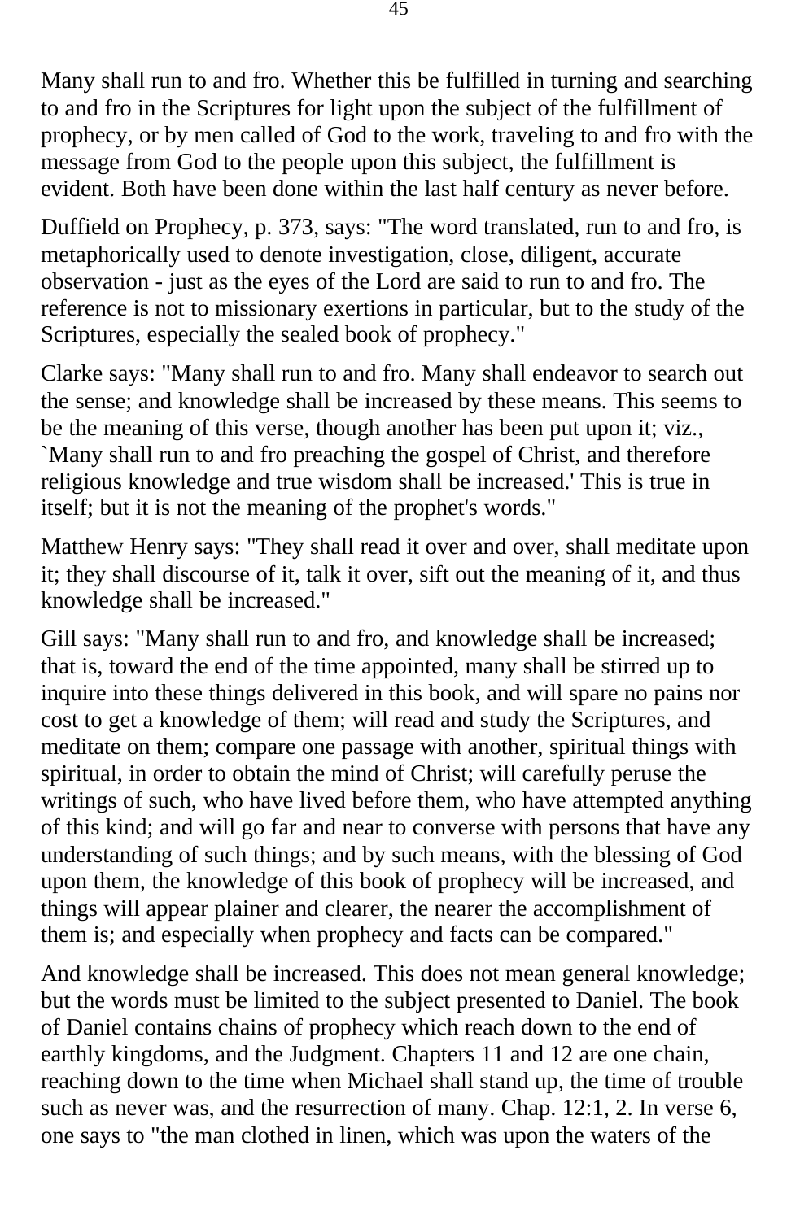Many shall run to and fro. Whether this be fulfilled in turning and searching to and fro in the Scriptures for light upon the subject of the fulfillment of prophecy, or by men called of God to the work, traveling to and fro with the message from God to the people upon this subject, the fulfillment is evident. Both have been done within the last half century as never before.

Duffield on Prophecy, p. 373, says: "The word translated, run to and fro, is metaphorically used to denote investigation, close, diligent, accurate observation - just as the eyes of the Lord are said to run to and fro. The reference is not to missionary exertions in particular, but to the study of the Scriptures, especially the sealed book of prophecy."

Clarke says: "Many shall run to and fro. Many shall endeavor to search out the sense; and knowledge shall be increased by these means. This seems to be the meaning of this verse, though another has been put upon it; viz., `Many shall run to and fro preaching the gospel of Christ, and therefore religious knowledge and true wisdom shall be increased.' This is true in itself; but it is not the meaning of the prophet's words."

Matthew Henry says: "They shall read it over and over, shall meditate upon it; they shall discourse of it, talk it over, sift out the meaning of it, and thus knowledge shall be increased."

Gill says: "Many shall run to and fro, and knowledge shall be increased; that is, toward the end of the time appointed, many shall be stirred up to inquire into these things delivered in this book, and will spare no pains nor cost to get a knowledge of them; will read and study the Scriptures, and meditate on them; compare one passage with another, spiritual things with spiritual, in order to obtain the mind of Christ; will carefully peruse the writings of such, who have lived before them, who have attempted anything of this kind; and will go far and near to converse with persons that have any understanding of such things; and by such means, with the blessing of God upon them, the knowledge of this book of prophecy will be increased, and things will appear plainer and clearer, the nearer the accomplishment of them is; and especially when prophecy and facts can be compared."

And knowledge shall be increased. This does not mean general knowledge; but the words must be limited to the subject presented to Daniel. The book of Daniel contains chains of prophecy which reach down to the end of earthly kingdoms, and the Judgment. Chapters 11 and 12 are one chain, reaching down to the time when Michael shall stand up, the time of trouble such as never was, and the resurrection of many. Chap. 12:1, 2. In verse 6, one says to "the man clothed in linen, which was upon the waters of the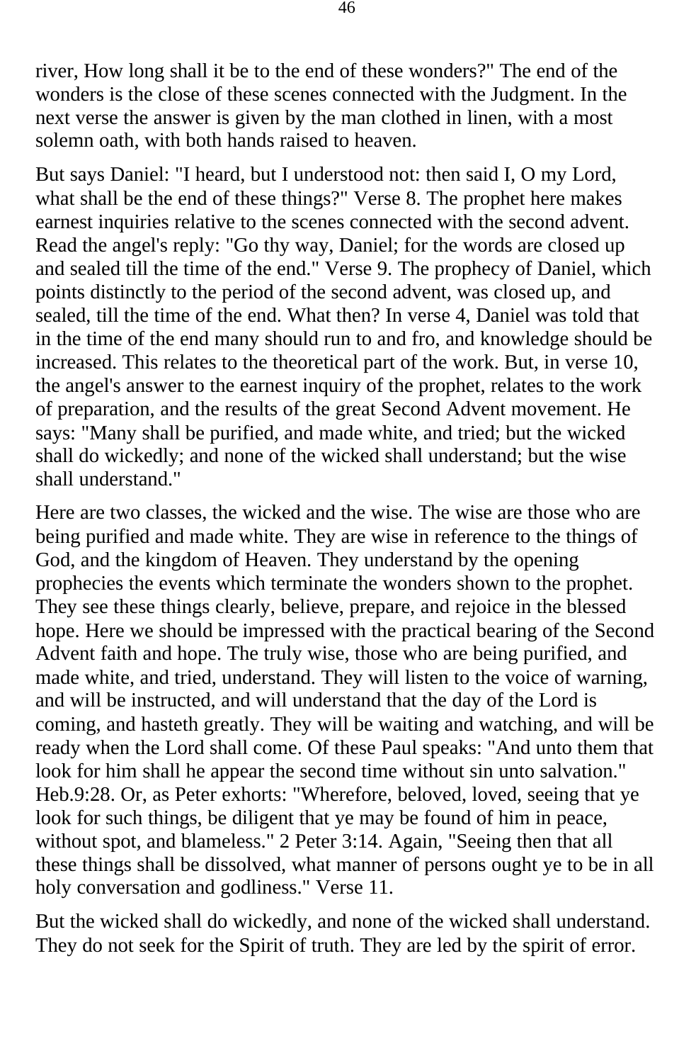river, How long shall it be to the end of these wonders?" The end of the wonders is the close of these scenes connected with the Judgment. In the next verse the answer is given by the man clothed in linen, with a most solemn oath, with both hands raised to heaven.

But says Daniel: "I heard, but I understood not: then said I, O my Lord, what shall be the end of these things?" Verse 8. The prophet here makes earnest inquiries relative to the scenes connected with the second advent. Read the angel's reply: "Go thy way, Daniel; for the words are closed up and sealed till the time of the end." Verse 9. The prophecy of Daniel, which points distinctly to the period of the second advent, was closed up, and sealed, till the time of the end. What then? In verse 4, Daniel was told that in the time of the end many should run to and fro, and knowledge should be increased. This relates to the theoretical part of the work. But, in verse 10, the angel's answer to the earnest inquiry of the prophet, relates to the work of preparation, and the results of the great Second Advent movement. He says: "Many shall be purified, and made white, and tried; but the wicked shall do wickedly; and none of the wicked shall understand; but the wise shall understand."

Here are two classes, the wicked and the wise. The wise are those who are being purified and made white. They are wise in reference to the things of God, and the kingdom of Heaven. They understand by the opening prophecies the events which terminate the wonders shown to the prophet. They see these things clearly, believe, prepare, and rejoice in the blessed hope. Here we should be impressed with the practical bearing of the Second Advent faith and hope. The truly wise, those who are being purified, and made white, and tried, understand. They will listen to the voice of warning, and will be instructed, and will understand that the day of the Lord is coming, and hasteth greatly. They will be waiting and watching, and will be ready when the Lord shall come. Of these Paul speaks: "And unto them that look for him shall he appear the second time without sin unto salvation." Heb.9:28. Or, as Peter exhorts: "Wherefore, beloved, loved, seeing that ye look for such things, be diligent that ye may be found of him in peace, without spot, and blameless." 2 Peter 3:14. Again, "Seeing then that all these things shall be dissolved, what manner of persons ought ye to be in all holy conversation and godliness." Verse 11.

But the wicked shall do wickedly, and none of the wicked shall understand. They do not seek for the Spirit of truth. They are led by the spirit of error.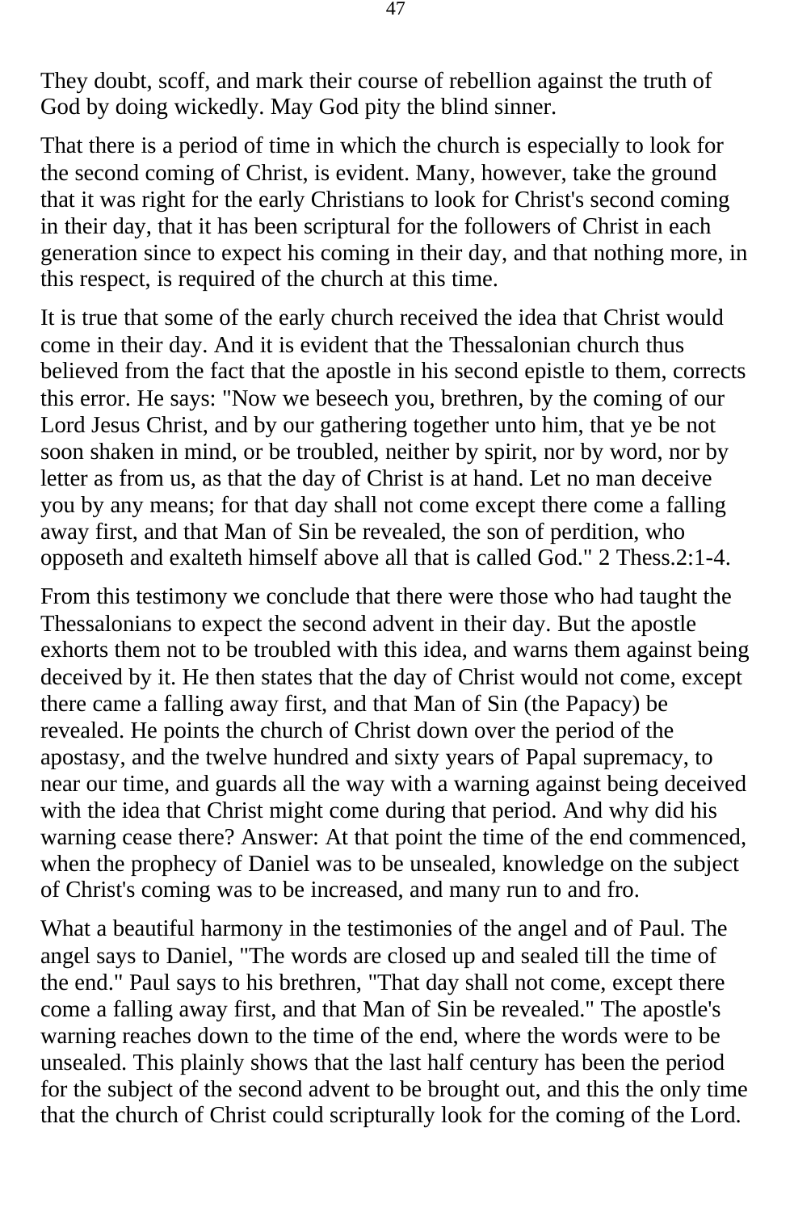They doubt, scoff, and mark their course of rebellion against the truth of God by doing wickedly. May God pity the blind sinner.

That there is a period of time in which the church is especially to look for the second coming of Christ, is evident. Many, however, take the ground that it was right for the early Christians to look for Christ's second coming in their day, that it has been scriptural for the followers of Christ in each generation since to expect his coming in their day, and that nothing more, in this respect, is required of the church at this time.

It is true that some of the early church received the idea that Christ would come in their day. And it is evident that the Thessalonian church thus believed from the fact that the apostle in his second epistle to them, corrects this error. He says: "Now we beseech you, brethren, by the coming of our Lord Jesus Christ, and by our gathering together unto him, that ye be not soon shaken in mind, or be troubled, neither by spirit, nor by word, nor by letter as from us, as that the day of Christ is at hand. Let no man deceive you by any means; for that day shall not come except there come a falling away first, and that Man of Sin be revealed, the son of perdition, who opposeth and exalteth himself above all that is called God." 2 Thess.2:1-4.

From this testimony we conclude that there were those who had taught the Thessalonians to expect the second advent in their day. But the apostle exhorts them not to be troubled with this idea, and warns them against being deceived by it. He then states that the day of Christ would not come, except there came a falling away first, and that Man of Sin (the Papacy) be revealed. He points the church of Christ down over the period of the apostasy, and the twelve hundred and sixty years of Papal supremacy, to near our time, and guards all the way with a warning against being deceived with the idea that Christ might come during that period. And why did his warning cease there? Answer: At that point the time of the end commenced, when the prophecy of Daniel was to be unsealed, knowledge on the subject of Christ's coming was to be increased, and many run to and fro.

What a beautiful harmony in the testimonies of the angel and of Paul. The angel says to Daniel, "The words are closed up and sealed till the time of the end." Paul says to his brethren, "That day shall not come, except there come a falling away first, and that Man of Sin be revealed." The apostle's warning reaches down to the time of the end, where the words were to be unsealed. This plainly shows that the last half century has been the period for the subject of the second advent to be brought out, and this the only time that the church of Christ could scripturally look for the coming of the Lord.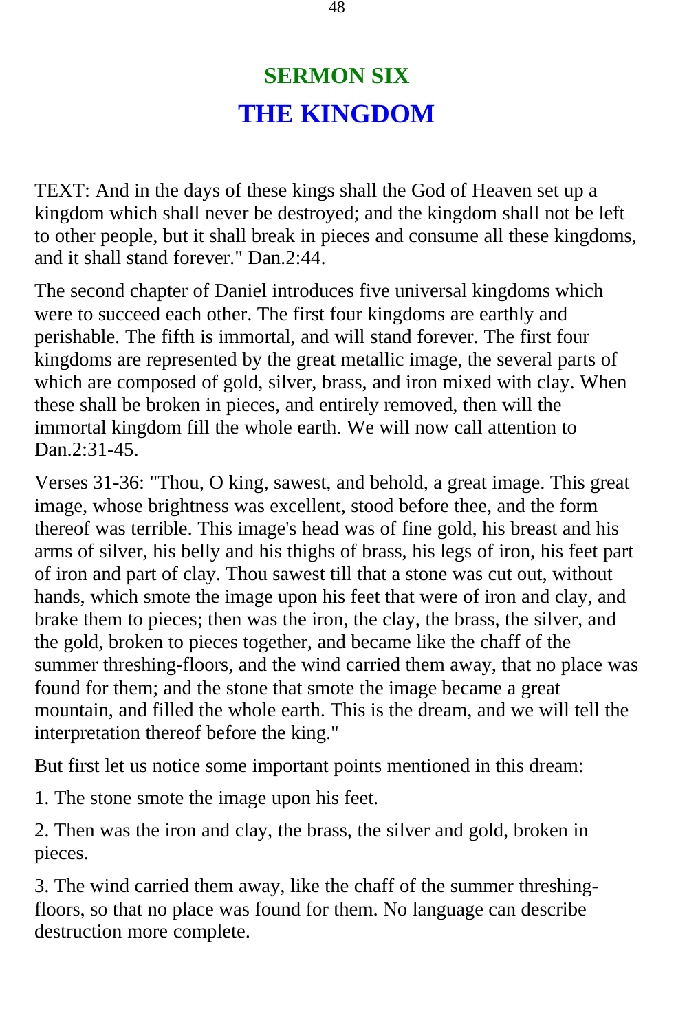# SERMON SIX

## THE KINGDOM

TEXT: And in the days of these kings shall the God of Heaven set up a kingdom which shall never be destroyed; and the kingdom shall not be left to other people, but it shall break in pieces and consume all these kingdoms, and it shall stand forever." Dan.2:44.

The second chapter of Daniel introduces five universal kingdoms which were to succeed each other. The first four kingdoms are earthly and perishable. The fifth is immortal, and will stand forever. The first four kingdoms are represented by the great metallic image, the several parts of which are composed of gold, silver, brass, and iron mixed with clay. When these shall be broken in pieces, and entirely removed, then will the immortal kingdom fill the whole earth. We will now call attention to Dan.2:31-45.

Verses 31-36: "Thou, O king, sawest, and behold, a great image. This great image, whose brightness was excellent, stood before thee, and the form thereof was terrible. This image's head was of fine gold, his breast and his arms of silver, his belly and his thighs of brass, his legs of iron, his feet part of iron and part of clay. Thou sawest till that a stone was cut out, without hands, which smote the image upon his feet that were of iron and clay, and brake them to pieces; then was the iron, the clay, the brass, the silver, and the gold, broken to pieces together, and became like the chaff of the summer threshing-floors, and the wind carried them away, that no place was found for them; and the stone that smote the image became a great mountain, and filled the whole earth. This is the dream, and we will tell the interpretation thereof before the king."

But first let us notice some important points mentioned in this dream:

1. The stone smote the image upon his feet.

2. Then was the iron and clay, the brass, the silver and gold, broken in pieces.

3. The wind carried them away, like the chaff of the summer threshing-floors, so that no place was found for them. No language can describe destruction more complete.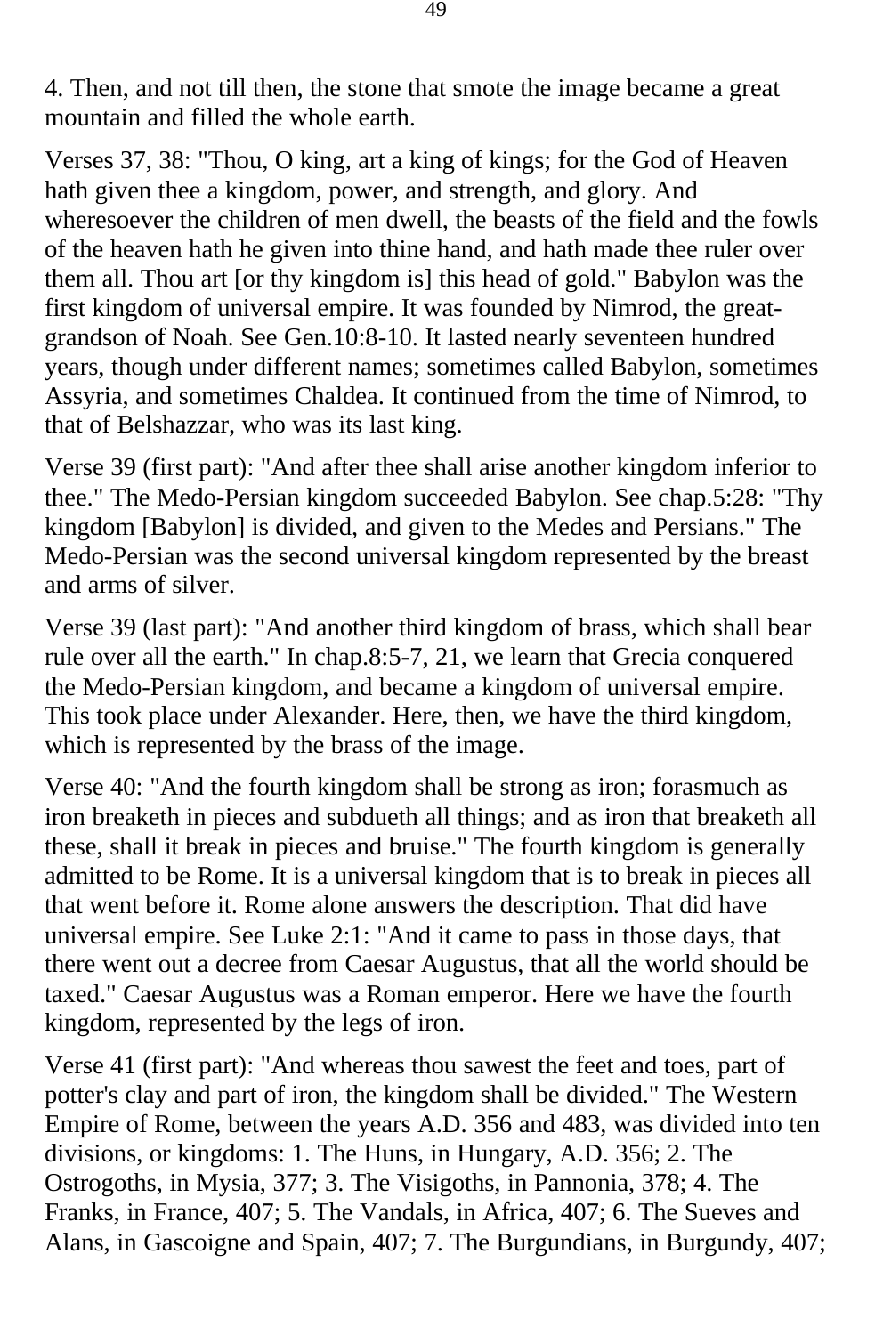4. Then, and not till then, the stone that smote the image became a great mountain and filled the whole earth.

Verses 37, 38: "Thou, O king, art a king of kings; for the God of Heaven hath given thee a kingdom, power, and strength, and glory. And wheresoever the children of men dwell, the beasts of the field and the fowls of the heaven hath he given into thine hand, and hath made thee ruler over them all. Thou art [or thy kingdom is] this head of gold." Babylon was the first kingdom of universal empire. It was founded by Nimrod, the great-grandson of Noah. See Gen.10:8-10. It lasted nearly seventeen hundred years, though under different names; sometimes called Babylon, sometimes Assyria, and sometimes Chaldea. It continued from the time of Nimrod, to that of Belshazzar, who was its last king.

Verse 39 (first part): "And after thee shall arise another kingdom inferior to thee." The Medo-Persian kingdom succeeded Babylon. See chap.5:28: "Thy kingdom [Babylon] is divided, and given to the Medes and Persians." The Medo-Persian was the second universal kingdom represented by the breast and arms of silver.

Verse 39 (last part): "And another third kingdom of brass, which shall bear rule over all the earth." In chap.8:5-7, 21, we learn that Grecia conquered the Medo-Persian kingdom, and became a kingdom of universal empire. This took place under Alexander. Here, then, we have the third kingdom, which is represented by the brass of the image.

Verse 40: "And the fourth kingdom shall be strong as iron; forasmuch as iron breaketh in pieces and subdueth all things; and as iron that breaketh all these, shall it break in pieces and bruise." The fourth kingdom is generally admitted to be Rome. It is a universal kingdom that is to break in pieces all that went before it. Rome alone answers the description. That did have universal empire. See Luke 2:1: "And it came to pass in those days, that there went out a decree from Caesar Augustus, that all the world should be taxed." Caesar Augustus was a Roman emperor. Here we have the fourth kingdom, represented by the legs of iron.

Verse 41 (first part): "And whereas thou sawest the feet and toes, part of potter's clay and part of iron, the kingdom shall be divided." The Western Empire of Rome, between the years A.D. 356 and 483, was divided into ten divisions, or kingdoms: 1. The Huns, in Hungary, A.D. 356; 2. The Ostrogoths, in Mysia, 377; 3. The Visigoths, in Pannonia, 378; 4. The Franks, in France, 407; 5. The Vandals, in Africa, 407; 6. The Sueves and Alans, in Gascoigne and Spain, 407; 7. The Burgundians, in Burgundy, 407;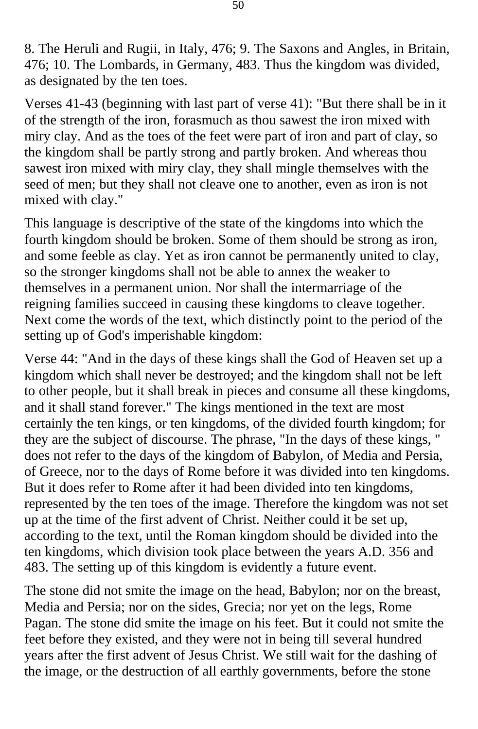8. The Heruli and Rugii, in Italy, 476; 9. The Saxons and Angles, in Britain, 476; 10. The Lombards, in Germany, 483. Thus the kingdom was divided, as designated by the ten toes.

Verses 41-43 (beginning with last part of verse 41): "But there shall be in it of the strength of the iron, forasmuch as thou sawest the iron mixed with miry clay. And as the toes of the feet were part of iron and part of clay, so the kingdom shall be partly strong and partly broken. And whereas thou sawest iron mixed with miry clay, they shall mingle themselves with the seed of men; but they shall not cleave one to another, even as iron is not mixed with clay."

This language is descriptive of the state of the kingdoms into which the fourth kingdom should be broken. Some of them should be strong as iron, and some feeble as clay. Yet as iron cannot be permanently united to clay, so the stronger kingdoms shall not be able to annex the weaker to themselves in a permanent union. Nor shall the intermarriage of the reigning families succeed in causing these kingdoms to cleave together. Next come the words of the text, which distinctly point to the period of the setting up of God's imperishable kingdom:

Verse 44: "And in the days of these kings shall the God of Heaven set up a kingdom which shall never be destroyed; and the kingdom shall not be left to other people, but it shall break in pieces and consume all these kingdoms, and it shall stand forever." The kings mentioned in the text are most certainly the ten kings, or ten kingdoms, of the divided fourth kingdom; for they are the subject of discourse. The phrase, "In the days of these kings, " does not refer to the days of the kingdom of Babylon, of Media and Persia, of Greece, nor to the days of Rome before it was divided into ten kingdoms. But it does refer to Rome after it had been divided into ten kingdoms, represented by the ten toes of the image. Therefore the kingdom was not set up at the time of the first advent of Christ. Neither could it be set up, according to the text, until the Roman kingdom should be divided into the ten kingdoms, which division took place between the years A.D. 356 and 483. The setting up of this kingdom is evidently a future event.

The stone did not smite the image on the head, Babylon; nor on the breast, Media and Persia; nor on the sides, Grecia; nor yet on the legs, Rome Pagan. The stone did smite the image on his feet. But it could not smite the feet before they existed, and they were not in being till several hundred years after the first advent of Jesus Christ. We still wait for the dashing of the image, or the destruction of all earthly governments, before the stone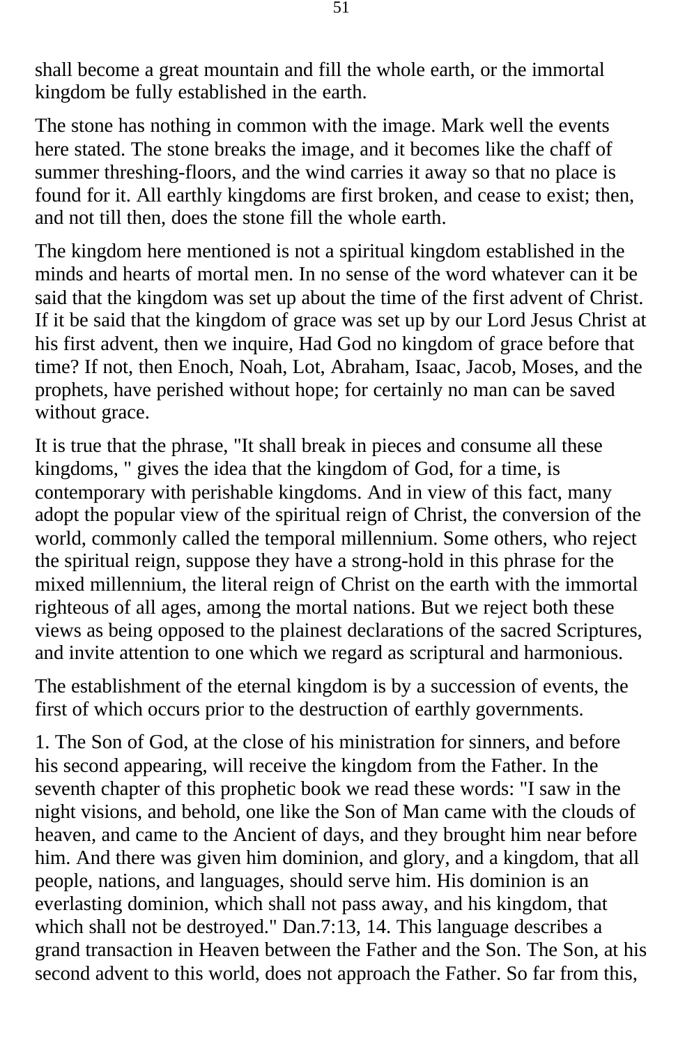shall become a great mountain and fill the whole earth, or the immortal kingdom be fully established in the earth.

The stone has nothing in common with the image. Mark well the events here stated. The stone breaks the image, and it becomes like the chaff of summer threshing-floors, and the wind carries it away so that no place is found for it. All earthly kingdoms are first broken, and cease to exist; then, and not till then, does the stone fill the whole earth.

The kingdom here mentioned is not a spiritual kingdom established in the minds and hearts of mortal men. In no sense of the word whatever can it be said that the kingdom was set up about the time of the first advent of Christ. If it be said that the kingdom of grace was set up by our Lord Jesus Christ at his first advent, then we inquire, Had God no kingdom of grace before that time? If not, then Enoch, Noah, Lot, Abraham, Isaac, Jacob, Moses, and the prophets, have perished without hope; for certainly no man can be saved without grace.

It is true that the phrase, "It shall break in pieces and consume all these kingdoms, " gives the idea that the kingdom of God, for a time, is contemporary with perishable kingdoms. And in view of this fact, many adopt the popular view of the spiritual reign of Christ, the conversion of the world, commonly called the temporal millennium. Some others, who reject the spiritual reign, suppose they have a strong-hold in this phrase for the mixed millennium, the literal reign of Christ on the earth with the immortal righteous of all ages, among the mortal nations. But we reject both these views as being opposed to the plainest declarations of the sacred Scriptures, and invite attention to one which we regard as scriptural and harmonious.

The establishment of the eternal kingdom is by a succession of events, the first of which occurs prior to the destruction of earthly governments.

1. The Son of God, at the close of his ministration for sinners, and before his second appearing, will receive the kingdom from the Father. In the seventh chapter of this prophetic book we read these words: "I saw in the night visions, and behold, one like the Son of Man came with the clouds of heaven, and came to the Ancient of days, and they brought him near before him. And there was given him dominion, and glory, and a kingdom, that all people, nations, and languages, should serve him. His dominion is an everlasting dominion, which shall not pass away, and his kingdom, that which shall not be destroyed." Dan.7:13, 14. This language describes a grand transaction in Heaven between the Father and the Son. The Son, at his second advent to this world, does not approach the Father. So far from this,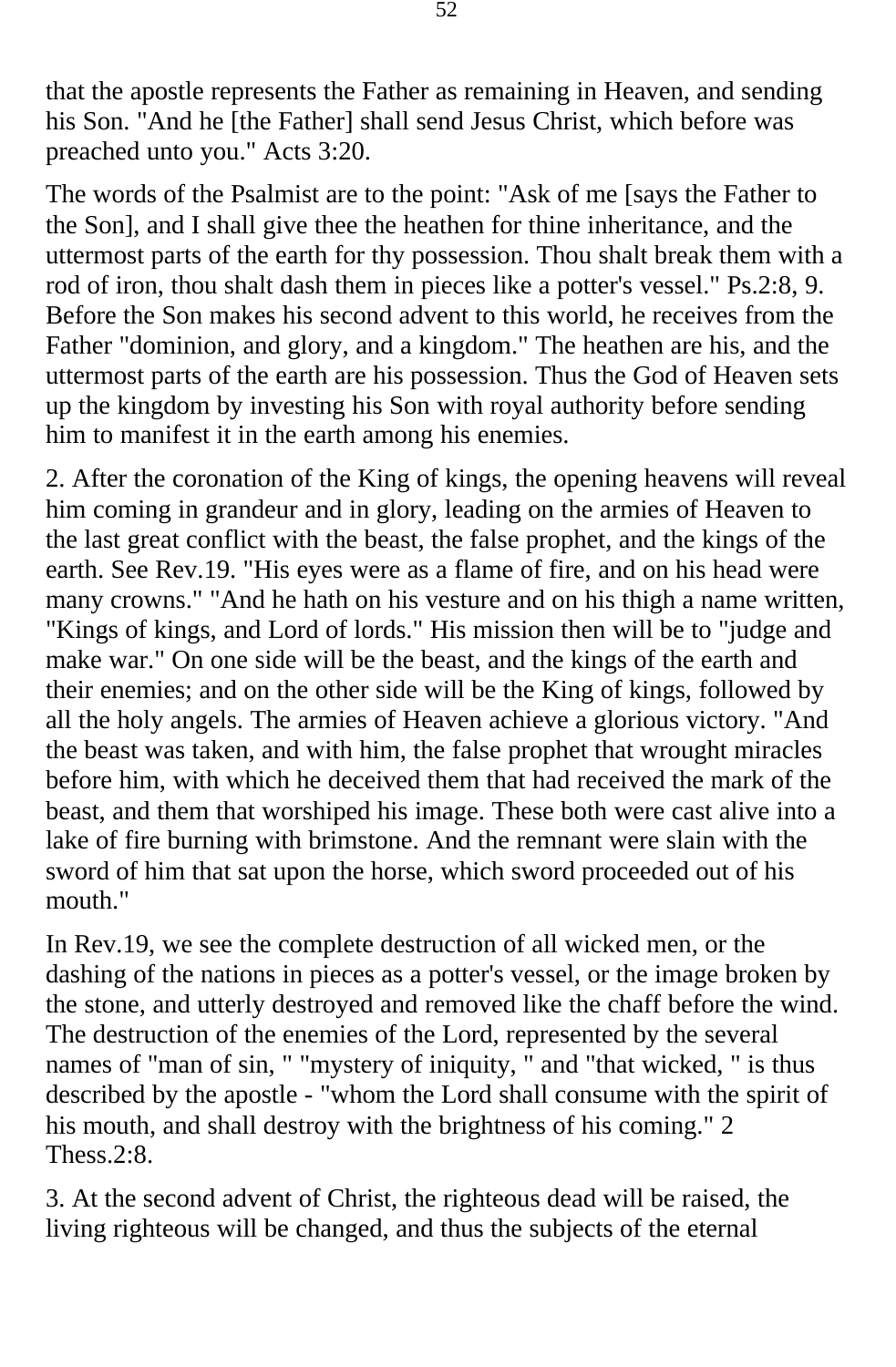that the apostle represents the Father as remaining in Heaven, and sending his Son. "And he [the Father] shall send Jesus Christ, which before was preached unto you." Acts 3:20.

The words of the Psalmist are to the point: "Ask of me [says the Father to the Son], and I shall give thee the heathen for thine inheritance, and the uttermost parts of the earth for thy possession. Thou shalt break them with a rod of iron, thou shalt dash them in pieces like a potter's vessel." Ps.2:8, 9. Before the Son makes his second advent to this world, he receives from the Father "dominion, and glory, and a kingdom." The heathen are his, and the uttermost parts of the earth are his possession. Thus the God of Heaven sets up the kingdom by investing his Son with royal authority before sending him to manifest it in the earth among his enemies.

2. After the coronation of the King of kings, the opening heavens will reveal him coming in grandeur and in glory, leading on the armies of Heaven to the last great conflict with the beast, the false prophet, and the kings of the earth. See Rev.19. "His eyes were as a flame of fire, and on his head were many crowns." "And he hath on his vesture and on his thigh a name written, "Kings of kings, and Lord of lords." His mission then will be to "judge and make war." On one side will be the beast, and the kings of the earth and their enemies; and on the other side will be the King of kings, followed by all the holy angels. The armies of Heaven achieve a glorious victory. "And the beast was taken, and with him, the false prophet that wrought miracles before him, with which he deceived them that had received the mark of the beast, and them that worshiped his image. These both were cast alive into a lake of fire burning with brimstone. And the remnant were slain with the sword of him that sat upon the horse, which sword proceeded out of his mouth."

In Rev.19, we see the complete destruction of all wicked men, or the dashing of the nations in pieces as a potter's vessel, or the image broken by the stone, and utterly destroyed and removed like the chaff before the wind. The destruction of the enemies of the Lord, represented by the several names of "man of sin, " "mystery of iniquity, " and "that wicked, " is thus described by the apostle - "whom the Lord shall consume with the spirit of his mouth, and shall destroy with the brightness of his coming." 2 Thess.2:8.

3. At the second advent of Christ, the righteous dead will be raised, the living righteous will be changed, and thus the subjects of the eternal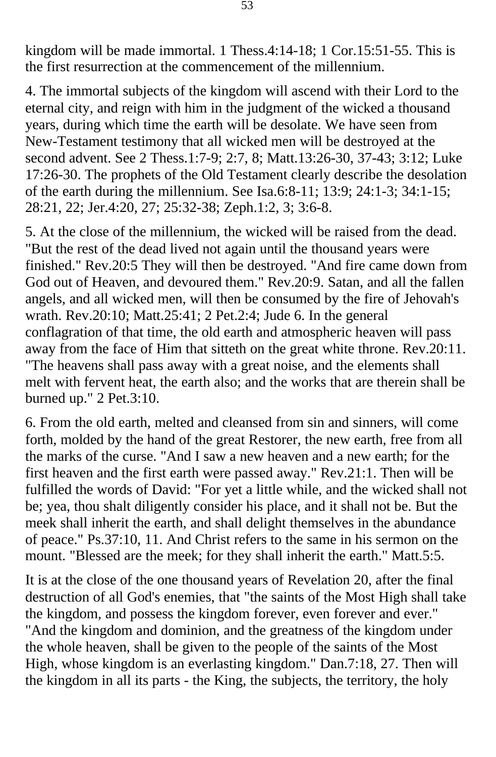kingdom will be made immortal. 1 Thess.4:14-18; 1 Cor.15:51-55. This is the first resurrection at the commencement of the millennium.

4. The immortal subjects of the kingdom will ascend with their Lord to the eternal city, and reign with him in the judgment of the wicked a thousand years, during which time the earth will be desolate. We have seen from New-Testament testimony that all wicked men will be destroyed at the second advent. See 2 Thess.1:7-9; 2:7, 8; Matt.13:26-30, 37-43; 3:12; Luke 17:26-30. The prophets of the Old Testament clearly describe the desolation of the earth during the millennium. See Isa.6:8-11; 13:9; 24:1-3; 34:1-15; 28:21, 22; Jer.4:20, 27; 25:32-38; Zeph.1:2, 3; 3:6-8.

5. At the close of the millennium, the wicked will be raised from the dead. "But the rest of the dead lived not again until the thousand years were finished." Rev.20:5 They will then be destroyed. "And fire came down from God out of Heaven, and devoured them." Rev.20:9. Satan, and all the fallen angels, and all wicked men, will then be consumed by the fire of Jehovah's wrath. Rev.20:10; Matt.25:41; 2 Pet.2:4; Jude 6. In the general conflagration of that time, the old earth and atmospheric heaven will pass away from the face of Him that sitteth on the great white throne. Rev.20:11. "The heavens shall pass away with a great noise, and the elements shall melt with fervent heat, the earth also; and the works that are therein shall be burned up." 2 Pet.3:10.

6. From the old earth, melted and cleansed from sin and sinners, will come forth, molded by the hand of the great Restorer, the new earth, free from all the marks of the curse. "And I saw a new heaven and a new earth; for the first heaven and the first earth were passed away." Rev.21:1. Then will be fulfilled the words of David: "For yet a little while, and the wicked shall not be; yea, thou shalt diligently consider his place, and it shall not be. But the meek shall inherit the earth, and shall delight themselves in the abundance of peace." Ps.37:10, 11. And Christ refers to the same in his sermon on the mount. "Blessed are the meek; for they shall inherit the earth." Matt.5:5.

It is at the close of the one thousand years of Revelation 20, after the final destruction of all God's enemies, that "the saints of the Most High shall take the kingdom, and possess the kingdom forever, even forever and ever." "And the kingdom and dominion, and the greatness of the kingdom under the whole heaven, shall be given to the people of the saints of the Most High, whose kingdom is an everlasting kingdom." Dan.7:18, 27. Then will the kingdom in all its parts - the King, the subjects, the territory, the holy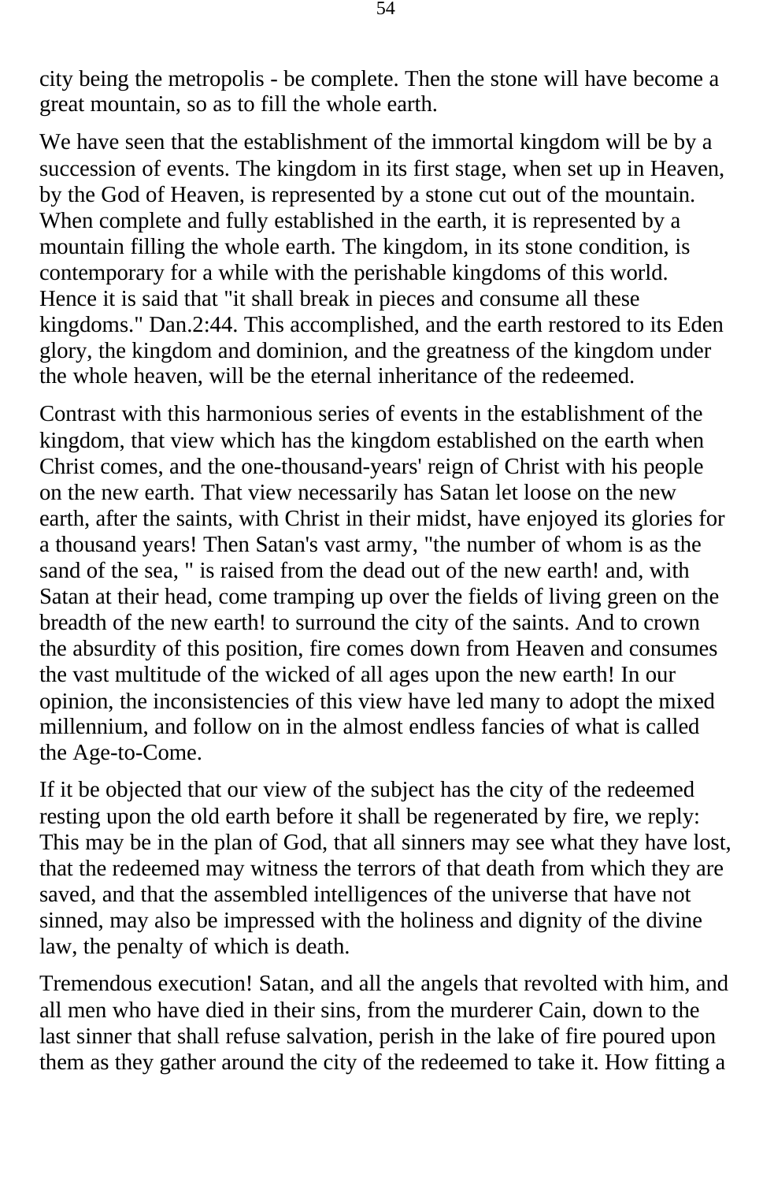city being the metropolis - be complete. Then the stone will have become a great mountain, so as to fill the whole earth.

We have seen that the establishment of the immortal kingdom will be by a succession of events. The kingdom in its first stage, when set up in Heaven, by the God of Heaven, is represented by a stone cut out of the mountain. When complete and fully established in the earth, it is represented by a mountain filling the whole earth. The kingdom, in its stone condition, is contemporary for a while with the perishable kingdoms of this world. Hence it is said that "it shall break in pieces and consume all these kingdoms." Dan.2:44. This accomplished, and the earth restored to its Eden glory, the kingdom and dominion, and the greatness of the kingdom under the whole heaven, will be the eternal inheritance of the redeemed.

Contrast with this harmonious series of events in the establishment of the kingdom, that view which has the kingdom established on the earth when Christ comes, and the one-thousand-years' reign of Christ with his people on the new earth. That view necessarily has Satan let loose on the new earth, after the saints, with Christ in their midst, have enjoyed its glories for a thousand years! Then Satan's vast army, "the number of whom is as the sand of the sea, " is raised from the dead out of the new earth! and, with Satan at their head, come tramping up over the fields of living green on the breadth of the new earth! to surround the city of the saints. And to crown the absurdity of this position, fire comes down from Heaven and consumes the vast multitude of the wicked of all ages upon the new earth! In our opinion, the inconsistencies of this view have led many to adopt the mixed millennium, and follow on in the almost endless fancies of what is called the Age-to-Come.

If it be objected that our view of the subject has the city of the redeemed resting upon the old earth before it shall be regenerated by fire, we reply: This may be in the plan of God, that all sinners may see what they have lost, that the redeemed may witness the terrors of that death from which they are saved, and that the assembled intelligences of the universe that have not sinned, may also be impressed with the holiness and dignity of the divine law, the penalty of which is death.

Tremendous execution! Satan, and all the angels that revolted with him, and all men who have died in their sins, from the murderer Cain, down to the last sinner that shall refuse salvation, perish in the lake of fire poured upon them as they gather around the city of the redeemed to take it. How fitting a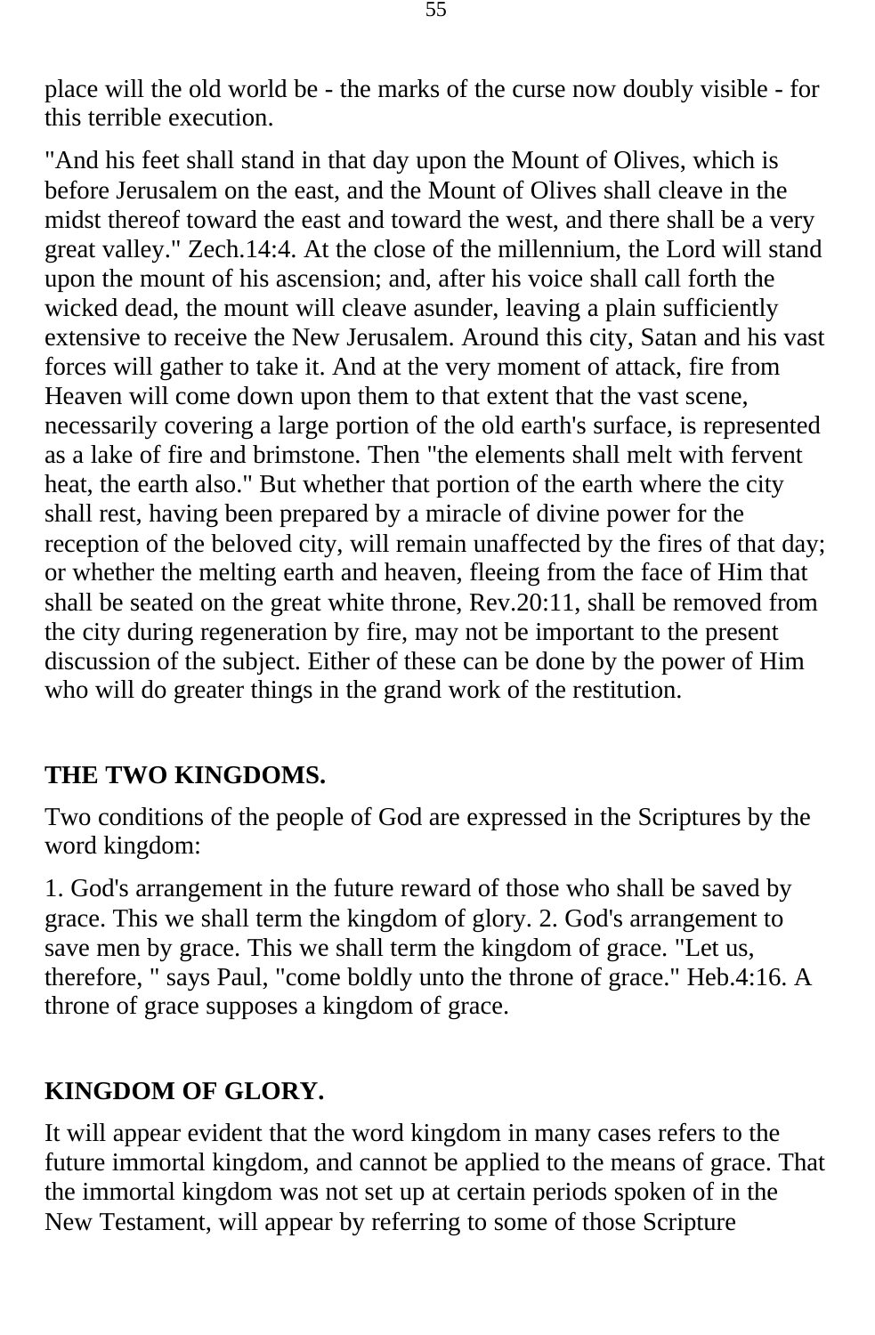place will the old world be - the marks of the curse now doubly visible - for this terrible execution.

"And his feet shall stand in that day upon the Mount of Olives, which is before Jerusalem on the east, and the Mount of Olives shall cleave in the midst thereof toward the east and toward the west, and there shall be a very great valley." Zech.14:4. At the close of the millennium, the Lord will stand upon the mount of his ascension; and, after his voice shall call forth the wicked dead, the mount will cleave asunder, leaving a plain sufficiently extensive to receive the New Jerusalem. Around this city, Satan and his vast forces will gather to take it. And at the very moment of attack, fire from Heaven will come down upon them to that extent that the vast scene, necessarily covering a large portion of the old earth's surface, is represented as a lake of fire and brimstone. Then "the elements shall melt with fervent heat, the earth also." But whether that portion of the earth where the city shall rest, having been prepared by a miracle of divine power for the reception of the beloved city, will remain unaffected by the fires of that day; or whether the melting earth and heaven, fleeing from the face of Him that shall be seated on the great white throne, Rev.20:11, shall be removed from the city during regeneration by fire, may not be important to the present discussion of the subject. Either of these can be done by the power of Him who will do greater things in the grand work of the restitution.

## THE TWO KINGDOMS.

Two conditions of the people of God are expressed in the Scriptures by the word kingdom:

1. God's arrangement in the future reward of those who shall be saved by grace. This we shall term the kingdom of glory. 2. God's arrangement to save men by grace. This we shall term the kingdom of grace. "Let us, therefore, " says Paul, "come boldly unto the throne of grace." Heb.4:16. A throne of grace supposes a kingdom of grace.

## KINGDOM OF GLORY.

It will appear evident that the word kingdom in many cases refers to the future immortal kingdom, and cannot be applied to the means of grace. That the immortal kingdom was not set up at certain periods spoken of in the New Testament, will appear by referring to some of those Scripture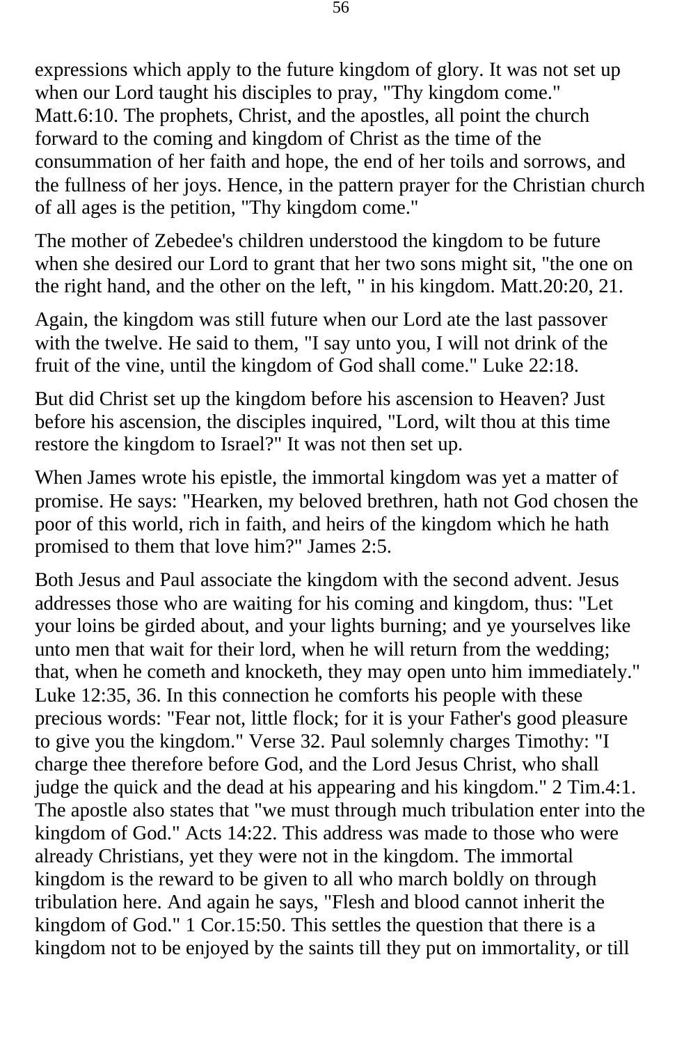expressions which apply to the future kingdom of glory. It was not set up when our Lord taught his disciples to pray, "Thy kingdom come." Matt.6:10. The prophets, Christ, and the apostles, all point the church forward to the coming and kingdom of Christ as the time of the consummation of her faith and hope, the end of her toils and sorrows, and the fullness of her joys. Hence, in the pattern prayer for the Christian church of all ages is the petition, "Thy kingdom come."

The mother of Zebedee's children understood the kingdom to be future when she desired our Lord to grant that her two sons might sit, "the one on the right hand, and the other on the left, " in his kingdom. Matt.20:20, 21.

Again, the kingdom was still future when our Lord ate the last passover with the twelve. He said to them, "I say unto you, I will not drink of the fruit of the vine, until the kingdom of God shall come." Luke 22:18.

But did Christ set up the kingdom before his ascension to Heaven? Just before his ascension, the disciples inquired, "Lord, wilt thou at this time restore the kingdom to Israel?" It was not then set up.

When James wrote his epistle, the immortal kingdom was yet a matter of promise. He says: "Hearken, my beloved brethren, hath not God chosen the poor of this world, rich in faith, and heirs of the kingdom which he hath promised to them that love him?" James 2:5.

Both Jesus and Paul associate the kingdom with the second advent. Jesus addresses those who are waiting for his coming and kingdom, thus: "Let your loins be girded about, and your lights burning; and ye yourselves like unto men that wait for their lord, when he will return from the wedding; that, when he cometh and knocketh, they may open unto him immediately." Luke 12:35, 36. In this connection he comforts his people with these precious words: "Fear not, little flock; for it is your Father's good pleasure to give you the kingdom." Verse 32. Paul solemnly charges Timothy: "I charge thee therefore before God, and the Lord Jesus Christ, who shall judge the quick and the dead at his appearing and his kingdom." 2 Tim.4:1. The apostle also states that "we must through much tribulation enter into the kingdom of God." Acts 14:22. This address was made to those who were already Christians, yet they were not in the kingdom. The immortal kingdom is the reward to be given to all who march boldly on through tribulation here. And again he says, "Flesh and blood cannot inherit the kingdom of God." 1 Cor.15:50. This settles the question that there is a kingdom not to be enjoyed by the saints till they put on immortality, or till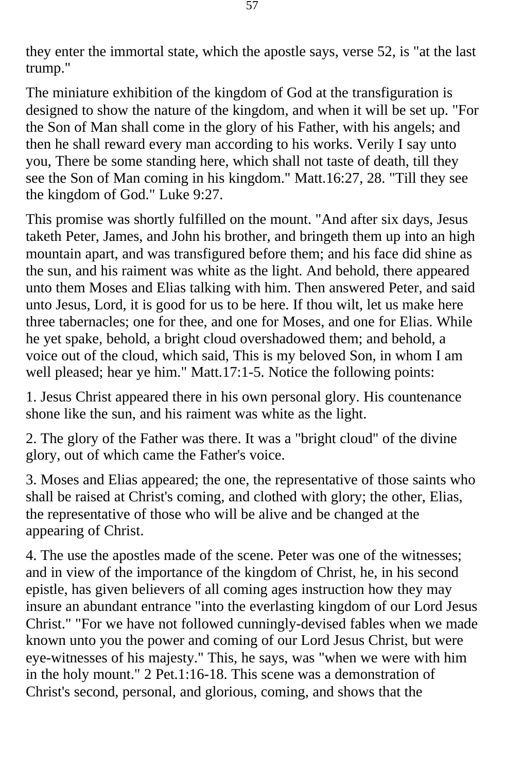they enter the immortal state, which the apostle says, verse 52, is "at the last trump."

The miniature exhibition of the kingdom of God at the transfiguration is designed to show the nature of the kingdom, and when it will be set up. "For the Son of Man shall come in the glory of his Father, with his angels; and then he shall reward every man according to his works. Verily I say unto you, There be some standing here, which shall not taste of death, till they see the Son of Man coming in his kingdom." Matt.16:27, 28. "Till they see the kingdom of God." Luke 9:27.

This promise was shortly fulfilled on the mount. "And after six days, Jesus taketh Peter, James, and John his brother, and bringeth them up into an high mountain apart, and was transfigured before them; and his face did shine as the sun, and his raiment was white as the light. And behold, there appeared unto them Moses and Elias talking with him. Then answered Peter, and said unto Jesus, Lord, it is good for us to be here. If thou wilt, let us make here three tabernacles; one for thee, and one for Moses, and one for Elias. While he yet spake, behold, a bright cloud overshadowed them; and behold, a voice out of the cloud, which said, This is my beloved Son, in whom I am well pleased; hear ye him." Matt.17:1-5. Notice the following points:

1. Jesus Christ appeared there in his own personal glory. His countenance shone like the sun, and his raiment was white as the light.

2. The glory of the Father was there. It was a "bright cloud" of the divine glory, out of which came the Father's voice.

3. Moses and Elias appeared; the one, the representative of those saints who shall be raised at Christ's coming, and clothed with glory; the other, Elias, the representative of those who will be alive and be changed at the appearing of Christ.

4. The use the apostles made of the scene. Peter was one of the witnesses; and in view of the importance of the kingdom of Christ, he, in his second epistle, has given believers of all coming ages instruction how they may insure an abundant entrance "into the everlasting kingdom of our Lord Jesus Christ." "For we have not followed cunningly-devised fables when we made known unto you the power and coming of our Lord Jesus Christ, but were eye-witnesses of his majesty." This, he says, was "when we were with him in the holy mount." 2 Pet.1:16-18. This scene was a demonstration of Christ's second, personal, and glorious, coming, and shows that the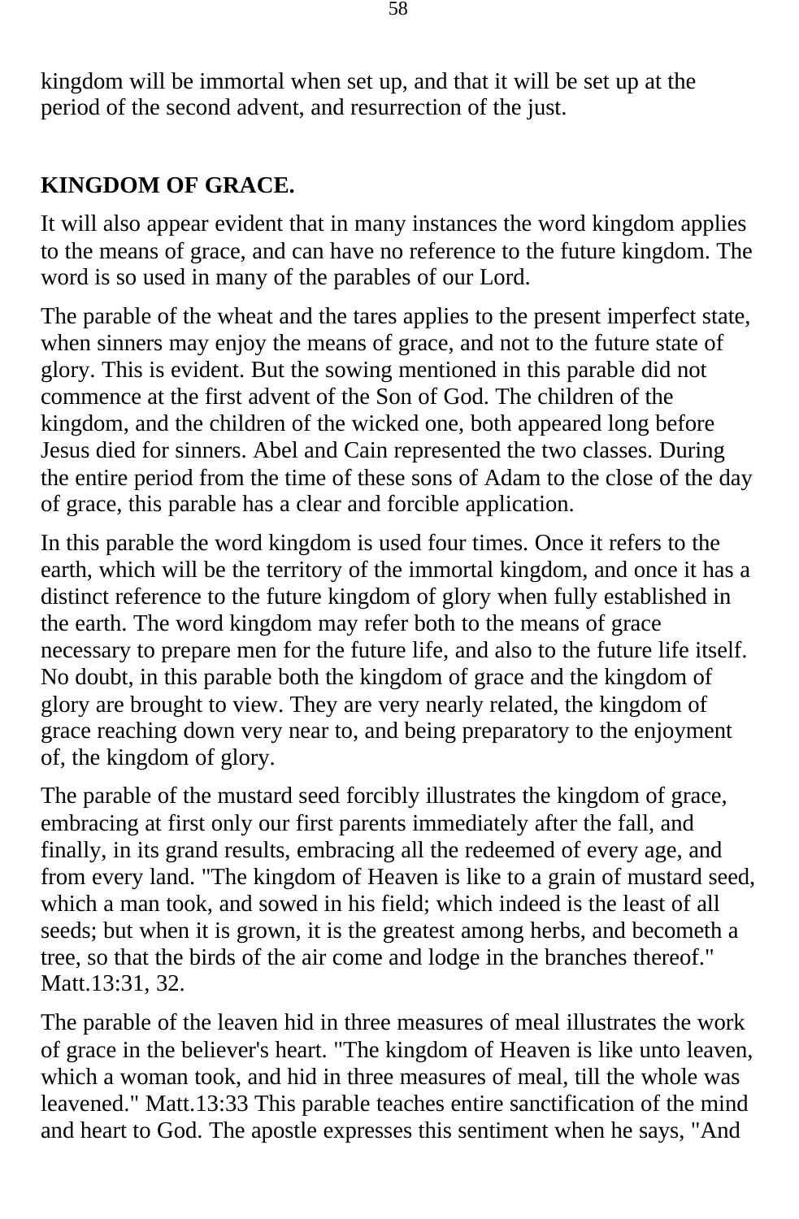kingdom will be immortal when set up, and that it will be set up at the period of the second advent, and resurrection of the just.

## KINGDOM OF GRACE.

It will also appear evident that in many instances the word kingdom applies to the means of grace, and can have no reference to the future kingdom. The word is so used in many of the parables of our Lord.

The parable of the wheat and the tares applies to the present imperfect state, when sinners may enjoy the means of grace, and not to the future state of glory. This is evident. But the sowing mentioned in this parable did not commence at the first advent of the Son of God. The children of the kingdom, and the children of the wicked one, both appeared long before Jesus died for sinners. Abel and Cain represented the two classes. During the entire period from the time of these sons of Adam to the close of the day of grace, this parable has a clear and forcible application.

In this parable the word kingdom is used four times. Once it refers to the earth, which will be the territory of the immortal kingdom, and once it has a distinct reference to the future kingdom of glory when fully established in the earth. The word kingdom may refer both to the means of grace necessary to prepare men for the future life, and also to the future life itself. No doubt, in this parable both the kingdom of grace and the kingdom of glory are brought to view. They are very nearly related, the kingdom of grace reaching down very near to, and being preparatory to the enjoyment of, the kingdom of glory.

The parable of the mustard seed forcibly illustrates the kingdom of grace, embracing at first only our first parents immediately after the fall, and finally, in its grand results, embracing all the redeemed of every age, and from every land. "The kingdom of Heaven is like to a grain of mustard seed, which a man took, and sowed in his field; which indeed is the least of all seeds; but when it is grown, it is the greatest among herbs, and becometh a tree, so that the birds of the air come and lodge in the branches thereof." Matt.13:31, 32.

The parable of the leaven hid in three measures of meal illustrates the work of grace in the believer's heart. "The kingdom of Heaven is like unto leaven, which a woman took, and hid in three measures of meal, till the whole was leavened." Matt.13:33 This parable teaches entire sanctification of the mind and heart to God. The apostle expresses this sentiment when he says, "And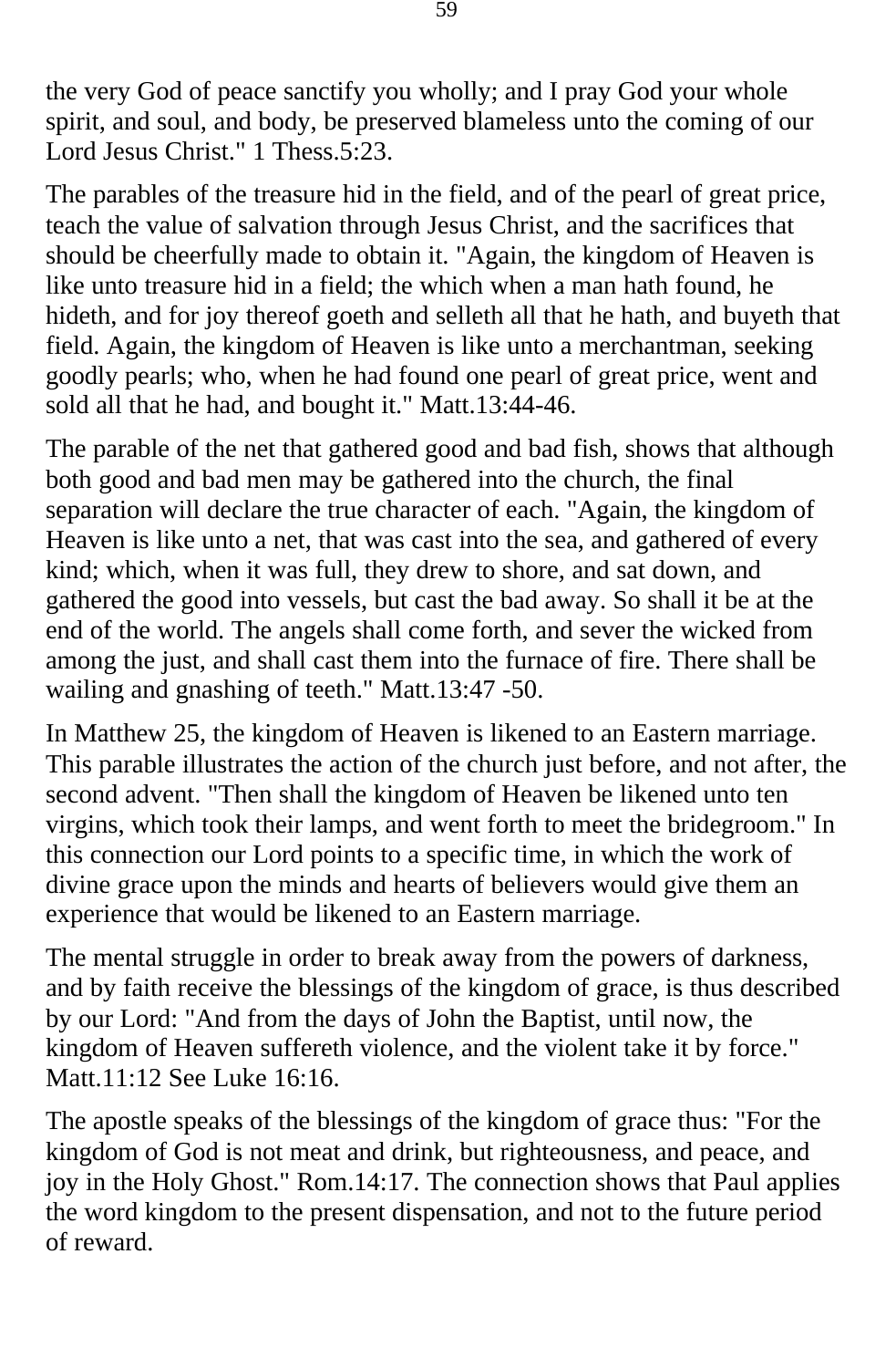the very God of peace sanctify you wholly; and I pray God your whole spirit, and soul, and body, be preserved blameless unto the coming of our Lord Jesus Christ." 1 Thess.5:23.

The parables of the treasure hid in the field, and of the pearl of great price, teach the value of salvation through Jesus Christ, and the sacrifices that should be cheerfully made to obtain it. "Again, the kingdom of Heaven is like unto treasure hid in a field; the which when a man hath found, he hideth, and for joy thereof goeth and selleth all that he hath, and buyeth that field. Again, the kingdom of Heaven is like unto a merchantman, seeking goodly pearls; who, when he had found one pearl of great price, went and sold all that he had, and bought it." Matt.13:44-46.

The parable of the net that gathered good and bad fish, shows that although both good and bad men may be gathered into the church, the final separation will declare the true character of each. "Again, the kingdom of Heaven is like unto a net, that was cast into the sea, and gathered of every kind; which, when it was full, they drew to shore, and sat down, and gathered the good into vessels, but cast the bad away. So shall it be at the end of the world. The angels shall come forth, and sever the wicked from among the just, and shall cast them into the furnace of fire. There shall be wailing and gnashing of teeth." Matt.13:47 -50.

In Matthew 25, the kingdom of Heaven is likened to an Eastern marriage. This parable illustrates the action of the church just before, and not after, the second advent. "Then shall the kingdom of Heaven be likened unto ten virgins, which took their lamps, and went forth to meet the bridegroom." In this connection our Lord points to a specific time, in which the work of divine grace upon the minds and hearts of believers would give them an experience that would be likened to an Eastern marriage.

The mental struggle in order to break away from the powers of darkness, and by faith receive the blessings of the kingdom of grace, is thus described by our Lord: "And from the days of John the Baptist, until now, the kingdom of Heaven suffereth violence, and the violent take it by force." Matt.11:12 See Luke 16:16.

The apostle speaks of the blessings of the kingdom of grace thus: "For the kingdom of God is not meat and drink, but righteousness, and peace, and joy in the Holy Ghost." Rom.14:17. The connection shows that Paul applies the word kingdom to the present dispensation, and not to the future period of reward.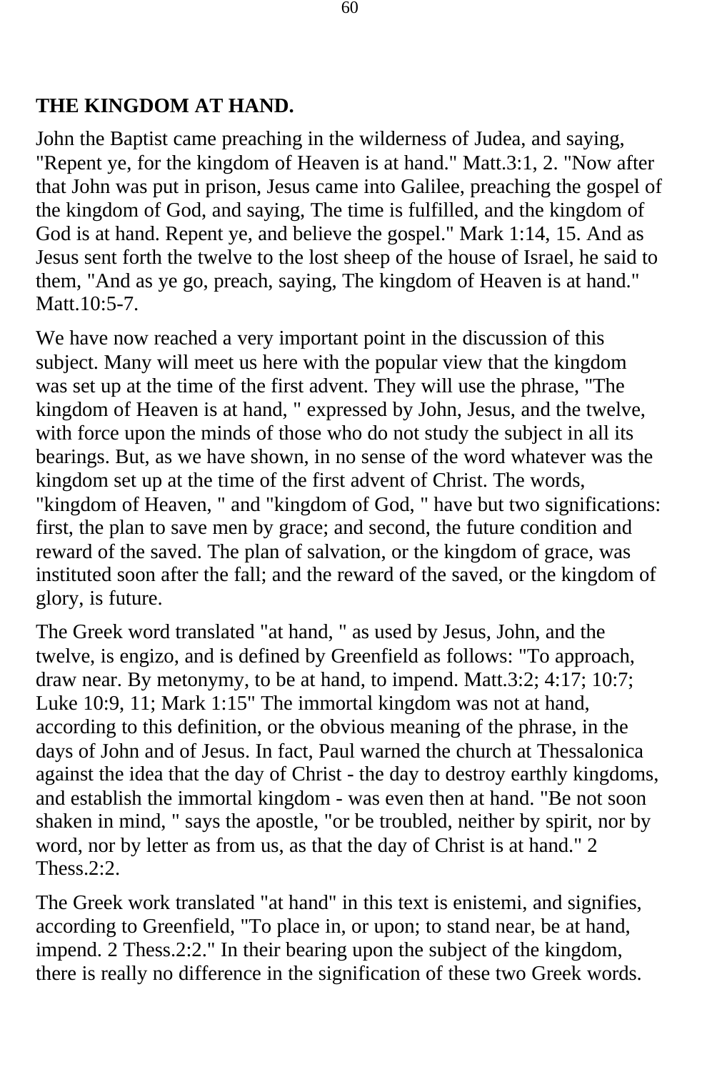## THE KINGDOM AT HAND.

John the Baptist came preaching in the wilderness of Judea, and saying, "Repent ye, for the kingdom of Heaven is at hand." Matt.3:1, 2. "Now after that John was put in prison, Jesus came into Galilee, preaching the gospel of the kingdom of God, and saying, The time is fulfilled, and the kingdom of God is at hand. Repent ye, and believe the gospel." Mark 1:14, 15. And as Jesus sent forth the twelve to the lost sheep of the house of Israel, he said to them, "And as ye go, preach, saying, The kingdom of Heaven is at hand." Matt.10:5-7.

We have now reached a very important point in the discussion of this subject. Many will meet us here with the popular view that the kingdom was set up at the time of the first advent. They will use the phrase, "The kingdom of Heaven is at hand, " expressed by John, Jesus, and the twelve, with force upon the minds of those who do not study the subject in all its bearings. But, as we have shown, in no sense of the word whatever was the kingdom set up at the time of the first advent of Christ. The words, "kingdom of Heaven, " and "kingdom of God, " have but two significations: first, the plan to save men by grace; and second, the future condition and reward of the saved. The plan of salvation, or the kingdom of grace, was instituted soon after the fall; and the reward of the saved, or the kingdom of glory, is future.

The Greek word translated "at hand, " as used by Jesus, John, and the twelve, is engizo, and is defined by Greenfield as follows: "To approach, draw near. By metonymy, to be at hand, to impend. Matt.3:2; 4:17; 10:7; Luke 10:9, 11; Mark 1:15" The immortal kingdom was not at hand, according to this definition, or the obvious meaning of the phrase, in the days of John and of Jesus. In fact, Paul warned the church at Thessalonica against the idea that the day of Christ - the day to destroy earthly kingdoms, and establish the immortal kingdom - was even then at hand. "Be not soon shaken in mind, " says the apostle, "or be troubled, neither by spirit, nor by word, nor by letter as from us, as that the day of Christ is at hand." 2 Thess.2:2.

The Greek work translated "at hand" in this text is enistemi, and signifies, according to Greenfield, "To place in, or upon; to stand near, be at hand, impend. 2 Thess.2:2." In their bearing upon the subject of the kingdom, there is really no difference in the signification of these two Greek words.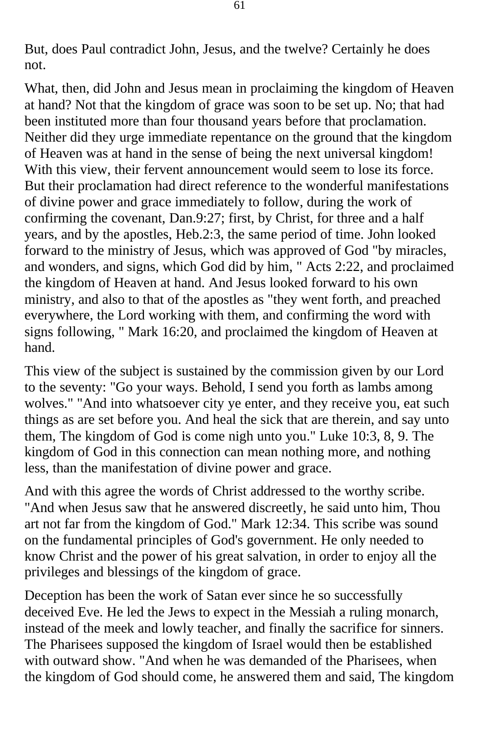But, does Paul contradict John, Jesus, and the twelve? Certainly he does not.

What, then, did John and Jesus mean in proclaiming the kingdom of Heaven at hand? Not that the kingdom of grace was soon to be set up. No; that had been instituted more than four thousand years before that proclamation. Neither did they urge immediate repentance on the ground that the kingdom of Heaven was at hand in the sense of being the next universal kingdom! With this view, their fervent announcement would seem to lose its force. But their proclamation had direct reference to the wonderful manifestations of divine power and grace immediately to follow, during the work of confirming the covenant, Dan.9:27; first, by Christ, for three and a half years, and by the apostles, Heb.2:3, the same period of time. John looked forward to the ministry of Jesus, which was approved of God "by miracles, and wonders, and signs, which God did by him, " Acts 2:22, and proclaimed the kingdom of Heaven at hand. And Jesus looked forward to his own ministry, and also to that of the apostles as "they went forth, and preached everywhere, the Lord working with them, and confirming the word with signs following, " Mark 16:20, and proclaimed the kingdom of Heaven at hand.

This view of the subject is sustained by the commission given by our Lord to the seventy: "Go your ways. Behold, I send you forth as lambs among wolves." "And into whatsoever city ye enter, and they receive you, eat such things as are set before you. And heal the sick that are therein, and say unto them, The kingdom of God is come nigh unto you." Luke 10:3, 8, 9. The kingdom of God in this connection can mean nothing more, and nothing less, than the manifestation of divine power and grace.

And with this agree the words of Christ addressed to the worthy scribe. "And when Jesus saw that he answered discreetly, he said unto him, Thou art not far from the kingdom of God." Mark 12:34. This scribe was sound on the fundamental principles of God's government. He only needed to know Christ and the power of his great salvation, in order to enjoy all the privileges and blessings of the kingdom of grace.

Deception has been the work of Satan ever since he so successfully deceived Eve. He led the Jews to expect in the Messiah a ruling monarch, instead of the meek and lowly teacher, and finally the sacrifice for sinners. The Pharisees supposed the kingdom of Israel would then be established with outward show. "And when he was demanded of the Pharisees, when the kingdom of God should come, he answered them and said, The kingdom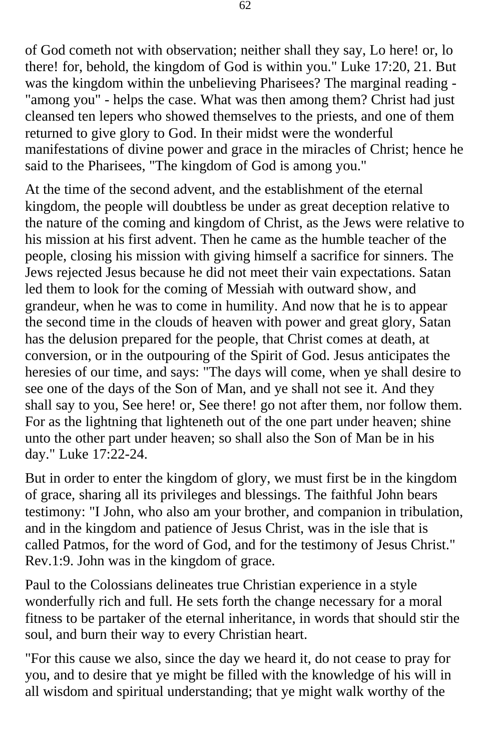of God cometh not with observation; neither shall they say, Lo here! or, lo there! for, behold, the kingdom of God is within you." Luke 17:20, 21. But was the kingdom within the unbelieving Pharisees? The marginal reading - "among you" - helps the case. What was then among them? Christ had just cleansed ten lepers who showed themselves to the priests, and one of them returned to give glory to God. In their midst were the wonderful manifestations of divine power and grace in the miracles of Christ; hence he said to the Pharisees, "The kingdom of God is among you."

At the time of the second advent, and the establishment of the eternal kingdom, the people will doubtless be under as great deception relative to the nature of the coming and kingdom of Christ, as the Jews were relative to his mission at his first advent. Then he came as the humble teacher of the people, closing his mission with giving himself a sacrifice for sinners. The Jews rejected Jesus because he did not meet their vain expectations. Satan led them to look for the coming of Messiah with outward show, and grandeur, when he was to come in humility. And now that he is to appear the second time in the clouds of heaven with power and great glory, Satan has the delusion prepared for the people, that Christ comes at death, at conversion, or in the outpouring of the Spirit of God. Jesus anticipates the heresies of our time, and says: "The days will come, when ye shall desire to see one of the days of the Son of Man, and ye shall not see it. And they shall say to you, See here! or, See there! go not after them, nor follow them. For as the lightning that lighteneth out of the one part under heaven; shine unto the other part under heaven; so shall also the Son of Man be in his day." Luke 17:22-24.

But in order to enter the kingdom of glory, we must first be in the kingdom of grace, sharing all its privileges and blessings. The faithful John bears testimony: "I John, who also am your brother, and companion in tribulation, and in the kingdom and patience of Jesus Christ, was in the isle that is called Patmos, for the word of God, and for the testimony of Jesus Christ." Rev.1:9. John was in the kingdom of grace.

Paul to the Colossians delineates true Christian experience in a style wonderfully rich and full. He sets forth the change necessary for a moral fitness to be partaker of the eternal inheritance, in words that should stir the soul, and burn their way to every Christian heart.

"For this cause we also, since the day we heard it, do not cease to pray for you, and to desire that ye might be filled with the knowledge of his will in all wisdom and spiritual understanding; that ye might walk worthy of the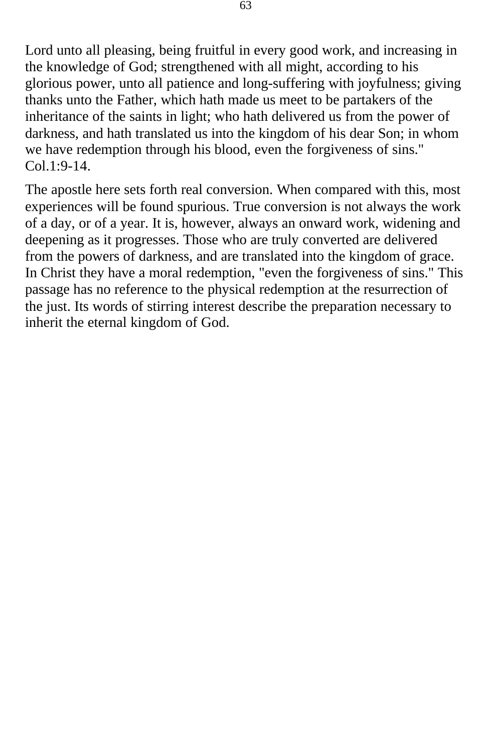Lord unto all pleasing, being fruitful in every good work, and increasing in the knowledge of God; strengthened with all might, according to his glorious power, unto all patience and long-suffering with joyfulness; giving thanks unto the Father, which hath made us meet to be partakers of the inheritance of the saints in light; who hath delivered us from the power of darkness, and hath translated us into the kingdom of his dear Son; in whom we have redemption through his blood, even the forgiveness of sins." Col.1:9-14.

The apostle here sets forth real conversion. When compared with this, most experiences will be found spurious. True conversion is not always the work of a day, or of a year. It is, however, always an onward work, widening and deepening as it progresses. Those who are truly converted are delivered from the powers of darkness, and are translated into the kingdom of grace. In Christ they have a moral redemption, "even the forgiveness of sins." This passage has no reference to the physical redemption at the resurrection of the just. Its words of stirring interest describe the preparation necessary to inherit the eternal kingdom of God.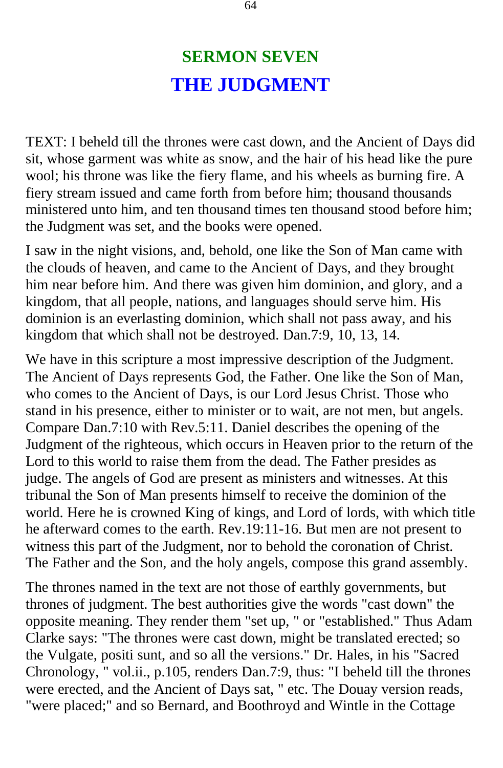# SERMON SEVEN

# THE JUDGMENT

TEXT: I beheld till the thrones were cast down, and the Ancient of Days did sit, whose garment was white as snow, and the hair of his head like the pure wool; his throne was like the fiery flame, and his wheels as burning fire. A fiery stream issued and came forth from before him; thousand thousands ministered unto him, and ten thousand times ten thousand stood before him; the Judgment was set, and the books were opened.

I saw in the night visions, and, behold, one like the Son of Man came with the clouds of heaven, and came to the Ancient of Days, and they brought him near before him. And there was given him dominion, and glory, and a kingdom, that all people, nations, and languages should serve him. His dominion is an everlasting dominion, which shall not pass away, and his kingdom that which shall not be destroyed. Dan.7:9, 10, 13, 14.

We have in this scripture a most impressive description of the Judgment. The Ancient of Days represents God, the Father. One like the Son of Man, who comes to the Ancient of Days, is our Lord Jesus Christ. Those who stand in his presence, either to minister or to wait, are not men, but angels. Compare Dan.7:10 with Rev.5:11. Daniel describes the opening of the Judgment of the righteous, which occurs in Heaven prior to the return of the Lord to this world to raise them from the dead. The Father presides as judge. The angels of God are present as ministers and witnesses. At this tribunal the Son of Man presents himself to receive the dominion of the world. Here he is crowned King of kings, and Lord of lords, with which title he afterward comes to the earth. Rev.19:11-16. But men are not present to witness this part of the Judgment, nor to behold the coronation of Christ. The Father and the Son, and the holy angels, compose this grand assembly.

The thrones named in the text are not those of earthly governments, but thrones of judgment. The best authorities give the words "cast down" the opposite meaning. They render them "set up, " or "established." Thus Adam Clarke says: "The thrones were cast down, might be translated erected; so the Vulgate, positi sunt, and so all the versions." Dr. Hales, in his "Sacred Chronology, " vol.ii., p.105, renders Dan.7:9, thus: "I beheld till the thrones were erected, and the Ancient of Days sat, " etc. The Douay version reads, "were placed;" and so Bernard, and Boothroyd and Wintle in the Cottage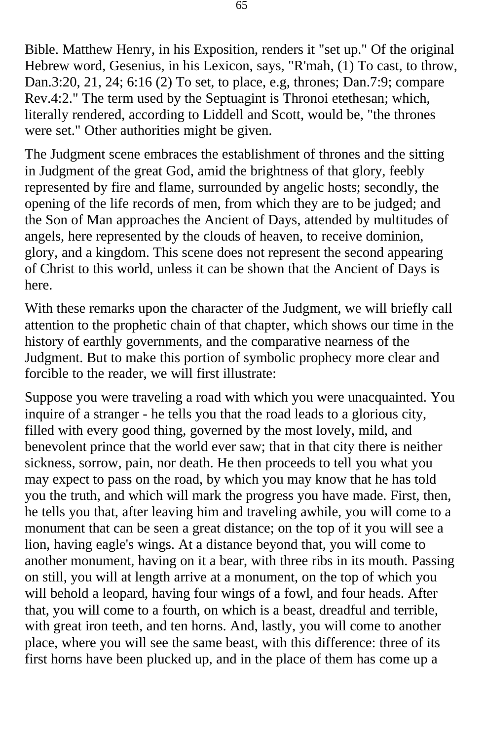Bible. Matthew Henry, in his Exposition, renders it "set up." Of the original Hebrew word, Gesenius, in his Lexicon, says, "R'mah, (1) To cast, to throw, Dan.3:20, 21, 24; 6:16 (2) To set, to place, e.g, thrones; Dan.7:9; compare Rev.4:2." The term used by the Septuagint is Thronoi etethesan; which, literally rendered, according to Liddell and Scott, would be, "the thrones were set." Other authorities might be given.

The Judgment scene embraces the establishment of thrones and the sitting in Judgment of the great God, amid the brightness of that glory, feebly represented by fire and flame, surrounded by angelic hosts; secondly, the opening of the life records of men, from which they are to be judged; and the Son of Man approaches the Ancient of Days, attended by multitudes of angels, here represented by the clouds of heaven, to receive dominion, glory, and a kingdom. This scene does not represent the second appearing of Christ to this world, unless it can be shown that the Ancient of Days is here.

With these remarks upon the character of the Judgment, we will briefly call attention to the prophetic chain of that chapter, which shows our time in the history of earthly governments, and the comparative nearness of the Judgment. But to make this portion of symbolic prophecy more clear and forcible to the reader, we will first illustrate:

Suppose you were traveling a road with which you were unacquainted. You inquire of a stranger - he tells you that the road leads to a glorious city, filled with every good thing, governed by the most lovely, mild, and benevolent prince that the world ever saw; that in that city there is neither sickness, sorrow, pain, nor death. He then proceeds to tell you what you may expect to pass on the road, by which you may know that he has told you the truth, and which will mark the progress you have made. First, then, he tells you that, after leaving him and traveling awhile, you will come to a monument that can be seen a great distance; on the top of it you will see a lion, having eagle's wings. At a distance beyond that, you will come to another monument, having on it a bear, with three ribs in its mouth. Passing on still, you will at length arrive at a monument, on the top of which you will behold a leopard, having four wings of a fowl, and four heads. After that, you will come to a fourth, on which is a beast, dreadful and terrible, with great iron teeth, and ten horns. And, lastly, you will come to another place, where you will see the same beast, with this difference: three of its first horns have been plucked up, and in the place of them has come up a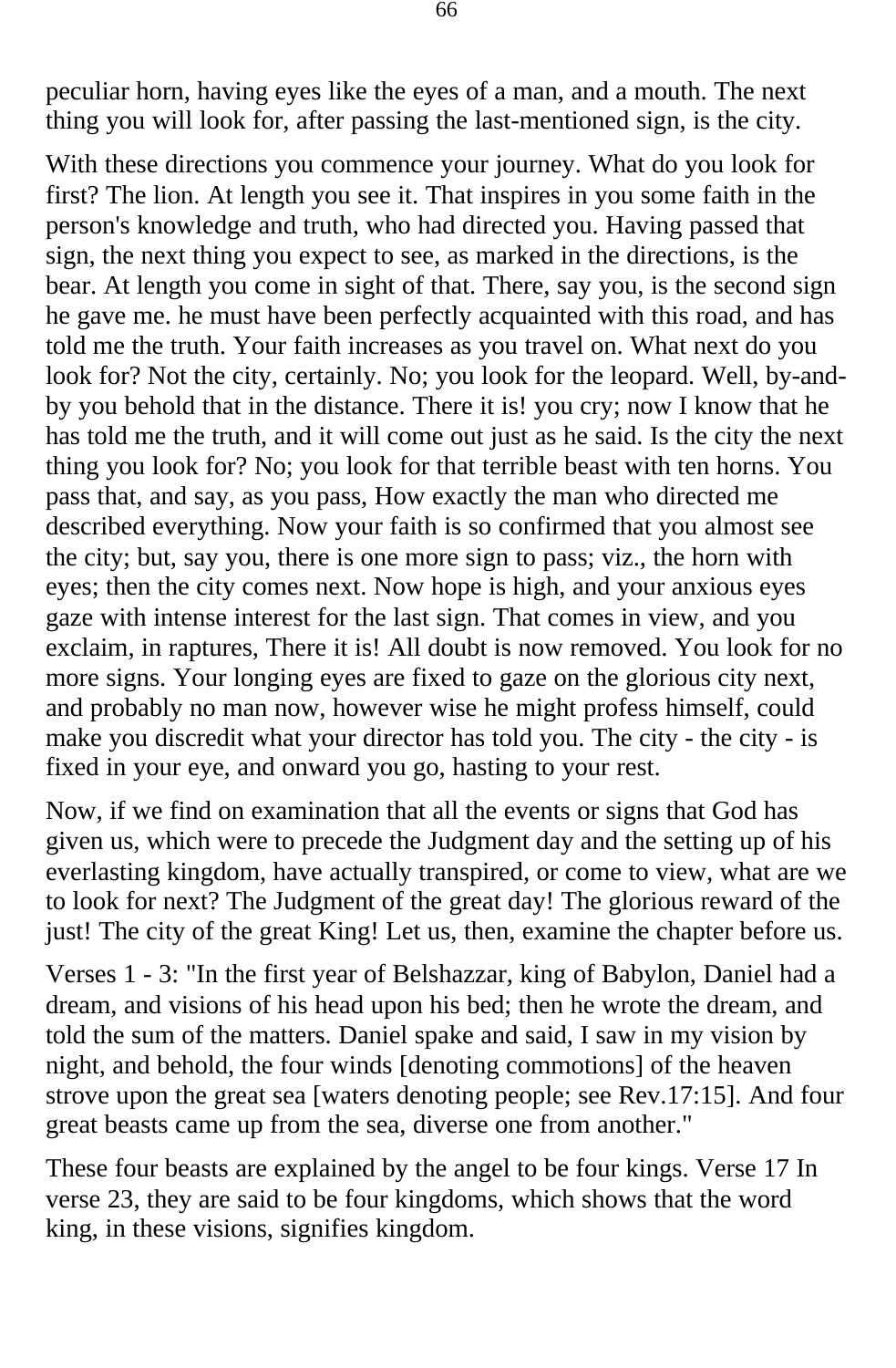peculiar horn, having eyes like the eyes of a man, and a mouth. The next thing you will look for, after passing the last-mentioned sign, is the city.

With these directions you commence your journey. What do you look for first? The lion. At length you see it. That inspires in you some faith in the person's knowledge and truth, who had directed you. Having passed that sign, the next thing you expect to see, as marked in the directions, is the bear. At length you come in sight of that. There, say you, is the second sign he gave me. he must have been perfectly acquainted with this road, and has told me the truth. Your faith increases as you travel on. What next do you look for? Not the city, certainly. No; you look for the leopard. Well, by-and-by you behold that in the distance. There it is! you cry; now I know that he has told me the truth, and it will come out just as he said. Is the city the next thing you look for? No; you look for that terrible beast with ten horns. You pass that, and say, as you pass, How exactly the man who directed me described everything. Now your faith is so confirmed that you almost see the city; but, say you, there is one more sign to pass; viz., the horn with eyes; then the city comes next. Now hope is high, and your anxious eyes gaze with intense interest for the last sign. That comes in view, and you exclaim, in raptures, There it is! All doubt is now removed. You look for no more signs. Your longing eyes are fixed to gaze on the glorious city next, and probably no man now, however wise he might profess himself, could make you discredit what your director has told you. The city - the city - is fixed in your eye, and onward you go, hasting to your rest.

Now, if we find on examination that all the events or signs that God has given us, which were to precede the Judgment day and the setting up of his everlasting kingdom, have actually transpired, or come to view, what are we to look for next? The Judgment of the great day! The glorious reward of the just! The city of the great King! Let us, then, examine the chapter before us.

Verses 1 - 3: "In the first year of Belshazzar, king of Babylon, Daniel had a dream, and visions of his head upon his bed; then he wrote the dream, and told the sum of the matters. Daniel spake and said, I saw in my vision by night, and behold, the four winds [denoting commotions] of the heaven strove upon the great sea [waters denoting people; see Rev.17:15]. And four great beasts came up from the sea, diverse one from another."

These four beasts are explained by the angel to be four kings. Verse 17 In verse 23, they are said to be four kingdoms, which shows that the word king, in these visions, signifies kingdom.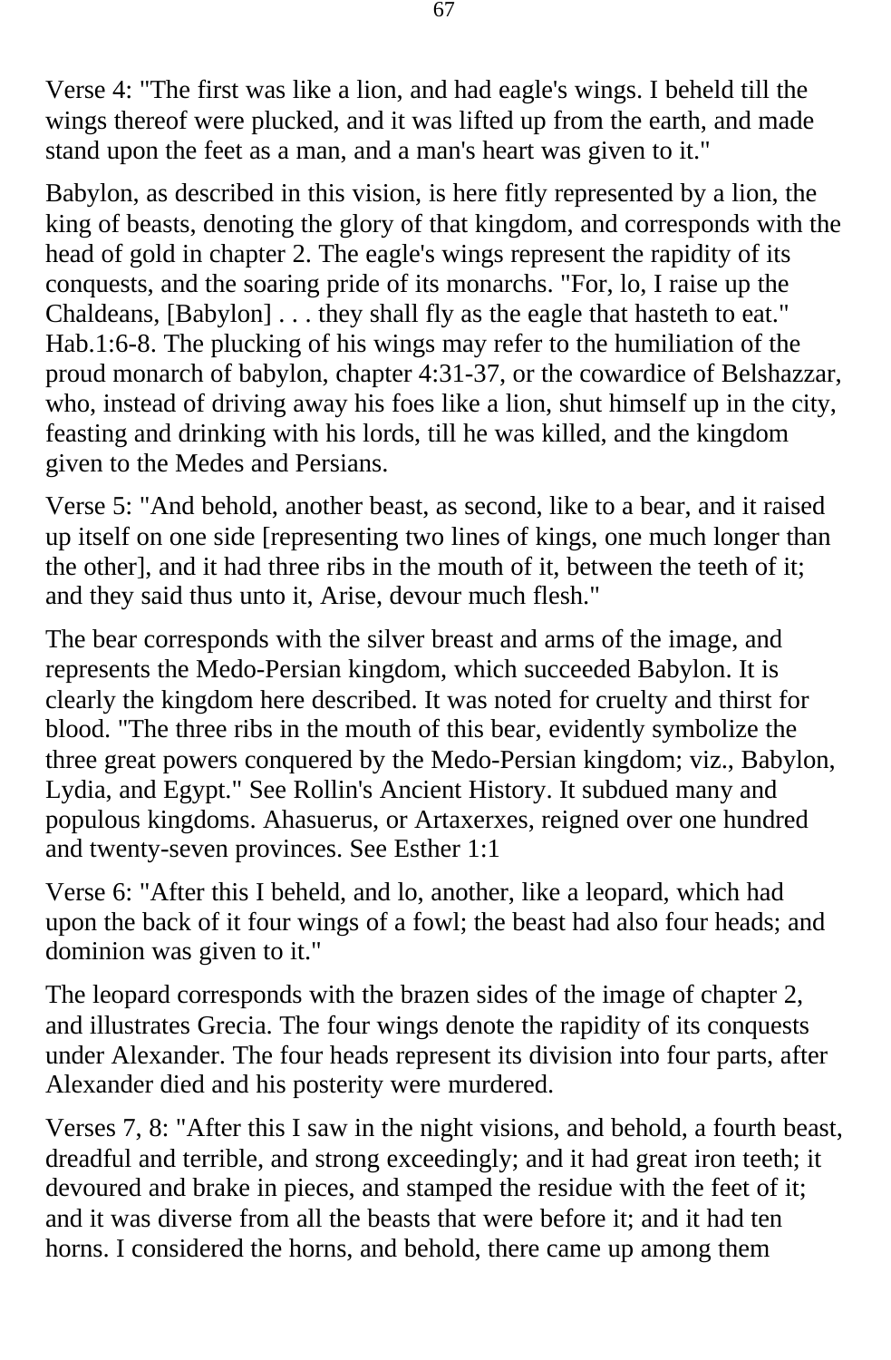Verse 4: "The first was like a lion, and had eagle's wings. I beheld till the wings thereof were plucked, and it was lifted up from the earth, and made stand upon the feet as a man, and a man's heart was given to it."

Babylon, as described in this vision, is here fitly represented by a lion, the king of beasts, denoting the glory of that kingdom, and corresponds with the head of gold in chapter 2. The eagle's wings represent the rapidity of its conquests, and the soaring pride of its monarchs. "For, lo, I raise up the Chaldeans, [Babylon] . . . they shall fly as the eagle that hasteth to eat." Hab.1:6-8. The plucking of his wings may refer to the humiliation of the proud monarch of babylon, chapter 4:31-37, or the cowardice of Belshazzar, who, instead of driving away his foes like a lion, shut himself up in the city, feasting and drinking with his lords, till he was killed, and the kingdom given to the Medes and Persians.

Verse 5: "And behold, another beast, as second, like to a bear, and it raised up itself on one side [representing two lines of kings, one much longer than the other], and it had three ribs in the mouth of it, between the teeth of it; and they said thus unto it, Arise, devour much flesh."

The bear corresponds with the silver breast and arms of the image, and represents the Medo-Persian kingdom, which succeeded Babylon. It is clearly the kingdom here described. It was noted for cruelty and thirst for blood. "The three ribs in the mouth of this bear, evidently symbolize the three great powers conquered by the Medo-Persian kingdom; viz., Babylon, Lydia, and Egypt." See Rollin's Ancient History. It subdued many and populous kingdoms. Ahasuerus, or Artaxerxes, reigned over one hundred and twenty-seven provinces. See Esther 1:1

Verse 6: "After this I beheld, and lo, another, like a leopard, which had upon the back of it four wings of a fowl; the beast had also four heads; and dominion was given to it."

The leopard corresponds with the brazen sides of the image of chapter 2, and illustrates Grecia. The four wings denote the rapidity of its conquests under Alexander. The four heads represent its division into four parts, after Alexander died and his posterity were murdered.

Verses 7, 8: "After this I saw in the night visions, and behold, a fourth beast, dreadful and terrible, and strong exceedingly; and it had great iron teeth; it devoured and brake in pieces, and stamped the residue with the feet of it; and it was diverse from all the beasts that were before it; and it had ten horns. I considered the horns, and behold, there came up among them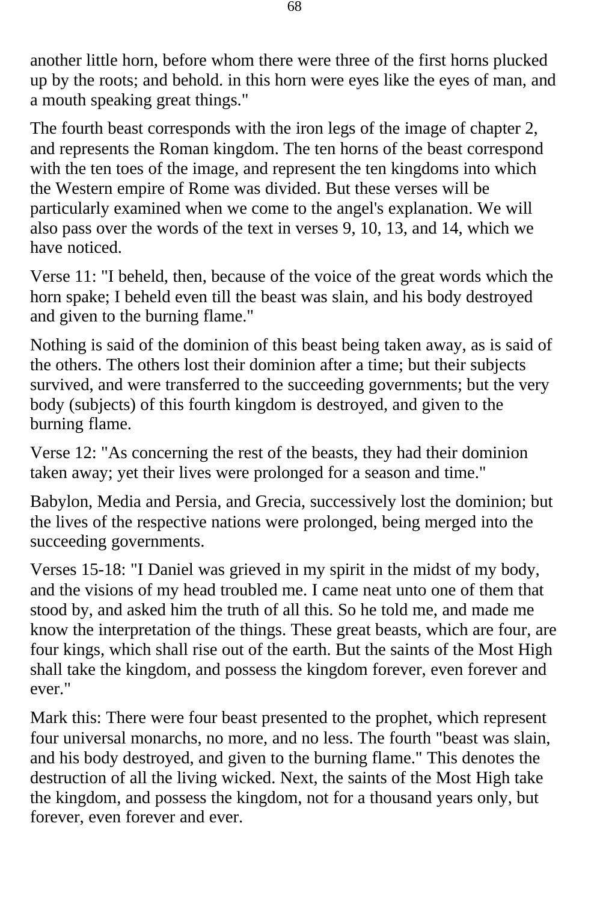another little horn, before whom there were three of the first horns plucked up by the roots; and behold. in this horn were eyes like the eyes of man, and a mouth speaking great things."

The fourth beast corresponds with the iron legs of the image of chapter 2, and represents the Roman kingdom. The ten horns of the beast correspond with the ten toes of the image, and represent the ten kingdoms into which the Western empire of Rome was divided. But these verses will be particularly examined when we come to the angel's explanation. We will also pass over the words of the text in verses 9, 10, 13, and 14, which we have noticed.

Verse 11: "I beheld, then, because of the voice of the great words which the horn spake; I beheld even till the beast was slain, and his body destroyed and given to the burning flame."

Nothing is said of the dominion of this beast being taken away, as is said of the others. The others lost their dominion after a time; but their subjects survived, and were transferred to the succeeding governments; but the very body (subjects) of this fourth kingdom is destroyed, and given to the burning flame.

Verse 12: "As concerning the rest of the beasts, they had their dominion taken away; yet their lives were prolonged for a season and time."

Babylon, Media and Persia, and Grecia, successively lost the dominion; but the lives of the respective nations were prolonged, being merged into the succeeding governments.

Verses 15-18: "I Daniel was grieved in my spirit in the midst of my body, and the visions of my head troubled me. I came neat unto one of them that stood by, and asked him the truth of all this. So he told me, and made me know the interpretation of the things. These great beasts, which are four, are four kings, which shall rise out of the earth. But the saints of the Most High shall take the kingdom, and possess the kingdom forever, even forever and ever."

Mark this: There were four beast presented to the prophet, which represent four universal monarchs, no more, and no less. The fourth "beast was slain, and his body destroyed, and given to the burning flame." This denotes the destruction of all the living wicked. Next, the saints of the Most High take the kingdom, and possess the kingdom, not for a thousand years only, but forever, even forever and ever.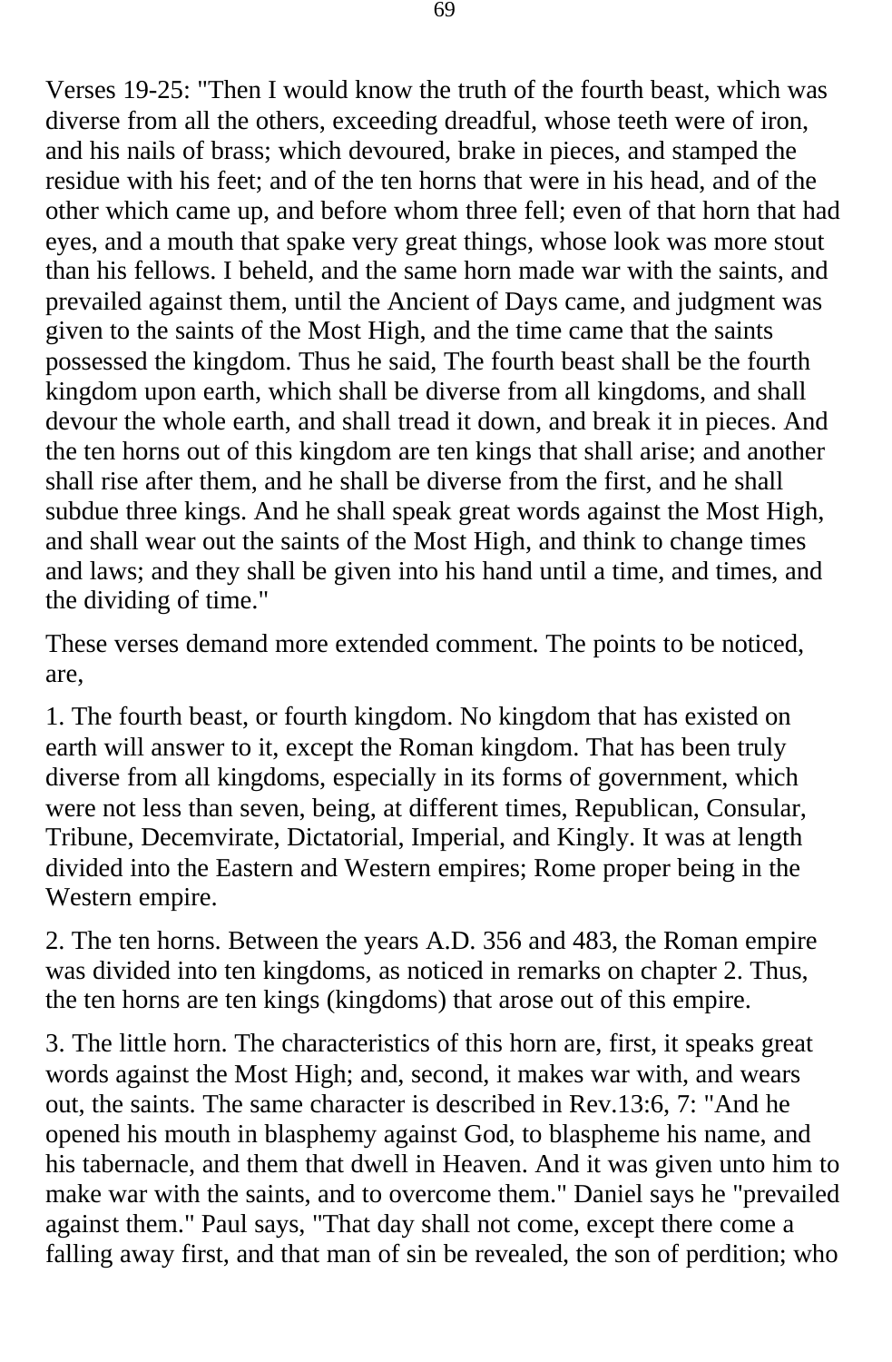Verses 19-25: "Then I would know the truth of the fourth beast, which was diverse from all the others, exceeding dreadful, whose teeth were of iron, and his nails of brass; which devoured, brake in pieces, and stamped the residue with his feet; and of the ten horns that were in his head, and of the other which came up, and before whom three fell; even of that horn that had eyes, and a mouth that spake very great things, whose look was more stout than his fellows. I beheld, and the same horn made war with the saints, and prevailed against them, until the Ancient of Days came, and judgment was given to the saints of the Most High, and the time came that the saints possessed the kingdom. Thus he said, The fourth beast shall be the fourth kingdom upon earth, which shall be diverse from all kingdoms, and shall devour the whole earth, and shall tread it down, and break it in pieces. And the ten horns out of this kingdom are ten kings that shall arise; and another shall rise after them, and he shall be diverse from the first, and he shall subdue three kings. And he shall speak great words against the Most High, and shall wear out the saints of the Most High, and think to change times and laws; and they shall be given into his hand until a time, and times, and the dividing of time."

These verses demand more extended comment. The points to be noticed, are,

1. The fourth beast, or fourth kingdom. No kingdom that has existed on earth will answer to it, except the Roman kingdom. That has been truly diverse from all kingdoms, especially in its forms of government, which were not less than seven, being, at different times, Republican, Consular, Tribune, Decemvirate, Dictatorial, Imperial, and Kingly. It was at length divided into the Eastern and Western empires; Rome proper being in the Western empire.

2. The ten horns. Between the years A.D. 356 and 483, the Roman empire was divided into ten kingdoms, as noticed in remarks on chapter 2. Thus, the ten horns are ten kings (kingdoms) that arose out of this empire.

3. The little horn. The characteristics of this horn are, first, it speaks great words against the Most High; and, second, it makes war with, and wears out, the saints. The same character is described in Rev.13:6, 7: "And he opened his mouth in blasphemy against God, to blaspheme his name, and his tabernacle, and them that dwell in Heaven. And it was given unto him to make war with the saints, and to overcome them." Daniel says he "prevailed against them." Paul says, "That day shall not come, except there come a falling away first, and that man of sin be revealed, the son of perdition; who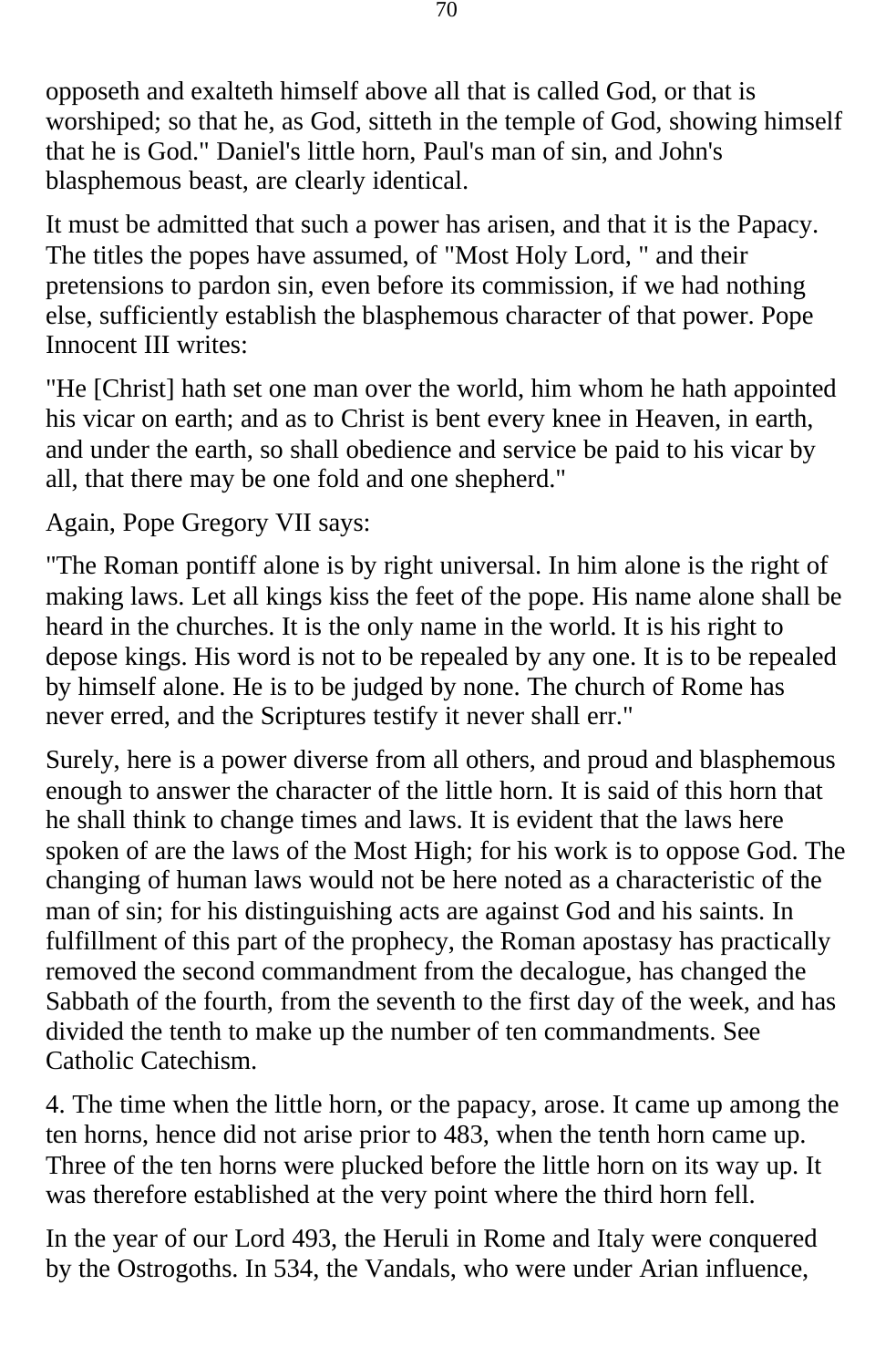opposeth and exalteth himself above all that is called God, or that is worshiped; so that he, as God, sitteth in the temple of God, showing himself that he is God." Daniel's little horn, Paul's man of sin, and John's blasphemous beast, are clearly identical.

It must be admitted that such a power has arisen, and that it is the Papacy. The titles the popes have assumed, of "Most Holy Lord, " and their pretensions to pardon sin, even before its commission, if we had nothing else, sufficiently establish the blasphemous character of that power. Pope Innocent III writes:

"He [Christ] hath set one man over the world, him whom he hath appointed his vicar on earth; and as to Christ is bent every knee in Heaven, in earth, and under the earth, so shall obedience and service be paid to his vicar by all, that there may be one fold and one shepherd."

Again, Pope Gregory VII says:

"The Roman pontiff alone is by right universal. In him alone is the right of making laws. Let all kings kiss the feet of the pope. His name alone shall be heard in the churches. It is the only name in the world. It is his right to depose kings. His word is not to be repealed by any one. It is to be repealed by himself alone. He is to be judged by none. The church of Rome has never erred, and the Scriptures testify it never shall err."

Surely, here is a power diverse from all others, and proud and blasphemous enough to answer the character of the little horn. It is said of this horn that he shall think to change times and laws. It is evident that the laws here spoken of are the laws of the Most High; for his work is to oppose God. The changing of human laws would not be here noted as a characteristic of the man of sin; for his distinguishing acts are against God and his saints. In fulfillment of this part of the prophecy, the Roman apostasy has practically removed the second commandment from the decalogue, has changed the Sabbath of the fourth, from the seventh to the first day of the week, and has divided the tenth to make up the number of ten commandments. See Catholic Catechism.

4. The time when the little horn, or the papacy, arose. It came up among the ten horns, hence did not arise prior to 483, when the tenth horn came up. Three of the ten horns were plucked before the little horn on its way up. It was therefore established at the very point where the third horn fell.

In the year of our Lord 493, the Heruli in Rome and Italy were conquered by the Ostrogoths. In 534, the Vandals, who were under Arian influence,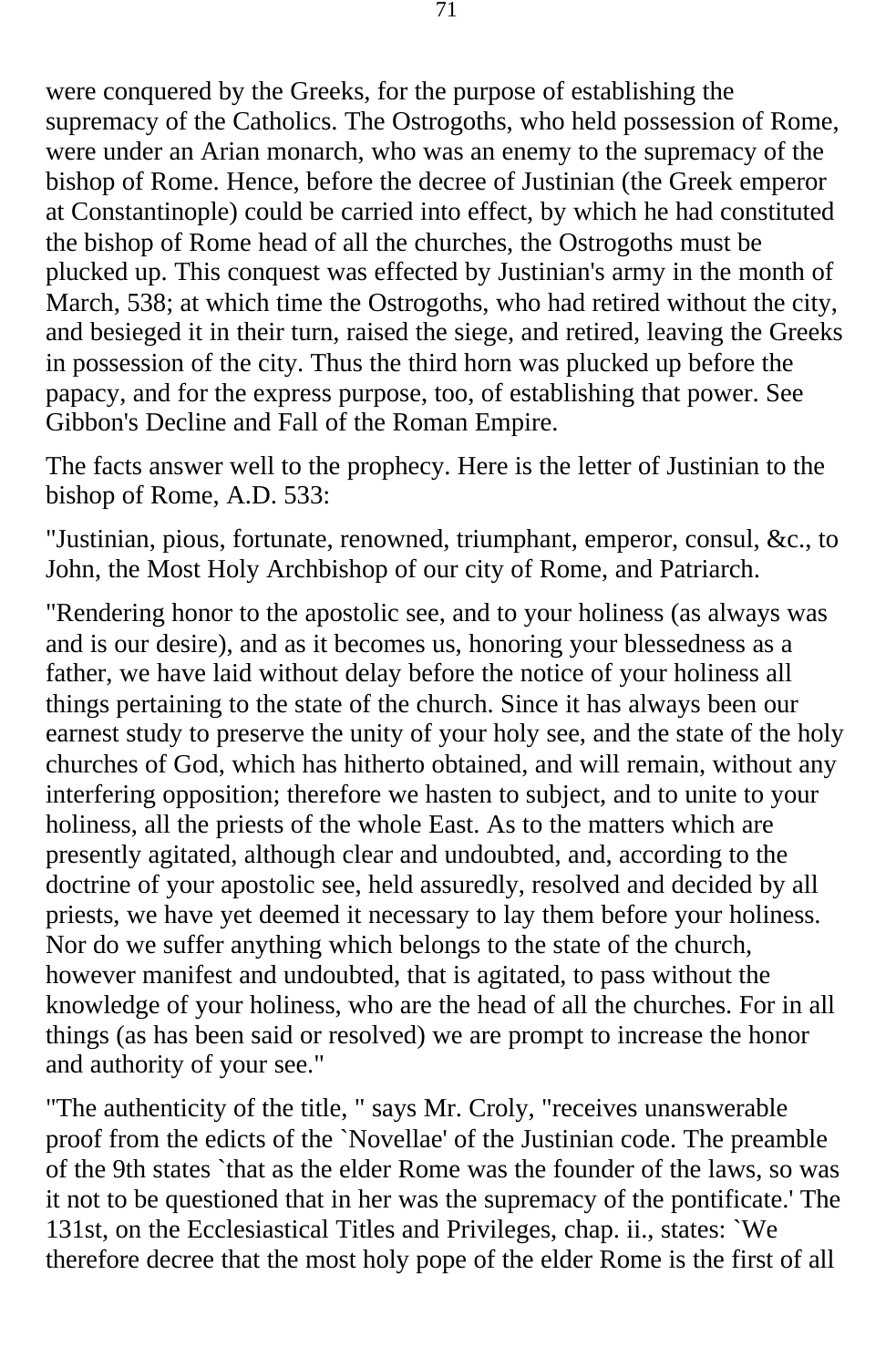were conquered by the Greeks, for the purpose of establishing the supremacy of the Catholics. The Ostrogoths, who held possession of Rome, were under an Arian monarch, who was an enemy to the supremacy of the bishop of Rome. Hence, before the decree of Justinian (the Greek emperor at Constantinople) could be carried into effect, by which he had constituted the bishop of Rome head of all the churches, the Ostrogoths must be plucked up. This conquest was effected by Justinian's army in the month of March, 538; at which time the Ostrogoths, who had retired without the city, and besieged it in their turn, raised the siege, and retired, leaving the Greeks in possession of the city. Thus the third horn was plucked up before the papacy, and for the express purpose, too, of establishing that power. See Gibbon's Decline and Fall of the Roman Empire.

The facts answer well to the prophecy. Here is the letter of Justinian to the bishop of Rome, A.D. 533:

"Justinian, pious, fortunate, renowned, triumphant, emperor, consul, &c., to John, the Most Holy Archbishop of our city of Rome, and Patriarch.

"Rendering honor to the apostolic see, and to your holiness (as always was and is our desire), and as it becomes us, honoring your blessedness as a father, we have laid without delay before the notice of your holiness all things pertaining to the state of the church. Since it has always been our earnest study to preserve the unity of your holy see, and the state of the holy churches of God, which has hitherto obtained, and will remain, without any interfering opposition; therefore we hasten to subject, and to unite to your holiness, all the priests of the whole East. As to the matters which are presently agitated, although clear and undoubted, and, according to the doctrine of your apostolic see, held assuredly, resolved and decided by all priests, we have yet deemed it necessary to lay them before your holiness. Nor do we suffer anything which belongs to the state of the church, however manifest and undoubted, that is agitated, to pass without the knowledge of your holiness, who are the head of all the churches. For in all things (as has been said or resolved) we are prompt to increase the honor and authority of your see."

"The authenticity of the title, " says Mr. Croly, "receives unanswerable proof from the edicts of the `Novellae' of the Justinian code. The preamble of the 9th states `that as the elder Rome was the founder of the laws, so was it not to be questioned that in her was the supremacy of the pontificate.' The 131st, on the Ecclesiastical Titles and Privileges, chap. ii., states: `We therefore decree that the most holy pope of the elder Rome is the first of all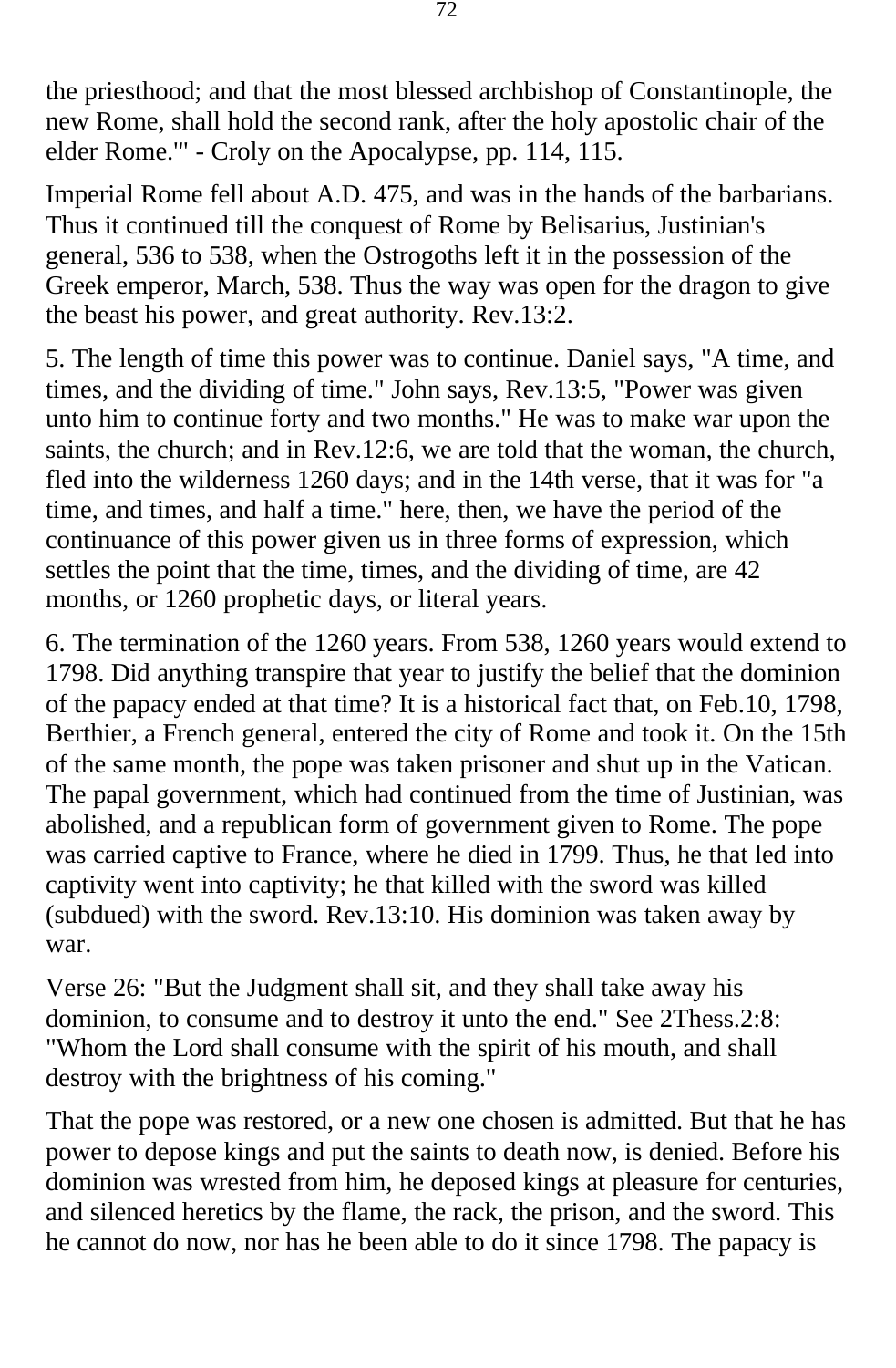the priesthood; and that the most blessed archbishop of Constantinople, the new Rome, shall hold the second rank, after the holy apostolic chair of the elder Rome.'" - Croly on the Apocalypse, pp. 114, 115.

Imperial Rome fell about A.D. 475, and was in the hands of the barbarians. Thus it continued till the conquest of Rome by Belisarius, Justinian's general, 536 to 538, when the Ostrogoths left it in the possession of the Greek emperor, March, 538. Thus the way was open for the dragon to give the beast his power, and great authority. Rev.13:2.

5. The length of time this power was to continue. Daniel says, "A time, and times, and the dividing of time." John says, Rev.13:5, "Power was given unto him to continue forty and two months." He was to make war upon the saints, the church; and in Rev.12:6, we are told that the woman, the church, fled into the wilderness 1260 days; and in the 14th verse, that it was for "a time, and times, and half a time." here, then, we have the period of the continuance of this power given us in three forms of expression, which settles the point that the time, times, and the dividing of time, are 42 months, or 1260 prophetic days, or literal years.

6. The termination of the 1260 years. From 538, 1260 years would extend to 1798. Did anything transpire that year to justify the belief that the dominion of the papacy ended at that time? It is a historical fact that, on Feb.10, 1798, Berthier, a French general, entered the city of Rome and took it. On the 15th of the same month, the pope was taken prisoner and shut up in the Vatican. The papal government, which had continued from the time of Justinian, was abolished, and a republican form of government given to Rome. The pope was carried captive to France, where he died in 1799. Thus, he that led into captivity went into captivity; he that killed with the sword was killed (subdued) with the sword. Rev.13:10. His dominion was taken away by war.

Verse 26: "But the Judgment shall sit, and they shall take away his dominion, to consume and to destroy it unto the end." See 2Thess.2:8: "Whom the Lord shall consume with the spirit of his mouth, and shall destroy with the brightness of his coming."

That the pope was restored, or a new one chosen is admitted. But that he has power to depose kings and put the saints to death now, is denied. Before his dominion was wrested from him, he deposed kings at pleasure for centuries, and silenced heretics by the flame, the rack, the prison, and the sword. This he cannot do now, nor has he been able to do it since 1798. The papacy is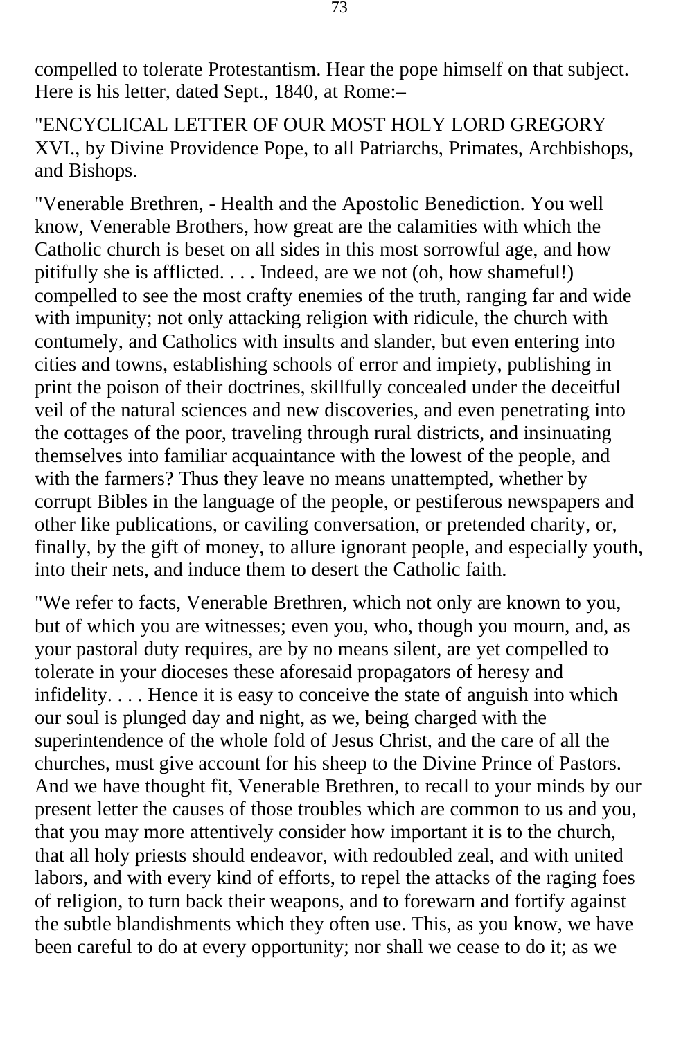compelled to tolerate Protestantism. Hear the pope himself on that subject. Here is his letter, dated Sept., 1840, at Rome:–

"ENCYCLICAL LETTER OF OUR MOST HOLY LORD GREGORY XVI., by Divine Providence Pope, to all Patriarchs, Primates, Archbishops, and Bishops.

"Venerable Brethren, - Health and the Apostolic Benediction. You well know, Venerable Brothers, how great are the calamities with which the Catholic church is beset on all sides in this most sorrowful age, and how pitifully she is afflicted. . . . Indeed, are we not (oh, how shameful!) compelled to see the most crafty enemies of the truth, ranging far and wide with impunity; not only attacking religion with ridicule, the church with contumely, and Catholics with insults and slander, but even entering into cities and towns, establishing schools of error and impiety, publishing in print the poison of their doctrines, skillfully concealed under the deceitful veil of the natural sciences and new discoveries, and even penetrating into the cottages of the poor, traveling through rural districts, and insinuating themselves into familiar acquaintance with the lowest of the people, and with the farmers? Thus they leave no means unattempted, whether by corrupt Bibles in the language of the people, or pestiferous newspapers and other like publications, or caviling conversation, or pretended charity, or, finally, by the gift of money, to allure ignorant people, and especially youth, into their nets, and induce them to desert the Catholic faith.

"We refer to facts, Venerable Brethren, which not only are known to you, but of which you are witnesses; even you, who, though you mourn, and, as your pastoral duty requires, are by no means silent, are yet compelled to tolerate in your dioceses these aforesaid propagators of heresy and infidelity. . . . Hence it is easy to conceive the state of anguish into which our soul is plunged day and night, as we, being charged with the superintendence of the whole fold of Jesus Christ, and the care of all the churches, must give account for his sheep to the Divine Prince of Pastors. And we have thought fit, Venerable Brethren, to recall to your minds by our present letter the causes of those troubles which are common to us and you, that you may more attentively consider how important it is to the church, that all holy priests should endeavor, with redoubled zeal, and with united labors, and with every kind of efforts, to repel the attacks of the raging foes of religion, to turn back their weapons, and to forewarn and fortify against the subtle blandishments which they often use. This, as you know, we have been careful to do at every opportunity; nor shall we cease to do it; as we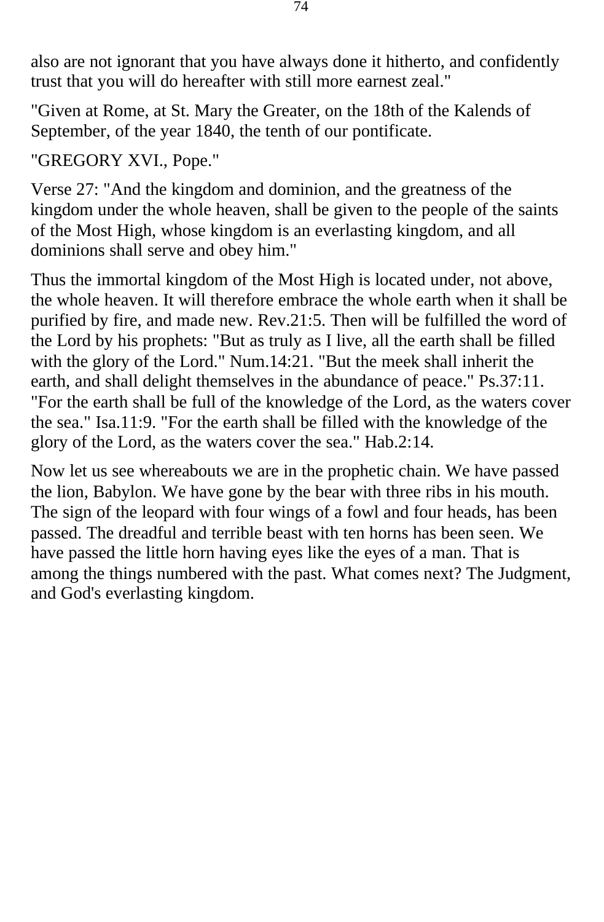also are not ignorant that you have always done it hitherto, and confidently trust that you will do hereafter with still more earnest zeal."

"Given at Rome, at St. Mary the Greater, on the 18th of the Kalends of September, of the year 1840, the tenth of our pontificate.

"GREGORY XVI., Pope."

Verse 27: "And the kingdom and dominion, and the greatness of the kingdom under the whole heaven, shall be given to the people of the saints of the Most High, whose kingdom is an everlasting kingdom, and all dominions shall serve and obey him."

Thus the immortal kingdom of the Most High is located under, not above, the whole heaven. It will therefore embrace the whole earth when it shall be purified by fire, and made new. Rev.21:5. Then will be fulfilled the word of the Lord by his prophets: "But as truly as I live, all the earth shall be filled with the glory of the Lord." Num.14:21. "But the meek shall inherit the earth, and shall delight themselves in the abundance of peace." Ps.37:11. "For the earth shall be full of the knowledge of the Lord, as the waters cover the sea." Isa.11:9. "For the earth shall be filled with the knowledge of the glory of the Lord, as the waters cover the sea." Hab.2:14.

Now let us see whereabouts we are in the prophetic chain. We have passed the lion, Babylon. We have gone by the bear with three ribs in his mouth. The sign of the leopard with four wings of a fowl and four heads, has been passed. The dreadful and terrible beast with ten horns has been seen. We have passed the little horn having eyes like the eyes of a man. That is among the things numbered with the past. What comes next? The Judgment, and God's everlasting kingdom.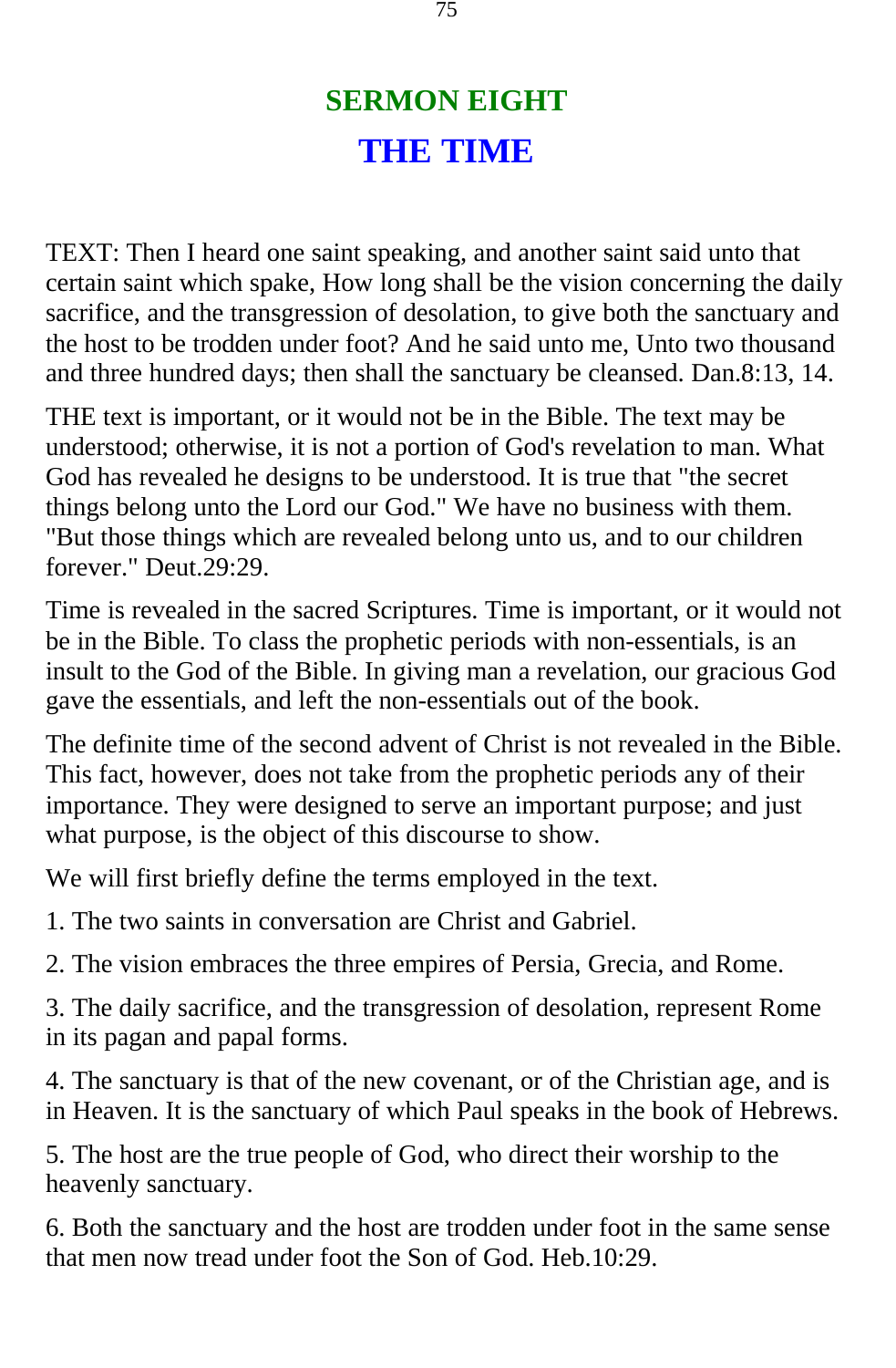# SERMON EIGHT

## THE TIME

TEXT: Then I heard one saint speaking, and another saint said unto that certain saint which spake, How long shall be the vision concerning the daily sacrifice, and the transgression of desolation, to give both the sanctuary and the host to be trodden under foot? And he said unto me, Unto two thousand and three hundred days; then shall the sanctuary be cleansed. Dan.8:13, 14.

THE text is important, or it would not be in the Bible. The text may be understood; otherwise, it is not a portion of God's revelation to man. What God has revealed he designs to be understood. It is true that "the secret things belong unto the Lord our God." We have no business with them. "But those things which are revealed belong unto us, and to our children forever." Deut.29:29.

Time is revealed in the sacred Scriptures. Time is important, or it would not be in the Bible. To class the prophetic periods with non-essentials, is an insult to the God of the Bible. In giving man a revelation, our gracious God gave the essentials, and left the non-essentials out of the book.

The definite time of the second advent of Christ is not revealed in the Bible. This fact, however, does not take from the prophetic periods any of their importance. They were designed to serve an important purpose; and just what purpose, is the object of this discourse to show.

We will first briefly define the terms employed in the text.

1. The two saints in conversation are Christ and Gabriel.

2. The vision embraces the three empires of Persia, Grecia, and Rome.

3. The daily sacrifice, and the transgression of desolation, represent Rome in its pagan and papal forms.

4. The sanctuary is that of the new covenant, or of the Christian age, and is in Heaven. It is the sanctuary of which Paul speaks in the book of Hebrews.

5. The host are the true people of God, who direct their worship to the heavenly sanctuary.

6. Both the sanctuary and the host are trodden under foot in the same sense that men now tread under foot the Son of God. Heb.10:29.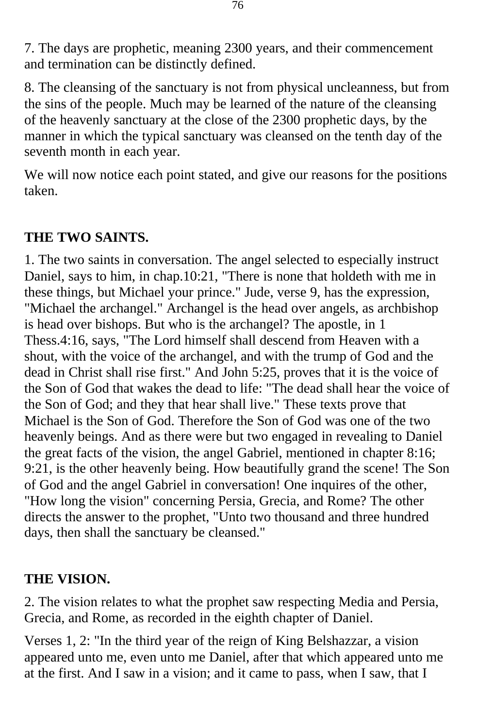7. The days are prophetic, meaning 2300 years, and their commencement and termination can be distinctly defined.

8. The cleansing of the sanctuary is not from physical uncleanness, but from the sins of the people. Much may be learned of the nature of the cleansing of the heavenly sanctuary at the close of the 2300 prophetic days, by the manner in which the typical sanctuary was cleansed on the tenth day of the seventh month in each year.

We will now notice each point stated, and give our reasons for the positions taken.

## THE TWO SAINTS.

1. The two saints in conversation. The angel selected to especially instruct Daniel, says to him, in chap.10:21, "There is none that holdeth with me in these things, but Michael your prince." Jude, verse 9, has the expression, "Michael the archangel." Archangel is the head over angels, as archbishop is head over bishops. But who is the archangel? The apostle, in 1 Thess.4:16, says, "The Lord himself shall descend from Heaven with a shout, with the voice of the archangel, and with the trump of God and the dead in Christ shall rise first." And John 5:25, proves that it is the voice of the Son of God that wakes the dead to life: "The dead shall hear the voice of the Son of God; and they that hear shall live." These texts prove that Michael is the Son of God. Therefore the Son of God was one of the two heavenly beings. And as there were but two engaged in revealing to Daniel the great facts of the vision, the angel Gabriel, mentioned in chapter 8:16; 9:21, is the other heavenly being. How beautifully grand the scene! The Son of God and the angel Gabriel in conversation! One inquires of the other, "How long the vision" concerning Persia, Grecia, and Rome? The other directs the answer to the prophet, "Unto two thousand and three hundred days, then shall the sanctuary be cleansed."

## THE VISION.

2. The vision relates to what the prophet saw respecting Media and Persia, Grecia, and Rome, as recorded in the eighth chapter of Daniel.

Verses 1, 2: "In the third year of the reign of King Belshazzar, a vision appeared unto me, even unto me Daniel, after that which appeared unto me at the first. And I saw in a vision; and it came to pass, when I saw, that I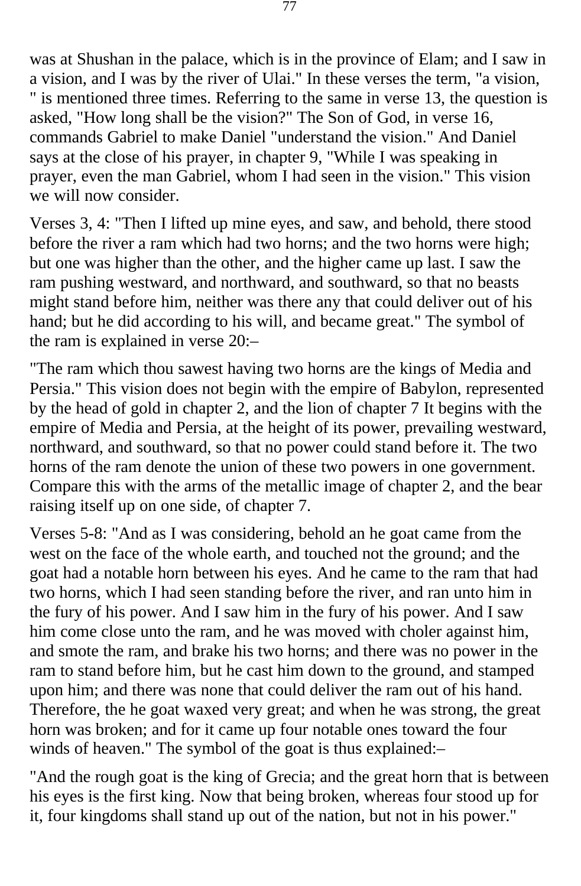was at Shushan in the palace, which is in the province of Elam; and I saw in a vision, and I was by the river of Ulai." In these verses the term, "a vision, " is mentioned three times. Referring to the same in verse 13, the question is asked, "How long shall be the vision?" The Son of God, in verse 16, commands Gabriel to make Daniel "understand the vision." And Daniel says at the close of his prayer, in chapter 9, "While I was speaking in prayer, even the man Gabriel, whom I had seen in the vision." This vision we will now consider.

Verses 3, 4: "Then I lifted up mine eyes, and saw, and behold, there stood before the river a ram which had two horns; and the two horns were high; but one was higher than the other, and the higher came up last. I saw the ram pushing westward, and northward, and southward, so that no beasts might stand before him, neither was there any that could deliver out of his hand; but he did according to his will, and became great." The symbol of the ram is explained in verse 20:–

"The ram which thou sawest having two horns are the kings of Media and Persia." This vision does not begin with the empire of Babylon, represented by the head of gold in chapter 2, and the lion of chapter 7 It begins with the empire of Media and Persia, at the height of its power, prevailing westward, northward, and southward, so that no power could stand before it. The two horns of the ram denote the union of these two powers in one government. Compare this with the arms of the metallic image of chapter 2, and the bear raising itself up on one side, of chapter 7.

Verses 5-8: "And as I was considering, behold an he goat came from the west on the face of the whole earth, and touched not the ground; and the goat had a notable horn between his eyes. And he came to the ram that had two horns, which I had seen standing before the river, and ran unto him in the fury of his power. And I saw him in the fury of his power. And I saw him come close unto the ram, and he was moved with choler against him, and smote the ram, and brake his two horns; and there was no power in the ram to stand before him, but he cast him down to the ground, and stamped upon him; and there was none that could deliver the ram out of his hand. Therefore, the he goat waxed very great; and when he was strong, the great horn was broken; and for it came up four notable ones toward the four winds of heaven." The symbol of the goat is thus explained:–

"And the rough goat is the king of Grecia; and the great horn that is between his eyes is the first king. Now that being broken, whereas four stood up for it, four kingdoms shall stand up out of the nation, but not in his power."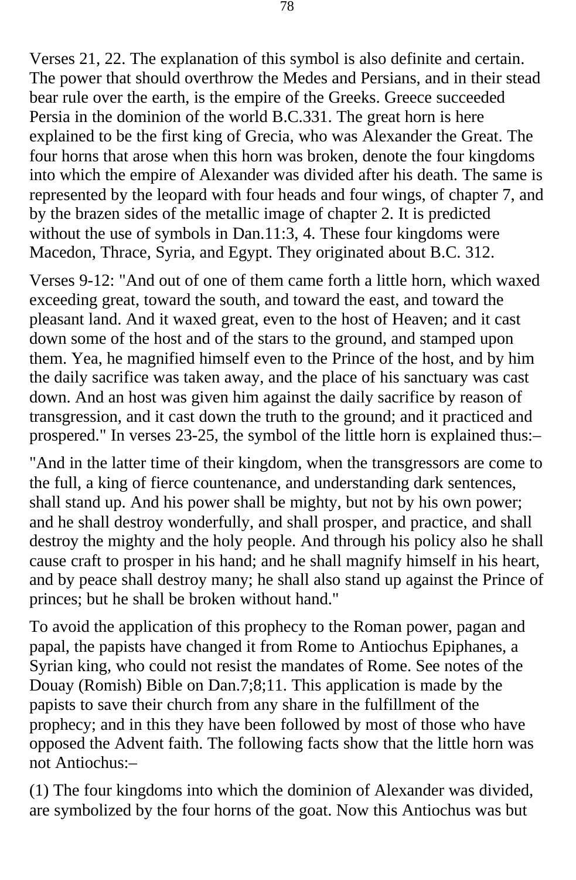Verses 21, 22. The explanation of this symbol is also definite and certain. The power that should overthrow the Medes and Persians, and in their stead bear rule over the earth, is the empire of the Greeks. Greece succeeded Persia in the dominion of the world B.C.331. The great horn is here explained to be the first king of Grecia, who was Alexander the Great. The four horns that arose when this horn was broken, denote the four kingdoms into which the empire of Alexander was divided after his death. The same is represented by the leopard with four heads and four wings, of chapter 7, and by the brazen sides of the metallic image of chapter 2. It is predicted without the use of symbols in Dan.11:3, 4. These four kingdoms were Macedon, Thrace, Syria, and Egypt. They originated about B.C. 312.

Verses 9-12: "And out of one of them came forth a little horn, which waxed exceeding great, toward the south, and toward the east, and toward the pleasant land. And it waxed great, even to the host of Heaven; and it cast down some of the host and of the stars to the ground, and stamped upon them. Yea, he magnified himself even to the Prince of the host, and by him the daily sacrifice was taken away, and the place of his sanctuary was cast down. And an host was given him against the daily sacrifice by reason of transgression, and it cast down the truth to the ground; and it practiced and prospered." In verses 23-25, the symbol of the little horn is explained thus:–

"And in the latter time of their kingdom, when the transgressors are come to the full, a king of fierce countenance, and understanding dark sentences, shall stand up. And his power shall be mighty, but not by his own power; and he shall destroy wonderfully, and shall prosper, and practice, and shall destroy the mighty and the holy people. And through his policy also he shall cause craft to prosper in his hand; and he shall magnify himself in his heart, and by peace shall destroy many; he shall also stand up against the Prince of princes; but he shall be broken without hand."

To avoid the application of this prophecy to the Roman power, pagan and papal, the papists have changed it from Rome to Antiochus Epiphanes, a Syrian king, who could not resist the mandates of Rome. See notes of the Douay (Romish) Bible on Dan.7;8;11. This application is made by the papists to save their church from any share in the fulfillment of the prophecy; and in this they have been followed by most of those who have opposed the Advent faith. The following facts show that the little horn was not Antiochus:–

(1) The four kingdoms into which the dominion of Alexander was divided, are symbolized by the four horns of the goat. Now this Antiochus was but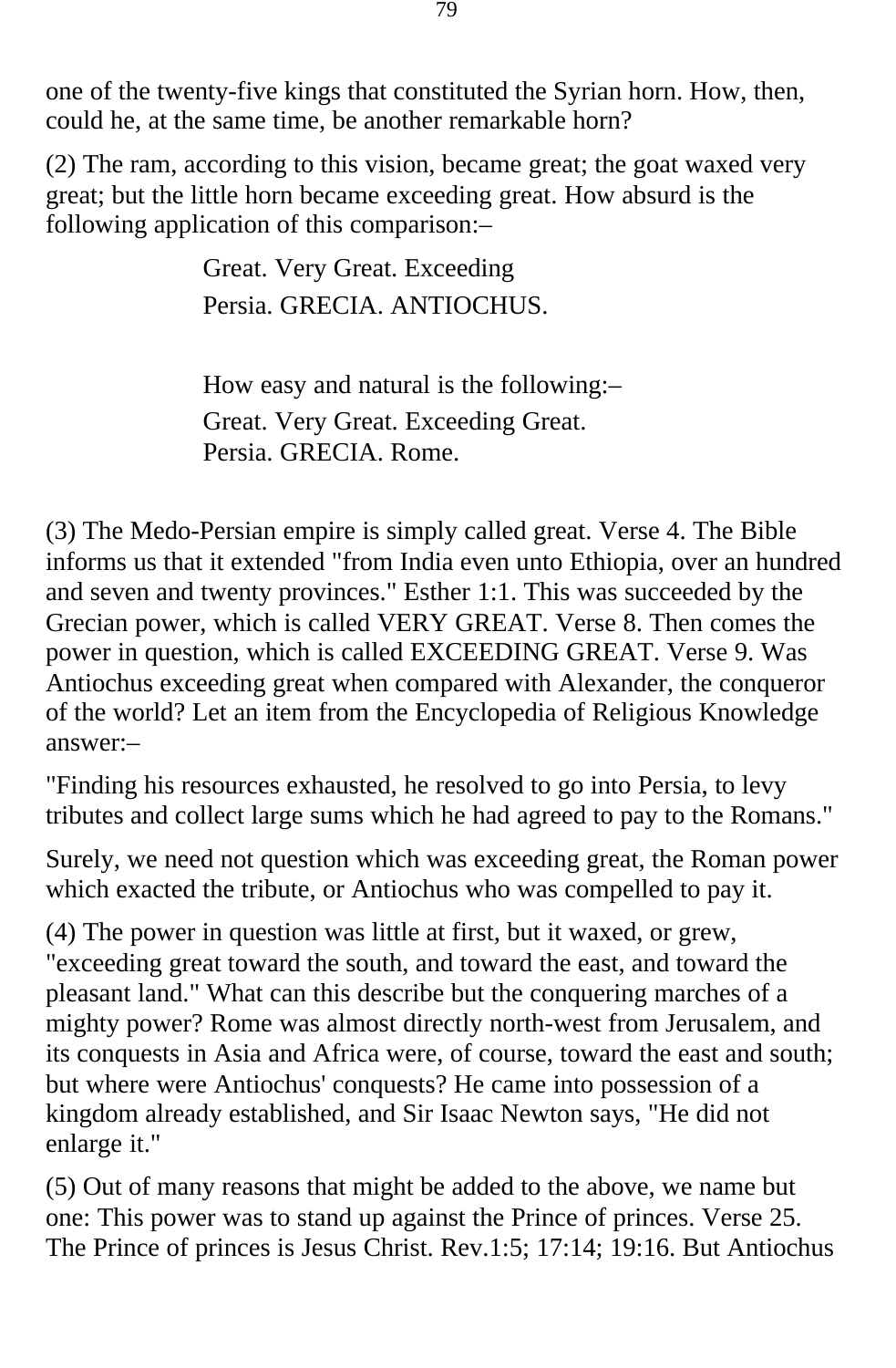one of the twenty-five kings that constituted the Syrian horn. How, then, could he, at the same time, be another remarkable horn?

(2) The ram, according to this vision, became great; the goat waxed very great; but the little horn became exceeding great. How absurd is the following application of this comparison:–

Great. Very Great. Exceeding
Persia. GRECIA. ANTIOCHUS.

How easy and natural is the following:–
Great. Very Great. Exceeding Great.
Persia. GRECIA. Rome.

(3) The Medo-Persian empire is simply called great. Verse 4. The Bible informs us that it extended "from India even unto Ethiopia, over an hundred and seven and twenty provinces." Esther 1:1. This was succeeded by the Grecian power, which is called VERY GREAT. Verse 8. Then comes the power in question, which is called EXCEEDING GREAT. Verse 9. Was Antiochus exceeding great when compared with Alexander, the conqueror of the world? Let an item from the Encyclopedia of Religious Knowledge answer:–

"Finding his resources exhausted, he resolved to go into Persia, to levy tributes and collect large sums which he had agreed to pay to the Romans."

Surely, we need not question which was exceeding great, the Roman power which exacted the tribute, or Antiochus who was compelled to pay it.

(4) The power in question was little at first, but it waxed, or grew, "exceeding great toward the south, and toward the east, and toward the pleasant land." What can this describe but the conquering marches of a mighty power? Rome was almost directly north-west from Jerusalem, and its conquests in Asia and Africa were, of course, toward the east and south; but where were Antiochus' conquests? He came into possession of a kingdom already established, and Sir Isaac Newton says, "He did not enlarge it."

(5) Out of many reasons that might be added to the above, we name but one: This power was to stand up against the Prince of princes. Verse 25. The Prince of princes is Jesus Christ. Rev.1:5; 17:14; 19:16. But Antiochus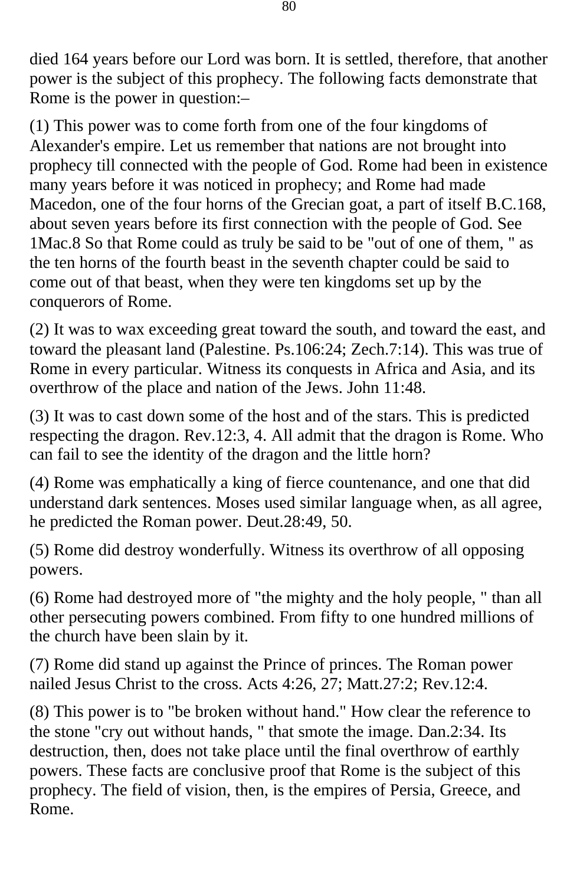died 164 years before our Lord was born. It is settled, therefore, that another power is the subject of this prophecy. The following facts demonstrate that Rome is the power in question:–

(1) This power was to come forth from one of the four kingdoms of Alexander's empire. Let us remember that nations are not brought into prophecy till connected with the people of God. Rome had been in existence many years before it was noticed in prophecy; and Rome had made Macedon, one of the four horns of the Grecian goat, a part of itself B.C.168, about seven years before its first connection with the people of God. See 1Mac.8 So that Rome could as truly be said to be "out of one of them, " as the ten horns of the fourth beast in the seventh chapter could be said to come out of that beast, when they were ten kingdoms set up by the conquerors of Rome.

(2) It was to wax exceeding great toward the south, and toward the east, and toward the pleasant land (Palestine. Ps.106:24; Zech.7:14). This was true of Rome in every particular. Witness its conquests in Africa and Asia, and its overthrow of the place and nation of the Jews. John 11:48.

(3) It was to cast down some of the host and of the stars. This is predicted respecting the dragon. Rev.12:3, 4. All admit that the dragon is Rome. Who can fail to see the identity of the dragon and the little horn?

(4) Rome was emphatically a king of fierce countenance, and one that did understand dark sentences. Moses used similar language when, as all agree, he predicted the Roman power. Deut.28:49, 50.

(5) Rome did destroy wonderfully. Witness its overthrow of all opposing powers.

(6) Rome had destroyed more of "the mighty and the holy people, " than all other persecuting powers combined. From fifty to one hundred millions of the church have been slain by it.

(7) Rome did stand up against the Prince of princes. The Roman power nailed Jesus Christ to the cross. Acts 4:26, 27; Matt.27:2; Rev.12:4.

(8) This power is to "be broken without hand." How clear the reference to the stone "cry out without hands, " that smote the image. Dan.2:34. Its destruction, then, does not take place until the final overthrow of earthly powers. These facts are conclusive proof that Rome is the subject of this prophecy. The field of vision, then, is the empires of Persia, Greece, and Rome.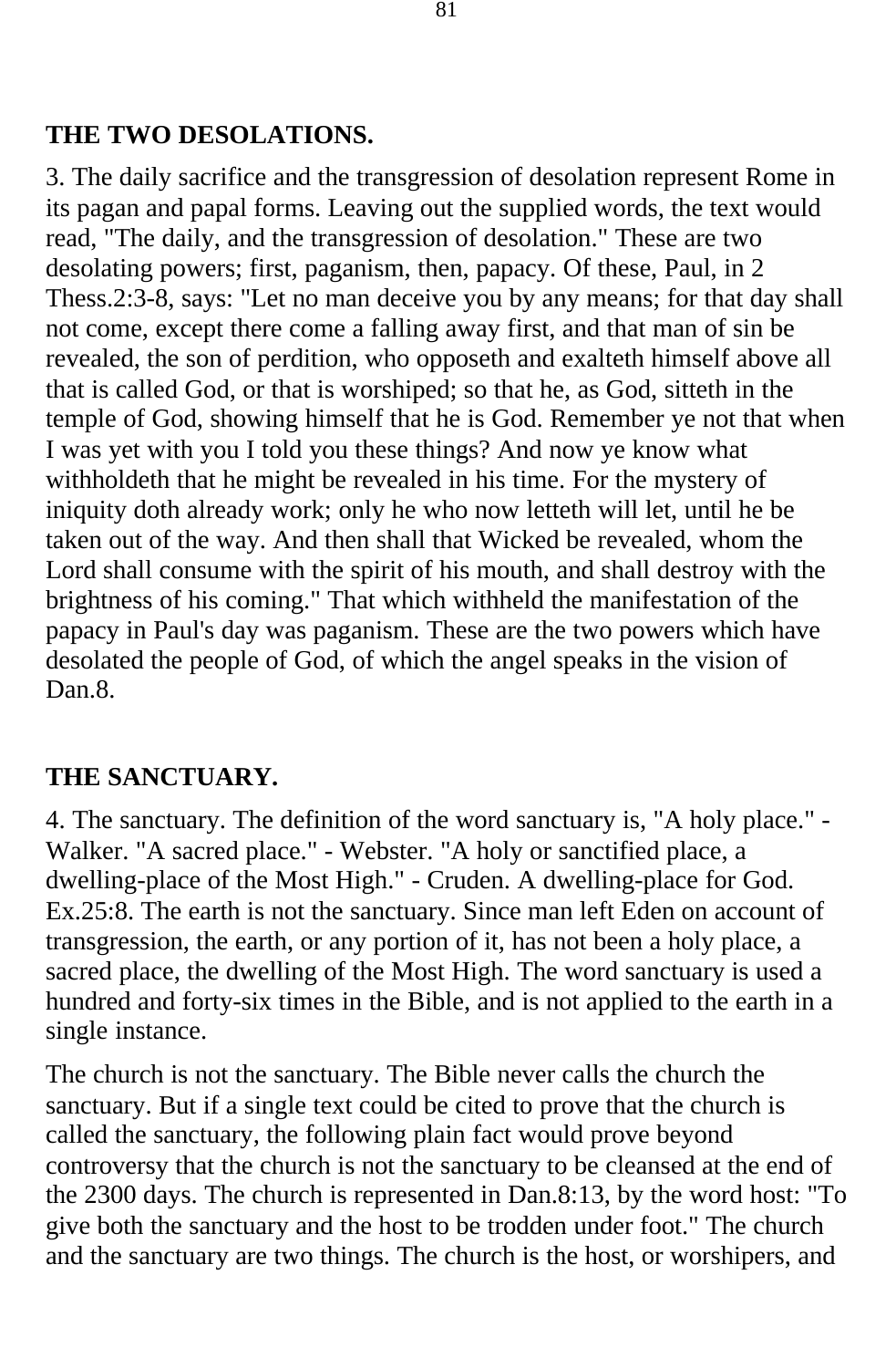## THE TWO DESOLATIONS.

3. The daily sacrifice and the transgression of desolation represent Rome in its pagan and papal forms. Leaving out the supplied words, the text would read, "The daily, and the transgression of desolation." These are two desolating powers; first, paganism, then, papacy. Of these, Paul, in 2 Thess.2:3-8, says: "Let no man deceive you by any means; for that day shall not come, except there come a falling away first, and that man of sin be revealed, the son of perdition, who opposeth and exalteth himself above all that is called God, or that is worshiped; so that he, as God, sitteth in the temple of God, showing himself that he is God. Remember ye not that when I was yet with you I told you these things? And now ye know what withholdeth that he might be revealed in his time. For the mystery of iniquity doth already work; only he who now letteth will let, until he be taken out of the way. And then shall that Wicked be revealed, whom the Lord shall consume with the spirit of his mouth, and shall destroy with the brightness of his coming." That which withheld the manifestation of the papacy in Paul's day was paganism. These are the two powers which have desolated the people of God, of which the angel speaks in the vision of Dan.8.

## THE SANCTUARY.

4. The sanctuary. The definition of the word sanctuary is, "A holy place." - Walker. "A sacred place." - Webster. "A holy or sanctified place, a dwelling-place of the Most High." - Cruden. A dwelling-place for God. Ex.25:8. The earth is not the sanctuary. Since man left Eden on account of transgression, the earth, or any portion of it, has not been a holy place, a sacred place, the dwelling of the Most High. The word sanctuary is used a hundred and forty-six times in the Bible, and is not applied to the earth in a single instance.

The church is not the sanctuary. The Bible never calls the church the sanctuary. But if a single text could be cited to prove that the church is called the sanctuary, the following plain fact would prove beyond controversy that the church is not the sanctuary to be cleansed at the end of the 2300 days. The church is represented in Dan.8:13, by the word host: "To give both the sanctuary and the host to be trodden under foot." The church and the sanctuary are two things. The church is the host, or worshipers, and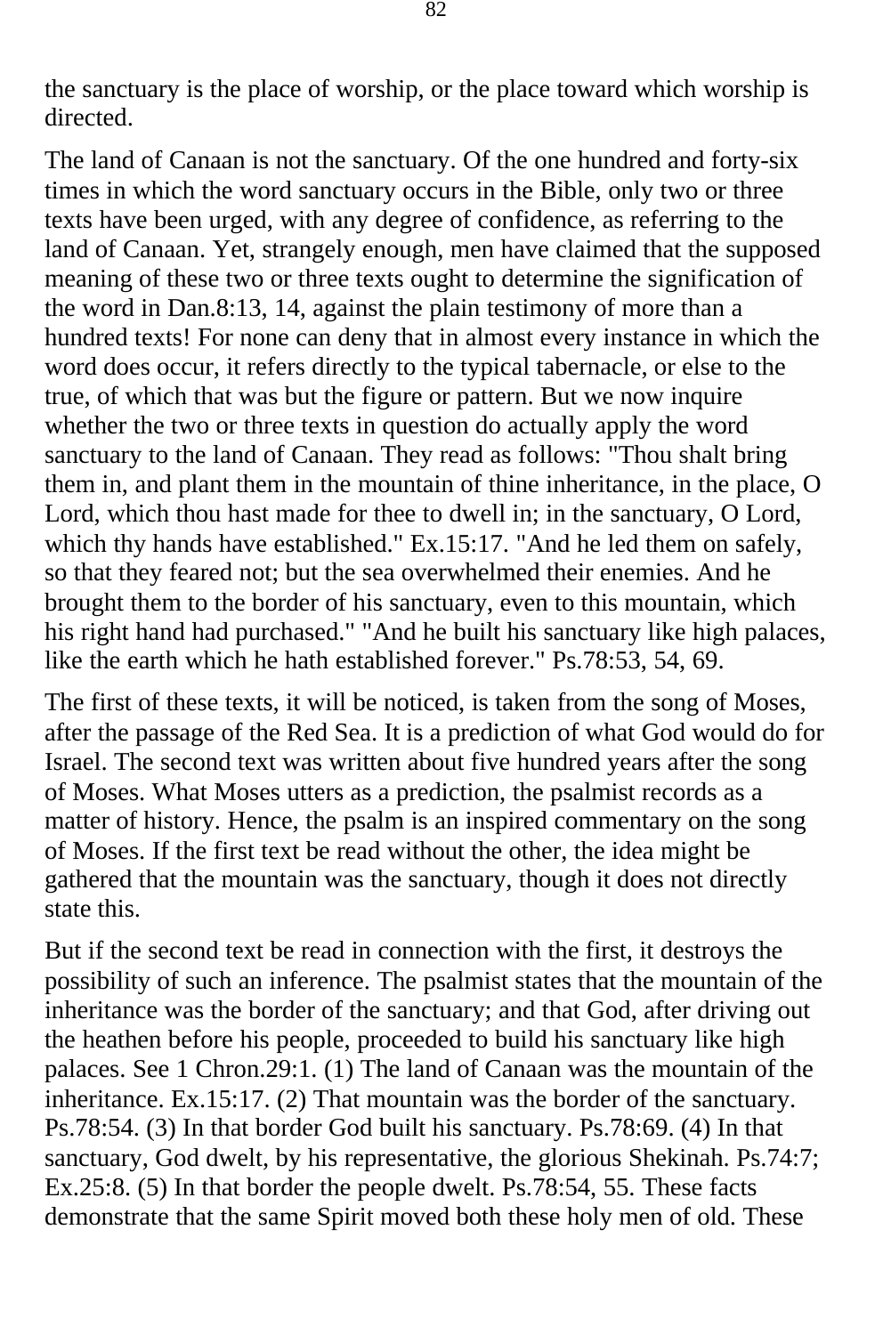the sanctuary is the place of worship, or the place toward which worship is directed.

The land of Canaan is not the sanctuary. Of the one hundred and forty-six times in which the word sanctuary occurs in the Bible, only two or three texts have been urged, with any degree of confidence, as referring to the land of Canaan. Yet, strangely enough, men have claimed that the supposed meaning of these two or three texts ought to determine the signification of the word in Dan.8:13, 14, against the plain testimony of more than a hundred texts! For none can deny that in almost every instance in which the word does occur, it refers directly to the typical tabernacle, or else to the true, of which that was but the figure or pattern. But we now inquire whether the two or three texts in question do actually apply the word sanctuary to the land of Canaan. They read as follows: "Thou shalt bring them in, and plant them in the mountain of thine inheritance, in the place, O Lord, which thou hast made for thee to dwell in; in the sanctuary, O Lord, which thy hands have established." Ex.15:17. "And he led them on safely, so that they feared not; but the sea overwhelmed their enemies. And he brought them to the border of his sanctuary, even to this mountain, which his right hand had purchased." "And he built his sanctuary like high palaces, like the earth which he hath established forever." Ps.78:53, 54, 69.

The first of these texts, it will be noticed, is taken from the song of Moses, after the passage of the Red Sea. It is a prediction of what God would do for Israel. The second text was written about five hundred years after the song of Moses. What Moses utters as a prediction, the psalmist records as a matter of history. Hence, the psalm is an inspired commentary on the song of Moses. If the first text be read without the other, the idea might be gathered that the mountain was the sanctuary, though it does not directly state this.

But if the second text be read in connection with the first, it destroys the possibility of such an inference. The psalmist states that the mountain of the inheritance was the border of the sanctuary; and that God, after driving out the heathen before his people, proceeded to build his sanctuary like high palaces. See 1 Chron.29:1. (1) The land of Canaan was the mountain of the inheritance. Ex.15:17. (2) That mountain was the border of the sanctuary. Ps.78:54. (3) In that border God built his sanctuary. Ps.78:69. (4) In that sanctuary, God dwelt, by his representative, the glorious Shekinah. Ps.74:7; Ex.25:8. (5) In that border the people dwelt. Ps.78:54, 55. These facts demonstrate that the same Spirit moved both these holy men of old. These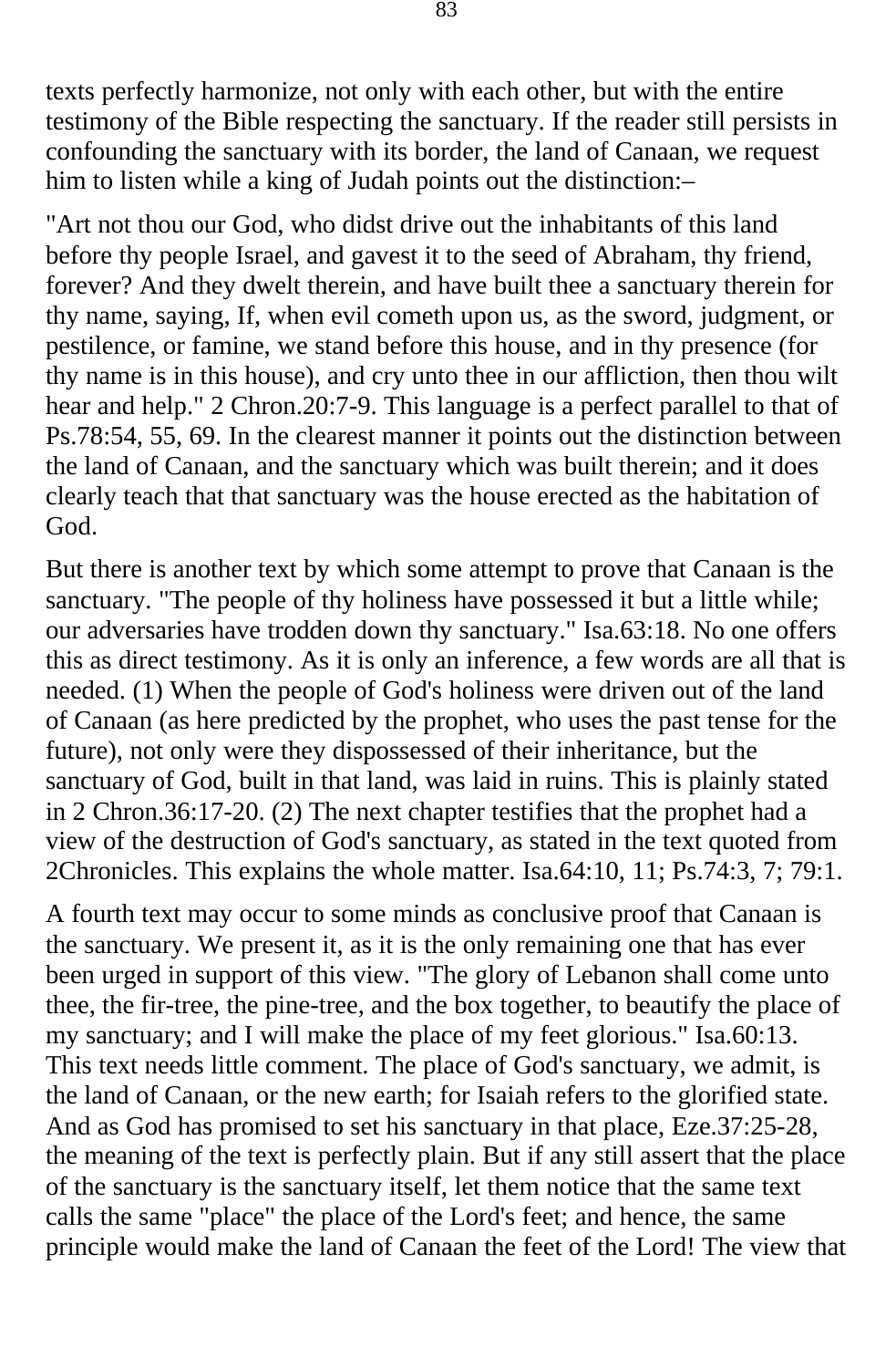texts perfectly harmonize, not only with each other, but with the entire testimony of the Bible respecting the sanctuary. If the reader still persists in confounding the sanctuary with its border, the land of Canaan, we request him to listen while a king of Judah points out the distinction:–

"Art not thou our God, who didst drive out the inhabitants of this land before thy people Israel, and gavest it to the seed of Abraham, thy friend, forever? And they dwelt therein, and have built thee a sanctuary therein for thy name, saying, If, when evil cometh upon us, as the sword, judgment, or pestilence, or famine, we stand before this house, and in thy presence (for thy name is in this house), and cry unto thee in our affliction, then thou wilt hear and help." 2 Chron.20:7-9. This language is a perfect parallel to that of Ps.78:54, 55, 69. In the clearest manner it points out the distinction between the land of Canaan, and the sanctuary which was built therein; and it does clearly teach that that sanctuary was the house erected as the habitation of God.

But there is another text by which some attempt to prove that Canaan is the sanctuary. "The people of thy holiness have possessed it but a little while; our adversaries have trodden down thy sanctuary." Isa.63:18. No one offers this as direct testimony. As it is only an inference, a few words are all that is needed. (1) When the people of God's holiness were driven out of the land of Canaan (as here predicted by the prophet, who uses the past tense for the future), not only were they dispossessed of their inheritance, but the sanctuary of God, built in that land, was laid in ruins. This is plainly stated in 2 Chron.36:17-20. (2) The next chapter testifies that the prophet had a view of the destruction of God's sanctuary, as stated in the text quoted from 2Chronicles. This explains the whole matter. Isa.64:10, 11; Ps.74:3, 7; 79:1.

A fourth text may occur to some minds as conclusive proof that Canaan is the sanctuary. We present it, as it is the only remaining one that has ever been urged in support of this view. "The glory of Lebanon shall come unto thee, the fir-tree, the pine-tree, and the box together, to beautify the place of my sanctuary; and I will make the place of my feet glorious." Isa.60:13. This text needs little comment. The place of God's sanctuary, we admit, is the land of Canaan, or the new earth; for Isaiah refers to the glorified state. And as God has promised to set his sanctuary in that place, Eze.37:25-28, the meaning of the text is perfectly plain. But if any still assert that the place of the sanctuary is the sanctuary itself, let them notice that the same text calls the same "place" the place of the Lord's feet; and hence, the same principle would make the land of Canaan the feet of the Lord! The view that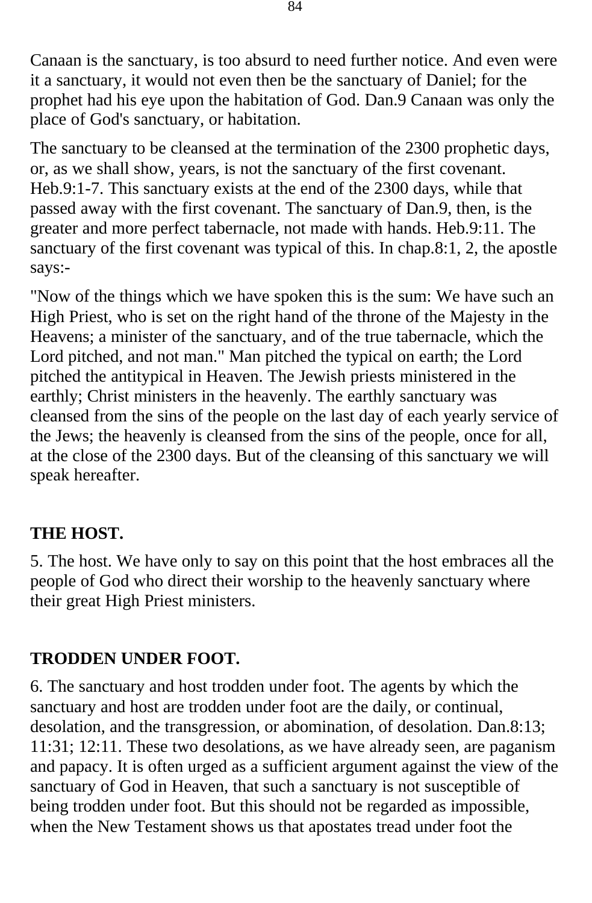Canaan is the sanctuary, is too absurd to need further notice. And even were it a sanctuary, it would not even then be the sanctuary of Daniel; for the prophet had his eye upon the habitation of God. Dan.9 Canaan was only the place of God's sanctuary, or habitation.

The sanctuary to be cleansed at the termination of the 2300 prophetic days, or, as we shall show, years, is not the sanctuary of the first covenant. Heb.9:1-7. This sanctuary exists at the end of the 2300 days, while that passed away with the first covenant. The sanctuary of Dan.9, then, is the greater and more perfect tabernacle, not made with hands. Heb.9:11. The sanctuary of the first covenant was typical of this. In chap.8:1, 2, the apostle says:-

"Now of the things which we have spoken this is the sum: We have such an High Priest, who is set on the right hand of the throne of the Majesty in the Heavens; a minister of the sanctuary, and of the true tabernacle, which the Lord pitched, and not man." Man pitched the typical on earth; the Lord pitched the antitypical in Heaven. The Jewish priests ministered in the earthly; Christ ministers in the heavenly. The earthly sanctuary was cleansed from the sins of the people on the last day of each yearly service of the Jews; the heavenly is cleansed from the sins of the people, once for all, at the close of the 2300 days. But of the cleansing of this sanctuary we will speak hereafter.

## THE HOST.

5. The host. We have only to say on this point that the host embraces all the people of God who direct their worship to the heavenly sanctuary where their great High Priest ministers.

## TRODDEN UNDER FOOT.

6. The sanctuary and host trodden under foot. The agents by which the sanctuary and host are trodden under foot are the daily, or continual, desolation, and the transgression, or abomination, of desolation. Dan.8:13; 11:31; 12:11. These two desolations, as we have already seen, are paganism and papacy. It is often urged as a sufficient argument against the view of the sanctuary of God in Heaven, that such a sanctuary is not susceptible of being trodden under foot. But this should not be regarded as impossible, when the New Testament shows us that apostates tread under foot the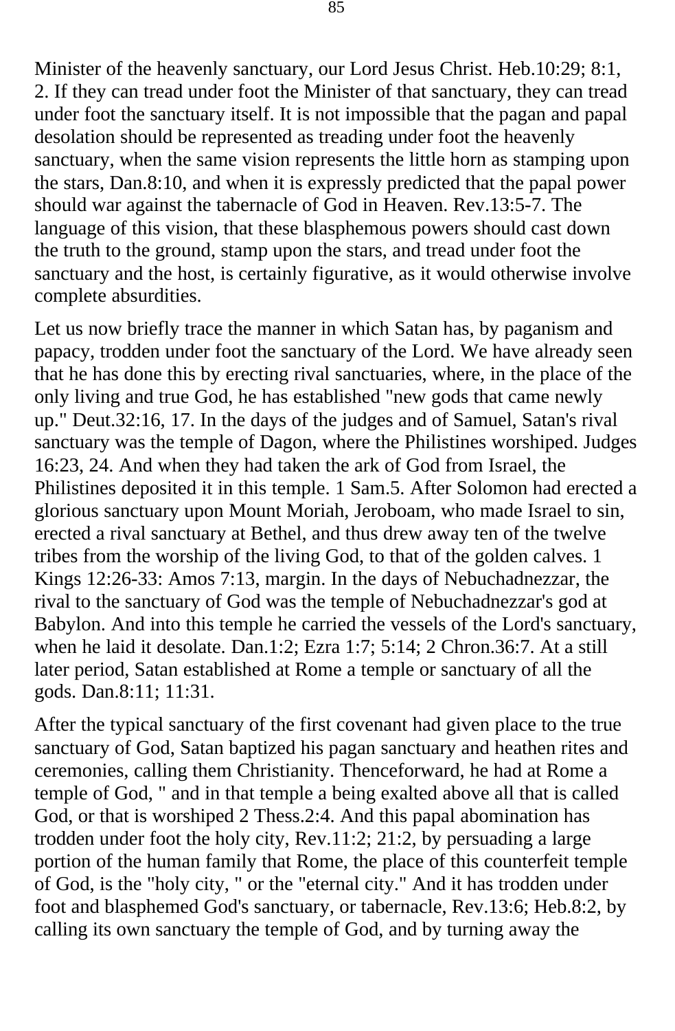Minister of the heavenly sanctuary, our Lord Jesus Christ. Heb.10:29; 8:1, 2. If they can tread under foot the Minister of that sanctuary, they can tread under foot the sanctuary itself. It is not impossible that the pagan and papal desolation should be represented as treading under foot the heavenly sanctuary, when the same vision represents the little horn as stamping upon the stars, Dan.8:10, and when it is expressly predicted that the papal power should war against the tabernacle of God in Heaven. Rev.13:5-7. The language of this vision, that these blasphemous powers should cast down the truth to the ground, stamp upon the stars, and tread under foot the sanctuary and the host, is certainly figurative, as it would otherwise involve complete absurdities.

Let us now briefly trace the manner in which Satan has, by paganism and papacy, trodden under foot the sanctuary of the Lord. We have already seen that he has done this by erecting rival sanctuaries, where, in the place of the only living and true God, he has established "new gods that came newly up." Deut.32:16, 17. In the days of the judges and of Samuel, Satan's rival sanctuary was the temple of Dagon, where the Philistines worshiped. Judges 16:23, 24. And when they had taken the ark of God from Israel, the Philistines deposited it in this temple. 1 Sam.5. After Solomon had erected a glorious sanctuary upon Mount Moriah, Jeroboam, who made Israel to sin, erected a rival sanctuary at Bethel, and thus drew away ten of the twelve tribes from the worship of the living God, to that of the golden calves. 1 Kings 12:26-33: Amos 7:13, margin. In the days of Nebuchadnezzar, the rival to the sanctuary of God was the temple of Nebuchadnezzar's god at Babylon. And into this temple he carried the vessels of the Lord's sanctuary, when he laid it desolate. Dan.1:2; Ezra 1:7; 5:14; 2 Chron.36:7. At a still later period, Satan established at Rome a temple or sanctuary of all the gods. Dan.8:11; 11:31.

After the typical sanctuary of the first covenant had given place to the true sanctuary of God, Satan baptized his pagan sanctuary and heathen rites and ceremonies, calling them Christianity. Thenceforward, he had at Rome a temple of God, " and in that temple a being exalted above all that is called God, or that is worshiped 2 Thess.2:4. And this papal abomination has trodden under foot the holy city, Rev.11:2; 21:2, by persuading a large portion of the human family that Rome, the place of this counterfeit temple of God, is the "holy city, " or the "eternal city." And it has trodden under foot and blasphemed God's sanctuary, or tabernacle, Rev.13:6; Heb.8:2, by calling its own sanctuary the temple of God, and by turning away the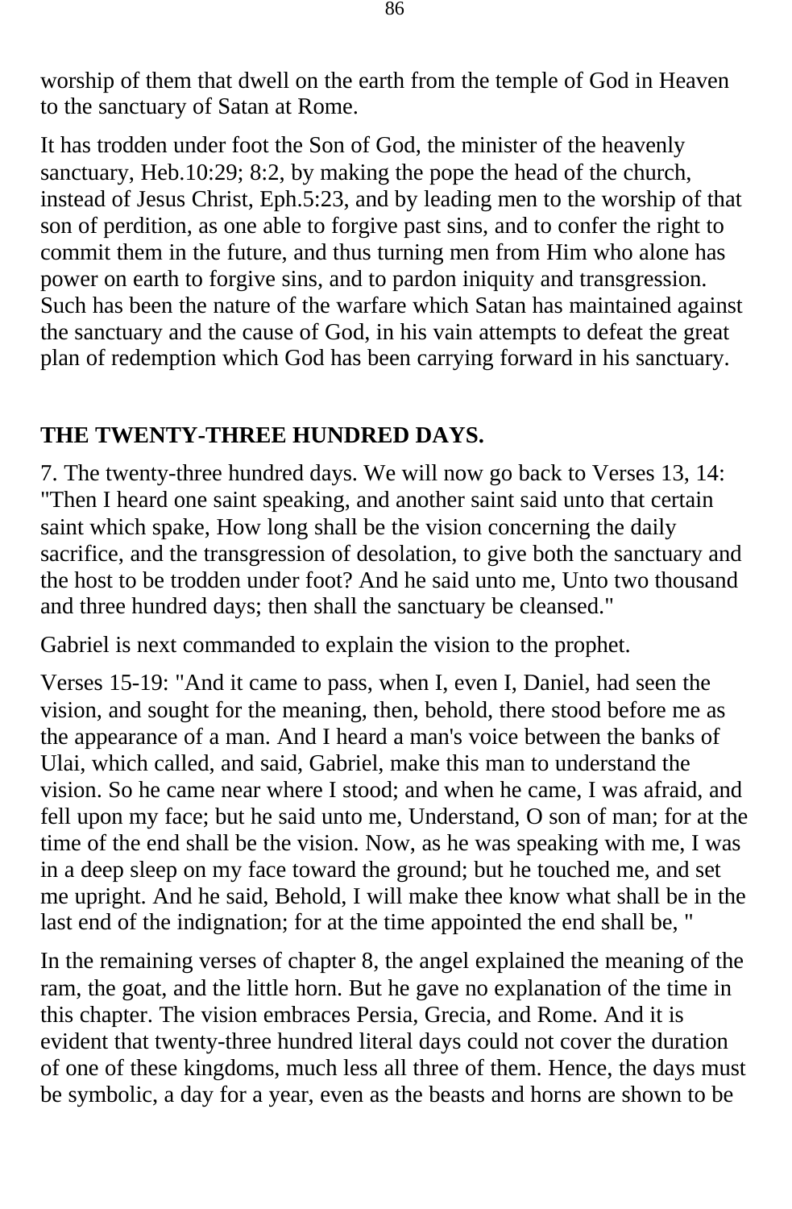worship of them that dwell on the earth from the temple of God in Heaven to the sanctuary of Satan at Rome.

It has trodden under foot the Son of God, the minister of the heavenly sanctuary, Heb.10:29; 8:2, by making the pope the head of the church, instead of Jesus Christ, Eph.5:23, and by leading men to the worship of that son of perdition, as one able to forgive past sins, and to confer the right to commit them in the future, and thus turning men from Him who alone has power on earth to forgive sins, and to pardon iniquity and transgression. Such has been the nature of the warfare which Satan has maintained against the sanctuary and the cause of God, in his vain attempts to defeat the great plan of redemption which God has been carrying forward in his sanctuary.

## THE TWENTY-THREE HUNDRED DAYS.

7. The twenty-three hundred days. We will now go back to Verses 13, 14: "Then I heard one saint speaking, and another saint said unto that certain saint which spake, How long shall be the vision concerning the daily sacrifice, and the transgression of desolation, to give both the sanctuary and the host to be trodden under foot? And he said unto me, Unto two thousand and three hundred days; then shall the sanctuary be cleansed."

Gabriel is next commanded to explain the vision to the prophet.

Verses 15-19: "And it came to pass, when I, even I, Daniel, had seen the vision, and sought for the meaning, then, behold, there stood before me as the appearance of a man. And I heard a man's voice between the banks of Ulai, which called, and said, Gabriel, make this man to understand the vision. So he came near where I stood; and when he came, I was afraid, and fell upon my face; but he said unto me, Understand, O son of man; for at the time of the end shall be the vision. Now, as he was speaking with me, I was in a deep sleep on my face toward the ground; but he touched me, and set me upright. And he said, Behold, I will make thee know what shall be in the last end of the indignation; for at the time appointed the end shall be, "

In the remaining verses of chapter 8, the angel explained the meaning of the ram, the goat, and the little horn. But he gave no explanation of the time in this chapter. The vision embraces Persia, Grecia, and Rome. And it is evident that twenty-three hundred literal days could not cover the duration of one of these kingdoms, much less all three of them. Hence, the days must be symbolic, a day for a year, even as the beasts and horns are shown to be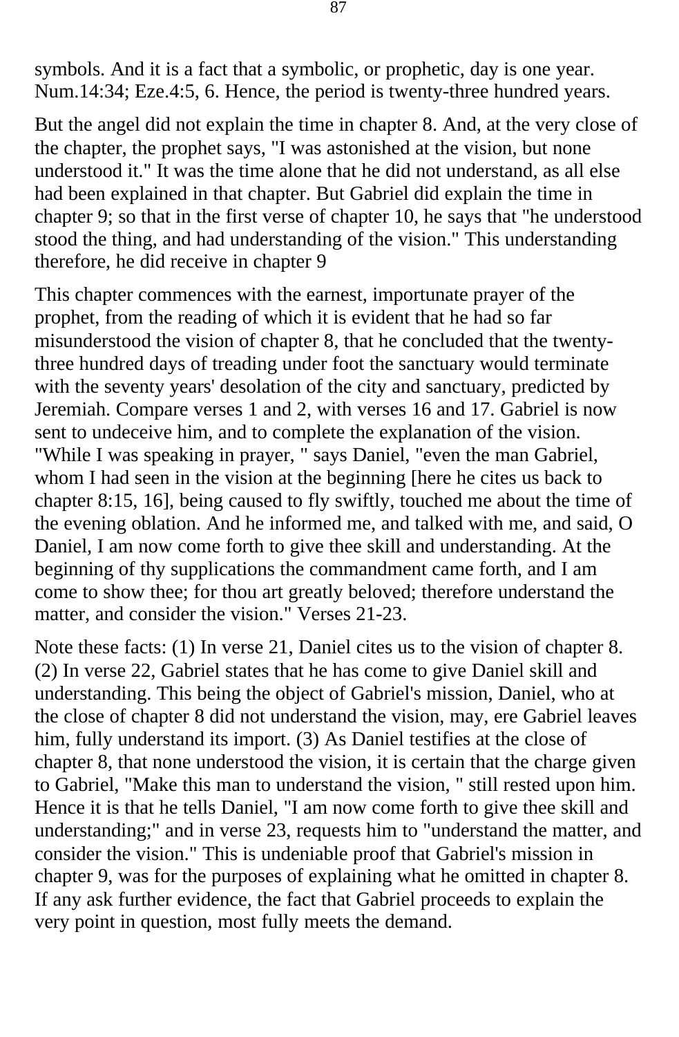symbols. And it is a fact that a symbolic, or prophetic, day is one year. Num.14:34; Eze.4:5, 6. Hence, the period is twenty-three hundred years.

But the angel did not explain the time in chapter 8. And, at the very close of the chapter, the prophet says, "I was astonished at the vision, but none understood it." It was the time alone that he did not understand, as all else had been explained in that chapter. But Gabriel did explain the time in chapter 9; so that in the first verse of chapter 10, he says that "he understood stood the thing, and had understanding of the vision." This understanding therefore, he did receive in chapter 9

This chapter commences with the earnest, importunate prayer of the prophet, from the reading of which it is evident that he had so far misunderstood the vision of chapter 8, that he concluded that the twenty-three hundred days of treading under foot the sanctuary would terminate with the seventy years' desolation of the city and sanctuary, predicted by Jeremiah. Compare verses 1 and 2, with verses 16 and 17. Gabriel is now sent to undeceive him, and to complete the explanation of the vision. "While I was speaking in prayer, " says Daniel, "even the man Gabriel, whom I had seen in the vision at the beginning [here he cites us back to chapter 8:15, 16], being caused to fly swiftly, touched me about the time of the evening oblation. And he informed me, and talked with me, and said, O Daniel, I am now come forth to give thee skill and understanding. At the beginning of thy supplications the commandment came forth, and I am come to show thee; for thou art greatly beloved; therefore understand the matter, and consider the vision." Verses 21-23.

Note these facts: (1) In verse 21, Daniel cites us to the vision of chapter 8. (2) In verse 22, Gabriel states that he has come to give Daniel skill and understanding. This being the object of Gabriel's mission, Daniel, who at the close of chapter 8 did not understand the vision, may, ere Gabriel leaves him, fully understand its import. (3) As Daniel testifies at the close of chapter 8, that none understood the vision, it is certain that the charge given to Gabriel, "Make this man to understand the vision, " still rested upon him. Hence it is that he tells Daniel, "I am now come forth to give thee skill and understanding;" and in verse 23, requests him to "understand the matter, and consider the vision." This is undeniable proof that Gabriel's mission in chapter 9, was for the purposes of explaining what he omitted in chapter 8. If any ask further evidence, the fact that Gabriel proceeds to explain the very point in question, most fully meets the demand.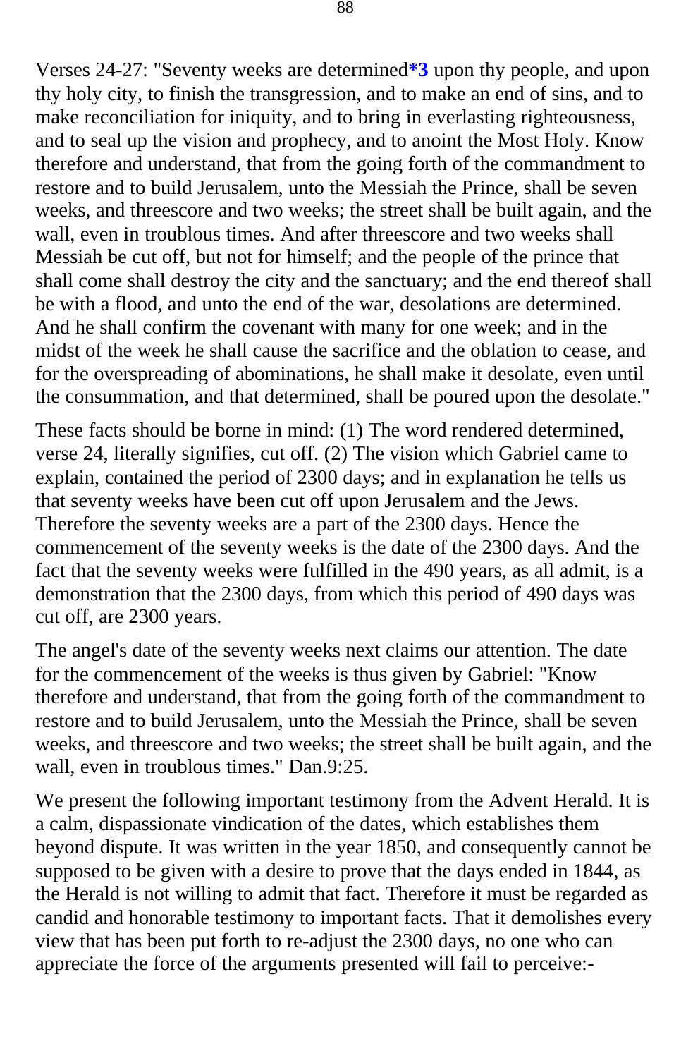Verses 24-27: "Seventy weeks are determined**\*3** upon thy people, and upon thy holy city, to finish the transgression, and to make an end of sins, and to make reconciliation for iniquity, and to bring in everlasting righteousness, and to seal up the vision and prophecy, and to anoint the Most Holy. Know therefore and understand, that from the going forth of the commandment to restore and to build Jerusalem, unto the Messiah the Prince, shall be seven weeks, and threescore and two weeks; the street shall be built again, and the wall, even in troublous times. And after threescore and two weeks shall Messiah be cut off, but not for himself; and the people of the prince that shall come shall destroy the city and the sanctuary; and the end thereof shall be with a flood, and unto the end of the war, desolations are determined. And he shall confirm the covenant with many for one week; and in the midst of the week he shall cause the sacrifice and the oblation to cease, and for the overspreading of abominations, he shall make it desolate, even until the consummation, and that determined, shall be poured upon the desolate."

These facts should be borne in mind: (1) The word rendered determined, verse 24, literally signifies, cut off. (2) The vision which Gabriel came to explain, contained the period of 2300 days; and in explanation he tells us that seventy weeks have been cut off upon Jerusalem and the Jews. Therefore the seventy weeks are a part of the 2300 days. Hence the commencement of the seventy weeks is the date of the 2300 days. And the fact that the seventy weeks were fulfilled in the 490 years, as all admit, is a demonstration that the 2300 days, from which this period of 490 days was cut off, are 2300 years.

The angel's date of the seventy weeks next claims our attention. The date for the commencement of the weeks is thus given by Gabriel: "Know therefore and understand, that from the going forth of the commandment to restore and to build Jerusalem, unto the Messiah the Prince, shall be seven weeks, and threescore and two weeks; the street shall be built again, and the wall, even in troublous times." Dan.9:25.

We present the following important testimony from the Advent Herald. It is a calm, dispassionate vindication of the dates, which establishes them beyond dispute. It was written in the year 1850, and consequently cannot be supposed to be given with a desire to prove that the days ended in 1844, as the Herald is not willing to admit that fact. Therefore it must be regarded as candid and honorable testimony to important facts. That it demolishes every view that has been put forth to re-adjust the 2300 days, no one who can appreciate the force of the arguments presented will fail to perceive:-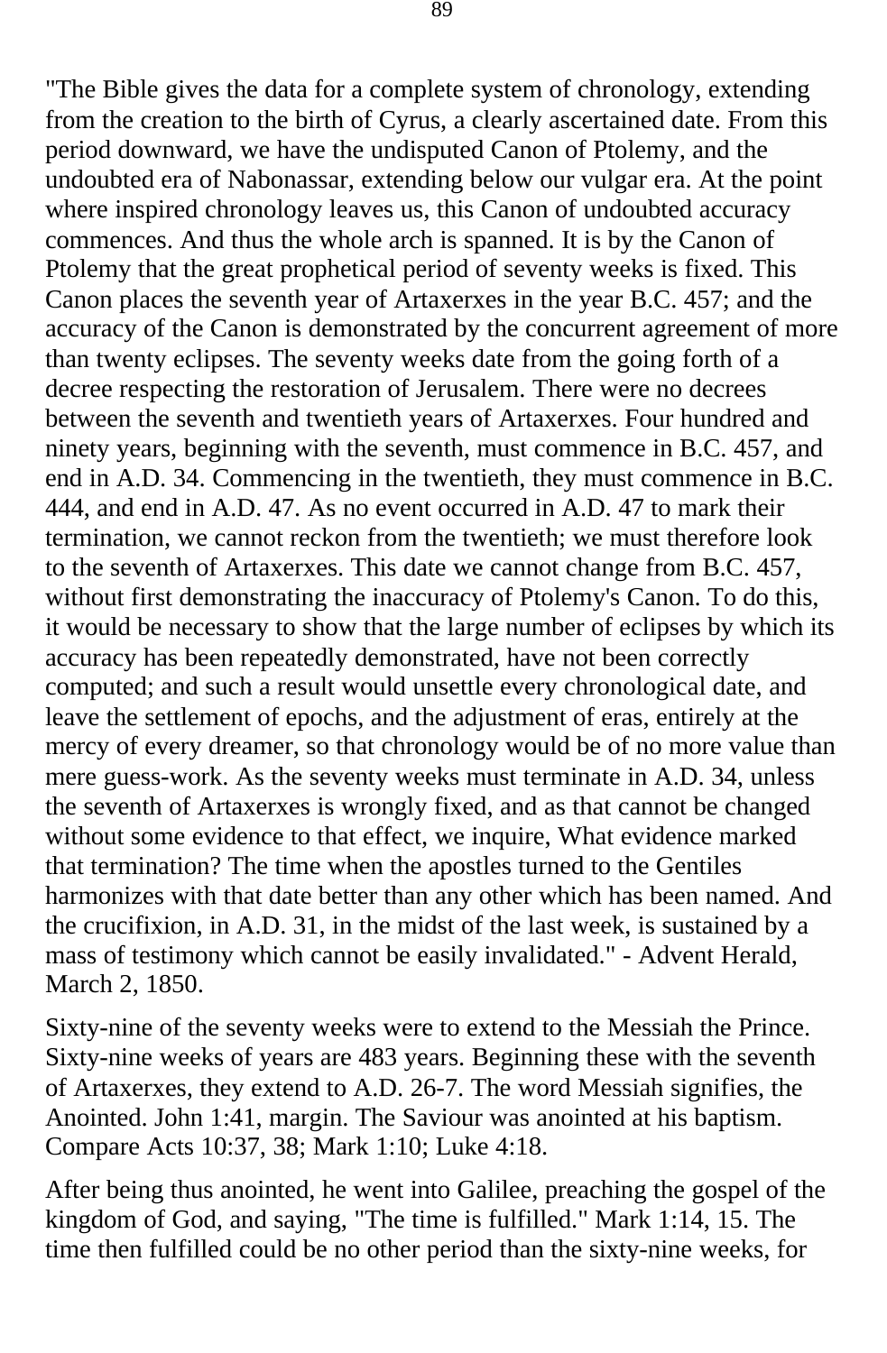"The Bible gives the data for a complete system of chronology, extending from the creation to the birth of Cyrus, a clearly ascertained date. From this period downward, we have the undisputed Canon of Ptolemy, and the undoubted era of Nabonassar, extending below our vulgar era. At the point where inspired chronology leaves us, this Canon of undoubted accuracy commences. And thus the whole arch is spanned. It is by the Canon of Ptolemy that the great prophetical period of seventy weeks is fixed. This Canon places the seventh year of Artaxerxes in the year B.C. 457; and the accuracy of the Canon is demonstrated by the concurrent agreement of more than twenty eclipses. The seventy weeks date from the going forth of a decree respecting the restoration of Jerusalem. There were no decrees between the seventh and twentieth years of Artaxerxes. Four hundred and ninety years, beginning with the seventh, must commence in B.C. 457, and end in A.D. 34. Commencing in the twentieth, they must commence in B.C. 444, and end in A.D. 47. As no event occurred in A.D. 47 to mark their termination, we cannot reckon from the twentieth; we must therefore look to the seventh of Artaxerxes. This date we cannot change from B.C. 457, without first demonstrating the inaccuracy of Ptolemy's Canon. To do this, it would be necessary to show that the large number of eclipses by which its accuracy has been repeatedly demonstrated, have not been correctly computed; and such a result would unsettle every chronological date, and leave the settlement of epochs, and the adjustment of eras, entirely at the mercy of every dreamer, so that chronology would be of no more value than mere guess-work. As the seventy weeks must terminate in A.D. 34, unless the seventh of Artaxerxes is wrongly fixed, and as that cannot be changed without some evidence to that effect, we inquire, What evidence marked that termination? The time when the apostles turned to the Gentiles harmonizes with that date better than any other which has been named. And the crucifixion, in A.D. 31, in the midst of the last week, is sustained by a mass of testimony which cannot be easily invalidated." - Advent Herald, March 2, 1850.

Sixty-nine of the seventy weeks were to extend to the Messiah the Prince. Sixty-nine weeks of years are 483 years. Beginning these with the seventh of Artaxerxes, they extend to A.D. 26-7. The word Messiah signifies, the Anointed. John 1:41, margin. The Saviour was anointed at his baptism. Compare Acts 10:37, 38; Mark 1:10; Luke 4:18.

After being thus anointed, he went into Galilee, preaching the gospel of the kingdom of God, and saying, "The time is fulfilled." Mark 1:14, 15. The time then fulfilled could be no other period than the sixty-nine weeks, for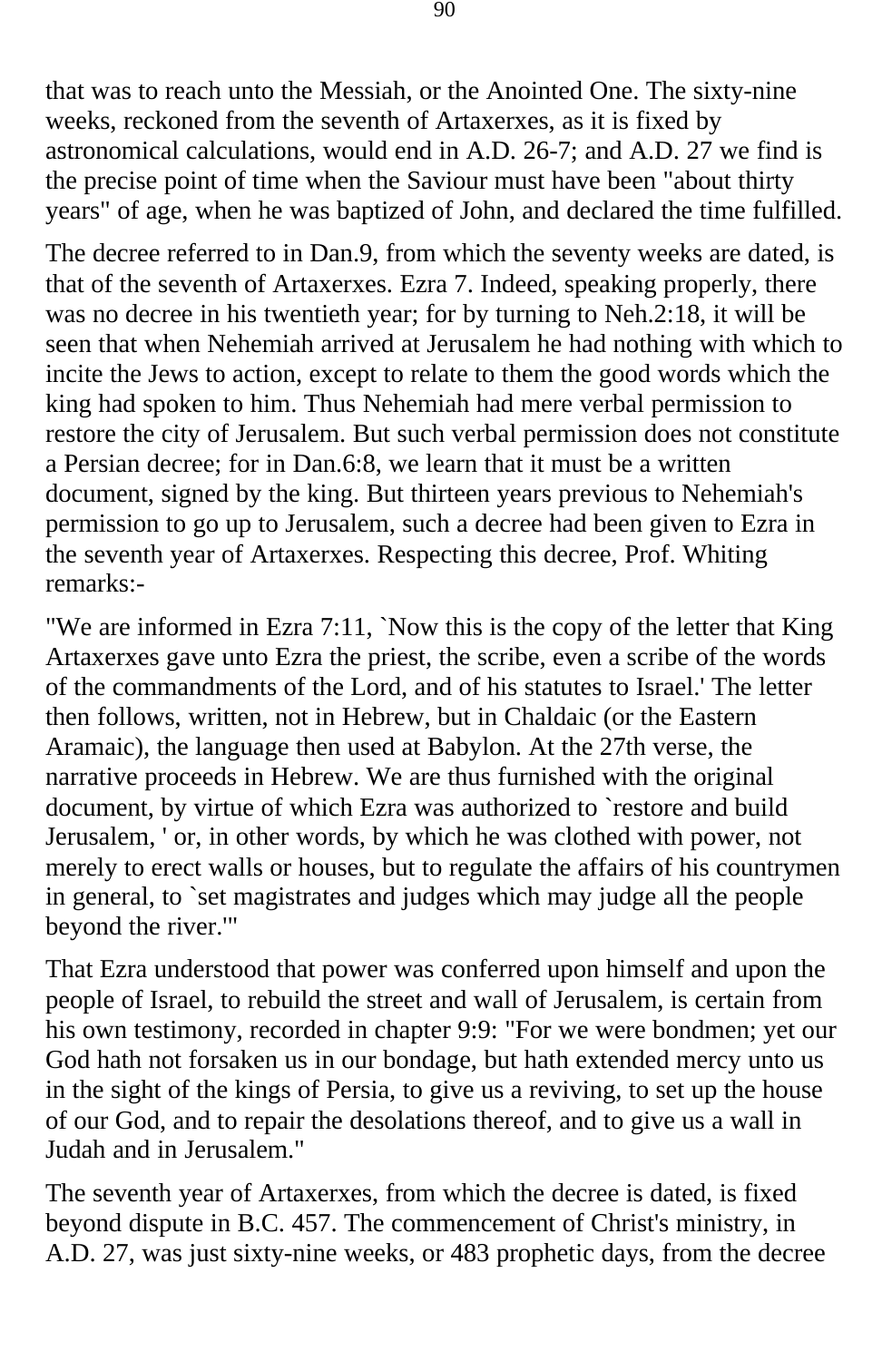that was to reach unto the Messiah, or the Anointed One. The sixty-nine weeks, reckoned from the seventh of Artaxerxes, as it is fixed by astronomical calculations, would end in A.D. 26-7; and A.D. 27 we find is the precise point of time when the Saviour must have been "about thirty years" of age, when he was baptized of John, and declared the time fulfilled.

The decree referred to in Dan.9, from which the seventy weeks are dated, is that of the seventh of Artaxerxes. Ezra 7. Indeed, speaking properly, there was no decree in his twentieth year; for by turning to Neh.2:18, it will be seen that when Nehemiah arrived at Jerusalem he had nothing with which to incite the Jews to action, except to relate to them the good words which the king had spoken to him. Thus Nehemiah had mere verbal permission to restore the city of Jerusalem. But such verbal permission does not constitute a Persian decree; for in Dan.6:8, we learn that it must be a written document, signed by the king. But thirteen years previous to Nehemiah's permission to go up to Jerusalem, such a decree had been given to Ezra in the seventh year of Artaxerxes. Respecting this decree, Prof. Whiting remarks:-

"We are informed in Ezra 7:11, `Now this is the copy of the letter that King Artaxerxes gave unto Ezra the priest, the scribe, even a scribe of the words of the commandments of the Lord, and of his statutes to Israel.' The letter then follows, written, not in Hebrew, but in Chaldaic (or the Eastern Aramaic), the language then used at Babylon. At the 27th verse, the narrative proceeds in Hebrew. We are thus furnished with the original document, by virtue of which Ezra was authorized to `restore and build Jerusalem, ' or, in other words, by which he was clothed with power, not merely to erect walls or houses, but to regulate the affairs of his countrymen in general, to `set magistrates and judges which may judge all the people beyond the river.'"

That Ezra understood that power was conferred upon himself and upon the people of Israel, to rebuild the street and wall of Jerusalem, is certain from his own testimony, recorded in chapter 9:9: "For we were bondmen; yet our God hath not forsaken us in our bondage, but hath extended mercy unto us in the sight of the kings of Persia, to give us a reviving, to set up the house of our God, and to repair the desolations thereof, and to give us a wall in Judah and in Jerusalem."

The seventh year of Artaxerxes, from which the decree is dated, is fixed beyond dispute in B.C. 457. The commencement of Christ's ministry, in A.D. 27, was just sixty-nine weeks, or 483 prophetic days, from the decree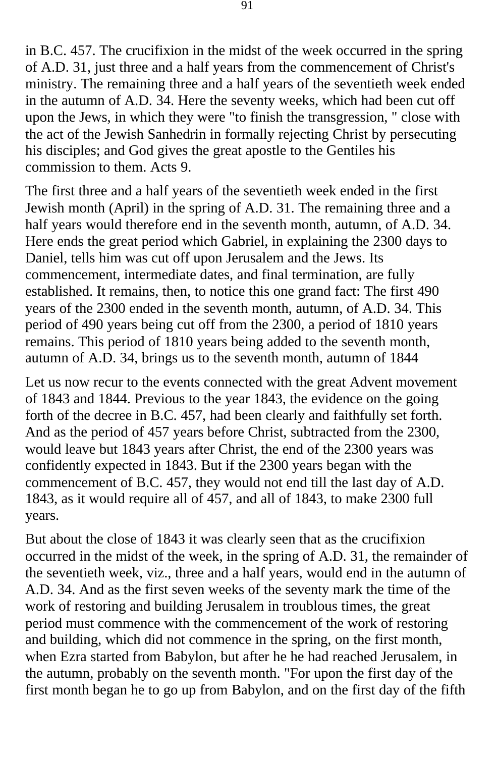in B.C. 457. The crucifixion in the midst of the week occurred in the spring of A.D. 31, just three and a half years from the commencement of Christ's ministry. The remaining three and a half years of the seventieth week ended in the autumn of A.D. 34. Here the seventy weeks, which had been cut off upon the Jews, in which they were "to finish the transgression, " close with the act of the Jewish Sanhedrin in formally rejecting Christ by persecuting his disciples; and God gives the great apostle to the Gentiles his commission to them. Acts 9.

The first three and a half years of the seventieth week ended in the first Jewish month (April) in the spring of A.D. 31. The remaining three and a half years would therefore end in the seventh month, autumn, of A.D. 34. Here ends the great period which Gabriel, in explaining the 2300 days to Daniel, tells him was cut off upon Jerusalem and the Jews. Its commencement, intermediate dates, and final termination, are fully established. It remains, then, to notice this one grand fact: The first 490 years of the 2300 ended in the seventh month, autumn, of A.D. 34. This period of 490 years being cut off from the 2300, a period of 1810 years remains. This period of 1810 years being added to the seventh month, autumn of A.D. 34, brings us to the seventh month, autumn of 1844

Let us now recur to the events connected with the great Advent movement of 1843 and 1844. Previous to the year 1843, the evidence on the going forth of the decree in B.C. 457, had been clearly and faithfully set forth. And as the period of 457 years before Christ, subtracted from the 2300, would leave but 1843 years after Christ, the end of the 2300 years was confidently expected in 1843. But if the 2300 years began with the commencement of B.C. 457, they would not end till the last day of A.D. 1843, as it would require all of 457, and all of 1843, to make 2300 full years.

But about the close of 1843 it was clearly seen that as the crucifixion occurred in the midst of the week, in the spring of A.D. 31, the remainder of the seventieth week, viz., three and a half years, would end in the autumn of A.D. 34. And as the first seven weeks of the seventy mark the time of the work of restoring and building Jerusalem in troublous times, the great period must commence with the commencement of the work of restoring and building, which did not commence in the spring, on the first month, when Ezra started from Babylon, but after he he had reached Jerusalem, in the autumn, probably on the seventh month. "For upon the first day of the first month began he to go up from Babylon, and on the first day of the fifth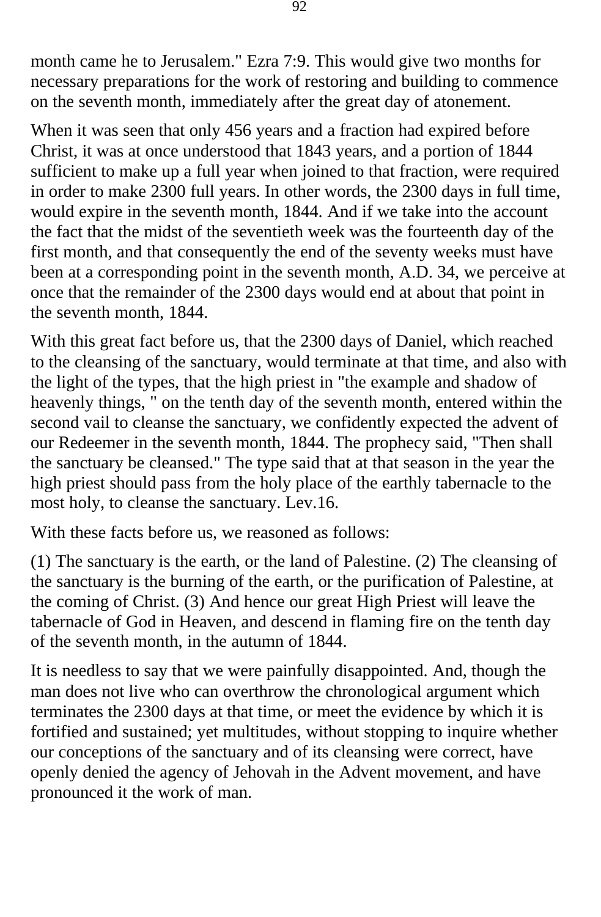month came he to Jerusalem." Ezra 7:9. This would give two months for necessary preparations for the work of restoring and building to commence on the seventh month, immediately after the great day of atonement.

When it was seen that only 456 years and a fraction had expired before Christ, it was at once understood that 1843 years, and a portion of 1844 sufficient to make up a full year when joined to that fraction, were required in order to make 2300 full years. In other words, the 2300 days in full time, would expire in the seventh month, 1844. And if we take into the account the fact that the midst of the seventieth week was the fourteenth day of the first month, and that consequently the end of the seventy weeks must have been at a corresponding point in the seventh month, A.D. 34, we perceive at once that the remainder of the 2300 days would end at about that point in the seventh month, 1844.

With this great fact before us, that the 2300 days of Daniel, which reached to the cleansing of the sanctuary, would terminate at that time, and also with the light of the types, that the high priest in "the example and shadow of heavenly things, " on the tenth day of the seventh month, entered within the second vail to cleanse the sanctuary, we confidently expected the advent of our Redeemer in the seventh month, 1844. The prophecy said, "Then shall the sanctuary be cleansed." The type said that at that season in the year the high priest should pass from the holy place of the earthly tabernacle to the most holy, to cleanse the sanctuary. Lev.16.

With these facts before us, we reasoned as follows:

(1) The sanctuary is the earth, or the land of Palestine. (2) The cleansing of the sanctuary is the burning of the earth, or the purification of Palestine, at the coming of Christ. (3) And hence our great High Priest will leave the tabernacle of God in Heaven, and descend in flaming fire on the tenth day of the seventh month, in the autumn of 1844.

It is needless to say that we were painfully disappointed. And, though the man does not live who can overthrow the chronological argument which terminates the 2300 days at that time, or meet the evidence by which it is fortified and sustained; yet multitudes, without stopping to inquire whether our conceptions of the sanctuary and of its cleansing were correct, have openly denied the agency of Jehovah in the Advent movement, and have pronounced it the work of man.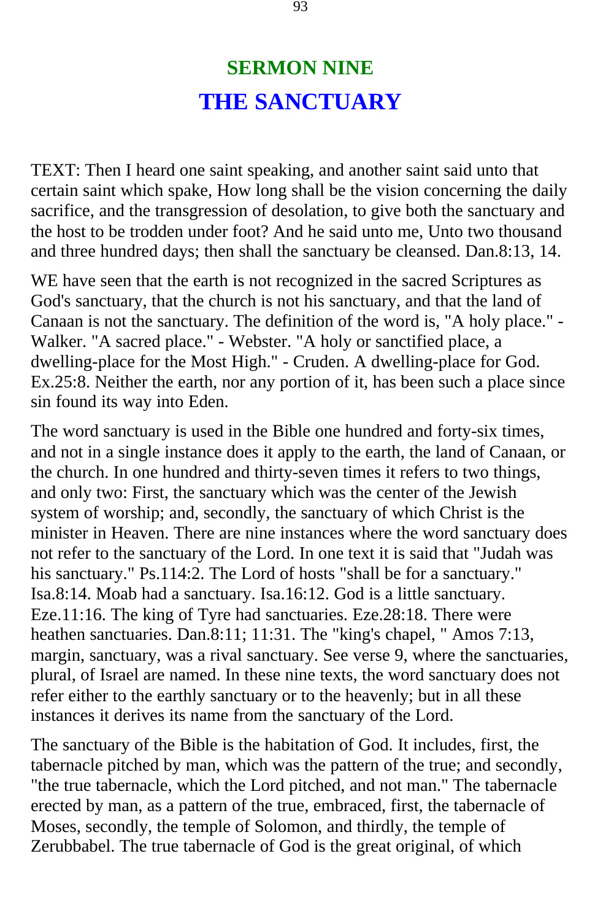## SERMON NINE

# THE SANCTUARY

TEXT: Then I heard one saint speaking, and another saint said unto that certain saint which spake, How long shall be the vision concerning the daily sacrifice, and the transgression of desolation, to give both the sanctuary and the host to be trodden under foot? And he said unto me, Unto two thousand and three hundred days; then shall the sanctuary be cleansed. Dan.8:13, 14.

WE have seen that the earth is not recognized in the sacred Scriptures as God's sanctuary, that the church is not his sanctuary, and that the land of Canaan is not the sanctuary. The definition of the word is, "A holy place." - Walker. "A sacred place." - Webster. "A holy or sanctified place, a dwelling-place for the Most High." - Cruden. A dwelling-place for God. Ex.25:8. Neither the earth, nor any portion of it, has been such a place since sin found its way into Eden.

The word sanctuary is used in the Bible one hundred and forty-six times, and not in a single instance does it apply to the earth, the land of Canaan, or the church. In one hundred and thirty-seven times it refers to two things, and only two: First, the sanctuary which was the center of the Jewish system of worship; and, secondly, the sanctuary of which Christ is the minister in Heaven. There are nine instances where the word sanctuary does not refer to the sanctuary of the Lord. In one text it is said that "Judah was his sanctuary." Ps.114:2. The Lord of hosts "shall be for a sanctuary." Isa.8:14. Moab had a sanctuary. Isa.16:12. God is a little sanctuary. Eze.11:16. The king of Tyre had sanctuaries. Eze.28:18. There were heathen sanctuaries. Dan.8:11; 11:31. The "king's chapel, " Amos 7:13, margin, sanctuary, was a rival sanctuary. See verse 9, where the sanctuaries, plural, of Israel are named. In these nine texts, the word sanctuary does not refer either to the earthly sanctuary or to the heavenly; but in all these instances it derives its name from the sanctuary of the Lord.

The sanctuary of the Bible is the habitation of God. It includes, first, the tabernacle pitched by man, which was the pattern of the true; and secondly, "the true tabernacle, which the Lord pitched, and not man." The tabernacle erected by man, as a pattern of the true, embraced, first, the tabernacle of Moses, secondly, the temple of Solomon, and thirdly, the temple of Zerubbabel. The true tabernacle of God is the great original, of which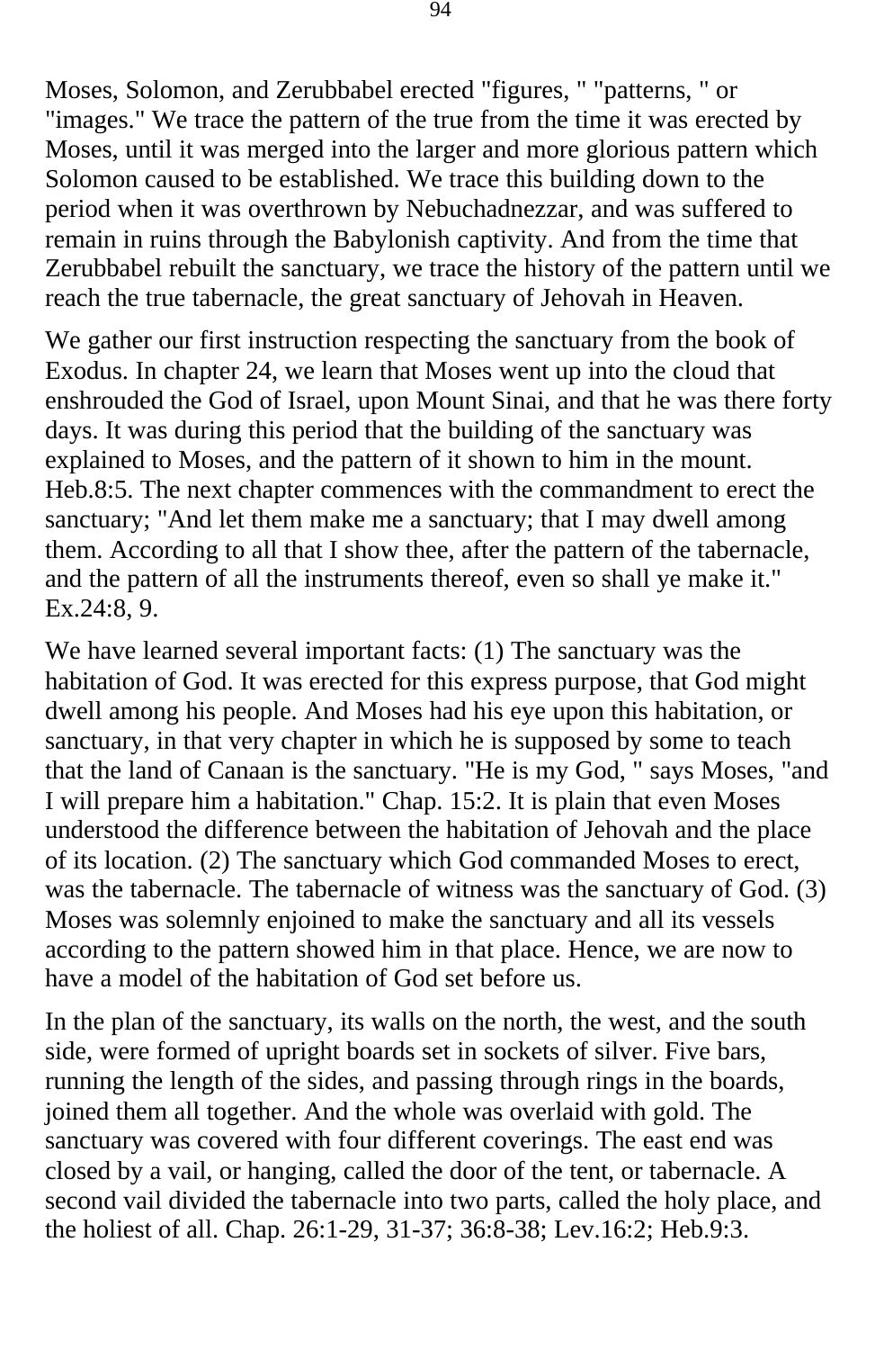Moses, Solomon, and Zerubbabel erected "figures, " "patterns, " or "images." We trace the pattern of the true from the time it was erected by Moses, until it was merged into the larger and more glorious pattern which Solomon caused to be established. We trace this building down to the period when it was overthrown by Nebuchadnezzar, and was suffered to remain in ruins through the Babylonish captivity. And from the time that Zerubbabel rebuilt the sanctuary, we trace the history of the pattern until we reach the true tabernacle, the great sanctuary of Jehovah in Heaven.

We gather our first instruction respecting the sanctuary from the book of Exodus. In chapter 24, we learn that Moses went up into the cloud that enshrouded the God of Israel, upon Mount Sinai, and that he was there forty days. It was during this period that the building of the sanctuary was explained to Moses, and the pattern of it shown to him in the mount. Heb.8:5. The next chapter commences with the commandment to erect the sanctuary; "And let them make me a sanctuary; that I may dwell among them. According to all that I show thee, after the pattern of the tabernacle, and the pattern of all the instruments thereof, even so shall ye make it." Ex.24:8, 9.

We have learned several important facts: (1) The sanctuary was the habitation of God. It was erected for this express purpose, that God might dwell among his people. And Moses had his eye upon this habitation, or sanctuary, in that very chapter in which he is supposed by some to teach that the land of Canaan is the sanctuary. "He is my God, " says Moses, "and I will prepare him a habitation." Chap. 15:2. It is plain that even Moses understood the difference between the habitation of Jehovah and the place of its location. (2) The sanctuary which God commanded Moses to erect, was the tabernacle. The tabernacle of witness was the sanctuary of God. (3) Moses was solemnly enjoined to make the sanctuary and all its vessels according to the pattern showed him in that place. Hence, we are now to have a model of the habitation of God set before us.

In the plan of the sanctuary, its walls on the north, the west, and the south side, were formed of upright boards set in sockets of silver. Five bars, running the length of the sides, and passing through rings in the boards, joined them all together. And the whole was overlaid with gold. The sanctuary was covered with four different coverings. The east end was closed by a vail, or hanging, called the door of the tent, or tabernacle. A second vail divided the tabernacle into two parts, called the holy place, and the holiest of all. Chap. 26:1-29, 31-37; 36:8-38; Lev.16:2; Heb.9:3.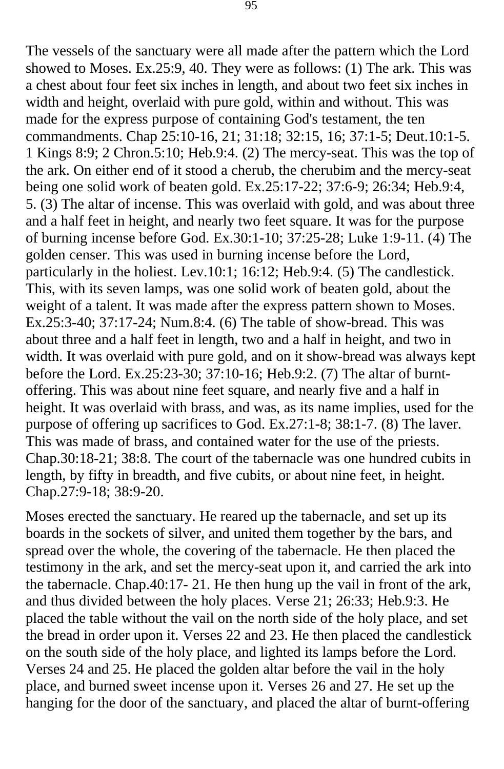The vessels of the sanctuary were all made after the pattern which the Lord showed to Moses. Ex.25:9, 40. They were as follows: (1) The ark. This was a chest about four feet six inches in length, and about two feet six inches in width and height, overlaid with pure gold, within and without. This was made for the express purpose of containing God's testament, the ten commandments. Chap 25:10-16, 21; 31:18; 32:15, 16; 37:1-5; Deut.10:1-5. 1 Kings 8:9; 2 Chron.5:10; Heb.9:4. (2) The mercy-seat. This was the top of the ark. On either end of it stood a cherub, the cherubim and the mercy-seat being one solid work of beaten gold. Ex.25:17-22; 37:6-9; 26:34; Heb.9:4, 5. (3) The altar of incense. This was overlaid with gold, and was about three and a half feet in height, and nearly two feet square. It was for the purpose of burning incense before God. Ex.30:1-10; 37:25-28; Luke 1:9-11. (4) The golden censer. This was used in burning incense before the Lord, particularly in the holiest. Lev.10:1; 16:12; Heb.9:4. (5) The candlestick. This, with its seven lamps, was one solid work of beaten gold, about the weight of a talent. It was made after the express pattern shown to Moses. Ex.25:3-40; 37:17-24; Num.8:4. (6) The table of show-bread. This was about three and a half feet in length, two and a half in height, and two in width. It was overlaid with pure gold, and on it show-bread was always kept before the Lord. Ex.25:23-30; 37:10-16; Heb.9:2. (7) The altar of burnt-offering. This was about nine feet square, and nearly five and a half in height. It was overlaid with brass, and was, as its name implies, used for the purpose of offering up sacrifices to God. Ex.27:1-8; 38:1-7. (8) The laver. This was made of brass, and contained water for the use of the priests. Chap.30:18-21; 38:8. The court of the tabernacle was one hundred cubits in length, by fifty in breadth, and five cubits, or about nine feet, in height. Chap.27:9-18; 38:9-20.

Moses erected the sanctuary. He reared up the tabernacle, and set up its boards in the sockets of silver, and united them together by the bars, and spread over the whole, the covering of the tabernacle. He then placed the testimony in the ark, and set the mercy-seat upon it, and carried the ark into the tabernacle. Chap.40:17- 21. He then hung up the vail in front of the ark, and thus divided between the holy places. Verse 21; 26:33; Heb.9:3. He placed the table without the vail on the north side of the holy place, and set the bread in order upon it. Verses 22 and 23. He then placed the candlestick on the south side of the holy place, and lighted its lamps before the Lord. Verses 24 and 25. He placed the golden altar before the vail in the holy place, and burned sweet incense upon it. Verses 26 and 27. He set up the hanging for the door of the sanctuary, and placed the altar of burnt-offering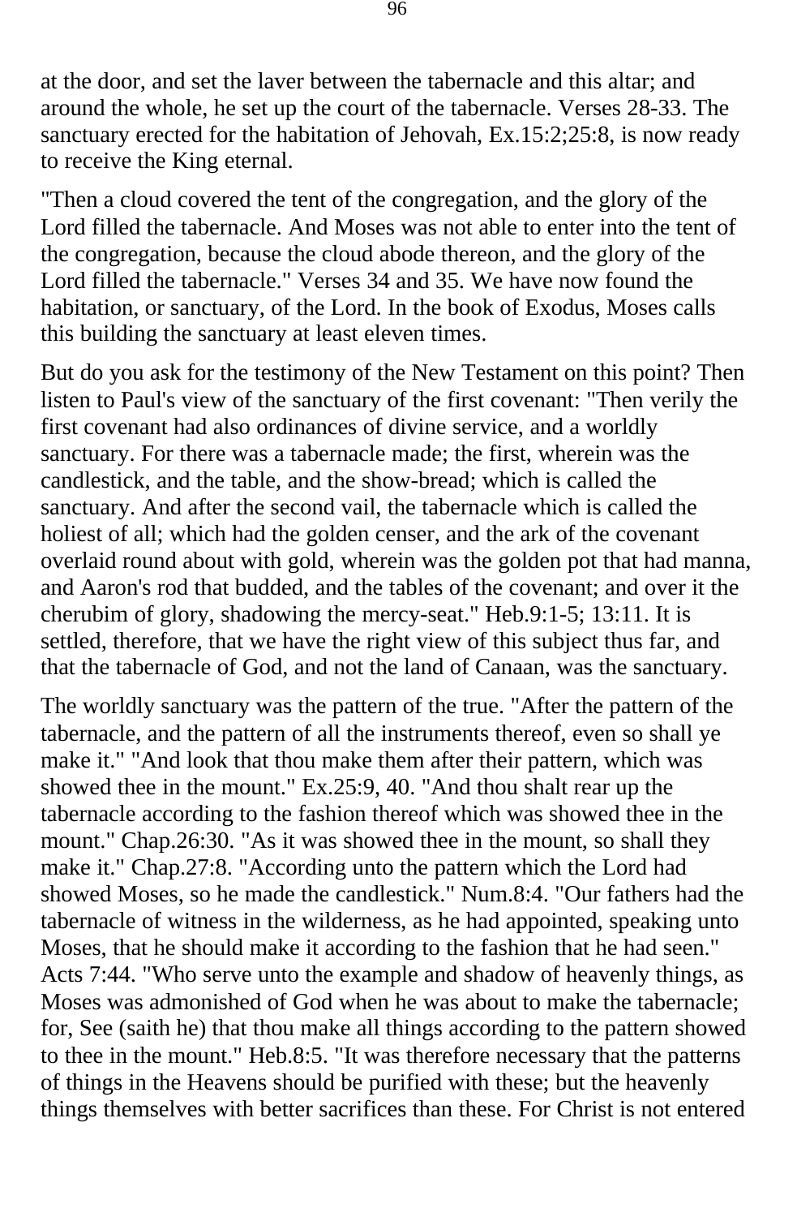at the door, and set the laver between the tabernacle and this altar; and around the whole, he set up the court of the tabernacle. Verses 28-33. The sanctuary erected for the habitation of Jehovah, Ex.15:2;25:8, is now ready to receive the King eternal.

"Then a cloud covered the tent of the congregation, and the glory of the Lord filled the tabernacle. And Moses was not able to enter into the tent of the congregation, because the cloud abode thereon, and the glory of the Lord filled the tabernacle." Verses 34 and 35. We have now found the habitation, or sanctuary, of the Lord. In the book of Exodus, Moses calls this building the sanctuary at least eleven times.

But do you ask for the testimony of the New Testament on this point? Then listen to Paul's view of the sanctuary of the first covenant: "Then verily the first covenant had also ordinances of divine service, and a worldly sanctuary. For there was a tabernacle made; the first, wherein was the candlestick, and the table, and the show-bread; which is called the sanctuary. And after the second vail, the tabernacle which is called the holiest of all; which had the golden censer, and the ark of the covenant overlaid round about with gold, wherein was the golden pot that had manna, and Aaron's rod that budded, and the tables of the covenant; and over it the cherubim of glory, shadowing the mercy-seat." Heb.9:1-5; 13:11. It is settled, therefore, that we have the right view of this subject thus far, and that the tabernacle of God, and not the land of Canaan, was the sanctuary.

The worldly sanctuary was the pattern of the true. "After the pattern of the tabernacle, and the pattern of all the instruments thereof, even so shall ye make it." "And look that thou make them after their pattern, which was showed thee in the mount." Ex.25:9, 40. "And thou shalt rear up the tabernacle according to the fashion thereof which was showed thee in the mount." Chap.26:30. "As it was showed thee in the mount, so shall they make it." Chap.27:8. "According unto the pattern which the Lord had showed Moses, so he made the candlestick." Num.8:4. "Our fathers had the tabernacle of witness in the wilderness, as he had appointed, speaking unto Moses, that he should make it according to the fashion that he had seen." Acts 7:44. "Who serve unto the example and shadow of heavenly things, as Moses was admonished of God when he was about to make the tabernacle; for, See (saith he) that thou make all things according to the pattern showed to thee in the mount." Heb.8:5. "It was therefore necessary that the patterns of things in the Heavens should be purified with these; but the heavenly things themselves with better sacrifices than these. For Christ is not entered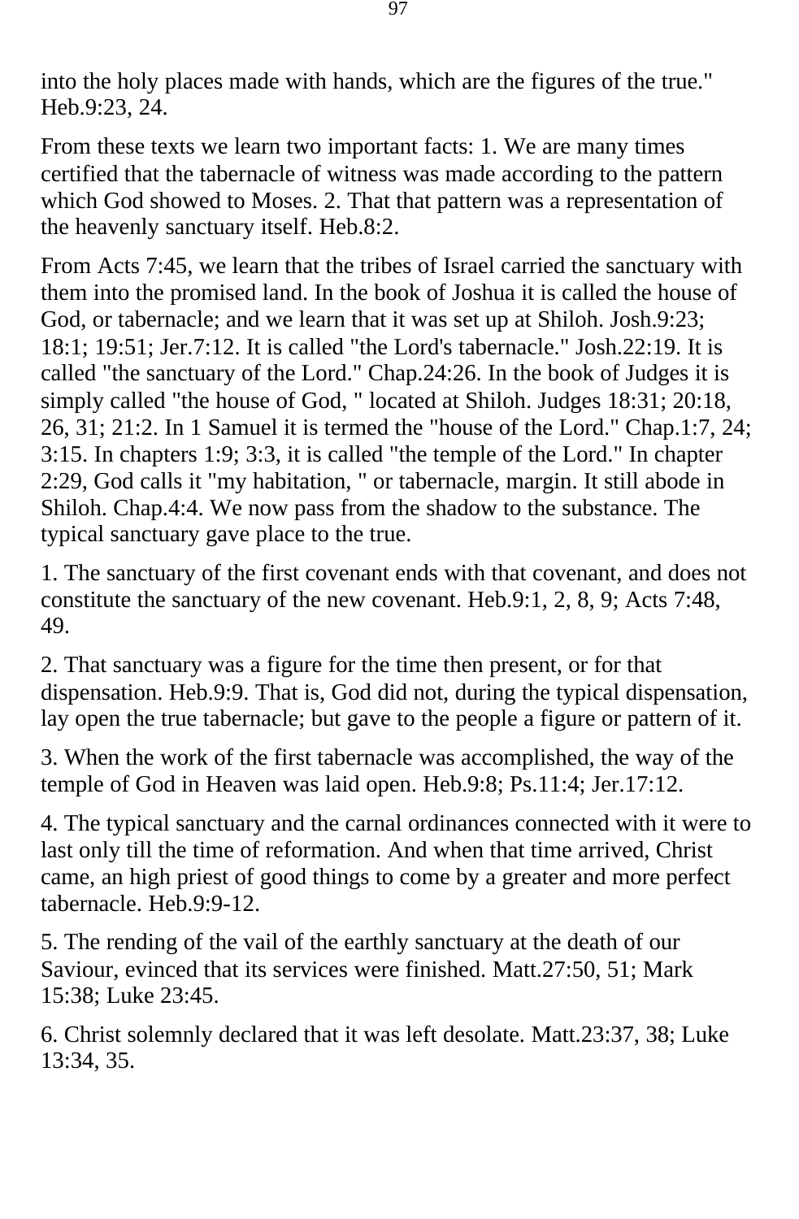into the holy places made with hands, which are the figures of the true." Heb.9:23, 24.

From these texts we learn two important facts: 1. We are many times certified that the tabernacle of witness was made according to the pattern which God showed to Moses. 2. That that pattern was a representation of the heavenly sanctuary itself. Heb.8:2.

From Acts 7:45, we learn that the tribes of Israel carried the sanctuary with them into the promised land. In the book of Joshua it is called the house of God, or tabernacle; and we learn that it was set up at Shiloh. Josh.9:23; 18:1; 19:51; Jer.7:12. It is called "the Lord's tabernacle." Josh.22:19. It is called "the sanctuary of the Lord." Chap.24:26. In the book of Judges it is simply called "the house of God, " located at Shiloh. Judges 18:31; 20:18, 26, 31; 21:2. In 1 Samuel it is termed the "house of the Lord." Chap.1:7, 24; 3:15. In chapters 1:9; 3:3, it is called "the temple of the Lord." In chapter 2:29, God calls it "my habitation, " or tabernacle, margin. It still abode in Shiloh. Chap.4:4. We now pass from the shadow to the substance. The typical sanctuary gave place to the true.

1. The sanctuary of the first covenant ends with that covenant, and does not constitute the sanctuary of the new covenant. Heb.9:1, 2, 8, 9; Acts 7:48, 49.

2. That sanctuary was a figure for the time then present, or for that dispensation. Heb.9:9. That is, God did not, during the typical dispensation, lay open the true tabernacle; but gave to the people a figure or pattern of it.

3. When the work of the first tabernacle was accomplished, the way of the temple of God in Heaven was laid open. Heb.9:8; Ps.11:4; Jer.17:12.

4. The typical sanctuary and the carnal ordinances connected with it were to last only till the time of reformation. And when that time arrived, Christ came, an high priest of good things to come by a greater and more perfect tabernacle. Heb.9:9-12.

5. The rending of the vail of the earthly sanctuary at the death of our Saviour, evinced that its services were finished. Matt.27:50, 51; Mark 15:38; Luke 23:45.

6. Christ solemnly declared that it was left desolate. Matt.23:37, 38; Luke 13:34, 35.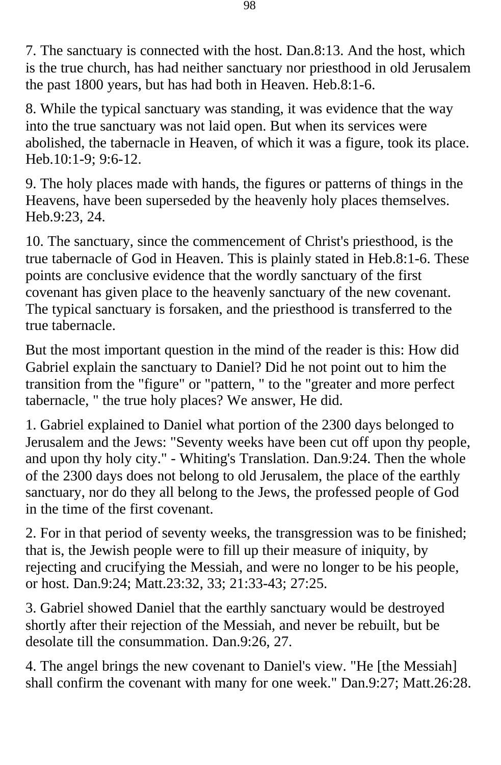7. The sanctuary is connected with the host. Dan.8:13. And the host, which is the true church, has had neither sanctuary nor priesthood in old Jerusalem the past 1800 years, but has had both in Heaven. Heb.8:1-6.

8. While the typical sanctuary was standing, it was evidence that the way into the true sanctuary was not laid open. But when its services were abolished, the tabernacle in Heaven, of which it was a figure, took its place. Heb.10:1-9; 9:6-12.

9. The holy places made with hands, the figures or patterns of things in the Heavens, have been superseded by the heavenly holy places themselves. Heb.9:23, 24.

10. The sanctuary, since the commencement of Christ's priesthood, is the true tabernacle of God in Heaven. This is plainly stated in Heb.8:1-6. These points are conclusive evidence that the wordly sanctuary of the first covenant has given place to the heavenly sanctuary of the new covenant. The typical sanctuary is forsaken, and the priesthood is transferred to the true tabernacle.

But the most important question in the mind of the reader is this: How did Gabriel explain the sanctuary to Daniel? Did he not point out to him the transition from the "figure" or "pattern, " to the "greater and more perfect tabernacle, " the true holy places? We answer, He did.

1. Gabriel explained to Daniel what portion of the 2300 days belonged to Jerusalem and the Jews: "Seventy weeks have been cut off upon thy people, and upon thy holy city." - Whiting's Translation. Dan.9:24. Then the whole of the 2300 days does not belong to old Jerusalem, the place of the earthly sanctuary, nor do they all belong to the Jews, the professed people of God in the time of the first covenant.

2. For in that period of seventy weeks, the transgression was to be finished; that is, the Jewish people were to fill up their measure of iniquity, by rejecting and crucifying the Messiah, and were no longer to be his people, or host. Dan.9:24; Matt.23:32, 33; 21:33-43; 27:25.

3. Gabriel showed Daniel that the earthly sanctuary would be destroyed shortly after their rejection of the Messiah, and never be rebuilt, but be desolate till the consummation. Dan.9:26, 27.

4. The angel brings the new covenant to Daniel's view. "He [the Messiah] shall confirm the covenant with many for one week." Dan.9:27; Matt.26:28.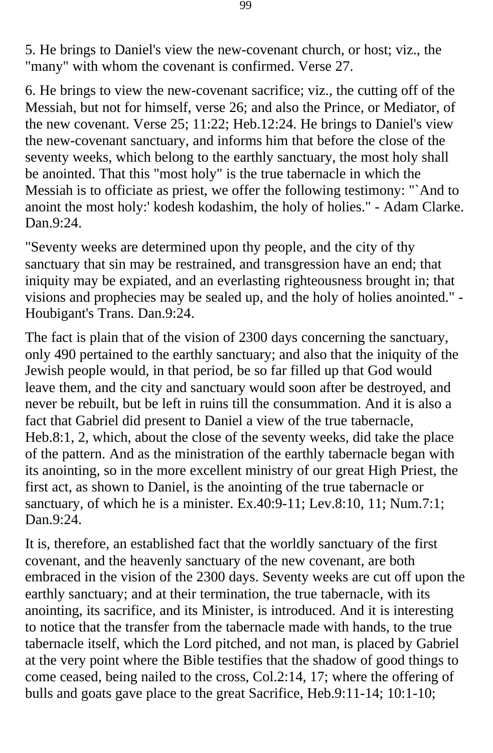5. He brings to Daniel's view the new-covenant church, or host; viz., the "many" with whom the covenant is confirmed. Verse 27.

6. He brings to view the new-covenant sacrifice; viz., the cutting off of the Messiah, but not for himself, verse 26; and also the Prince, or Mediator, of the new covenant. Verse 25; 11:22; Heb.12:24. He brings to Daniel's view the new-covenant sanctuary, and informs him that before the close of the seventy weeks, which belong to the earthly sanctuary, the most holy shall be anointed. That this "most holy" is the true tabernacle in which the Messiah is to officiate as priest, we offer the following testimony: "`And to anoint the most holy:' kodesh kodashim, the holy of holies." - Adam Clarke. Dan.9:24.

"Seventy weeks are determined upon thy people, and the city of thy sanctuary that sin may be restrained, and transgression have an end; that iniquity may be expiated, and an everlasting righteousness brought in; that visions and prophecies may be sealed up, and the holy of holies anointed." - Houbigant's Trans. Dan.9:24.

The fact is plain that of the vision of 2300 days concerning the sanctuary, only 490 pertained to the earthly sanctuary; and also that the iniquity of the Jewish people would, in that period, be so far filled up that God would leave them, and the city and sanctuary would soon after be destroyed, and never be rebuilt, but be left in ruins till the consummation. And it is also a fact that Gabriel did present to Daniel a view of the true tabernacle, Heb.8:1, 2, which, about the close of the seventy weeks, did take the place of the pattern. And as the ministration of the earthly tabernacle began with its anointing, so in the more excellent ministry of our great High Priest, the first act, as shown to Daniel, is the anointing of the true tabernacle or sanctuary, of which he is a minister. Ex.40:9-11; Lev.8:10, 11; Num.7:1; Dan.9:24.

It is, therefore, an established fact that the worldly sanctuary of the first covenant, and the heavenly sanctuary of the new covenant, are both embraced in the vision of the 2300 days. Seventy weeks are cut off upon the earthly sanctuary; and at their termination, the true tabernacle, with its anointing, its sacrifice, and its Minister, is introduced. And it is interesting to notice that the transfer from the tabernacle made with hands, to the true tabernacle itself, which the Lord pitched, and not man, is placed by Gabriel at the very point where the Bible testifies that the shadow of good things to come ceased, being nailed to the cross, Col.2:14, 17; where the offering of bulls and goats gave place to the great Sacrifice, Heb.9:11-14; 10:1-10;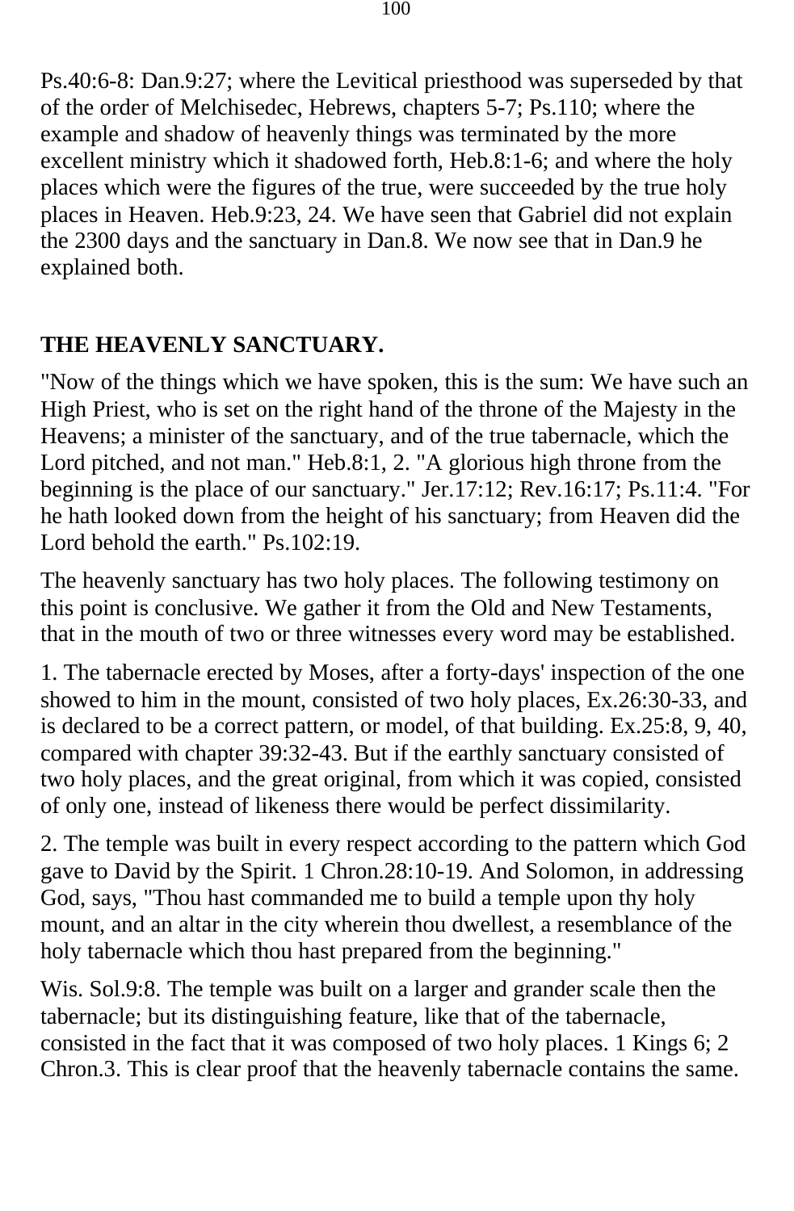Ps.40:6-8: Dan.9:27; where the Levitical priesthood was superseded by that of the order of Melchisedec, Hebrews, chapters 5-7; Ps.110; where the example and shadow of heavenly things was terminated by the more excellent ministry which it shadowed forth, Heb.8:1-6; and where the holy places which were the figures of the true, were succeeded by the true holy places in Heaven. Heb.9:23, 24. We have seen that Gabriel did not explain the 2300 days and the sanctuary in Dan.8. We now see that in Dan.9 he explained both.

## THE HEAVENLY SANCTUARY.

"Now of the things which we have spoken, this is the sum: We have such an High Priest, who is set on the right hand of the throne of the Majesty in the Heavens; a minister of the sanctuary, and of the true tabernacle, which the Lord pitched, and not man." Heb.8:1, 2. "A glorious high throne from the beginning is the place of our sanctuary." Jer.17:12; Rev.16:17; Ps.11:4. "For he hath looked down from the height of his sanctuary; from Heaven did the Lord behold the earth." Ps.102:19.

The heavenly sanctuary has two holy places. The following testimony on this point is conclusive. We gather it from the Old and New Testaments, that in the mouth of two or three witnesses every word may be established.

1. The tabernacle erected by Moses, after a forty-days' inspection of the one showed to him in the mount, consisted of two holy places, Ex.26:30-33, and is declared to be a correct pattern, or model, of that building. Ex.25:8, 9, 40, compared with chapter 39:32-43. But if the earthly sanctuary consisted of two holy places, and the great original, from which it was copied, consisted of only one, instead of likeness there would be perfect dissimilarity.

2. The temple was built in every respect according to the pattern which God gave to David by the Spirit. 1 Chron.28:10-19. And Solomon, in addressing God, says, "Thou hast commanded me to build a temple upon thy holy mount, and an altar in the city wherein thou dwellest, a resemblance of the holy tabernacle which thou hast prepared from the beginning."

Wis. Sol.9:8. The temple was built on a larger and grander scale then the tabernacle; but its distinguishing feature, like that of the tabernacle, consisted in the fact that it was composed of two holy places. 1 Kings 6; 2 Chron.3. This is clear proof that the heavenly tabernacle contains the same.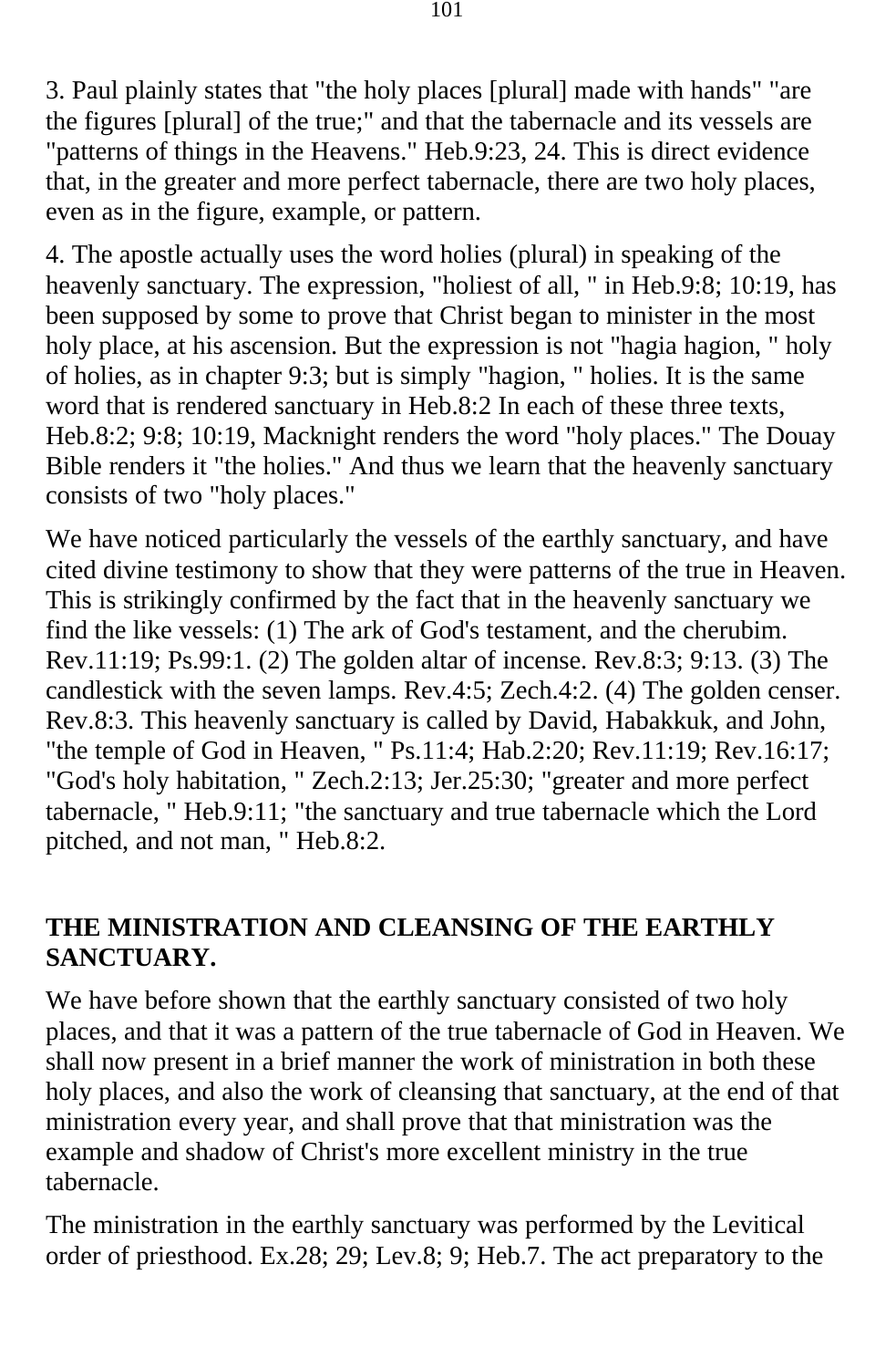3. Paul plainly states that "the holy places [plural] made with hands" "are the figures [plural] of the true;" and that the tabernacle and its vessels are "patterns of things in the Heavens." Heb.9:23, 24. This is direct evidence that, in the greater and more perfect tabernacle, there are two holy places, even as in the figure, example, or pattern.

4. The apostle actually uses the word holies (plural) in speaking of the heavenly sanctuary. The expression, "holiest of all, " in Heb.9:8; 10:19, has been supposed by some to prove that Christ began to minister in the most holy place, at his ascension. But the expression is not "hagia hagion, " holy of holies, as in chapter 9:3; but is simply "hagion, " holies. It is the same word that is rendered sanctuary in Heb.8:2 In each of these three texts, Heb.8:2; 9:8; 10:19, Macknight renders the word "holy places." The Douay Bible renders it "the holies." And thus we learn that the heavenly sanctuary consists of two "holy places."

We have noticed particularly the vessels of the earthly sanctuary, and have cited divine testimony to show that they were patterns of the true in Heaven. This is strikingly confirmed by the fact that in the heavenly sanctuary we find the like vessels: (1) The ark of God's testament, and the cherubim. Rev.11:19; Ps.99:1. (2) The golden altar of incense. Rev.8:3; 9:13. (3) The candlestick with the seven lamps. Rev.4:5; Zech.4:2. (4) The golden censer. Rev.8:3. This heavenly sanctuary is called by David, Habakkuk, and John, "the temple of God in Heaven, " Ps.11:4; Hab.2:20; Rev.11:19; Rev.16:17; "God's holy habitation, " Zech.2:13; Jer.25:30; "greater and more perfect tabernacle, " Heb.9:11; "the sanctuary and true tabernacle which the Lord pitched, and not man, " Heb.8:2.

## THE MINISTRATION AND CLEANSING OF THE EARTHLY SANCTUARY.

We have before shown that the earthly sanctuary consisted of two holy places, and that it was a pattern of the true tabernacle of God in Heaven. We shall now present in a brief manner the work of ministration in both these holy places, and also the work of cleansing that sanctuary, at the end of that ministration every year, and shall prove that that ministration was the example and shadow of Christ's more excellent ministry in the true tabernacle.

The ministration in the earthly sanctuary was performed by the Levitical order of priesthood. Ex.28; 29; Lev.8; 9; Heb.7. The act preparatory to the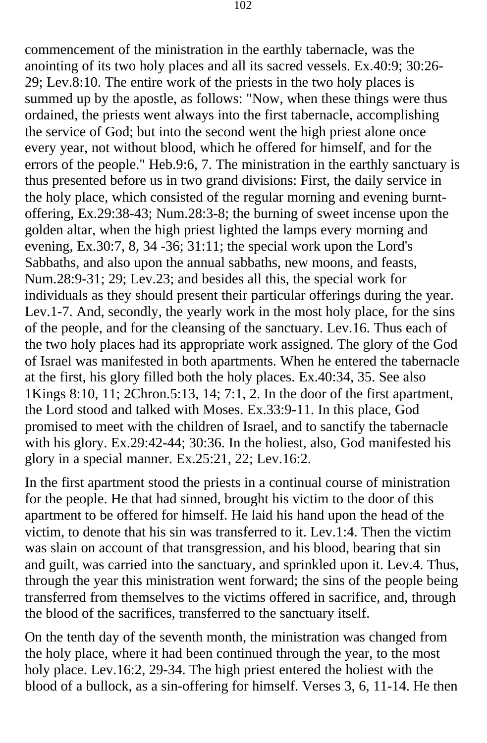commencement of the ministration in the earthly tabernacle, was the anointing of its two holy places and all its sacred vessels. Ex.40:9; 30:26-29; Lev.8:10. The entire work of the priests in the two holy places is summed up by the apostle, as follows: "Now, when these things were thus ordained, the priests went always into the first tabernacle, accomplishing the service of God; but into the second went the high priest alone once every year, not without blood, which he offered for himself, and for the errors of the people." Heb.9:6, 7. The ministration in the earthly sanctuary is thus presented before us in two grand divisions: First, the daily service in the holy place, which consisted of the regular morning and evening burnt-offering, Ex.29:38-43; Num.28:3-8; the burning of sweet incense upon the golden altar, when the high priest lighted the lamps every morning and evening, Ex.30:7, 8, 34 -36; 31:11; the special work upon the Lord's Sabbaths, and also upon the annual sabbaths, new moons, and feasts, Num.28:9-31; 29; Lev.23; and besides all this, the special work for individuals as they should present their particular offerings during the year. Lev.1-7. And, secondly, the yearly work in the most holy place, for the sins of the people, and for the cleansing of the sanctuary. Lev.16. Thus each of the two holy places had its appropriate work assigned. The glory of the God of Israel was manifested in both apartments. When he entered the tabernacle at the first, his glory filled both the holy places. Ex.40:34, 35. See also 1Kings 8:10, 11; 2Chron.5:13, 14; 7:1, 2. In the door of the first apartment, the Lord stood and talked with Moses. Ex.33:9-11. In this place, God promised to meet with the children of Israel, and to sanctify the tabernacle with his glory. Ex.29:42-44; 30:36. In the holiest, also, God manifested his glory in a special manner. Ex.25:21, 22; Lev.16:2.

In the first apartment stood the priests in a continual course of ministration for the people. He that had sinned, brought his victim to the door of this apartment to be offered for himself. He laid his hand upon the head of the victim, to denote that his sin was transferred to it. Lev.1:4. Then the victim was slain on account of that transgression, and his blood, bearing that sin and guilt, was carried into the sanctuary, and sprinkled upon it. Lev.4. Thus, through the year this ministration went forward; the sins of the people being transferred from themselves to the victims offered in sacrifice, and, through the blood of the sacrifices, transferred to the sanctuary itself.

On the tenth day of the seventh month, the ministration was changed from the holy place, where it had been continued through the year, to the most holy place. Lev.16:2, 29-34. The high priest entered the holiest with the blood of a bullock, as a sin-offering for himself. Verses 3, 6, 11-14. He then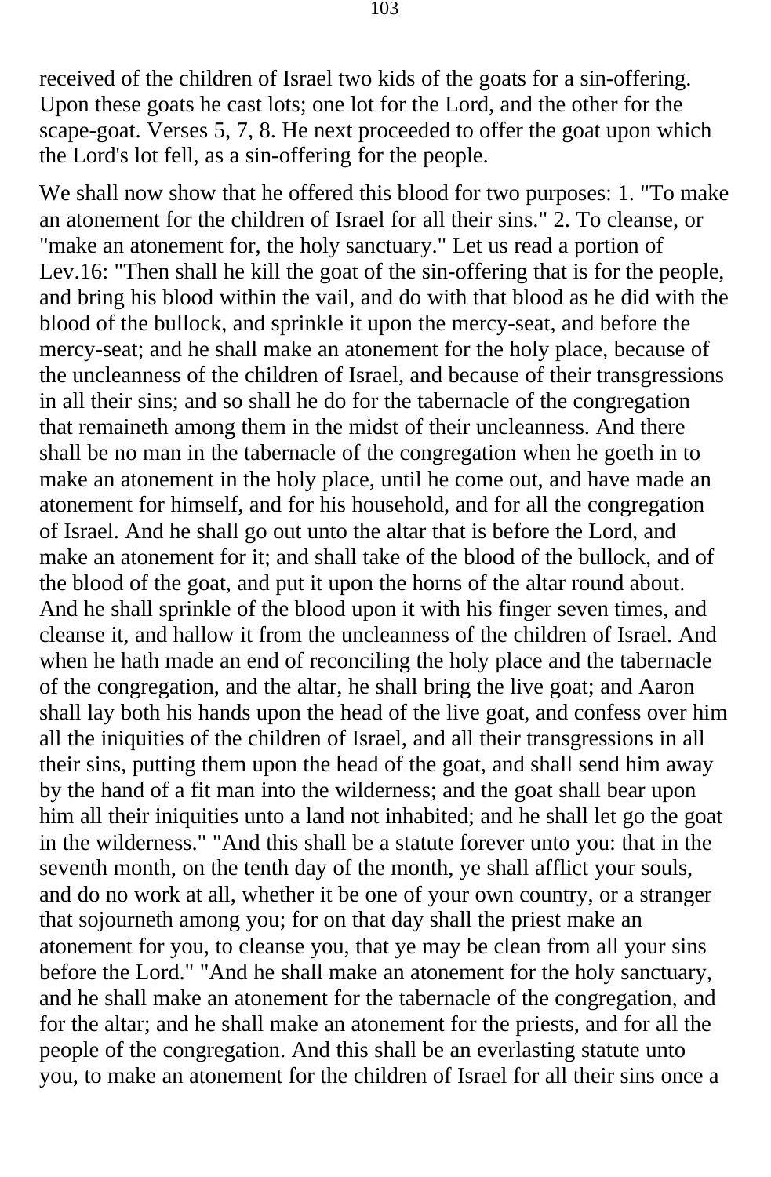received of the children of Israel two kids of the goats for a sin-offering. Upon these goats he cast lots; one lot for the Lord, and the other for the scape-goat. Verses 5, 7, 8. He next proceeded to offer the goat upon which the Lord's lot fell, as a sin-offering for the people.

We shall now show that he offered this blood for two purposes: 1. "To make an atonement for the children of Israel for all their sins." 2. To cleanse, or "make an atonement for, the holy sanctuary." Let us read a portion of Lev.16: "Then shall he kill the goat of the sin-offering that is for the people, and bring his blood within the vail, and do with that blood as he did with the blood of the bullock, and sprinkle it upon the mercy-seat, and before the mercy-seat; and he shall make an atonement for the holy place, because of the uncleanness of the children of Israel, and because of their transgressions in all their sins; and so shall he do for the tabernacle of the congregation that remaineth among them in the midst of their uncleanness. And there shall be no man in the tabernacle of the congregation when he goeth in to make an atonement in the holy place, until he come out, and have made an atonement for himself, and for his household, and for all the congregation of Israel. And he shall go out unto the altar that is before the Lord, and make an atonement for it; and shall take of the blood of the bullock, and of the blood of the goat, and put it upon the horns of the altar round about. And he shall sprinkle of the blood upon it with his finger seven times, and cleanse it, and hallow it from the uncleanness of the children of Israel. And when he hath made an end of reconciling the holy place and the tabernacle of the congregation, and the altar, he shall bring the live goat; and Aaron shall lay both his hands upon the head of the live goat, and confess over him all the iniquities of the children of Israel, and all their transgressions in all their sins, putting them upon the head of the goat, and shall send him away by the hand of a fit man into the wilderness; and the goat shall bear upon him all their iniquities unto a land not inhabited; and he shall let go the goat in the wilderness." "And this shall be a statute forever unto you: that in the seventh month, on the tenth day of the month, ye shall afflict your souls, and do no work at all, whether it be one of your own country, or a stranger that sojourneth among you; for on that day shall the priest make an atonement for you, to cleanse you, that ye may be clean from all your sins before the Lord." "And he shall make an atonement for the holy sanctuary, and he shall make an atonement for the tabernacle of the congregation, and for the altar; and he shall make an atonement for the priests, and for all the people of the congregation. And this shall be an everlasting statute unto you, to make an atonement for the children of Israel for all their sins once a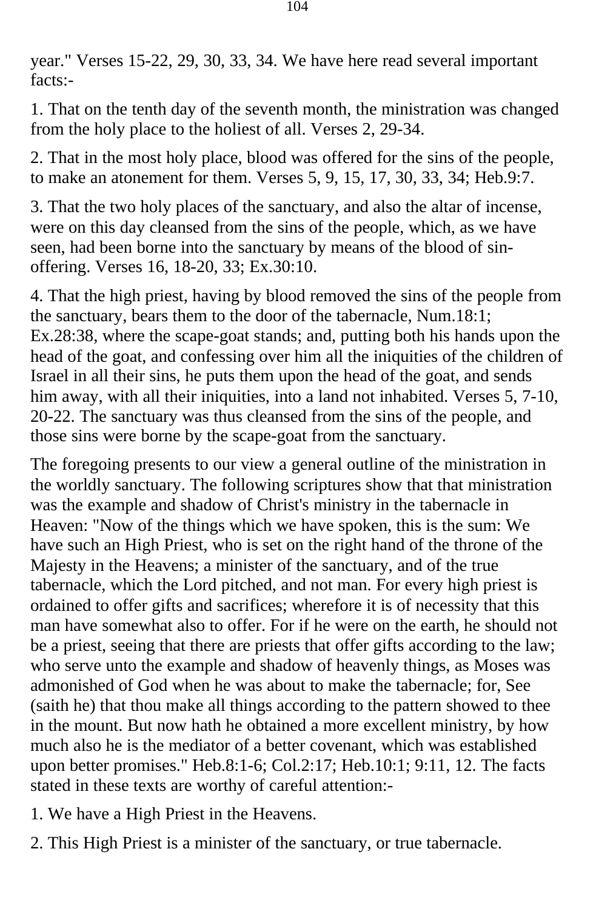year." Verses 15-22, 29, 30, 33, 34. We have here read several important facts:-

1. That on the tenth day of the seventh month, the ministration was changed from the holy place to the holiest of all. Verses 2, 29-34.

2. That in the most holy place, blood was offered for the sins of the people, to make an atonement for them. Verses 5, 9, 15, 17, 30, 33, 34; Heb.9:7.

3. That the two holy places of the sanctuary, and also the altar of incense, were on this day cleansed from the sins of the people, which, as we have seen, had been borne into the sanctuary by means of the blood of sin-offering. Verses 16, 18-20, 33; Ex.30:10.

4. That the high priest, having by blood removed the sins of the people from the sanctuary, bears them to the door of the tabernacle, Num.18:1; Ex.28:38, where the scape-goat stands; and, putting both his hands upon the head of the goat, and confessing over him all the iniquities of the children of Israel in all their sins, he puts them upon the head of the goat, and sends him away, with all their iniquities, into a land not inhabited. Verses 5, 7-10, 20-22. The sanctuary was thus cleansed from the sins of the people, and those sins were borne by the scape-goat from the sanctuary.

The foregoing presents to our view a general outline of the ministration in the worldly sanctuary. The following scriptures show that that ministration was the example and shadow of Christ's ministry in the tabernacle in Heaven: "Now of the things which we have spoken, this is the sum: We have such an High Priest, who is set on the right hand of the throne of the Majesty in the Heavens; a minister of the sanctuary, and of the true tabernacle, which the Lord pitched, and not man. For every high priest is ordained to offer gifts and sacrifices; wherefore it is of necessity that this man have somewhat also to offer. For if he were on the earth, he should not be a priest, seeing that there are priests that offer gifts according to the law; who serve unto the example and shadow of heavenly things, as Moses was admonished of God when he was about to make the tabernacle; for, See (saith he) that thou make all things according to the pattern showed to thee in the mount. But now hath he obtained a more excellent ministry, by how much also he is the mediator of a better covenant, which was established upon better promises." Heb.8:1-6; Col.2:17; Heb.10:1; 9:11, 12. The facts stated in these texts are worthy of careful attention:-

1. We have a High Priest in the Heavens.

2. This High Priest is a minister of the sanctuary, or true tabernacle.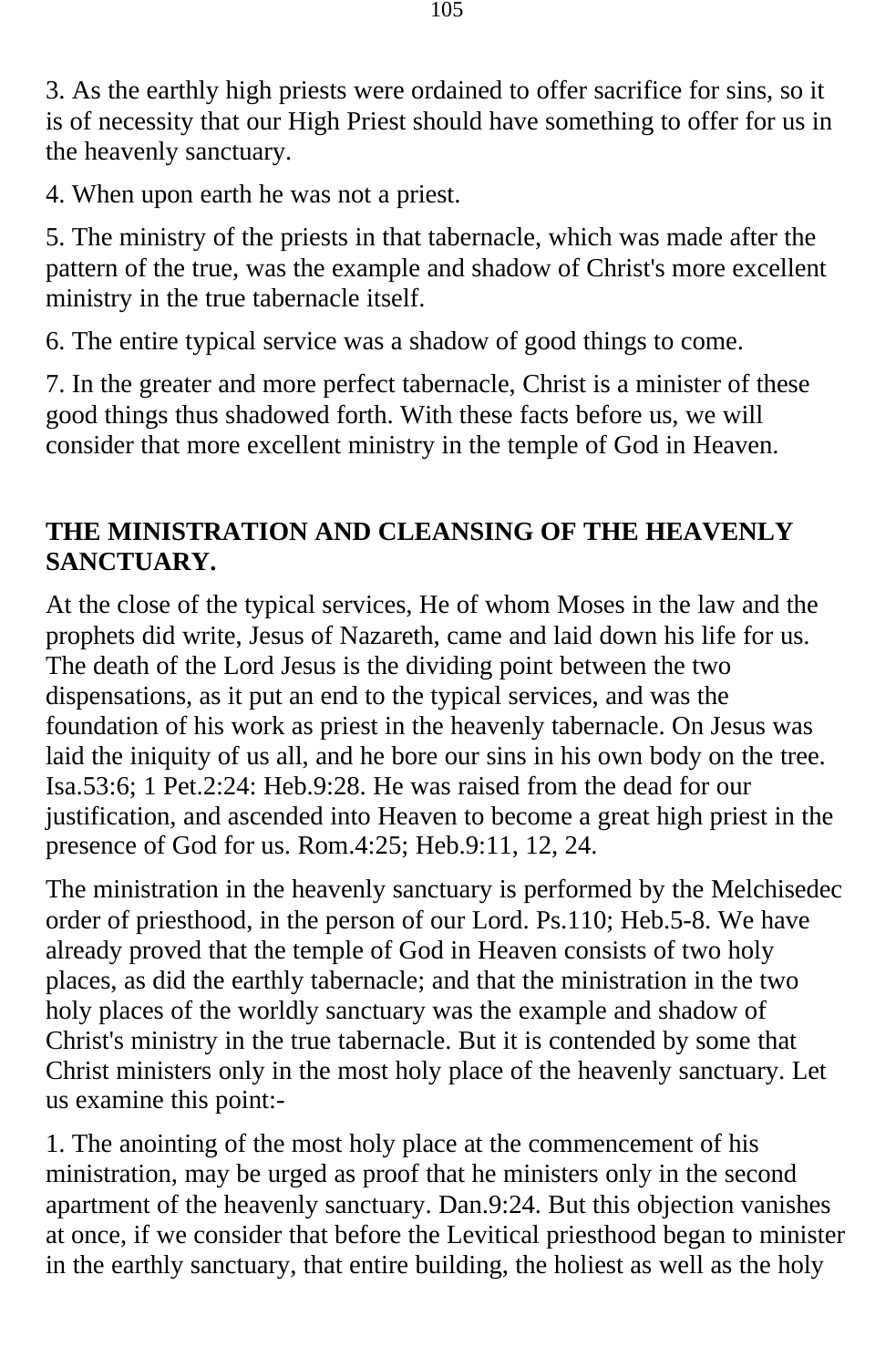3. As the earthly high priests were ordained to offer sacrifice for sins, so it is of necessity that our High Priest should have something to offer for us in the heavenly sanctuary.

4. When upon earth he was not a priest.

5. The ministry of the priests in that tabernacle, which was made after the pattern of the true, was the example and shadow of Christ's more excellent ministry in the true tabernacle itself.

6. The entire typical service was a shadow of good things to come.

7. In the greater and more perfect tabernacle, Christ is a minister of these good things thus shadowed forth. With these facts before us, we will consider that more excellent ministry in the temple of God in Heaven.

## THE MINISTRATION AND CLEANSING OF THE HEAVENLY SANCTUARY.

At the close of the typical services, He of whom Moses in the law and the prophets did write, Jesus of Nazareth, came and laid down his life for us. The death of the Lord Jesus is the dividing point between the two dispensations, as it put an end to the typical services, and was the foundation of his work as priest in the heavenly tabernacle. On Jesus was laid the iniquity of us all, and he bore our sins in his own body on the tree. Isa.53:6; 1 Pet.2:24: Heb.9:28. He was raised from the dead for our justification, and ascended into Heaven to become a great high priest in the presence of God for us. Rom.4:25; Heb.9:11, 12, 24.

The ministration in the heavenly sanctuary is performed by the Melchisedec order of priesthood, in the person of our Lord. Ps.110; Heb.5-8. We have already proved that the temple of God in Heaven consists of two holy places, as did the earthly tabernacle; and that the ministration in the two holy places of the worldly sanctuary was the example and shadow of Christ's ministry in the true tabernacle. But it is contended by some that Christ ministers only in the most holy place of the heavenly sanctuary. Let us examine this point:-

1. The anointing of the most holy place at the commencement of his ministration, may be urged as proof that he ministers only in the second apartment of the heavenly sanctuary. Dan.9:24. But this objection vanishes at once, if we consider that before the Levitical priesthood began to minister in the earthly sanctuary, that entire building, the holiest as well as the holy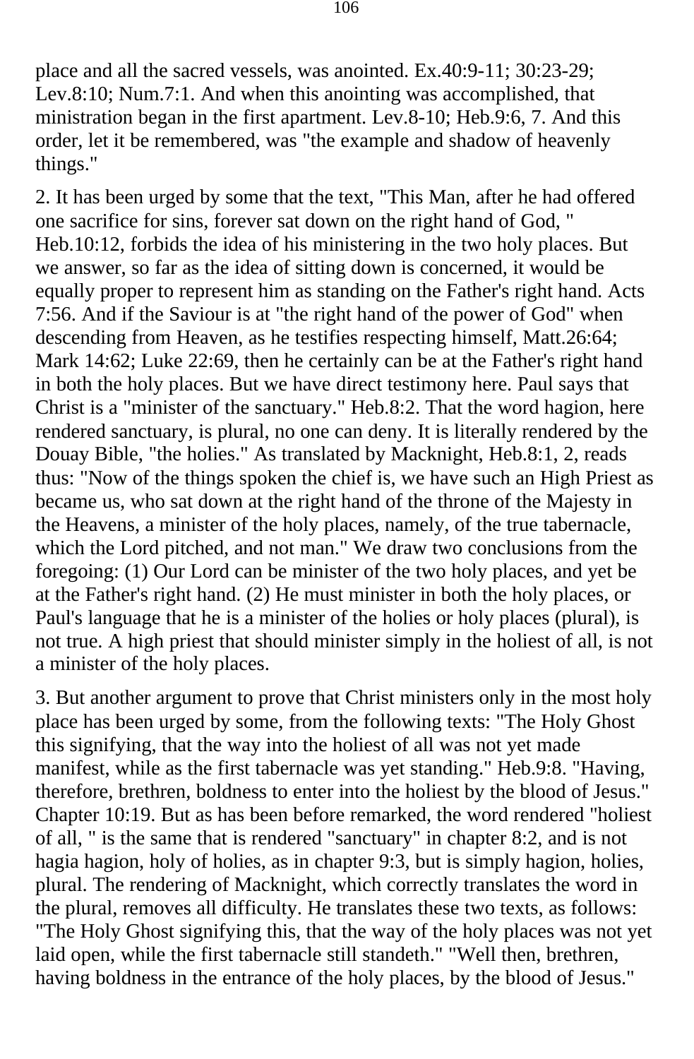place and all the sacred vessels, was anointed. Ex.40:9-11; 30:23-29; Lev.8:10; Num.7:1. And when this anointing was accomplished, that ministration began in the first apartment. Lev.8-10; Heb.9:6, 7. And this order, let it be remembered, was "the example and shadow of heavenly things."

2. It has been urged by some that the text, "This Man, after he had offered one sacrifice for sins, forever sat down on the right hand of God, " Heb.10:12, forbids the idea of his ministering in the two holy places. But we answer, so far as the idea of sitting down is concerned, it would be equally proper to represent him as standing on the Father's right hand. Acts 7:56. And if the Saviour is at "the right hand of the power of God" when descending from Heaven, as he testifies respecting himself, Matt.26:64; Mark 14:62; Luke 22:69, then he certainly can be at the Father's right hand in both the holy places. But we have direct testimony here. Paul says that Christ is a "minister of the sanctuary." Heb.8:2. That the word hagion, here rendered sanctuary, is plural, no one can deny. It is literally rendered by the Douay Bible, "the holies." As translated by Macknight, Heb.8:1, 2, reads thus: "Now of the things spoken the chief is, we have such an High Priest as became us, who sat down at the right hand of the throne of the Majesty in the Heavens, a minister of the holy places, namely, of the true tabernacle, which the Lord pitched, and not man." We draw two conclusions from the foregoing: (1) Our Lord can be minister of the two holy places, and yet be at the Father's right hand. (2) He must minister in both the holy places, or Paul's language that he is a minister of the holies or holy places (plural), is not true. A high priest that should minister simply in the holiest of all, is not a minister of the holy places.

3. But another argument to prove that Christ ministers only in the most holy place has been urged by some, from the following texts: "The Holy Ghost this signifying, that the way into the holiest of all was not yet made manifest, while as the first tabernacle was yet standing." Heb.9:8. "Having, therefore, brethren, boldness to enter into the holiest by the blood of Jesus." Chapter 10:19. But as has been before remarked, the word rendered "holiest of all, " is the same that is rendered "sanctuary" in chapter 8:2, and is not hagia hagion, holy of holies, as in chapter 9:3, but is simply hagion, holies, plural. The rendering of Macknight, which correctly translates the word in the plural, removes all difficulty. He translates these two texts, as follows: "The Holy Ghost signifying this, that the way of the holy places was not yet laid open, while the first tabernacle still standeth." "Well then, brethren, having boldness in the entrance of the holy places, by the blood of Jesus."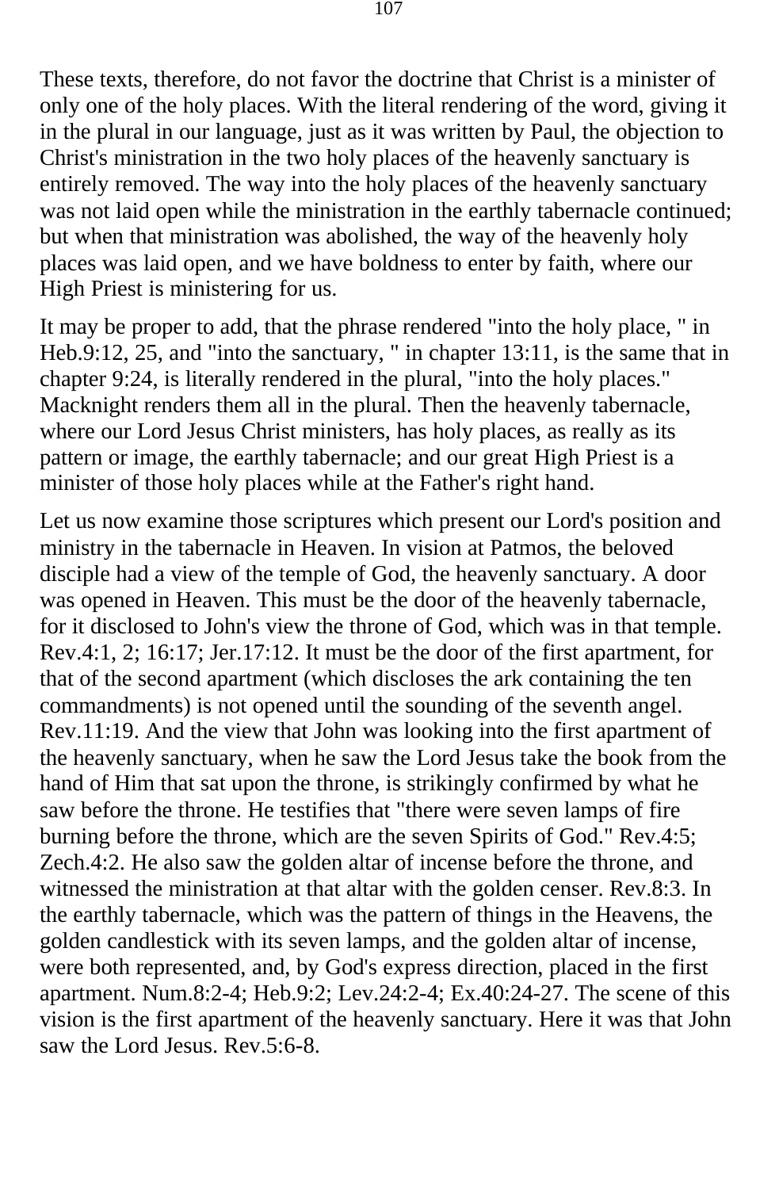These texts, therefore, do not favor the doctrine that Christ is a minister of only one of the holy places. With the literal rendering of the word, giving it in the plural in our language, just as it was written by Paul, the objection to Christ's ministration in the two holy places of the heavenly sanctuary is entirely removed. The way into the holy places of the heavenly sanctuary was not laid open while the ministration in the earthly tabernacle continued; but when that ministration was abolished, the way of the heavenly holy places was laid open, and we have boldness to enter by faith, where our High Priest is ministering for us.

It may be proper to add, that the phrase rendered "into the holy place, " in Heb.9:12, 25, and "into the sanctuary, " in chapter 13:11, is the same that in chapter 9:24, is literally rendered in the plural, "into the holy places." Macknight renders them all in the plural. Then the heavenly tabernacle, where our Lord Jesus Christ ministers, has holy places, as really as its pattern or image, the earthly tabernacle; and our great High Priest is a minister of those holy places while at the Father's right hand.

Let us now examine those scriptures which present our Lord's position and ministry in the tabernacle in Heaven. In vision at Patmos, the beloved disciple had a view of the temple of God, the heavenly sanctuary. A door was opened in Heaven. This must be the door of the heavenly tabernacle, for it disclosed to John's view the throne of God, which was in that temple. Rev.4:1, 2; 16:17; Jer.17:12. It must be the door of the first apartment, for that of the second apartment (which discloses the ark containing the ten commandments) is not opened until the sounding of the seventh angel. Rev.11:19. And the view that John was looking into the first apartment of the heavenly sanctuary, when he saw the Lord Jesus take the book from the hand of Him that sat upon the throne, is strikingly confirmed by what he saw before the throne. He testifies that "there were seven lamps of fire burning before the throne, which are the seven Spirits of God." Rev.4:5; Zech.4:2. He also saw the golden altar of incense before the throne, and witnessed the ministration at that altar with the golden censer. Rev.8:3. In the earthly tabernacle, which was the pattern of things in the Heavens, the golden candlestick with its seven lamps, and the golden altar of incense, were both represented, and, by God's express direction, placed in the first apartment. Num.8:2-4; Heb.9:2; Lev.24:2-4; Ex.40:24-27. The scene of this vision is the first apartment of the heavenly sanctuary. Here it was that John saw the Lord Jesus. Rev.5:6-8.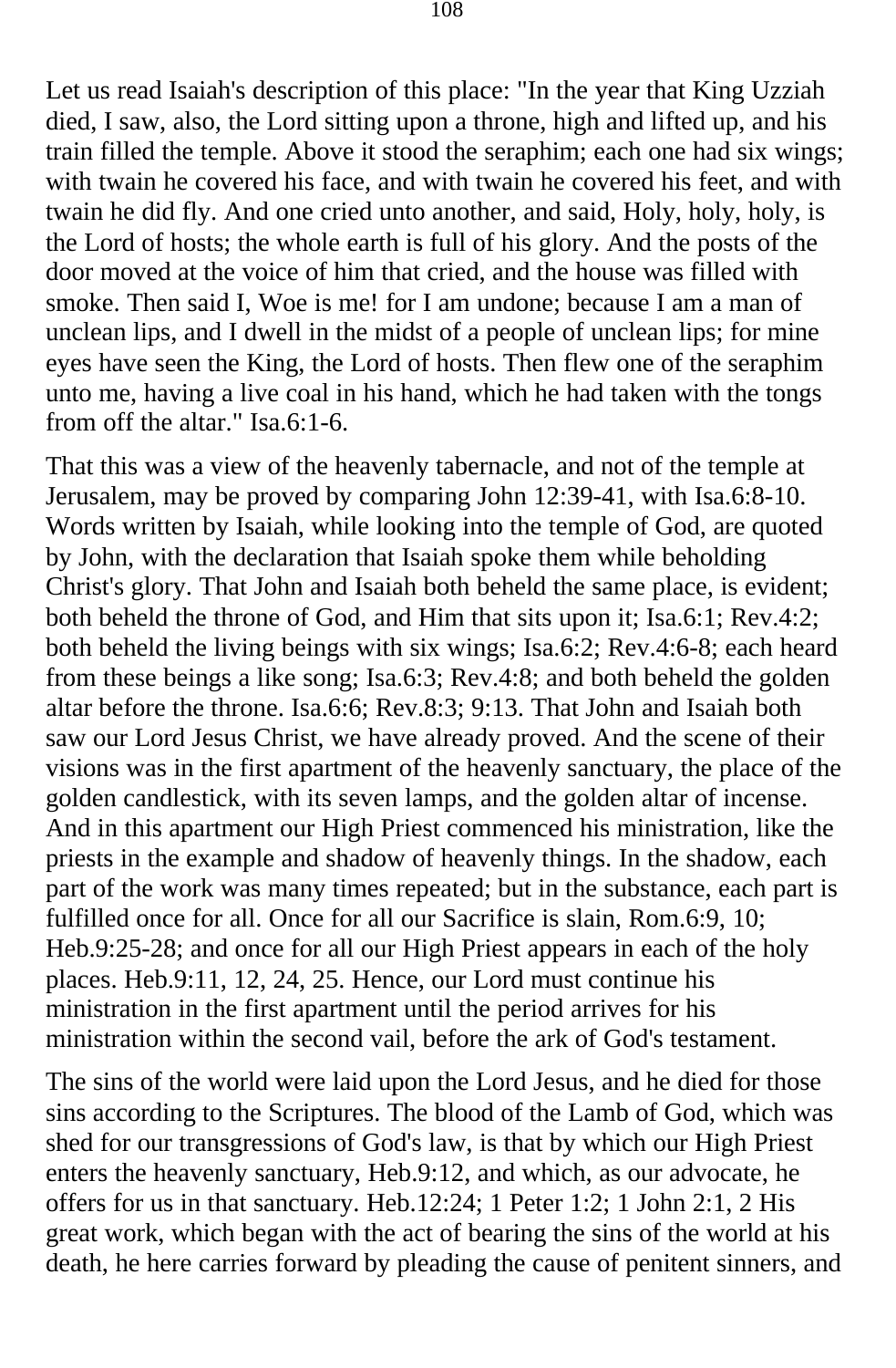Let us read Isaiah's description of this place: "In the year that King Uzziah died, I saw, also, the Lord sitting upon a throne, high and lifted up, and his train filled the temple. Above it stood the seraphim; each one had six wings; with twain he covered his face, and with twain he covered his feet, and with twain he did fly. And one cried unto another, and said, Holy, holy, holy, is the Lord of hosts; the whole earth is full of his glory. And the posts of the door moved at the voice of him that cried, and the house was filled with smoke. Then said I, Woe is me! for I am undone; because I am a man of unclean lips, and I dwell in the midst of a people of unclean lips; for mine eyes have seen the King, the Lord of hosts. Then flew one of the seraphim unto me, having a live coal in his hand, which he had taken with the tongs from off the altar." Isa.6:1-6.

That this was a view of the heavenly tabernacle, and not of the temple at Jerusalem, may be proved by comparing John 12:39-41, with Isa.6:8-10. Words written by Isaiah, while looking into the temple of God, are quoted by John, with the declaration that Isaiah spoke them while beholding Christ's glory. That John and Isaiah both beheld the same place, is evident; both beheld the throne of God, and Him that sits upon it; Isa.6:1; Rev.4:2; both beheld the living beings with six wings; Isa.6:2; Rev.4:6-8; each heard from these beings a like song; Isa.6:3; Rev.4:8; and both beheld the golden altar before the throne. Isa.6:6; Rev.8:3; 9:13. That John and Isaiah both saw our Lord Jesus Christ, we have already proved. And the scene of their visions was in the first apartment of the heavenly sanctuary, the place of the golden candlestick, with its seven lamps, and the golden altar of incense. And in this apartment our High Priest commenced his ministration, like the priests in the example and shadow of heavenly things. In the shadow, each part of the work was many times repeated; but in the substance, each part is fulfilled once for all. Once for all our Sacrifice is slain, Rom.6:9, 10; Heb.9:25-28; and once for all our High Priest appears in each of the holy places. Heb.9:11, 12, 24, 25. Hence, our Lord must continue his ministration in the first apartment until the period arrives for his ministration within the second vail, before the ark of God's testament.

The sins of the world were laid upon the Lord Jesus, and he died for those sins according to the Scriptures. The blood of the Lamb of God, which was shed for our transgressions of God's law, is that by which our High Priest enters the heavenly sanctuary, Heb.9:12, and which, as our advocate, he offers for us in that sanctuary. Heb.12:24; 1 Peter 1:2; 1 John 2:1, 2 His great work, which began with the act of bearing the sins of the world at his death, he here carries forward by pleading the cause of penitent sinners, and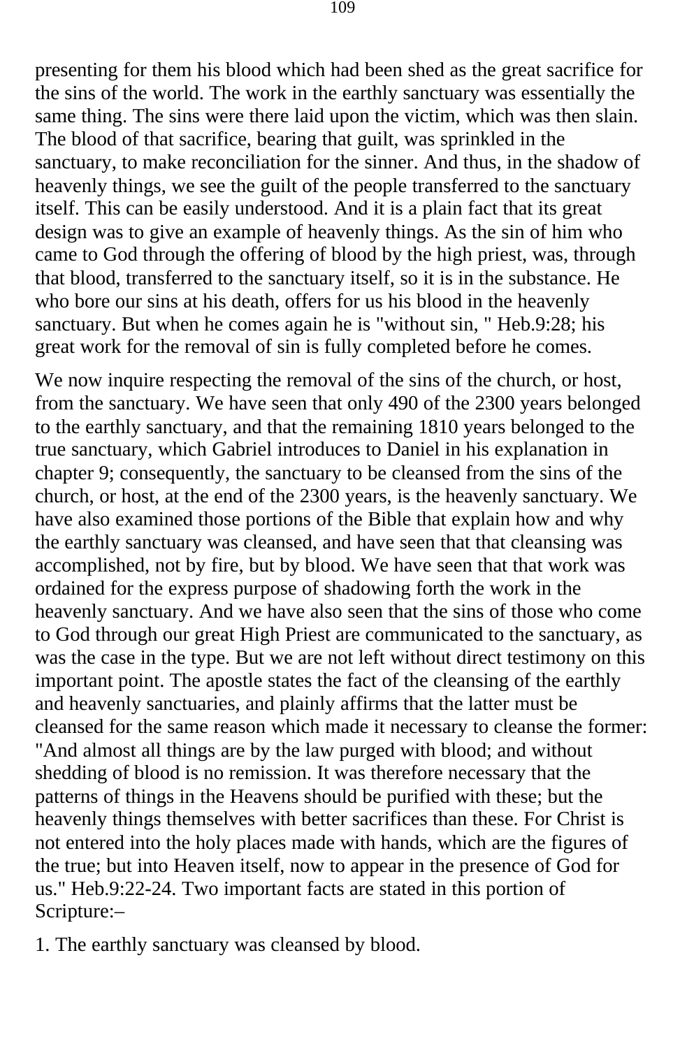presenting for them his blood which had been shed as the great sacrifice for the sins of the world. The work in the earthly sanctuary was essentially the same thing. The sins were there laid upon the victim, which was then slain. The blood of that sacrifice, bearing that guilt, was sprinkled in the sanctuary, to make reconciliation for the sinner. And thus, in the shadow of heavenly things, we see the guilt of the people transferred to the sanctuary itself. This can be easily understood. And it is a plain fact that its great design was to give an example of heavenly things. As the sin of him who came to God through the offering of blood by the high priest, was, through that blood, transferred to the sanctuary itself, so it is in the substance. He who bore our sins at his death, offers for us his blood in the heavenly sanctuary. But when he comes again he is "without sin, " Heb.9:28; his great work for the removal of sin is fully completed before he comes.

We now inquire respecting the removal of the sins of the church, or host, from the sanctuary. We have seen that only 490 of the 2300 years belonged to the earthly sanctuary, and that the remaining 1810 years belonged to the true sanctuary, which Gabriel introduces to Daniel in his explanation in chapter 9; consequently, the sanctuary to be cleansed from the sins of the church, or host, at the end of the 2300 years, is the heavenly sanctuary. We have also examined those portions of the Bible that explain how and why the earthly sanctuary was cleansed, and have seen that that cleansing was accomplished, not by fire, but by blood. We have seen that that work was ordained for the express purpose of shadowing forth the work in the heavenly sanctuary. And we have also seen that the sins of those who come to God through our great High Priest are communicated to the sanctuary, as was the case in the type. But we are not left without direct testimony on this important point. The apostle states the fact of the cleansing of the earthly and heavenly sanctuaries, and plainly affirms that the latter must be cleansed for the same reason which made it necessary to cleanse the former: "And almost all things are by the law purged with blood; and without shedding of blood is no remission. It was therefore necessary that the patterns of things in the Heavens should be purified with these; but the heavenly things themselves with better sacrifices than these. For Christ is not entered into the holy places made with hands, which are the figures of the true; but into Heaven itself, now to appear in the presence of God for us." Heb.9:22-24. Two important facts are stated in this portion of Scripture:–

1. The earthly sanctuary was cleansed by blood.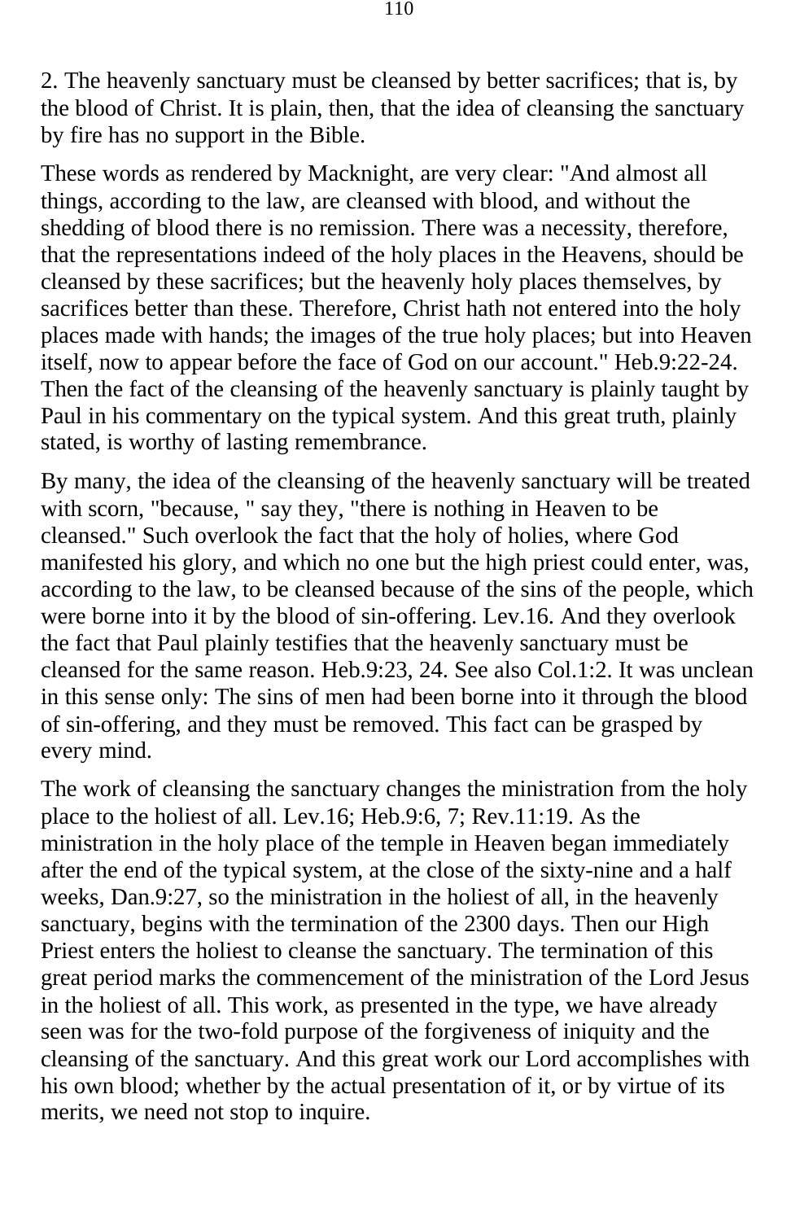2. The heavenly sanctuary must be cleansed by better sacrifices; that is, by the blood of Christ. It is plain, then, that the idea of cleansing the sanctuary by fire has no support in the Bible.

These words as rendered by Macknight, are very clear: "And almost all things, according to the law, are cleansed with blood, and without the shedding of blood there is no remission. There was a necessity, therefore, that the representations indeed of the holy places in the Heavens, should be cleansed by these sacrifices; but the heavenly holy places themselves, by sacrifices better than these. Therefore, Christ hath not entered into the holy places made with hands; the images of the true holy places; but into Heaven itself, now to appear before the face of God on our account." Heb.9:22-24. Then the fact of the cleansing of the heavenly sanctuary is plainly taught by Paul in his commentary on the typical system. And this great truth, plainly stated, is worthy of lasting remembrance.

By many, the idea of the cleansing of the heavenly sanctuary will be treated with scorn, "because, " say they, "there is nothing in Heaven to be cleansed." Such overlook the fact that the holy of holies, where God manifested his glory, and which no one but the high priest could enter, was, according to the law, to be cleansed because of the sins of the people, which were borne into it by the blood of sin-offering. Lev.16. And they overlook the fact that Paul plainly testifies that the heavenly sanctuary must be cleansed for the same reason. Heb.9:23, 24. See also Col.1:2. It was unclean in this sense only: The sins of men had been borne into it through the blood of sin-offering, and they must be removed. This fact can be grasped by every mind.

The work of cleansing the sanctuary changes the ministration from the holy place to the holiest of all. Lev.16; Heb.9:6, 7; Rev.11:19. As the ministration in the holy place of the temple in Heaven began immediately after the end of the typical system, at the close of the sixty-nine and a half weeks, Dan.9:27, so the ministration in the holiest of all, in the heavenly sanctuary, begins with the termination of the 2300 days. Then our High Priest enters the holiest to cleanse the sanctuary. The termination of this great period marks the commencement of the ministration of the Lord Jesus in the holiest of all. This work, as presented in the type, we have already seen was for the two-fold purpose of the forgiveness of iniquity and the cleansing of the sanctuary. And this great work our Lord accomplishes with his own blood; whether by the actual presentation of it, or by virtue of its merits, we need not stop to inquire.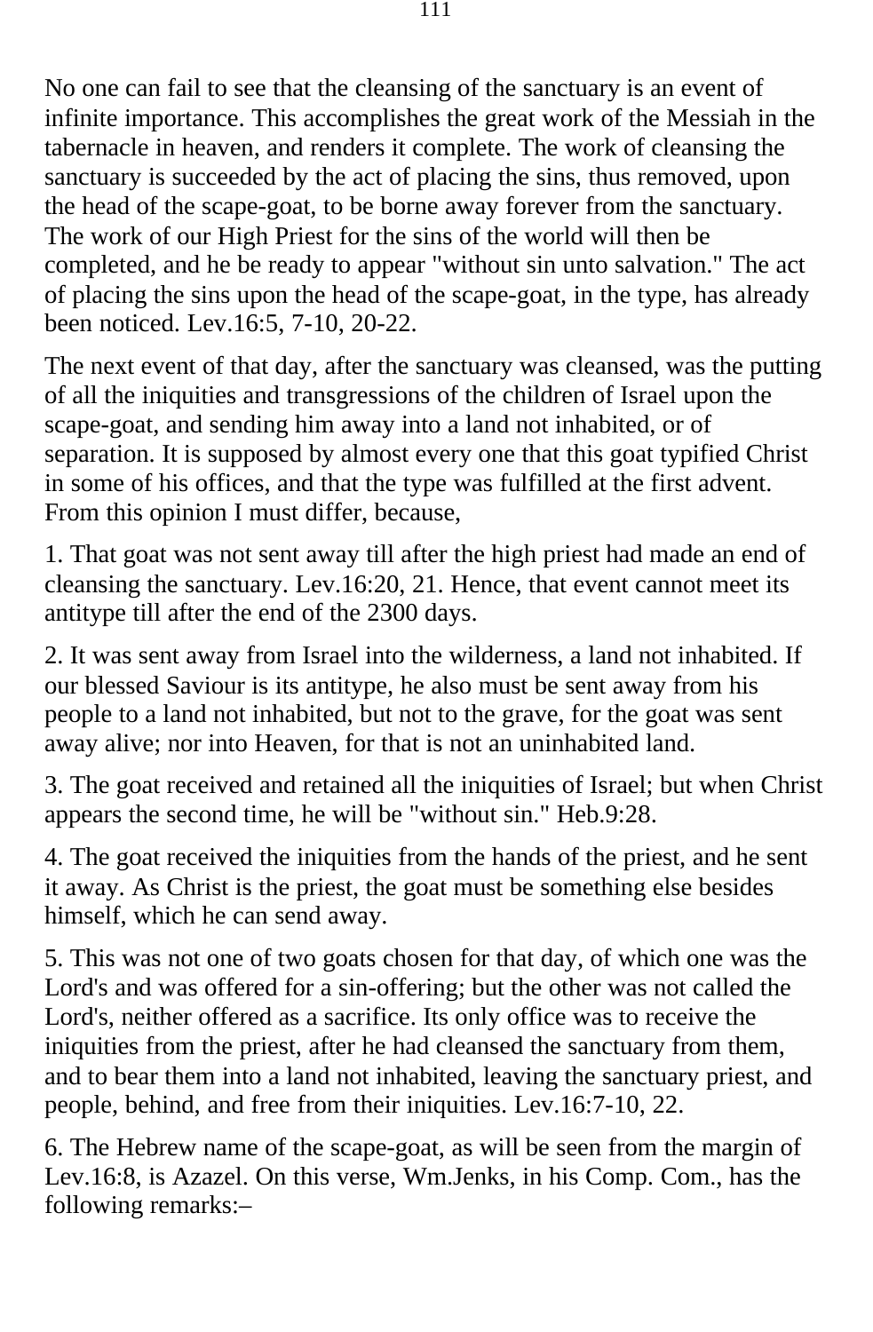No one can fail to see that the cleansing of the sanctuary is an event of infinite importance. This accomplishes the great work of the Messiah in the tabernacle in heaven, and renders it complete. The work of cleansing the sanctuary is succeeded by the act of placing the sins, thus removed, upon the head of the scape-goat, to be borne away forever from the sanctuary. The work of our High Priest for the sins of the world will then be completed, and he be ready to appear "without sin unto salvation." The act of placing the sins upon the head of the scape-goat, in the type, has already been noticed. Lev.16:5, 7-10, 20-22.

The next event of that day, after the sanctuary was cleansed, was the putting of all the iniquities and transgressions of the children of Israel upon the scape-goat, and sending him away into a land not inhabited, or of separation. It is supposed by almost every one that this goat typified Christ in some of his offices, and that the type was fulfilled at the first advent. From this opinion I must differ, because,

1. That goat was not sent away till after the high priest had made an end of cleansing the sanctuary. Lev.16:20, 21. Hence, that event cannot meet its antitype till after the end of the 2300 days.

2. It was sent away from Israel into the wilderness, a land not inhabited. If our blessed Saviour is its antitype, he also must be sent away from his people to a land not inhabited, but not to the grave, for the goat was sent away alive; nor into Heaven, for that is not an uninhabited land.

3. The goat received and retained all the iniquities of Israel; but when Christ appears the second time, he will be "without sin." Heb.9:28.

4. The goat received the iniquities from the hands of the priest, and he sent it away. As Christ is the priest, the goat must be something else besides himself, which he can send away.

5. This was not one of two goats chosen for that day, of which one was the Lord's and was offered for a sin-offering; but the other was not called the Lord's, neither offered as a sacrifice. Its only office was to receive the iniquities from the priest, after he had cleansed the sanctuary from them, and to bear them into a land not inhabited, leaving the sanctuary priest, and people, behind, and free from their iniquities. Lev.16:7-10, 22.

6. The Hebrew name of the scape-goat, as will be seen from the margin of Lev.16:8, is Azazel. On this verse, Wm.Jenks, in his Comp. Com., has the following remarks:–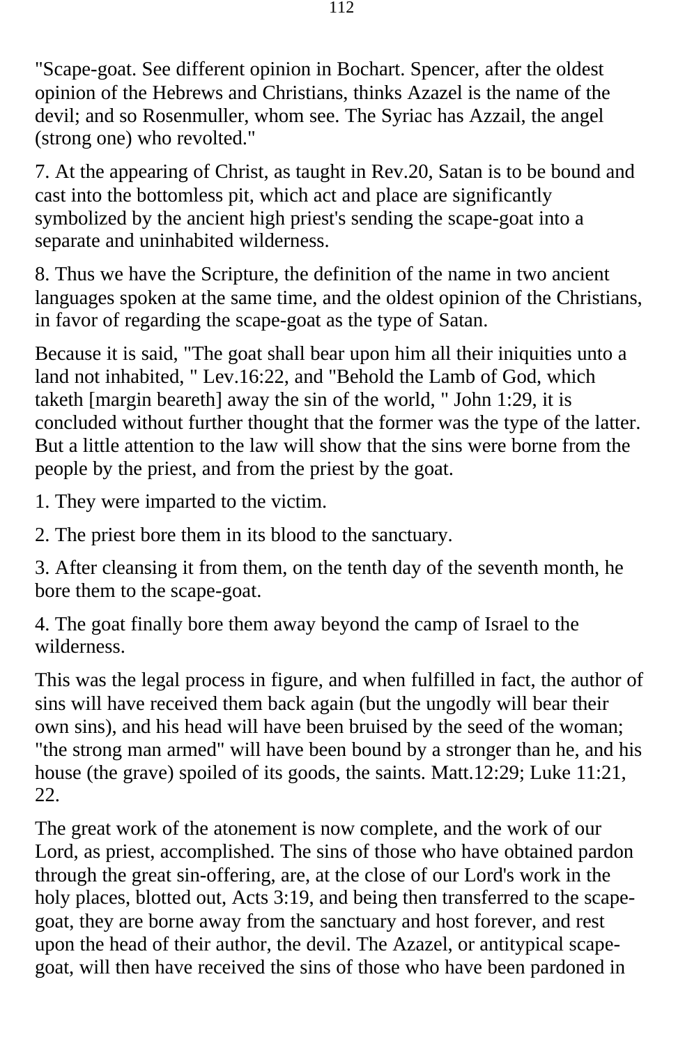"Scape-goat. See different opinion in Bochart. Spencer, after the oldest opinion of the Hebrews and Christians, thinks Azazel is the name of the devil; and so Rosenmuller, whom see. The Syriac has Azzail, the angel (strong one) who revolted."

7. At the appearing of Christ, as taught in Rev.20, Satan is to be bound and cast into the bottomless pit, which act and place are significantly symbolized by the ancient high priest's sending the scape-goat into a separate and uninhabited wilderness.

8. Thus we have the Scripture, the definition of the name in two ancient languages spoken at the same time, and the oldest opinion of the Christians, in favor of regarding the scape-goat as the type of Satan.

Because it is said, "The goat shall bear upon him all their iniquities unto a land not inhabited, " Lev.16:22, and "Behold the Lamb of God, which taketh [margin beareth] away the sin of the world, " John 1:29, it is concluded without further thought that the former was the type of the latter. But a little attention to the law will show that the sins were borne from the people by the priest, and from the priest by the goat.

1. They were imparted to the victim.

2. The priest bore them in its blood to the sanctuary.

3. After cleansing it from them, on the tenth day of the seventh month, he bore them to the scape-goat.

4. The goat finally bore them away beyond the camp of Israel to the wilderness.

This was the legal process in figure, and when fulfilled in fact, the author of sins will have received them back again (but the ungodly will bear their own sins), and his head will have been bruised by the seed of the woman; "the strong man armed" will have been bound by a stronger than he, and his house (the grave) spoiled of its goods, the saints. Matt.12:29; Luke 11:21, 22.

The great work of the atonement is now complete, and the work of our Lord, as priest, accomplished. The sins of those who have obtained pardon through the great sin-offering, are, at the close of our Lord's work in the holy places, blotted out, Acts 3:19, and being then transferred to the scape-goat, they are borne away from the sanctuary and host forever, and rest upon the head of their author, the devil. The Azazel, or antitypical scape-goat, will then have received the sins of those who have been pardoned in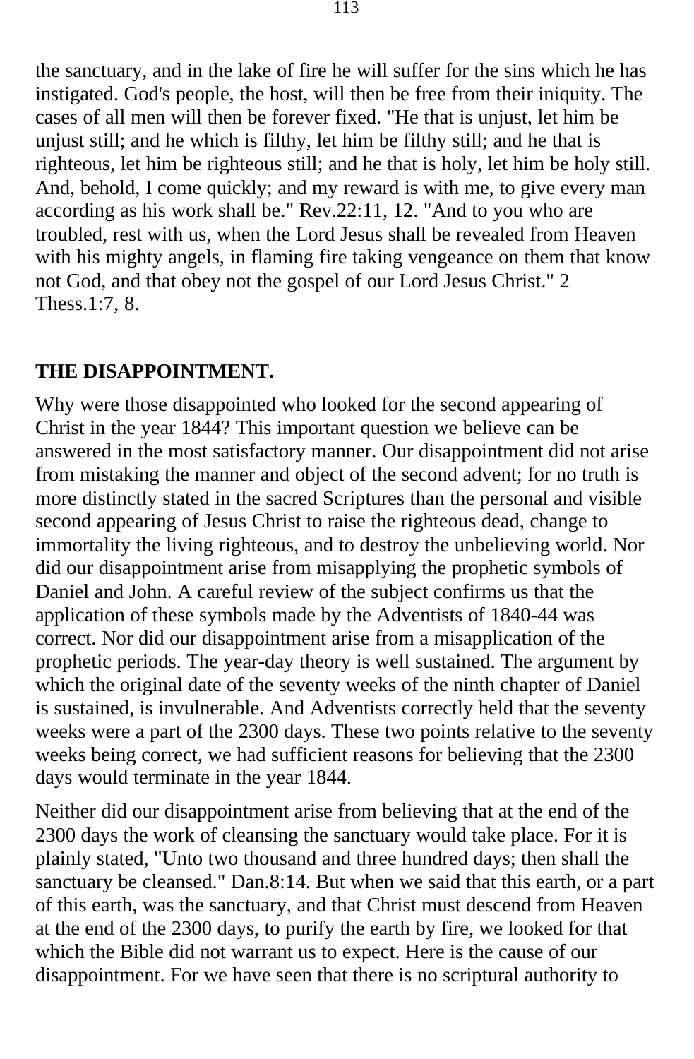the sanctuary, and in the lake of fire he will suffer for the sins which he has instigated. God's people, the host, will then be free from their iniquity. The cases of all men will then be forever fixed. "He that is unjust, let him be unjust still; and he which is filthy, let him be filthy still; and he that is righteous, let him be righteous still; and he that is holy, let him be holy still. And, behold, I come quickly; and my reward is with me, to give every man according as his work shall be." Rev.22:11, 12. "And to you who are troubled, rest with us, when the Lord Jesus shall be revealed from Heaven with his mighty angels, in flaming fire taking vengeance on them that know not God, and that obey not the gospel of our Lord Jesus Christ." 2 Thess.1:7, 8.

## THE DISAPPOINTMENT.

Why were those disappointed who looked for the second appearing of Christ in the year 1844? This important question we believe can be answered in the most satisfactory manner. Our disappointment did not arise from mistaking the manner and object of the second advent; for no truth is more distinctly stated in the sacred Scriptures than the personal and visible second appearing of Jesus Christ to raise the righteous dead, change to immortality the living righteous, and to destroy the unbelieving world. Nor did our disappointment arise from misapplying the prophetic symbols of Daniel and John. A careful review of the subject confirms us that the application of these symbols made by the Adventists of 1840-44 was correct. Nor did our disappointment arise from a misapplication of the prophetic periods. The year-day theory is well sustained. The argument by which the original date of the seventy weeks of the ninth chapter of Daniel is sustained, is invulnerable. And Adventists correctly held that the seventy weeks were a part of the 2300 days. These two points relative to the seventy weeks being correct, we had sufficient reasons for believing that the 2300 days would terminate in the year 1844.

Neither did our disappointment arise from believing that at the end of the 2300 days the work of cleansing the sanctuary would take place. For it is plainly stated, "Unto two thousand and three hundred days; then shall the sanctuary be cleansed." Dan.8:14. But when we said that this earth, or a part of this earth, was the sanctuary, and that Christ must descend from Heaven at the end of the 2300 days, to purify the earth by fire, we looked for that which the Bible did not warrant us to expect. Here is the cause of our disappointment. For we have seen that there is no scriptural authority to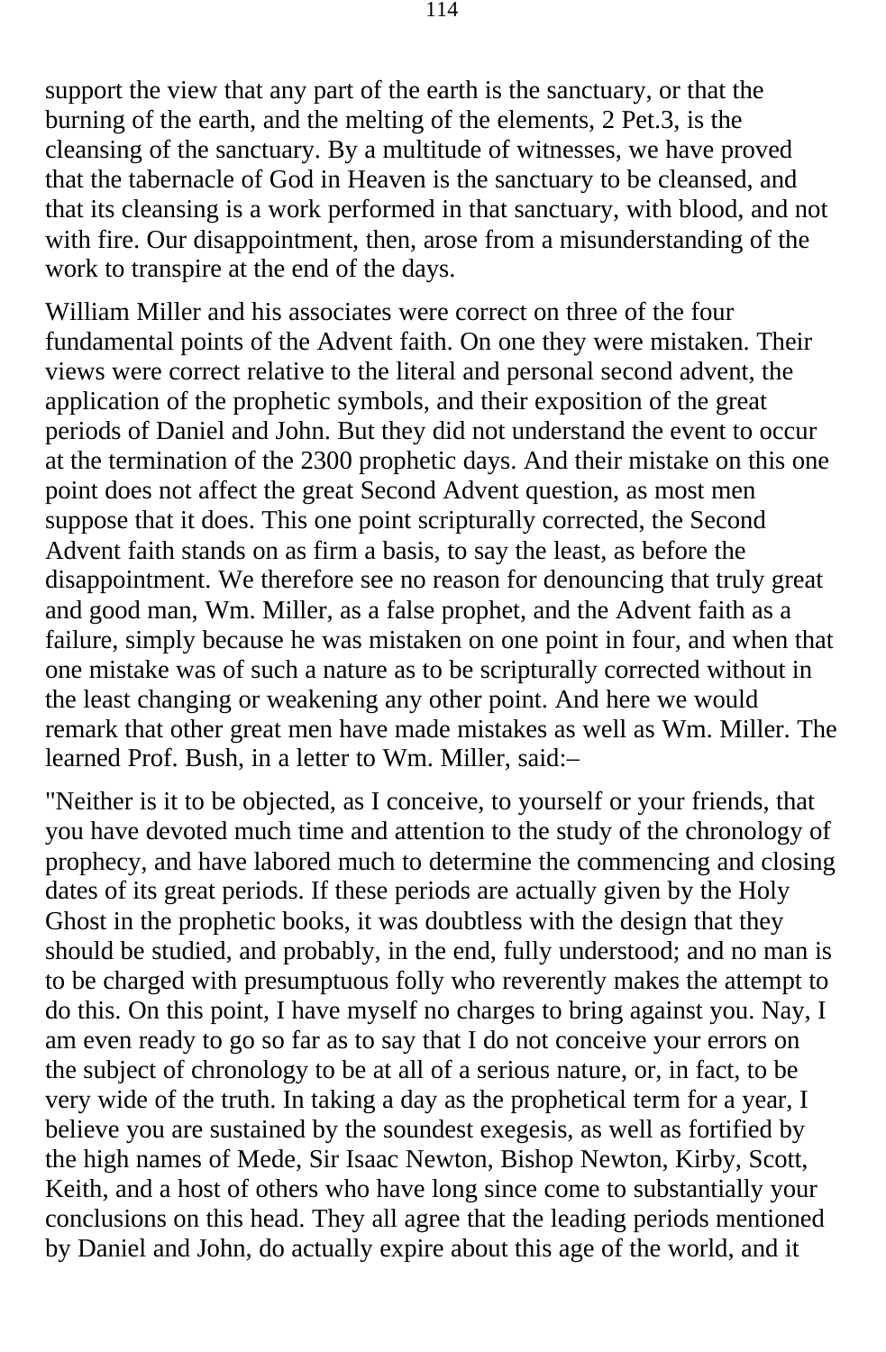support the view that any part of the earth is the sanctuary, or that the burning of the earth, and the melting of the elements, 2 Pet.3, is the cleansing of the sanctuary. By a multitude of witnesses, we have proved that the tabernacle of God in Heaven is the sanctuary to be cleansed, and that its cleansing is a work performed in that sanctuary, with blood, and not with fire. Our disappointment, then, arose from a misunderstanding of the work to transpire at the end of the days.

William Miller and his associates were correct on three of the four fundamental points of the Advent faith. On one they were mistaken. Their views were correct relative to the literal and personal second advent, the application of the prophetic symbols, and their exposition of the great periods of Daniel and John. But they did not understand the event to occur at the termination of the 2300 prophetic days. And their mistake on this one point does not affect the great Second Advent question, as most men suppose that it does. This one point scripturally corrected, the Second Advent faith stands on as firm a basis, to say the least, as before the disappointment. We therefore see no reason for denouncing that truly great and good man, Wm. Miller, as a false prophet, and the Advent faith as a failure, simply because he was mistaken on one point in four, and when that one mistake was of such a nature as to be scripturally corrected without in the least changing or weakening any other point. And here we would remark that other great men have made mistakes as well as Wm. Miller. The learned Prof. Bush, in a letter to Wm. Miller, said:–

"Neither is it to be objected, as I conceive, to yourself or your friends, that you have devoted much time and attention to the study of the chronology of prophecy, and have labored much to determine the commencing and closing dates of its great periods. If these periods are actually given by the Holy Ghost in the prophetic books, it was doubtless with the design that they should be studied, and probably, in the end, fully understood; and no man is to be charged with presumptuous folly who reverently makes the attempt to do this. On this point, I have myself no charges to bring against you. Nay, I am even ready to go so far as to say that I do not conceive your errors on the subject of chronology to be at all of a serious nature, or, in fact, to be very wide of the truth. In taking a day as the prophetical term for a year, I believe you are sustained by the soundest exegesis, as well as fortified by the high names of Mede, Sir Isaac Newton, Bishop Newton, Kirby, Scott, Keith, and a host of others who have long since come to substantially your conclusions on this head. They all agree that the leading periods mentioned by Daniel and John, do actually expire about this age of the world, and it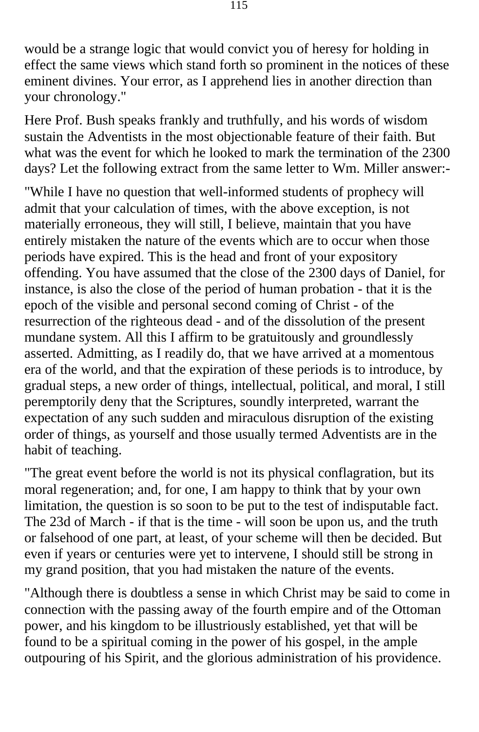would be a strange logic that would convict you of heresy for holding in effect the same views which stand forth so prominent in the notices of these eminent divines. Your error, as I apprehend lies in another direction than your chronology."

Here Prof. Bush speaks frankly and truthfully, and his words of wisdom sustain the Adventists in the most objectionable feature of their faith. But what was the event for which he looked to mark the termination of the 2300 days? Let the following extract from the same letter to Wm. Miller answer:-

"While I have no question that well-informed students of prophecy will admit that your calculation of times, with the above exception, is not materially erroneous, they will still, I believe, maintain that you have entirely mistaken the nature of the events which are to occur when those periods have expired. This is the head and front of your expository offending. You have assumed that the close of the 2300 days of Daniel, for instance, is also the close of the period of human probation - that it is the epoch of the visible and personal second coming of Christ - of the resurrection of the righteous dead - and of the dissolution of the present mundane system. All this I affirm to be gratuitously and groundlessly asserted. Admitting, as I readily do, that we have arrived at a momentous era of the world, and that the expiration of these periods is to introduce, by gradual steps, a new order of things, intellectual, political, and moral, I still peremptorily deny that the Scriptures, soundly interpreted, warrant the expectation of any such sudden and miraculous disruption of the existing order of things, as yourself and those usually termed Adventists are in the habit of teaching.

"The great event before the world is not its physical conflagration, but its moral regeneration; and, for one, I am happy to think that by your own limitation, the question is so soon to be put to the test of indisputable fact. The 23d of March - if that is the time - will soon be upon us, and the truth or falsehood of one part, at least, of your scheme will then be decided. But even if years or centuries were yet to intervene, I should still be strong in my grand position, that you had mistaken the nature of the events.

"Although there is doubtless a sense in which Christ may be said to come in connection with the passing away of the fourth empire and of the Ottoman power, and his kingdom to be illustriously established, yet that will be found to be a spiritual coming in the power of his gospel, in the ample outpouring of his Spirit, and the glorious administration of his providence.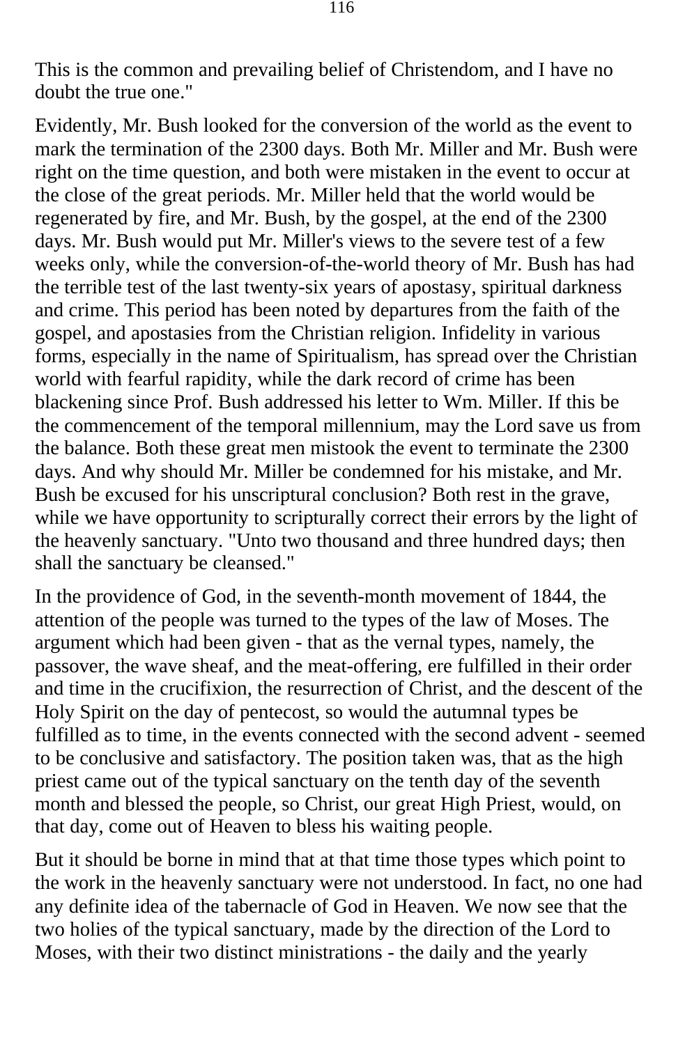This is the common and prevailing belief of Christendom, and I have no doubt the true one."

Evidently, Mr. Bush looked for the conversion of the world as the event to mark the termination of the 2300 days. Both Mr. Miller and Mr. Bush were right on the time question, and both were mistaken in the event to occur at the close of the great periods. Mr. Miller held that the world would be regenerated by fire, and Mr. Bush, by the gospel, at the end of the 2300 days. Mr. Bush would put Mr. Miller's views to the severe test of a few weeks only, while the conversion-of-the-world theory of Mr. Bush has had the terrible test of the last twenty-six years of apostasy, spiritual darkness and crime. This period has been noted by departures from the faith of the gospel, and apostasies from the Christian religion. Infidelity in various forms, especially in the name of Spiritualism, has spread over the Christian world with fearful rapidity, while the dark record of crime has been blackening since Prof. Bush addressed his letter to Wm. Miller. If this be the commencement of the temporal millennium, may the Lord save us from the balance. Both these great men mistook the event to terminate the 2300 days. And why should Mr. Miller be condemned for his mistake, and Mr. Bush be excused for his unscriptural conclusion? Both rest in the grave, while we have opportunity to scripturally correct their errors by the light of the heavenly sanctuary. "Unto two thousand and three hundred days; then shall the sanctuary be cleansed."

In the providence of God, in the seventh-month movement of 1844, the attention of the people was turned to the types of the law of Moses. The argument which had been given - that as the vernal types, namely, the passover, the wave sheaf, and the meat-offering, ere fulfilled in their order and time in the crucifixion, the resurrection of Christ, and the descent of the Holy Spirit on the day of pentecost, so would the autumnal types be fulfilled as to time, in the events connected with the second advent - seemed to be conclusive and satisfactory. The position taken was, that as the high priest came out of the typical sanctuary on the tenth day of the seventh month and blessed the people, so Christ, our great High Priest, would, on that day, come out of Heaven to bless his waiting people.

But it should be borne in mind that at that time those types which point to the work in the heavenly sanctuary were not understood. In fact, no one had any definite idea of the tabernacle of God in Heaven. We now see that the two holies of the typical sanctuary, made by the direction of the Lord to Moses, with their two distinct ministrations - the daily and the yearly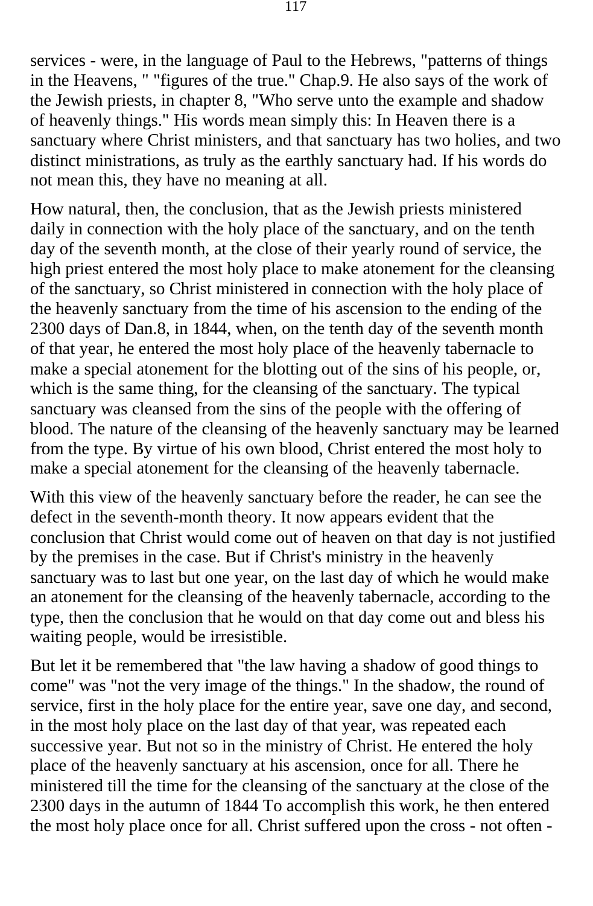services - were, in the language of Paul to the Hebrews, "patterns of things in the Heavens, " "figures of the true." Chap.9. He also says of the work of the Jewish priests, in chapter 8, "Who serve unto the example and shadow of heavenly things." His words mean simply this: In Heaven there is a sanctuary where Christ ministers, and that sanctuary has two holies, and two distinct ministrations, as truly as the earthly sanctuary had. If his words do not mean this, they have no meaning at all.

How natural, then, the conclusion, that as the Jewish priests ministered daily in connection with the holy place of the sanctuary, and on the tenth day of the seventh month, at the close of their yearly round of service, the high priest entered the most holy place to make atonement for the cleansing of the sanctuary, so Christ ministered in connection with the holy place of the heavenly sanctuary from the time of his ascension to the ending of the 2300 days of Dan.8, in 1844, when, on the tenth day of the seventh month of that year, he entered the most holy place of the heavenly tabernacle to make a special atonement for the blotting out of the sins of his people, or, which is the same thing, for the cleansing of the sanctuary. The typical sanctuary was cleansed from the sins of the people with the offering of blood. The nature of the cleansing of the heavenly sanctuary may be learned from the type. By virtue of his own blood, Christ entered the most holy to make a special atonement for the cleansing of the heavenly tabernacle.

With this view of the heavenly sanctuary before the reader, he can see the defect in the seventh-month theory. It now appears evident that the conclusion that Christ would come out of heaven on that day is not justified by the premises in the case. But if Christ's ministry in the heavenly sanctuary was to last but one year, on the last day of which he would make an atonement for the cleansing of the heavenly tabernacle, according to the type, then the conclusion that he would on that day come out and bless his waiting people, would be irresistible.

But let it be remembered that "the law having a shadow of good things to come" was "not the very image of the things." In the shadow, the round of service, first in the holy place for the entire year, save one day, and second, in the most holy place on the last day of that year, was repeated each successive year. But not so in the ministry of Christ. He entered the holy place of the heavenly sanctuary at his ascension, once for all. There he ministered till the time for the cleansing of the sanctuary at the close of the 2300 days in the autumn of 1844 To accomplish this work, he then entered the most holy place once for all. Christ suffered upon the cross - not often -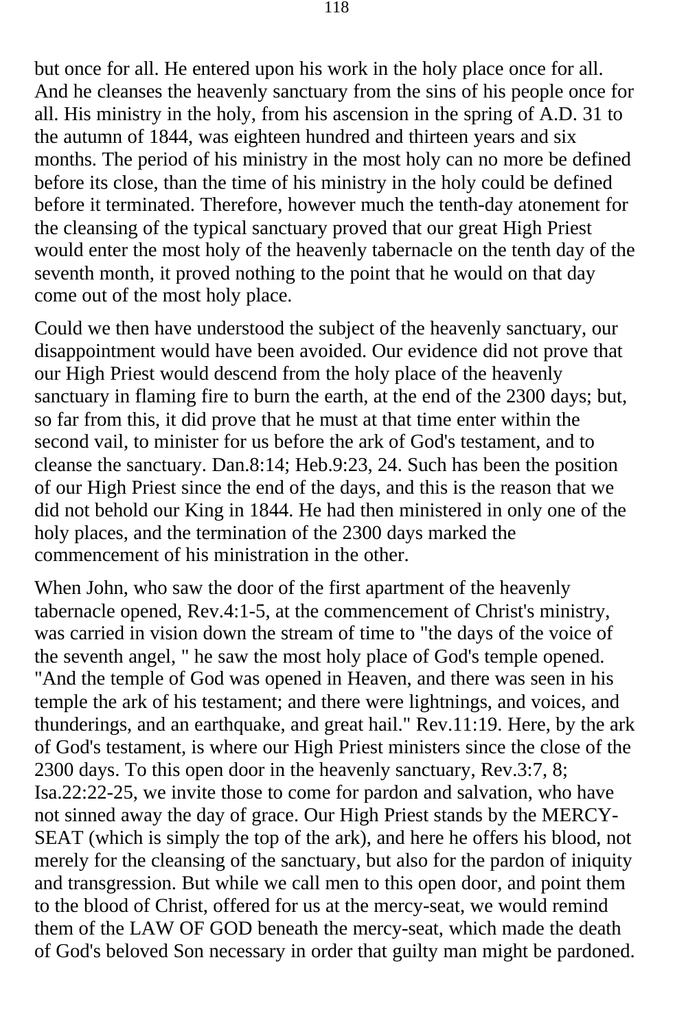but once for all. He entered upon his work in the holy place once for all. And he cleanses the heavenly sanctuary from the sins of his people once for all. His ministry in the holy, from his ascension in the spring of A.D. 31 to the autumn of 1844, was eighteen hundred and thirteen years and six months. The period of his ministry in the most holy can no more be defined before its close, than the time of his ministry in the holy could be defined before it terminated. Therefore, however much the tenth-day atonement for the cleansing of the typical sanctuary proved that our great High Priest would enter the most holy of the heavenly tabernacle on the tenth day of the seventh month, it proved nothing to the point that he would on that day come out of the most holy place.

Could we then have understood the subject of the heavenly sanctuary, our disappointment would have been avoided. Our evidence did not prove that our High Priest would descend from the holy place of the heavenly sanctuary in flaming fire to burn the earth, at the end of the 2300 days; but, so far from this, it did prove that he must at that time enter within the second vail, to minister for us before the ark of God's testament, and to cleanse the sanctuary. Dan.8:14; Heb.9:23, 24. Such has been the position of our High Priest since the end of the days, and this is the reason that we did not behold our King in 1844. He had then ministered in only one of the holy places, and the termination of the 2300 days marked the commencement of his ministration in the other.

When John, who saw the door of the first apartment of the heavenly tabernacle opened, Rev.4:1-5, at the commencement of Christ's ministry, was carried in vision down the stream of time to "the days of the voice of the seventh angel, " he saw the most holy place of God's temple opened. "And the temple of God was opened in Heaven, and there was seen in his temple the ark of his testament; and there were lightnings, and voices, and thunderings, and an earthquake, and great hail." Rev.11:19. Here, by the ark of God's testament, is where our High Priest ministers since the close of the 2300 days. To this open door in the heavenly sanctuary, Rev.3:7, 8; Isa.22:22-25, we invite those to come for pardon and salvation, who have not sinned away the day of grace. Our High Priest stands by the MERCY-SEAT (which is simply the top of the ark), and here he offers his blood, not merely for the cleansing of the sanctuary, but also for the pardon of iniquity and transgression. But while we call men to this open door, and point them to the blood of Christ, offered for us at the mercy-seat, we would remind them of the LAW OF GOD beneath the mercy-seat, which made the death of God's beloved Son necessary in order that guilty man might be pardoned.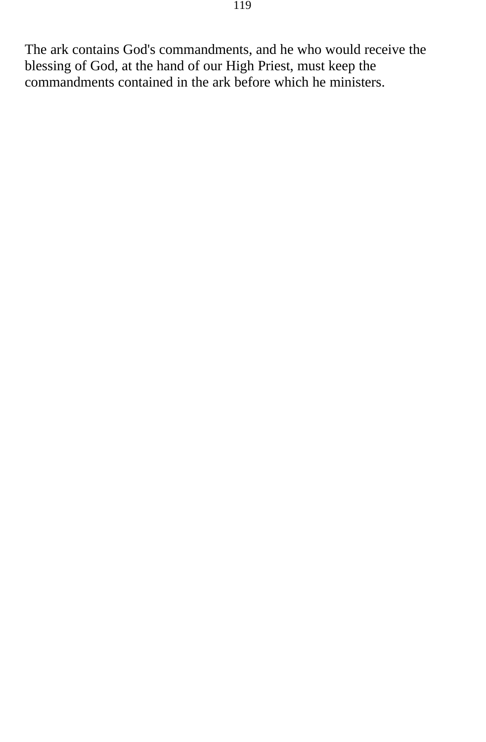The ark contains God's commandments, and he who would receive the blessing of God, at the hand of our High Priest, must keep the commandments contained in the ark before which he ministers.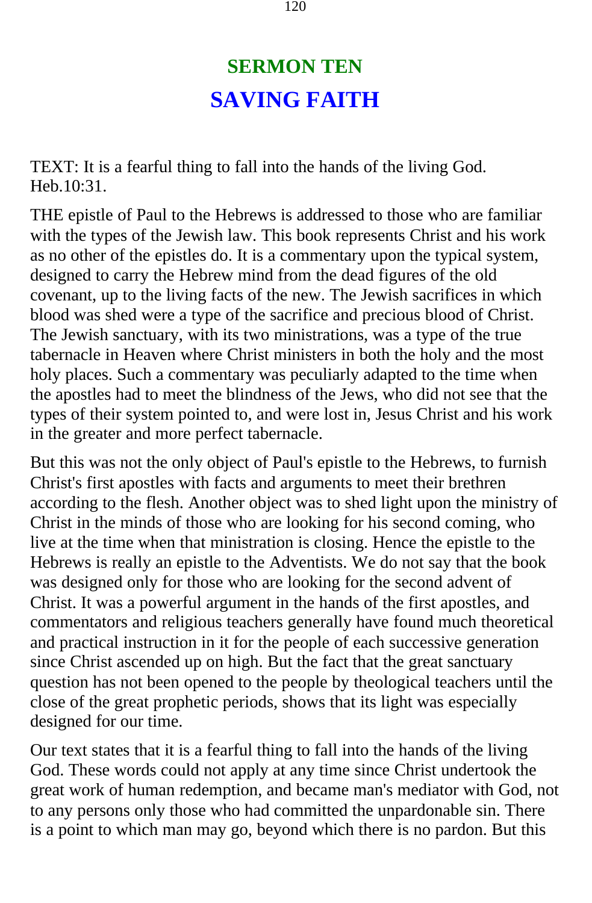## SERMON TEN

# SAVING FAITH

TEXT: It is a fearful thing to fall into the hands of the living God. Heb.10:31.

THE epistle of Paul to the Hebrews is addressed to those who are familiar with the types of the Jewish law. This book represents Christ and his work as no other of the epistles do. It is a commentary upon the typical system, designed to carry the Hebrew mind from the dead figures of the old covenant, up to the living facts of the new. The Jewish sacrifices in which blood was shed were a type of the sacrifice and precious blood of Christ. The Jewish sanctuary, with its two ministrations, was a type of the true tabernacle in Heaven where Christ ministers in both the holy and the most holy places. Such a commentary was peculiarly adapted to the time when the apostles had to meet the blindness of the Jews, who did not see that the types of their system pointed to, and were lost in, Jesus Christ and his work in the greater and more perfect tabernacle.

But this was not the only object of Paul's epistle to the Hebrews, to furnish Christ's first apostles with facts and arguments to meet their brethren according to the flesh. Another object was to shed light upon the ministry of Christ in the minds of those who are looking for his second coming, who live at the time when that ministration is closing. Hence the epistle to the Hebrews is really an epistle to the Adventists. We do not say that the book was designed only for those who are looking for the second advent of Christ. It was a powerful argument in the hands of the first apostles, and commentators and religious teachers generally have found much theoretical and practical instruction in it for the people of each successive generation since Christ ascended up on high. But the fact that the great sanctuary question has not been opened to the people by theological teachers until the close of the great prophetic periods, shows that its light was especially designed for our time.

Our text states that it is a fearful thing to fall into the hands of the living God. These words could not apply at any time since Christ undertook the great work of human redemption, and became man's mediator with God, not to any persons only those who had committed the unpardonable sin. There is a point to which man may go, beyond which there is no pardon. But this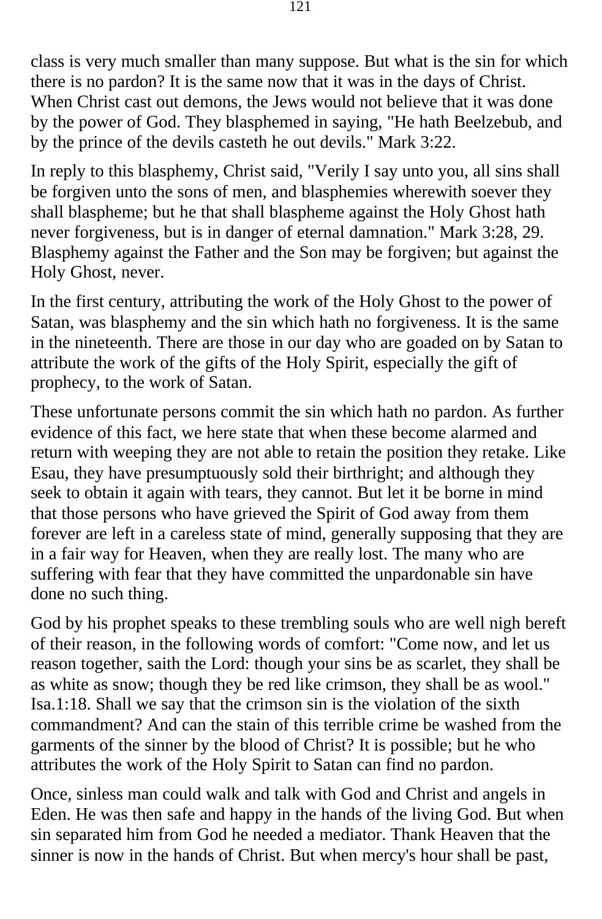class is very much smaller than many suppose. But what is the sin for which there is no pardon? It is the same now that it was in the days of Christ. When Christ cast out demons, the Jews would not believe that it was done by the power of God. They blasphemed in saying, "He hath Beelzebub, and by the prince of the devils casteth he out devils." Mark 3:22.

In reply to this blasphemy, Christ said, "Verily I say unto you, all sins shall be forgiven unto the sons of men, and blasphemies wherewith soever they shall blaspheme; but he that shall blaspheme against the Holy Ghost hath never forgiveness, but is in danger of eternal damnation." Mark 3:28, 29. Blasphemy against the Father and the Son may be forgiven; but against the Holy Ghost, never.

In the first century, attributing the work of the Holy Ghost to the power of Satan, was blasphemy and the sin which hath no forgiveness. It is the same in the nineteenth. There are those in our day who are goaded on by Satan to attribute the work of the gifts of the Holy Spirit, especially the gift of prophecy, to the work of Satan.

These unfortunate persons commit the sin which hath no pardon. As further evidence of this fact, we here state that when these become alarmed and return with weeping they are not able to retain the position they retake. Like Esau, they have presumptuously sold their birthright; and although they seek to obtain it again with tears, they cannot. But let it be borne in mind that those persons who have grieved the Spirit of God away from them forever are left in a careless state of mind, generally supposing that they are in a fair way for Heaven, when they are really lost. The many who are suffering with fear that they have committed the unpardonable sin have done no such thing.

God by his prophet speaks to these trembling souls who are well nigh bereft of their reason, in the following words of comfort: "Come now, and let us reason together, saith the Lord: though your sins be as scarlet, they shall be as white as snow; though they be red like crimson, they shall be as wool." Isa.1:18. Shall we say that the crimson sin is the violation of the sixth commandment? And can the stain of this terrible crime be washed from the garments of the sinner by the blood of Christ? It is possible; but he who attributes the work of the Holy Spirit to Satan can find no pardon.

Once, sinless man could walk and talk with God and Christ and angels in Eden. He was then safe and happy in the hands of the living God. But when sin separated him from God he needed a mediator. Thank Heaven that the sinner is now in the hands of Christ. But when mercy's hour shall be past,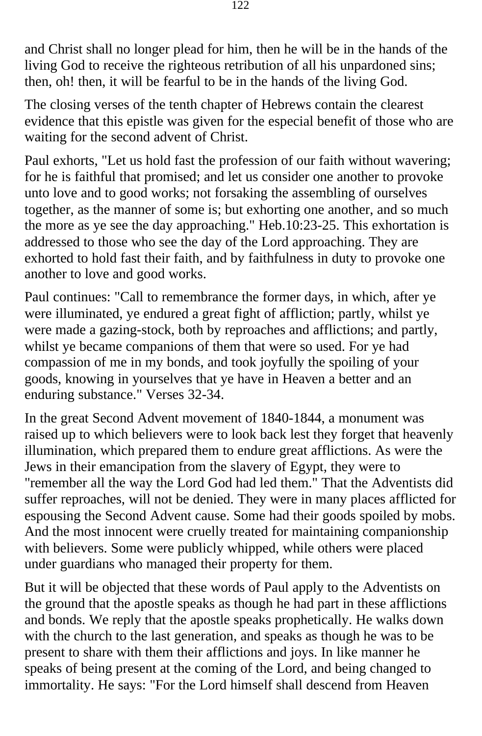and Christ shall no longer plead for him, then he will be in the hands of the living God to receive the righteous retribution of all his unpardoned sins; then, oh! then, it will be fearful to be in the hands of the living God.

The closing verses of the tenth chapter of Hebrews contain the clearest evidence that this epistle was given for the especial benefit of those who are waiting for the second advent of Christ.

Paul exhorts, "Let us hold fast the profession of our faith without wavering; for he is faithful that promised; and let us consider one another to provoke unto love and to good works; not forsaking the assembling of ourselves together, as the manner of some is; but exhorting one another, and so much the more as ye see the day approaching." Heb.10:23-25. This exhortation is addressed to those who see the day of the Lord approaching. They are exhorted to hold fast their faith, and by faithfulness in duty to provoke one another to love and good works.

Paul continues: "Call to remembrance the former days, in which, after ye were illuminated, ye endured a great fight of affliction; partly, whilst ye were made a gazing-stock, both by reproaches and afflictions; and partly, whilst ye became companions of them that were so used. For ye had compassion of me in my bonds, and took joyfully the spoiling of your goods, knowing in yourselves that ye have in Heaven a better and an enduring substance." Verses 32-34.

In the great Second Advent movement of 1840-1844, a monument was raised up to which believers were to look back lest they forget that heavenly illumination, which prepared them to endure great afflictions. As were the Jews in their emancipation from the slavery of Egypt, they were to "remember all the way the Lord God had led them." That the Adventists did suffer reproaches, will not be denied. They were in many places afflicted for espousing the Second Advent cause. Some had their goods spoiled by mobs. And the most innocent were cruelly treated for maintaining companionship with believers. Some were publicly whipped, while others were placed under guardians who managed their property for them.

But it will be objected that these words of Paul apply to the Adventists on the ground that the apostle speaks as though he had part in these afflictions and bonds. We reply that the apostle speaks prophetically. He walks down with the church to the last generation, and speaks as though he was to be present to share with them their afflictions and joys. In like manner he speaks of being present at the coming of the Lord, and being changed to immortality. He says: "For the Lord himself shall descend from Heaven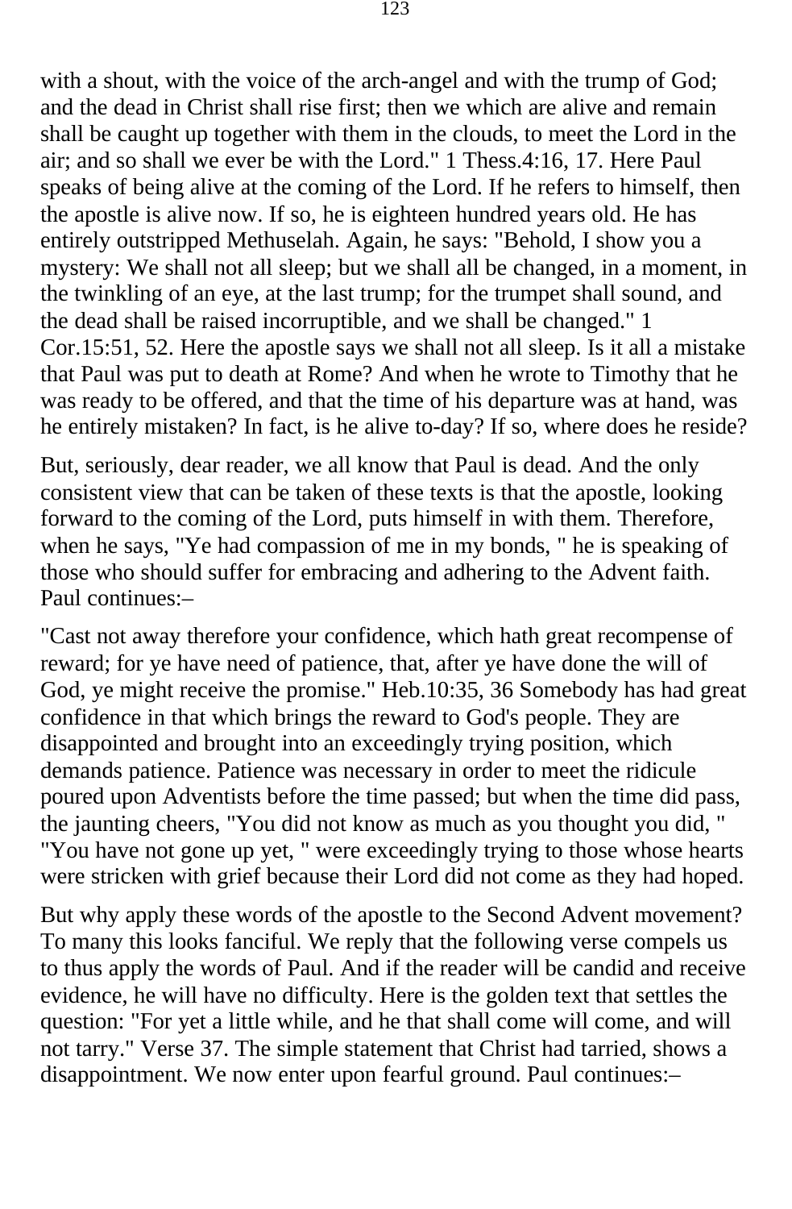with a shout, with the voice of the arch-angel and with the trump of God; and the dead in Christ shall rise first; then we which are alive and remain shall be caught up together with them in the clouds, to meet the Lord in the air; and so shall we ever be with the Lord." 1 Thess.4:16, 17. Here Paul speaks of being alive at the coming of the Lord. If he refers to himself, then the apostle is alive now. If so, he is eighteen hundred years old. He has entirely outstripped Methuselah. Again, he says: "Behold, I show you a mystery: We shall not all sleep; but we shall all be changed, in a moment, in the twinkling of an eye, at the last trump; for the trumpet shall sound, and the dead shall be raised incorruptible, and we shall be changed." 1 Cor.15:51, 52. Here the apostle says we shall not all sleep. Is it all a mistake that Paul was put to death at Rome? And when he wrote to Timothy that he was ready to be offered, and that the time of his departure was at hand, was he entirely mistaken? In fact, is he alive to-day? If so, where does he reside?

But, seriously, dear reader, we all know that Paul is dead. And the only consistent view that can be taken of these texts is that the apostle, looking forward to the coming of the Lord, puts himself in with them. Therefore, when he says, "Ye had compassion of me in my bonds, " he is speaking of those who should suffer for embracing and adhering to the Advent faith. Paul continues:–

"Cast not away therefore your confidence, which hath great recompense of reward; for ye have need of patience, that, after ye have done the will of God, ye might receive the promise." Heb.10:35, 36 Somebody has had great confidence in that which brings the reward to God's people. They are disappointed and brought into an exceedingly trying position, which demands patience. Patience was necessary in order to meet the ridicule poured upon Adventists before the time passed; but when the time did pass, the jaunting cheers, "You did not know as much as you thought you did, " "You have not gone up yet, " were exceedingly trying to those whose hearts were stricken with grief because their Lord did not come as they had hoped.

But why apply these words of the apostle to the Second Advent movement? To many this looks fanciful. We reply that the following verse compels us to thus apply the words of Paul. And if the reader will be candid and receive evidence, he will have no difficulty. Here is the golden text that settles the question: "For yet a little while, and he that shall come will come, and will not tarry." Verse 37. The simple statement that Christ had tarried, shows a disappointment. We now enter upon fearful ground. Paul continues:–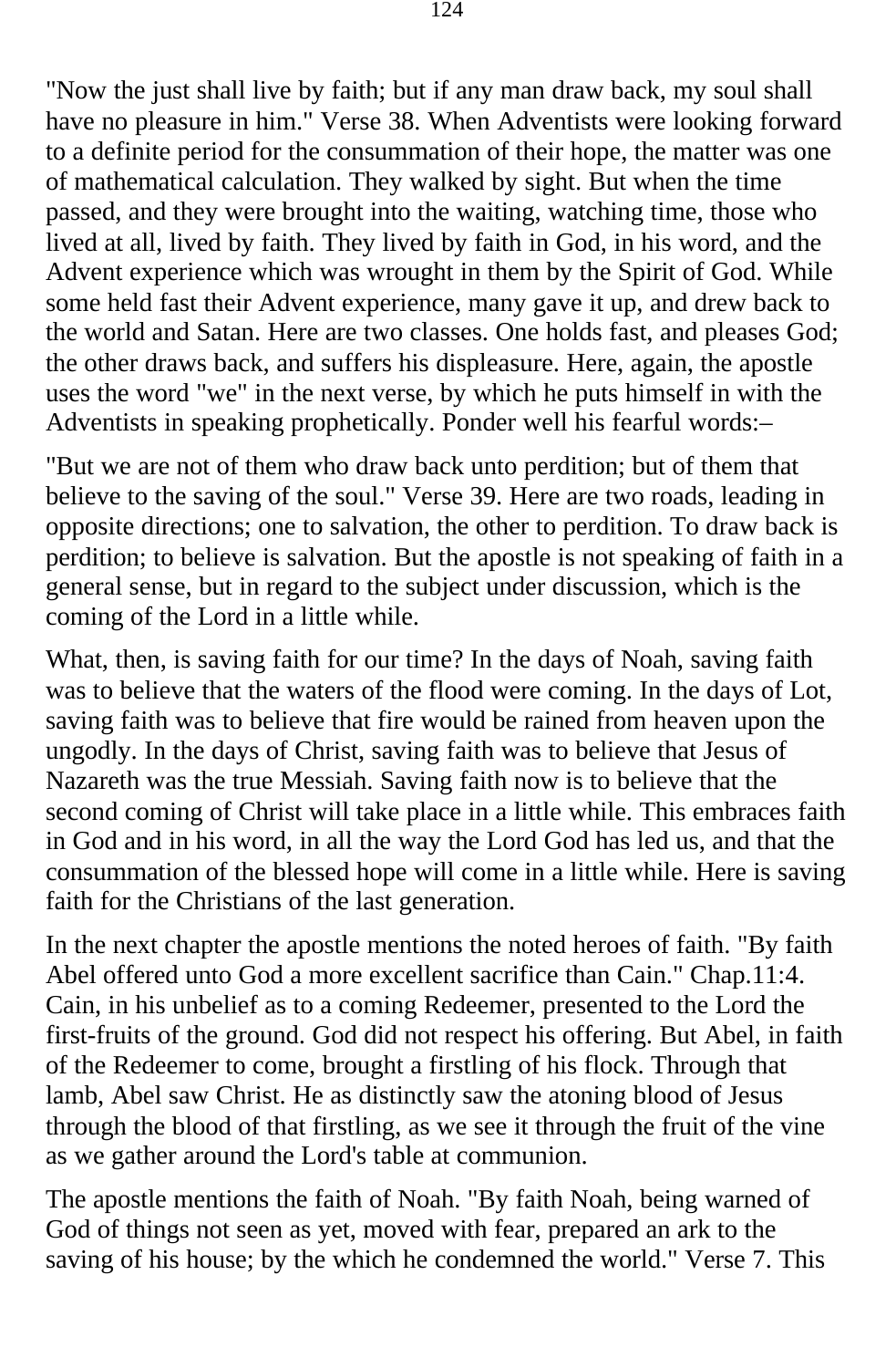"Now the just shall live by faith; but if any man draw back, my soul shall have no pleasure in him." Verse 38. When Adventists were looking forward to a definite period for the consummation of their hope, the matter was one of mathematical calculation. They walked by sight. But when the time passed, and they were brought into the waiting, watching time, those who lived at all, lived by faith. They lived by faith in God, in his word, and the Advent experience which was wrought in them by the Spirit of God. While some held fast their Advent experience, many gave it up, and drew back to the world and Satan. Here are two classes. One holds fast, and pleases God; the other draws back, and suffers his displeasure. Here, again, the apostle uses the word "we" in the next verse, by which he puts himself in with the Adventists in speaking prophetically. Ponder well his fearful words:–

"But we are not of them who draw back unto perdition; but of them that believe to the saving of the soul." Verse 39. Here are two roads, leading in opposite directions; one to salvation, the other to perdition. To draw back is perdition; to believe is salvation. But the apostle is not speaking of faith in a general sense, but in regard to the subject under discussion, which is the coming of the Lord in a little while.

What, then, is saving faith for our time? In the days of Noah, saving faith was to believe that the waters of the flood were coming. In the days of Lot, saving faith was to believe that fire would be rained from heaven upon the ungodly. In the days of Christ, saving faith was to believe that Jesus of Nazareth was the true Messiah. Saving faith now is to believe that the second coming of Christ will take place in a little while. This embraces faith in God and in his word, in all the way the Lord God has led us, and that the consummation of the blessed hope will come in a little while. Here is saving faith for the Christians of the last generation.

In the next chapter the apostle mentions the noted heroes of faith. "By faith Abel offered unto God a more excellent sacrifice than Cain." Chap.11:4. Cain, in his unbelief as to a coming Redeemer, presented to the Lord the first-fruits of the ground. God did not respect his offering. But Abel, in faith of the Redeemer to come, brought a firstling of his flock. Through that lamb, Abel saw Christ. He as distinctly saw the atoning blood of Jesus through the blood of that firstling, as we see it through the fruit of the vine as we gather around the Lord's table at communion.

The apostle mentions the faith of Noah. "By faith Noah, being warned of God of things not seen as yet, moved with fear, prepared an ark to the saving of his house; by the which he condemned the world." Verse 7. This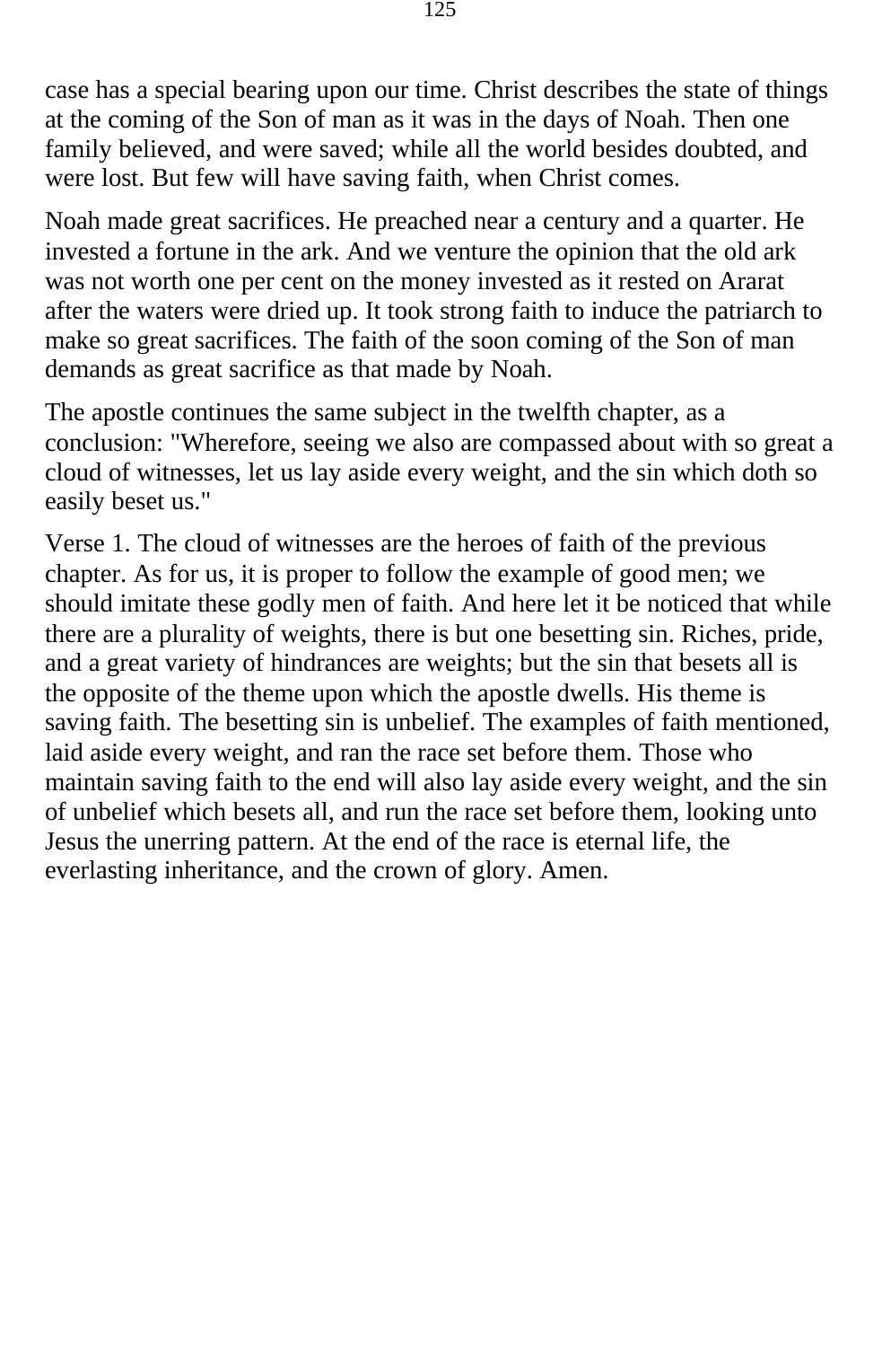case has a special bearing upon our time. Christ describes the state of things at the coming of the Son of man as it was in the days of Noah. Then one family believed, and were saved; while all the world besides doubted, and were lost. But few will have saving faith, when Christ comes.

Noah made great sacrifices. He preached near a century and a quarter. He invested a fortune in the ark. And we venture the opinion that the old ark was not worth one per cent on the money invested as it rested on Ararat after the waters were dried up. It took strong faith to induce the patriarch to make so great sacrifices. The faith of the soon coming of the Son of man demands as great sacrifice as that made by Noah.

The apostle continues the same subject in the twelfth chapter, as a conclusion: "Wherefore, seeing we also are compassed about with so great a cloud of witnesses, let us lay aside every weight, and the sin which doth so easily beset us."

Verse 1. The cloud of witnesses are the heroes of faith of the previous chapter. As for us, it is proper to follow the example of good men; we should imitate these godly men of faith. And here let it be noticed that while there are a plurality of weights, there is but one besetting sin. Riches, pride, and a great variety of hindrances are weights; but the sin that besets all is the opposite of the theme upon which the apostle dwells. His theme is saving faith. The besetting sin is unbelief. The examples of faith mentioned, laid aside every weight, and ran the race set before them. Those who maintain saving faith to the end will also lay aside every weight, and the sin of unbelief which besets all, and run the race set before them, looking unto Jesus the unerring pattern. At the end of the race is eternal life, the everlasting inheritance, and the crown of glory. Amen.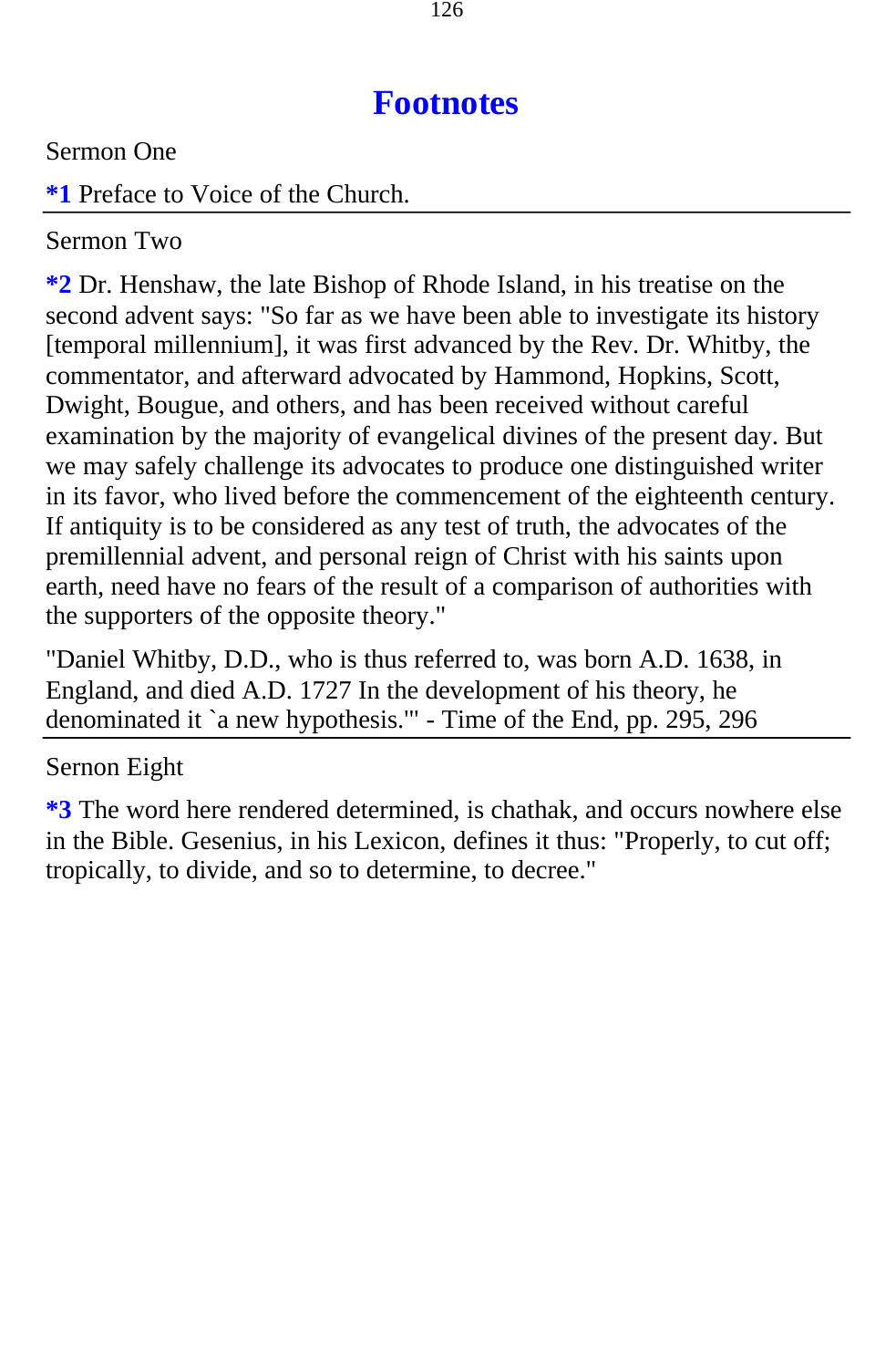# Footnotes

Sermon One

**\*1** Preface to Voice of the Church.

---

Sermon Two

**\*2** Dr. Henshaw, the late Bishop of Rhode Island, in his treatise on the second advent says: "So far as we have been able to investigate its history [temporal millennium], it was first advanced by the Rev. Dr. Whitby, the commentator, and afterward advocated by Hammond, Hopkins, Scott, Dwight, Bougue, and others, and has been received without careful examination by the majority of evangelical divines of the present day. But we may safely challenge its advocates to produce one distinguished writer in its favor, who lived before the commencement of the eighteenth century. If antiquity is to be considered as any test of truth, the advocates of the premillennial advent, and personal reign of Christ with his saints upon earth, need have no fears of the result of a comparison of authorities with the supporters of the opposite theory."

"Daniel Whitby, D.D., who is thus referred to, was born A.D. 1638, in England, and died A.D. 1727 In the development of his theory, he denominated it `a new hypothesis.'" - Time of the End, pp. 295, 296

---

Sernon Eight

**\*3** The word here rendered determined, is chathak, and occurs nowhere else in the Bible. Gesenius, in his Lexicon, defines it thus: "Properly, to cut off; tropically, to divide, and so to determine, to decree."